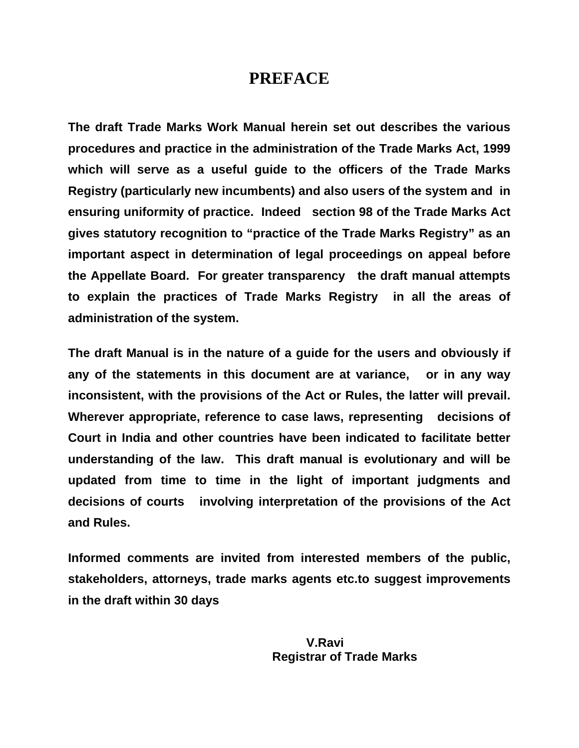# PREFACE

**The draft Trade Marks Work Manual herein set out describes the various procedures and practice in the administration of the Trade Marks Act, 1999 which will serve as a useful guide to the officers of the Trade Marks Registry (particularly new incumbents) and also users of the system and in ensuring uniformity of practice. Indeed section 98 of the Trade Marks Act gives statutory recognition to "practice of the Trade Marks Registry" as an important aspect in determination of legal proceedings on appeal before the Appellate Board. For greater transparency the draft manual attempts to explain the practices of Trade Marks Registry in all the areas of administration of the system.**

**The draft Manual is in the nature of a guide for the users and obviously if any of the statements in this document are at variance, or in any way inconsistent, with the provisions of the Act or Rules, the latter will prevail. Wherever appropriate, reference to case laws, representing decisions of Court in India and other countries have been indicated to facilitate better understanding of the law. This draft manual is evolutionary and will be updated from time to time in the light of important judgments and decisions of courts involving interpretation of the provisions of the Act and Rules.**

**Informed comments are invited from interested members of the public, stakeholders, attorneys, trade marks agents etc.to suggest improvements in the draft within 30 days**

**V.Ravi**
**Registrar of Trade Marks**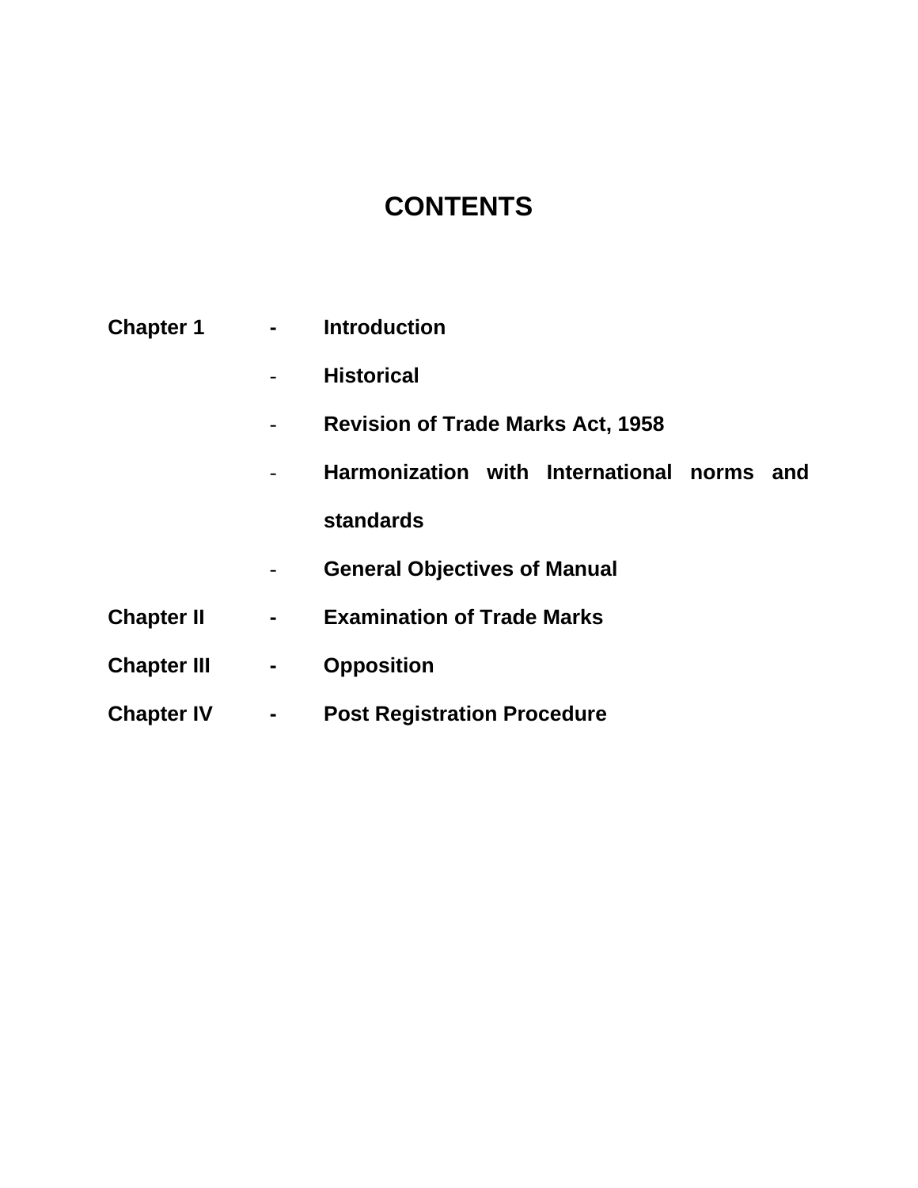# CONTENTS

| | | |
|---|---|---|
| **Chapter 1** | **-** | **Introduction** |
| | - | **Historical** |
| | - | **Revision of Trade Marks Act, 1958** |
| | - | **Harmonization with International norms and standards** |
| | - | **General Objectives of Manual** |
| **Chapter II** | **-** | **Examination of Trade Marks** |
| **Chapter III** | **-** | **Opposition** |
| **Chapter IV** | **-** | **Post Registration Procedure** |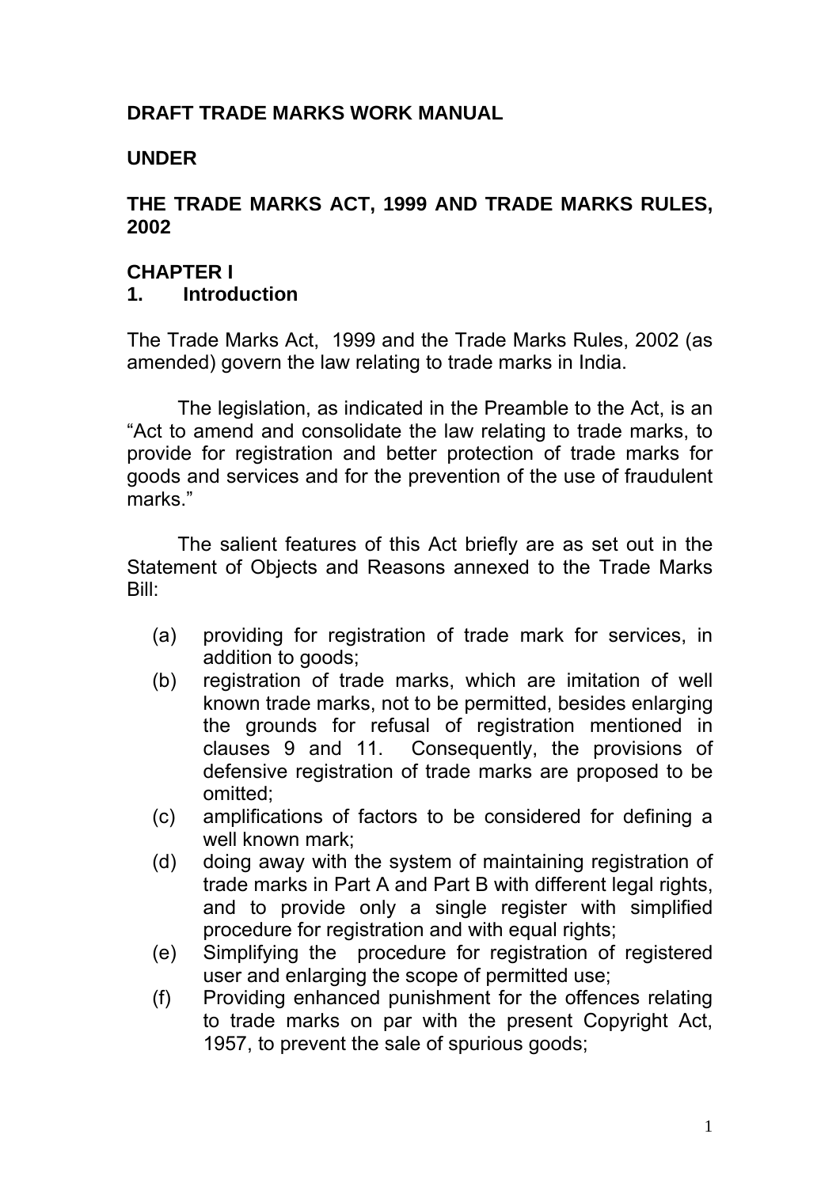# DRAFT TRADE MARKS WORK MANUAL

# UNDER

# THE TRADE MARKS ACT, 1999 AND TRADE MARKS RULES, 2002

## CHAPTER I

## 1. Introduction

The Trade Marks Act, 1999 and the Trade Marks Rules, 2002 (as amended) govern the law relating to trade marks in India.

The legislation, as indicated in the Preamble to the Act, is an "Act to amend and consolidate the law relating to trade marks, to provide for registration and better protection of trade marks for goods and services and for the prevention of the use of fraudulent marks."

The salient features of this Act briefly are as set out in the Statement of Objects and Reasons annexed to the Trade Marks Bill:

(a) providing for registration of trade mark for services, in addition to goods;

(b) registration of trade marks, which are imitation of well known trade marks, not to be permitted, besides enlarging the grounds for refusal of registration mentioned in clauses 9 and 11. Consequently, the provisions of defensive registration of trade marks are proposed to be omitted;

(c) amplifications of factors to be considered for defining a well known mark;

(d) doing away with the system of maintaining registration of trade marks in Part A and Part B with different legal rights, and to provide only a single register with simplified procedure for registration and with equal rights;

(e) Simplifying the procedure for registration of registered user and enlarging the scope of permitted use;

(f) Providing enhanced punishment for the offences relating to trade marks on par with the present Copyright Act, 1957, to prevent the sale of spurious goods;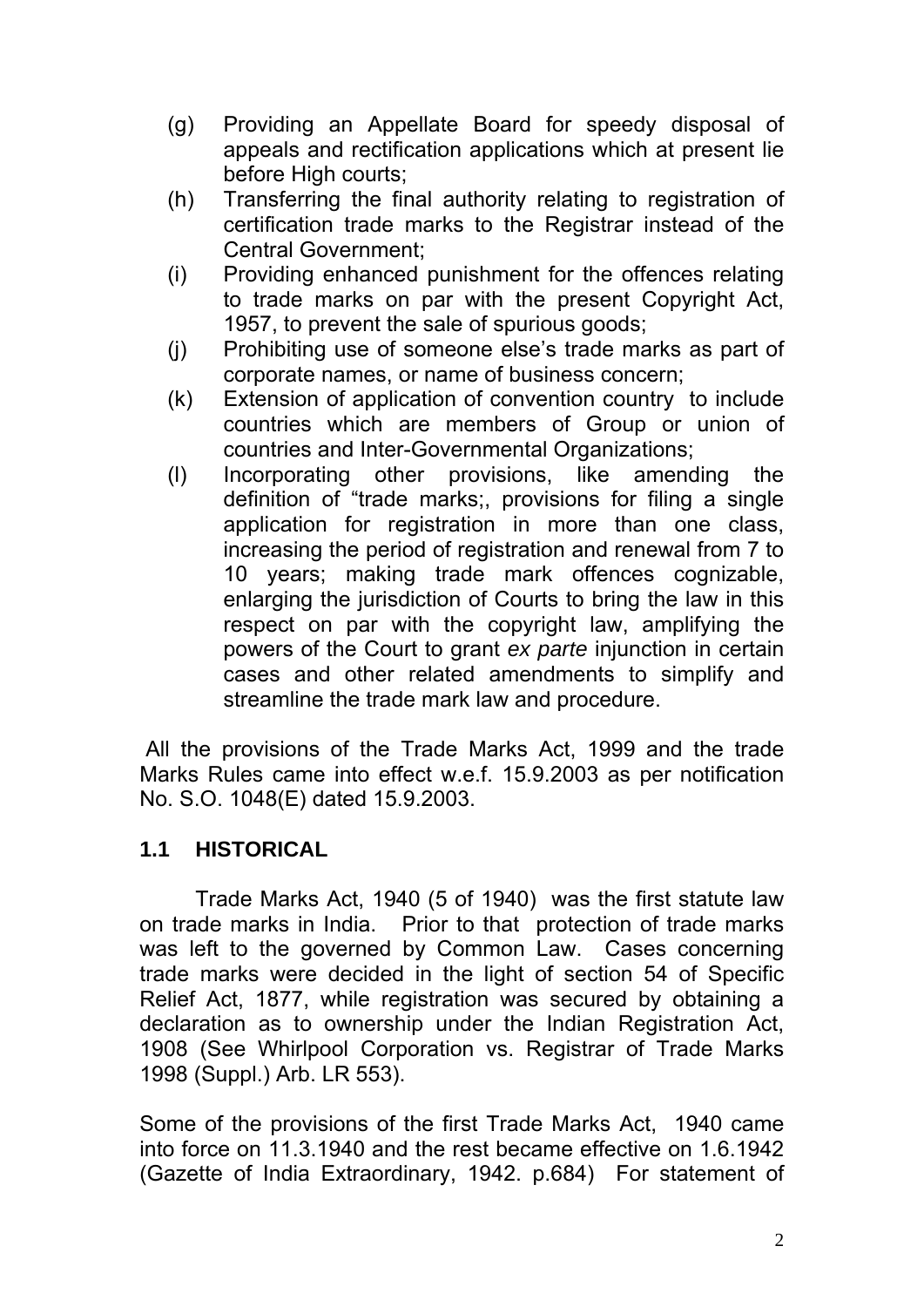(g) Providing an Appellate Board for speedy disposal of appeals and rectification applications which at present lie before High courts;

(h) Transferring the final authority relating to registration of certification trade marks to the Registrar instead of the Central Government;

(i) Providing enhanced punishment for the offences relating to trade marks on par with the present Copyright Act, 1957, to prevent the sale of spurious goods;

(j) Prohibiting use of someone else's trade marks as part of corporate names, or name of business concern;

(k) Extension of application of convention country to include countries which are members of Group or union of countries and Inter-Governmental Organizations;

(l) Incorporating other provisions, like amending the definition of "trade marks;, provisions for filing a single application for registration in more than one class, increasing the period of registration and renewal from 7 to 10 years; making trade mark offences cognizable, enlarging the jurisdiction of Courts to bring the law in this respect on par with the copyright law, amplifying the powers of the Court to grant *ex parte* injunction in certain cases and other related amendments to simplify and streamline the trade mark law and procedure.

All the provisions of the Trade Marks Act, 1999 and the trade Marks Rules came into effect w.e.f. 15.9.2003 as per notification No. S.O. 1048(E) dated 15.9.2003.

## 1.1 HISTORICAL

Trade Marks Act, 1940 (5 of 1940) was the first statute law on trade marks in India. Prior to that protection of trade marks was left to the governed by Common Law. Cases concerning trade marks were decided in the light of section 54 of Specific Relief Act, 1877, while registration was secured by obtaining a declaration as to ownership under the Indian Registration Act, 1908 (See Whirlpool Corporation vs. Registrar of Trade Marks 1998 (Suppl.) Arb. LR 553).

Some of the provisions of the first Trade Marks Act, 1940 came into force on 11.3.1940 and the rest became effective on 1.6.1942 (Gazette of India Extraordinary, 1942. p.684) For statement of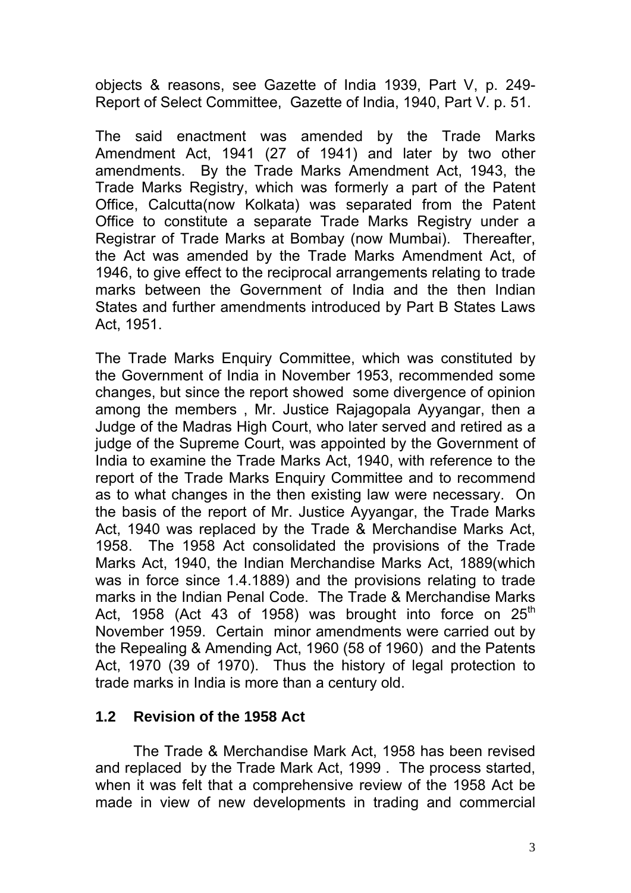objects & reasons, see Gazette of India 1939, Part V, p. 249- Report of Select Committee, Gazette of India, 1940, Part V. p. 51.

The said enactment was amended by the Trade Marks Amendment Act, 1941 (27 of 1941) and later by two other amendments. By the Trade Marks Amendment Act, 1943, the Trade Marks Registry, which was formerly a part of the Patent Office, Calcutta(now Kolkata) was separated from the Patent Office to constitute a separate Trade Marks Registry under a Registrar of Trade Marks at Bombay (now Mumbai). Thereafter, the Act was amended by the Trade Marks Amendment Act, of 1946, to give effect to the reciprocal arrangements relating to trade marks between the Government of India and the then Indian States and further amendments introduced by Part B States Laws Act, 1951.

The Trade Marks Enquiry Committee, which was constituted by the Government of India in November 1953, recommended some changes, but since the report showed some divergence of opinion among the members , Mr. Justice Rajagopala Ayyangar, then a Judge of the Madras High Court, who later served and retired as a judge of the Supreme Court, was appointed by the Government of India to examine the Trade Marks Act, 1940, with reference to the report of the Trade Marks Enquiry Committee and to recommend as to what changes in the then existing law were necessary. On the basis of the report of Mr. Justice Ayyangar, the Trade Marks Act, 1940 was replaced by the Trade & Merchandise Marks Act, 1958. The 1958 Act consolidated the provisions of the Trade Marks Act, 1940, the Indian Merchandise Marks Act, 1889(which was in force since 1.4.1889) and the provisions relating to trade marks in the Indian Penal Code. The Trade & Merchandise Marks Act, 1958 (Act 43 of 1958) was brought into force on 25th November 1959. Certain minor amendments were carried out by the Repealing & Amending Act, 1960 (58 of 1960) and the Patents Act, 1970 (39 of 1970). Thus the history of legal protection to trade marks in India is more than a century old.

### 1.2 Revision of the 1958 Act

The Trade & Merchandise Mark Act, 1958 has been revised and replaced by the Trade Mark Act, 1999 . The process started, when it was felt that a comprehensive review of the 1958 Act be made in view of new developments in trading and commercial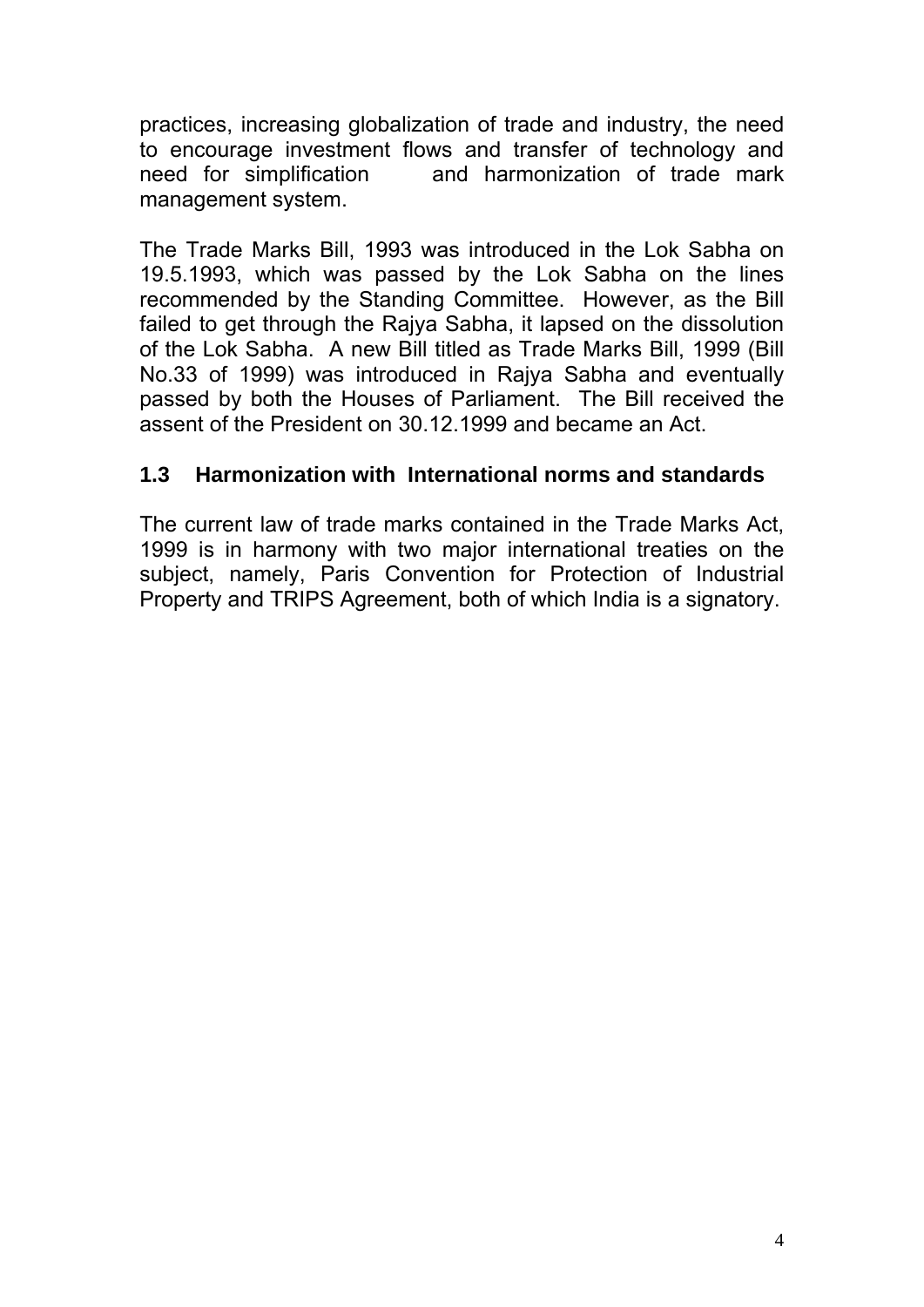practices, increasing globalization of trade and industry, the need to encourage investment flows and transfer of technology and need for simplification and harmonization of trade mark management system.

The Trade Marks Bill, 1993 was introduced in the Lok Sabha on 19.5.1993, which was passed by the Lok Sabha on the lines recommended by the Standing Committee. However, as the Bill failed to get through the Rajya Sabha, it lapsed on the dissolution of the Lok Sabha. A new Bill titled as Trade Marks Bill, 1999 (Bill No.33 of 1999) was introduced in Rajya Sabha and eventually passed by both the Houses of Parliament. The Bill received the assent of the President on 30.12.1999 and became an Act.

### 1.3 Harmonization with International norms and standards

The current law of trade marks contained in the Trade Marks Act, 1999 is in harmony with two major international treaties on the subject, namely, Paris Convention for Protection of Industrial Property and TRIPS Agreement, both of which India is a signatory.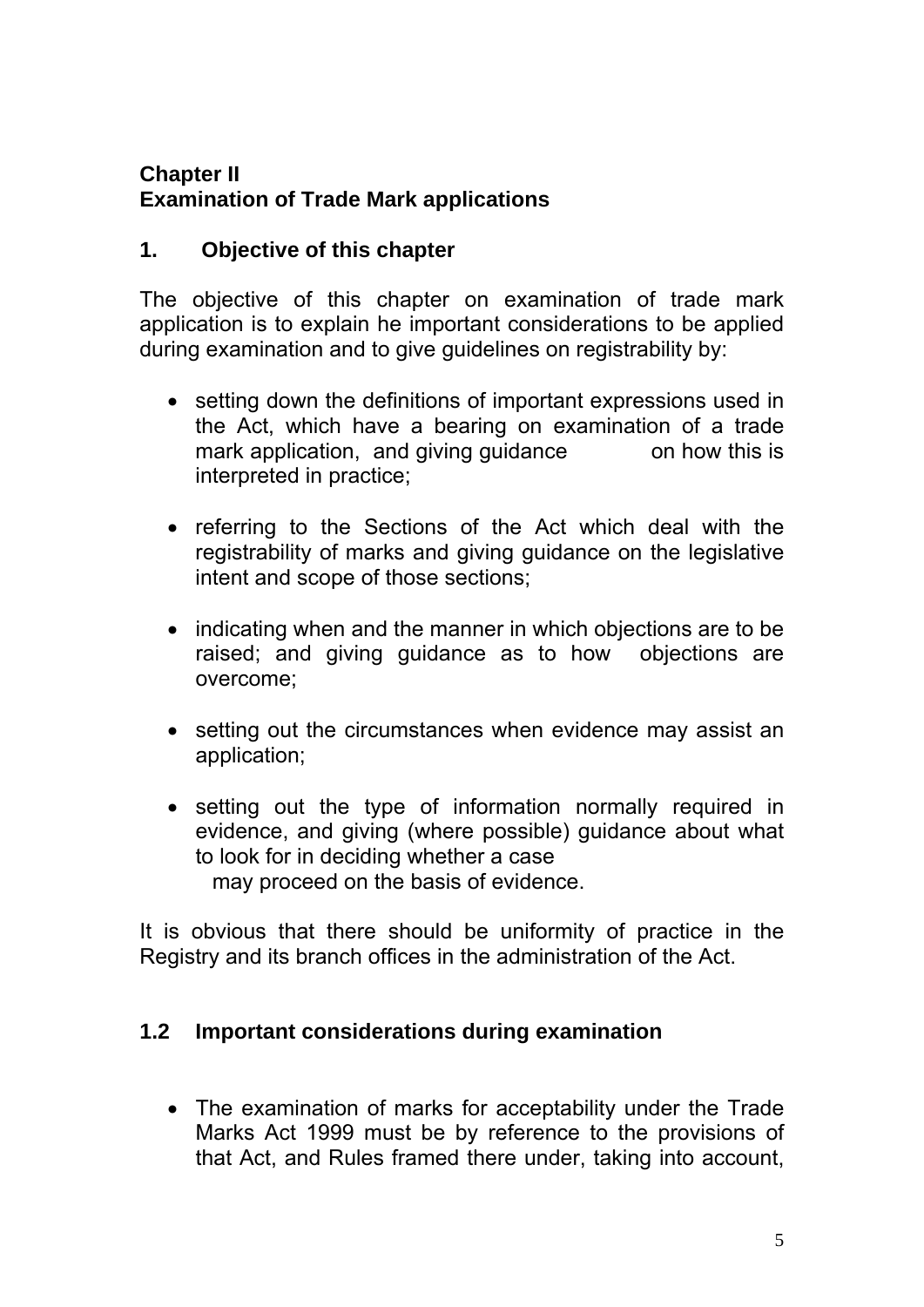## Chapter II
## Examination of Trade Mark applications

### 1. Objective of this chapter

The objective of this chapter on examination of trade mark application is to explain he important considerations to be applied during examination and to give guidelines on registrability by:

- setting down the definitions of important expressions used in the Act, which have a bearing on examination of a trade mark application, and giving guidance on how this is interpreted in practice;
- referring to the Sections of the Act which deal with the registrability of marks and giving guidance on the legislative intent and scope of those sections;
- indicating when and the manner in which objections are to be raised; and giving guidance as to how objections are overcome;
- setting out the circumstances when evidence may assist an application;
- setting out the type of information normally required in evidence, and giving (where possible) guidance about what to look for in deciding whether a case may proceed on the basis of evidence.

It is obvious that there should be uniformity of practice in the Registry and its branch offices in the administration of the Act.

### 1.2 Important considerations during examination

- The examination of marks for acceptability under the Trade Marks Act 1999 must be by reference to the provisions of that Act, and Rules framed there under, taking into account,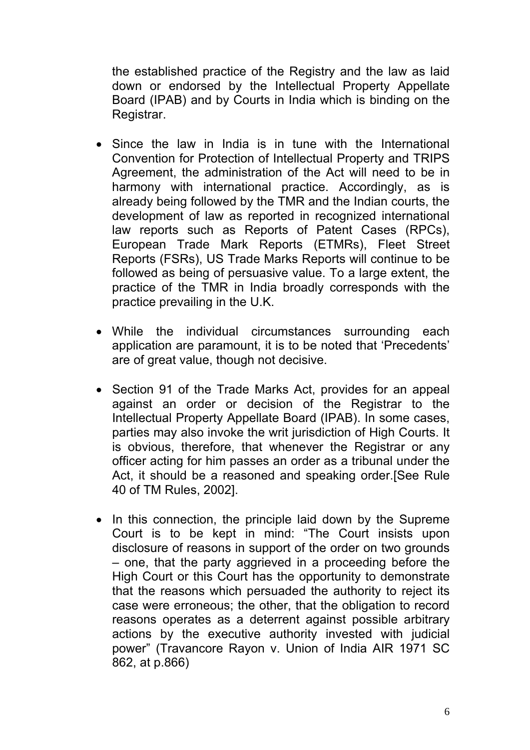the established practice of the Registry and the law as laid down or endorsed by the Intellectual Property Appellate Board (IPAB) and by Courts in India which is binding on the Registrar.

- Since the law in India is in tune with the International Convention for Protection of Intellectual Property and TRIPS Agreement, the administration of the Act will need to be in harmony with international practice. Accordingly, as is already being followed by the TMR and the Indian courts, the development of law as reported in recognized international law reports such as Reports of Patent Cases (RPCs), European Trade Mark Reports (ETMRs), Fleet Street Reports (FSRs), US Trade Marks Reports will continue to be followed as being of persuasive value. To a large extent, the practice of the TMR in India broadly corresponds with the practice prevailing in the U.K.

- While the individual circumstances surrounding each application are paramount, it is to be noted that 'Precedents' are of great value, though not decisive.

- Section 91 of the Trade Marks Act, provides for an appeal against an order or decision of the Registrar to the Intellectual Property Appellate Board (IPAB). In some cases, parties may also invoke the writ jurisdiction of High Courts. It is obvious, therefore, that whenever the Registrar or any officer acting for him passes an order as a tribunal under the Act, it should be a reasoned and speaking order.[See Rule 40 of TM Rules, 2002].

- In this connection, the principle laid down by the Supreme Court is to be kept in mind: "The Court insists upon disclosure of reasons in support of the order on two grounds – one, that the party aggrieved in a proceeding before the High Court or this Court has the opportunity to demonstrate that the reasons which persuaded the authority to reject its case were erroneous; the other, that the obligation to record reasons operates as a deterrent against possible arbitrary actions by the executive authority invested with judicial power" (Travancore Rayon v. Union of India AIR 1971 SC 862, at p.866)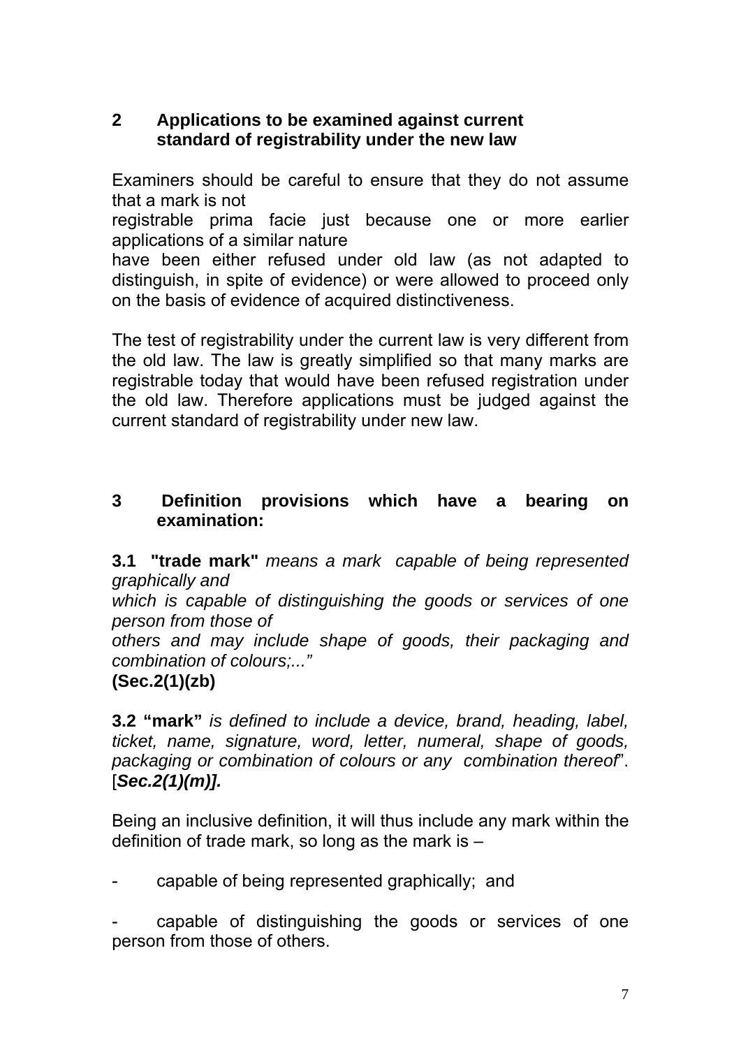## 2 Applications to be examined against current standard of registrability under the new law

Examiners should be careful to ensure that they do not assume that a mark is not registrable prima facie just because one or more earlier applications of a similar nature have been either refused under old law (as not adapted to distinguish, in spite of evidence) or were allowed to proceed only on the basis of evidence of acquired distinctiveness.

The test of registrability under the current law is very different from the old law. The law is greatly simplified so that many marks are registrable today that would have been refused registration under the old law. Therefore applications must be judged against the current standard of registrability under new law.

## 3 Definition provisions which have a bearing on examination:

**3.1 "trade mark"** *means a mark capable of being represented graphically and which is capable of distinguishing the goods or services of one person from those of others and may include shape of goods, their packaging and combination of colours;..."*
**(Sec.2(1)(zb)**

**3.2 "mark"** *is defined to include a device, brand, heading, label, ticket, name, signature, word, letter, numeral, shape of goods, packaging or combination of colours or any combination thereof*". [***Sec.2(1)(m)].***

Being an inclusive definition, it will thus include any mark within the definition of trade mark, so long as the mark is –

- capable of being represented graphically; and
- capable of distinguishing the goods or services of one person from those of others.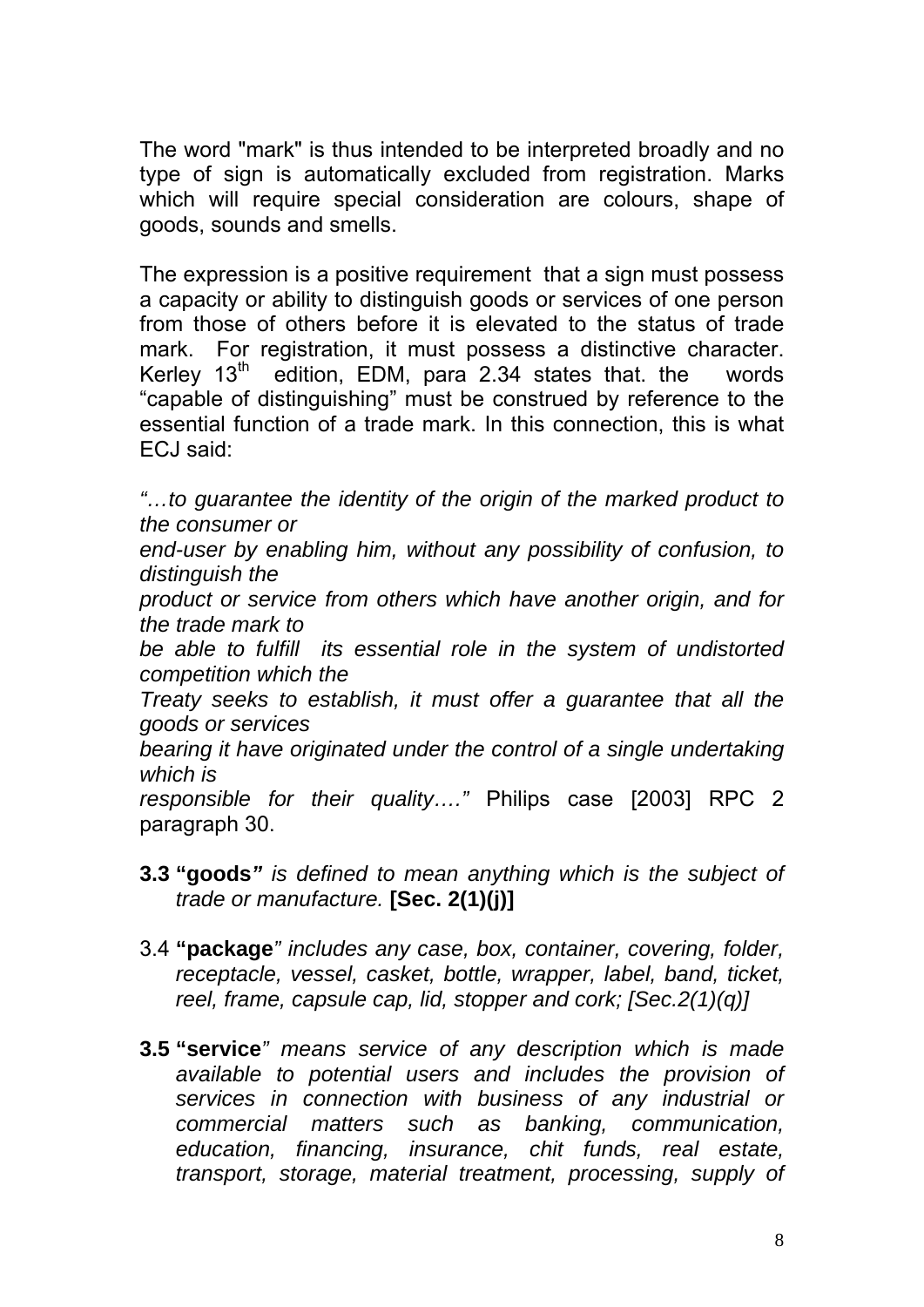The word "mark" is thus intended to be interpreted broadly and no type of sign is automatically excluded from registration. Marks which will require special consideration are colours, shape of goods, sounds and smells.

The expression is a positive requirement that a sign must possess a capacity or ability to distinguish goods or services of one person from those of others before it is elevated to the status of trade mark. For registration, it must possess a distinctive character. Kerley 13th edition, EDM, para 2.34 states that. the words "capable of distinguishing" must be construed by reference to the essential function of a trade mark. In this connection, this is what ECJ said:

*"…to guarantee the identity of the origin of the marked product to the consumer or end-user by enabling him, without any possibility of confusion, to distinguish the product or service from others which have another origin, and for the trade mark to be able to fulfill its essential role in the system of undistorted competition which the Treaty seeks to establish, it must offer a guarantee that all the goods or services bearing it have originated under the control of a single undertaking which is responsible for their quality…."* Philips case [2003] RPC 2 paragraph 30.

**3.3 "goods"** *is defined to mean anything which is the subject of trade or manufacture.* **[Sec. 2(1)(j)]**

3.4 **"package**" *includes any case, box, container, covering, folder, receptacle, vessel, casket, bottle, wrapper, label, band, ticket, reel, frame, capsule cap, lid, stopper and cork; [Sec.2(1)(q)]*

**3.5 "service**" *means service of any description which is made available to potential users and includes the provision of services in connection with business of any industrial or commercial matters such as banking, communication, education, financing, insurance, chit funds, real estate, transport, storage, material treatment, processing, supply of*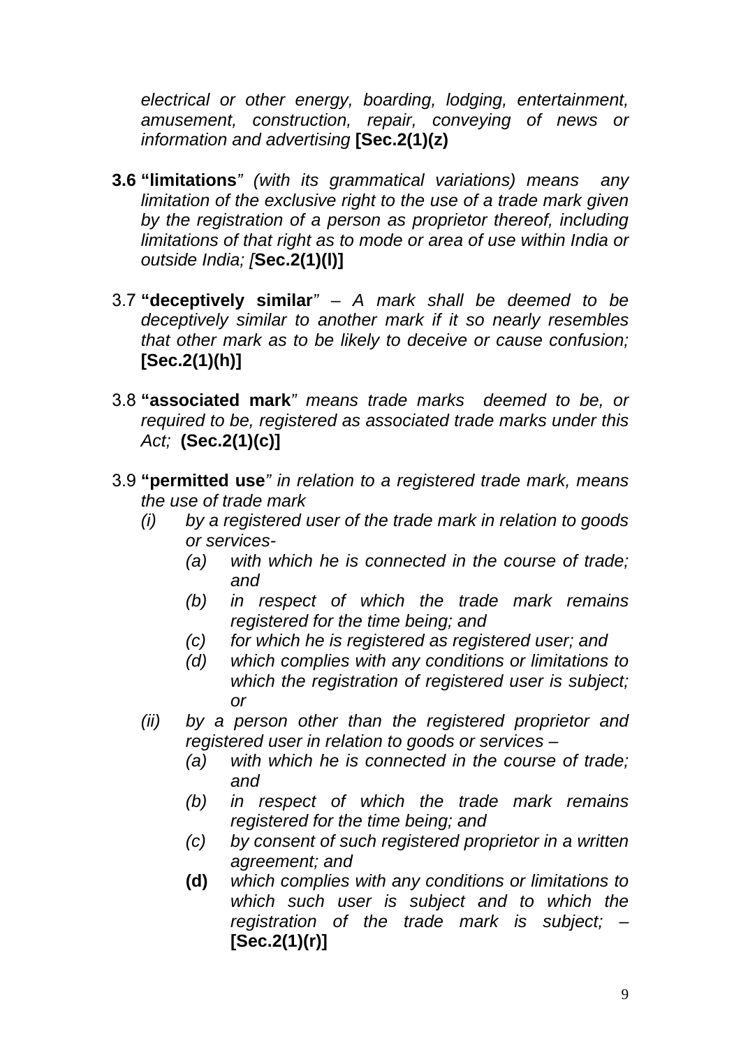*electrical or other energy, boarding, lodging, entertainment, amusement, construction, repair, conveying of news or information and advertising* **[Sec.2(1)(z)**

**3.6 "limitations**" *(with its grammatical variations) means any limitation of the exclusive right to the use of a trade mark given by the registration of a person as proprietor thereof, including limitations of that right as to mode or area of use within India or outside India; [***Sec.2(1)(l)]**

3.7 **"deceptively similar**" – *A mark shall be deemed to be deceptively similar to another mark if it so nearly resembles that other mark as to be likely to deceive or cause confusion;* **[Sec.2(1)(h)]**

3.8 **"associated mark**" *means trade marks deemed to be, or required to be, registered as associated trade marks under this Act;* **(Sec.2(1)(c)]**

3.9 **"permitted use**" *in relation to a registered trade mark, means the use of trade mark*

- *(i) by a registered user of the trade mark in relation to goods or services-*
  - *(a) with which he is connected in the course of trade; and*
  - *(b) in respect of which the trade mark remains registered for the time being; and*
  - *(c) for which he is registered as registered user; and*
  - *(d) which complies with any conditions or limitations to which the registration of registered user is subject; or*
- *(ii) by a person other than the registered proprietor and registered user in relation to goods or services –*
  - *(a) with which he is connected in the course of trade; and*
  - *(b) in respect of which the trade mark remains registered for the time being; and*
  - *(c) by consent of such registered proprietor in a written agreement; and*
  - **(d)** *which complies with any conditions or limitations to which such user is subject and to which the registration of the trade mark is subject; –* **[Sec.2(1)(r)]**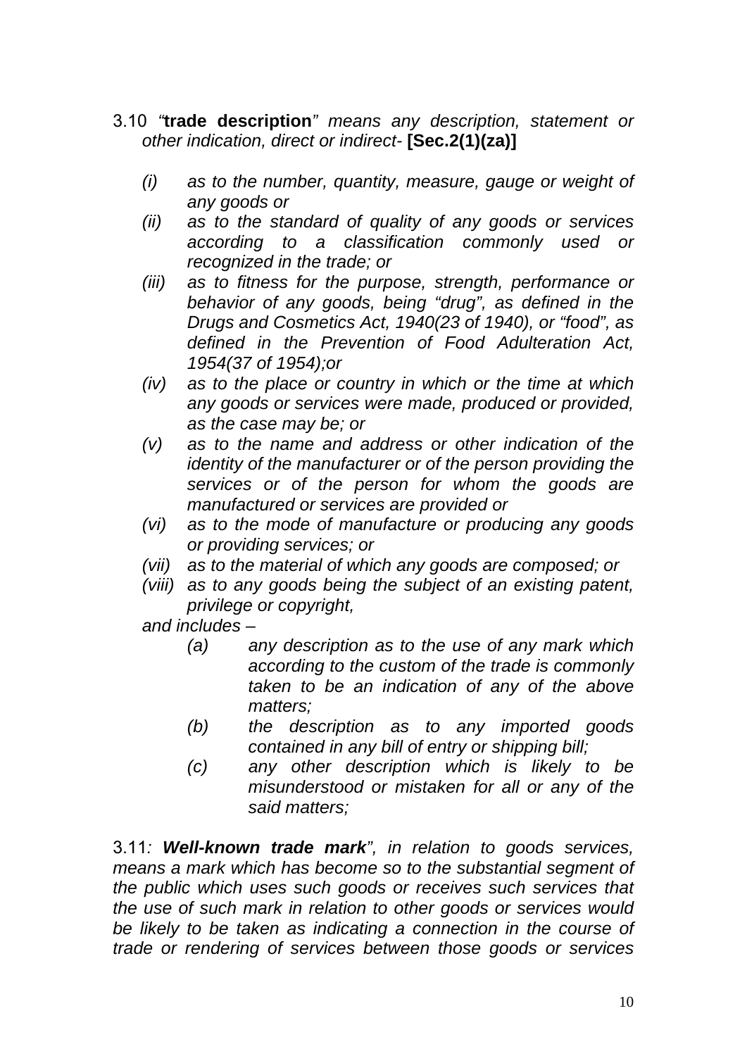3.10 *"***trade description***" means any description, statement or other indication, direct or indirect-* **[Sec.2(1)(za)]**

*(i) as to the number, quantity, measure, gauge or weight of any goods or*

*(ii) as to the standard of quality of any goods or services according to a classification commonly used or recognized in the trade; or*

*(iii) as to fitness for the purpose, strength, performance or behavior of any goods, being "drug", as defined in the Drugs and Cosmetics Act, 1940(23 of 1940), or "food", as defined in the Prevention of Food Adulteration Act, 1954(37 of 1954);or*

*(iv) as to the place or country in which or the time at which any goods or services were made, produced or provided, as the case may be; or*

*(v) as to the name and address or other indication of the identity of the manufacturer or of the person providing the services or of the person for whom the goods are manufactured or services are provided or*

*(vi) as to the mode of manufacture or producing any goods or providing services; or*

*(vii) as to the material of which any goods are composed; or*

*(viii) as to any goods being the subject of an existing patent, privilege or copyright,*

*and includes –*

*(a) any description as to the use of any mark which according to the custom of the trade is commonly taken to be an indication of any of the above matters;*

*(b) the description as to any imported goods contained in any bill of entry or shipping bill;*

*(c) any other description which is likely to be misunderstood or mistaken for all or any of the said matters;*

3.11*:* ***Well-known trade mark****", in relation to goods services, means a mark which has become so to the substantial segment of the public which uses such goods or receives such services that the use of such mark in relation to other goods or services would be likely to be taken as indicating a connection in the course of trade or rendering of services between those goods or services*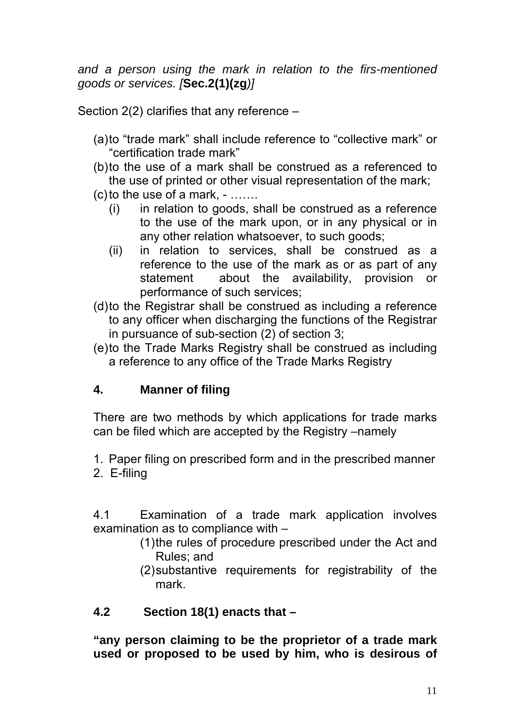*and a person using the mark in relation to the firs-mentioned goods or services. [***Sec.2(1)(zg***)]*

Section 2(2) clarifies that any reference –

(a) to "trade mark" shall include reference to "collective mark" or "certification trade mark"
(b) to the use of a mark shall be construed as a referenced to the use of printed or other visual representation of the mark;
(c) to the use of a mark, - …….
   (i) in relation to goods, shall be construed as a reference to the use of the mark upon, or in any physical or in any other relation whatsoever, to such goods;
   (ii) in relation to services, shall be construed as a reference to the use of the mark as or as part of any statement about the availability, provision or performance of such services;
(d) to the Registrar shall be construed as including a reference to any officer when discharging the functions of the Registrar in pursuance of sub-section (2) of section 3;
(e) to the Trade Marks Registry shall be construed as including a reference to any office of the Trade Marks Registry

## 4. Manner of filing

There are two methods by which applications for trade marks can be filed which are accepted by the Registry –namely

1. Paper filing on prescribed form and in the prescribed manner
2. E-filing

4.1 Examination of a trade mark application involves examination as to compliance with –

(1) the rules of procedure prescribed under the Act and Rules; and
(2) substantive requirements for registrability of the mark.

### 4.2 Section 18(1) enacts that –

**"any person claiming to be the proprietor of a trade mark used or proposed to be used by him, who is desirous of**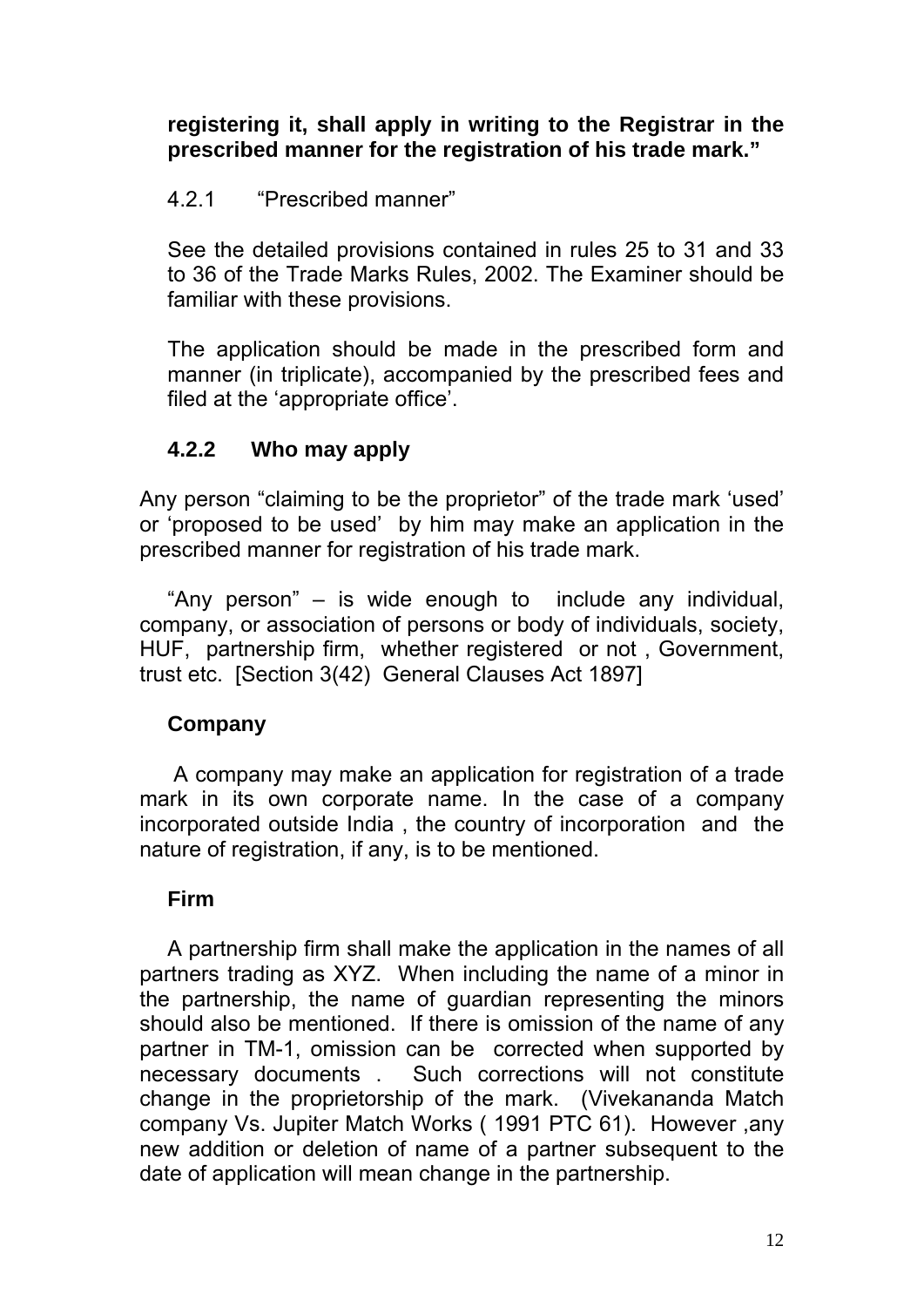**registering it, shall apply in writing to the Registrar in the prescribed manner for the registration of his trade mark."**

4.2.1 "Prescribed manner"

See the detailed provisions contained in rules 25 to 31 and 33 to 36 of the Trade Marks Rules, 2002. The Examiner should be familiar with these provisions.

The application should be made in the prescribed form and manner (in triplicate), accompanied by the prescribed fees and filed at the 'appropriate office'.

### 4.2.2 Who may apply

Any person "claiming to be the proprietor" of the trade mark 'used' or 'proposed to be used' by him may make an application in the prescribed manner for registration of his trade mark.

"Any person" – is wide enough to include any individual, company, or association of persons or body of individuals, society, HUF, partnership firm, whether registered or not , Government, trust etc. [Section 3(42) General Clauses Act 1897]

**Company**

A company may make an application for registration of a trade mark in its own corporate name. In the case of a company incorporated outside India , the country of incorporation and the nature of registration, if any, is to be mentioned.

**Firm**

A partnership firm shall make the application in the names of all partners trading as XYZ. When including the name of a minor in the partnership, the name of guardian representing the minors should also be mentioned. If there is omission of the name of any partner in TM-1, omission can be corrected when supported by necessary documents . Such corrections will not constitute change in the proprietorship of the mark. (Vivekananda Match company Vs. Jupiter Match Works ( 1991 PTC 61). However ,any new addition or deletion of name of a partner subsequent to the date of application will mean change in the partnership.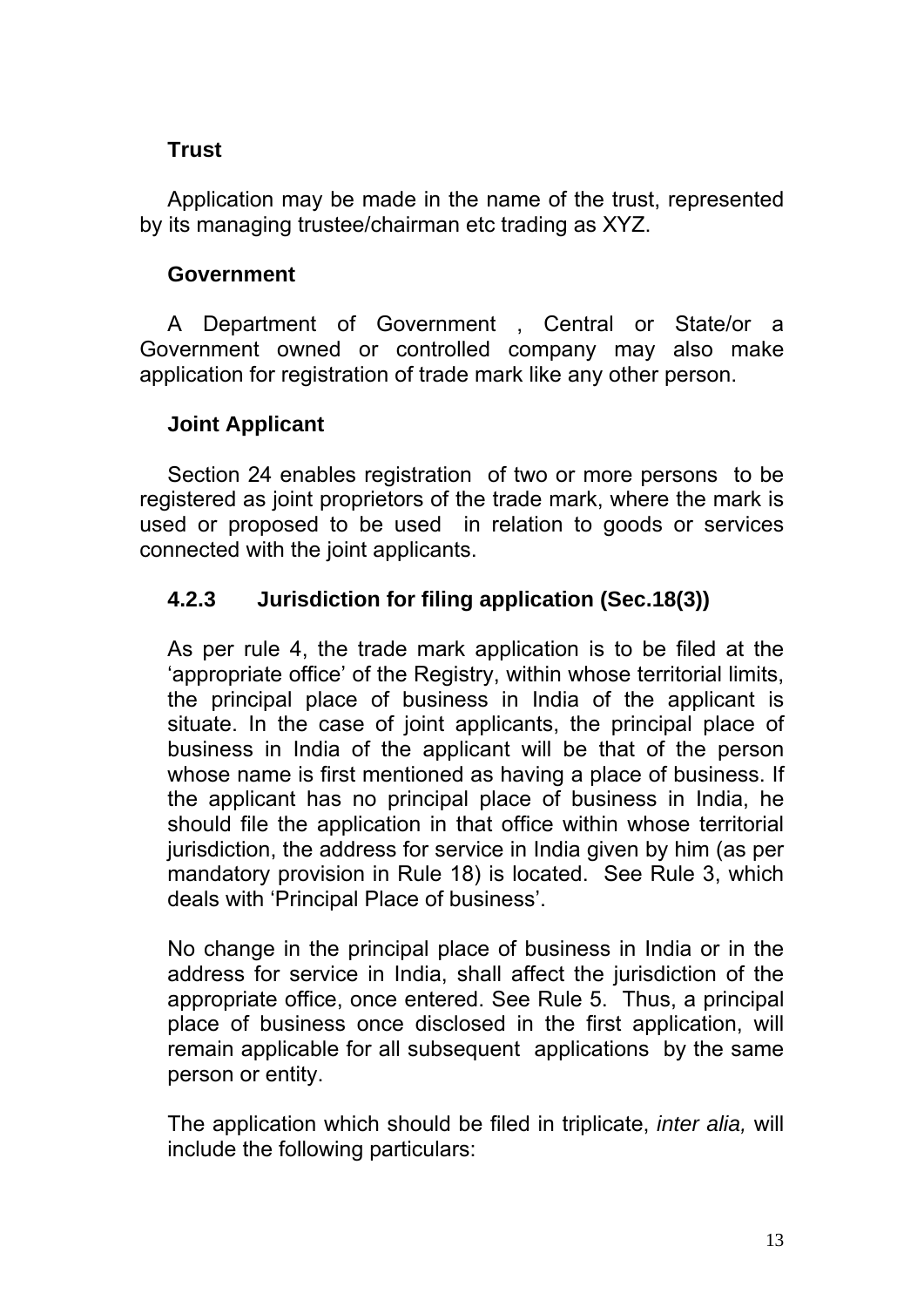**Trust**

Application may be made in the name of the trust, represented by its managing trustee/chairman etc trading as XYZ.

**Government**

A Department of Government , Central or State/or a Government owned or controlled company may also make application for registration of trade mark like any other person.

**Joint Applicant**

Section 24 enables registration of two or more persons to be registered as joint proprietors of the trade mark, where the mark is used or proposed to be used in relation to goods or services connected with the joint applicants.

### 4.2.3 Jurisdiction for filing application (Sec.18(3))

As per rule 4, the trade mark application is to be filed at the 'appropriate office' of the Registry, within whose territorial limits, the principal place of business in India of the applicant is situate. In the case of joint applicants, the principal place of business in India of the applicant will be that of the person whose name is first mentioned as having a place of business. If the applicant has no principal place of business in India, he should file the application in that office within whose territorial jurisdiction, the address for service in India given by him (as per mandatory provision in Rule 18) is located. See Rule 3, which deals with 'Principal Place of business'.

No change in the principal place of business in India or in the address for service in India, shall affect the jurisdiction of the appropriate office, once entered. See Rule 5. Thus, a principal place of business once disclosed in the first application, will remain applicable for all subsequent applications by the same person or entity.

The application which should be filed in triplicate, *inter alia,* will include the following particulars: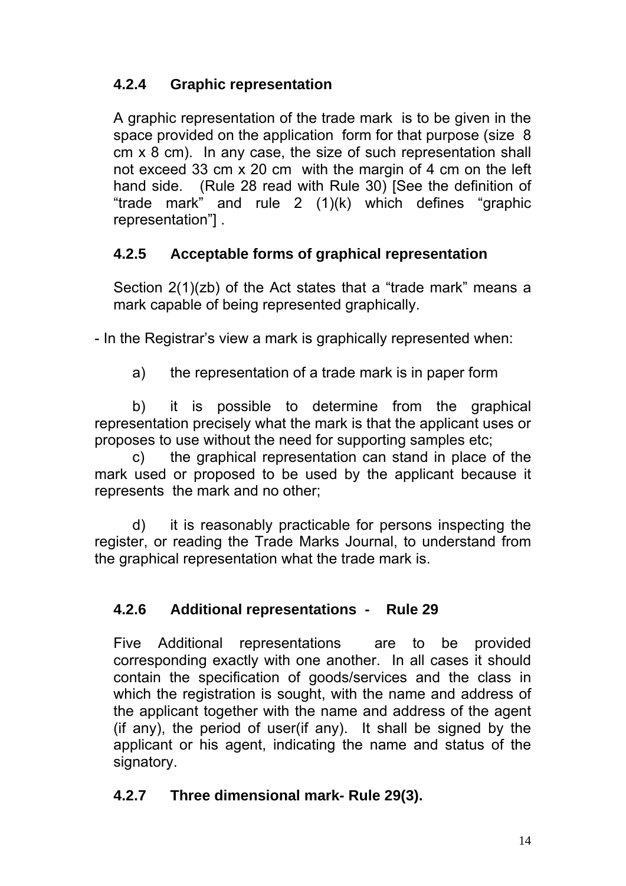### 4.2.4 Graphic representation

A graphic representation of the trade mark is to be given in the space provided on the application form for that purpose (size 8 cm x 8 cm). In any case, the size of such representation shall not exceed 33 cm x 20 cm with the margin of 4 cm on the left hand side. (Rule 28 read with Rule 30) [See the definition of "trade mark" and rule 2 (1)(k) which defines "graphic representation"] .

### 4.2.5 Acceptable forms of graphical representation

Section 2(1)(zb) of the Act states that a "trade mark" means a mark capable of being represented graphically.

- In the Registrar's view a mark is graphically represented when:

a) the representation of a trade mark is in paper form

b) it is possible to determine from the graphical representation precisely what the mark is that the applicant uses or proposes to use without the need for supporting samples etc;

c) the graphical representation can stand in place of the mark used or proposed to be used by the applicant because it represents the mark and no other;

d) it is reasonably practicable for persons inspecting the register, or reading the Trade Marks Journal, to understand from the graphical representation what the trade mark is.

### 4.2.6 Additional representations - Rule 29

Five Additional representations are to be provided corresponding exactly with one another. In all cases it should contain the specification of goods/services and the class in which the registration is sought, with the name and address of the applicant together with the name and address of the agent (if any), the period of user(if any). It shall be signed by the applicant or his agent, indicating the name and status of the signatory.

### 4.2.7 Three dimensional mark- Rule 29(3).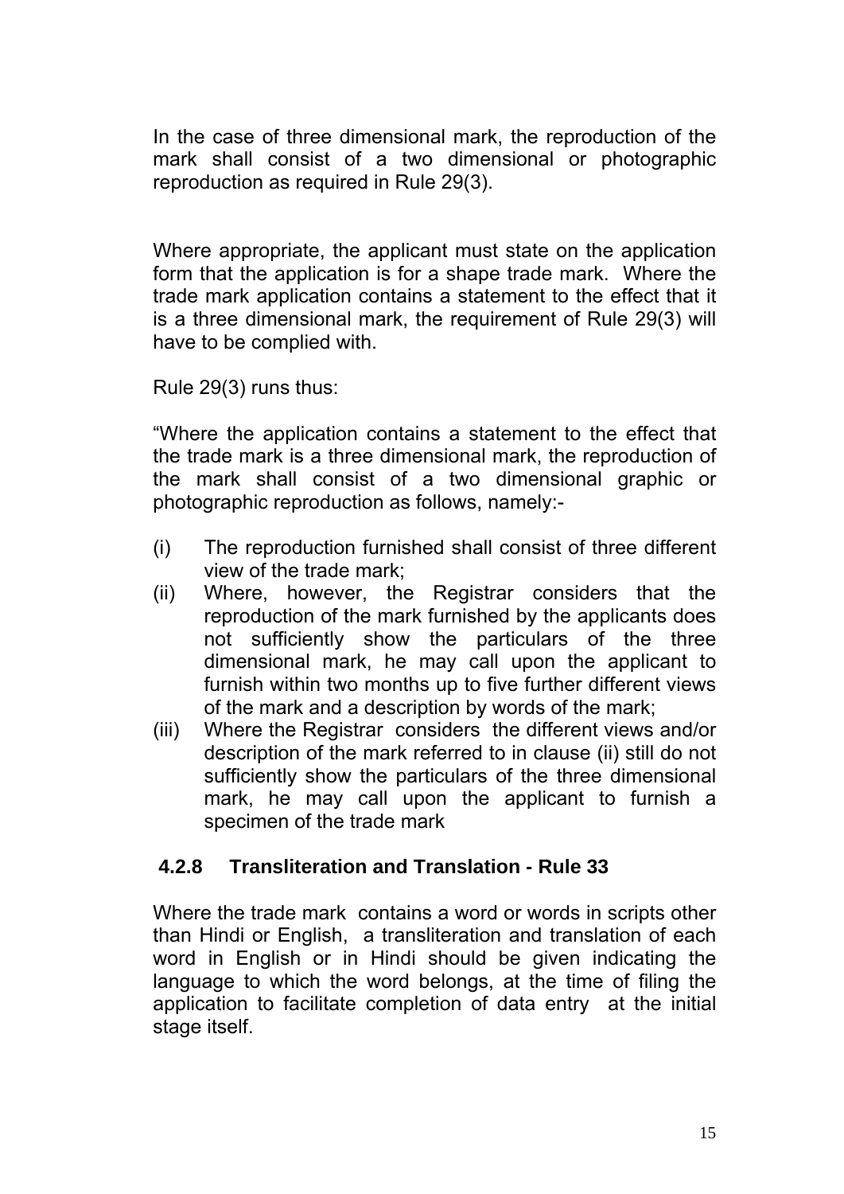In the case of three dimensional mark, the reproduction of the mark shall consist of a two dimensional or photographic reproduction as required in Rule 29(3).

Where appropriate, the applicant must state on the application form that the application is for a shape trade mark. Where the trade mark application contains a statement to the effect that it is a three dimensional mark, the requirement of Rule 29(3) will have to be complied with.

Rule 29(3) runs thus:

"Where the application contains a statement to the effect that the trade mark is a three dimensional mark, the reproduction of the mark shall consist of a two dimensional graphic or photographic reproduction as follows, namely:-

(i) The reproduction furnished shall consist of three different view of the trade mark;
(ii) Where, however, the Registrar considers that the reproduction of the mark furnished by the applicants does not sufficiently show the particulars of the three dimensional mark, he may call upon the applicant to furnish within two months up to five further different views of the mark and a description by words of the mark;
(iii) Where the Registrar considers the different views and/or description of the mark referred to in clause (ii) still do not sufficiently show the particulars of the three dimensional mark, he may call upon the applicant to furnish a specimen of the trade mark

### 4.2.8 Transliteration and Translation - Rule 33

Where the trade mark contains a word or words in scripts other than Hindi or English, a transliteration and translation of each word in English or in Hindi should be given indicating the language to which the word belongs, at the time of filing the application to facilitate completion of data entry at the initial stage itself.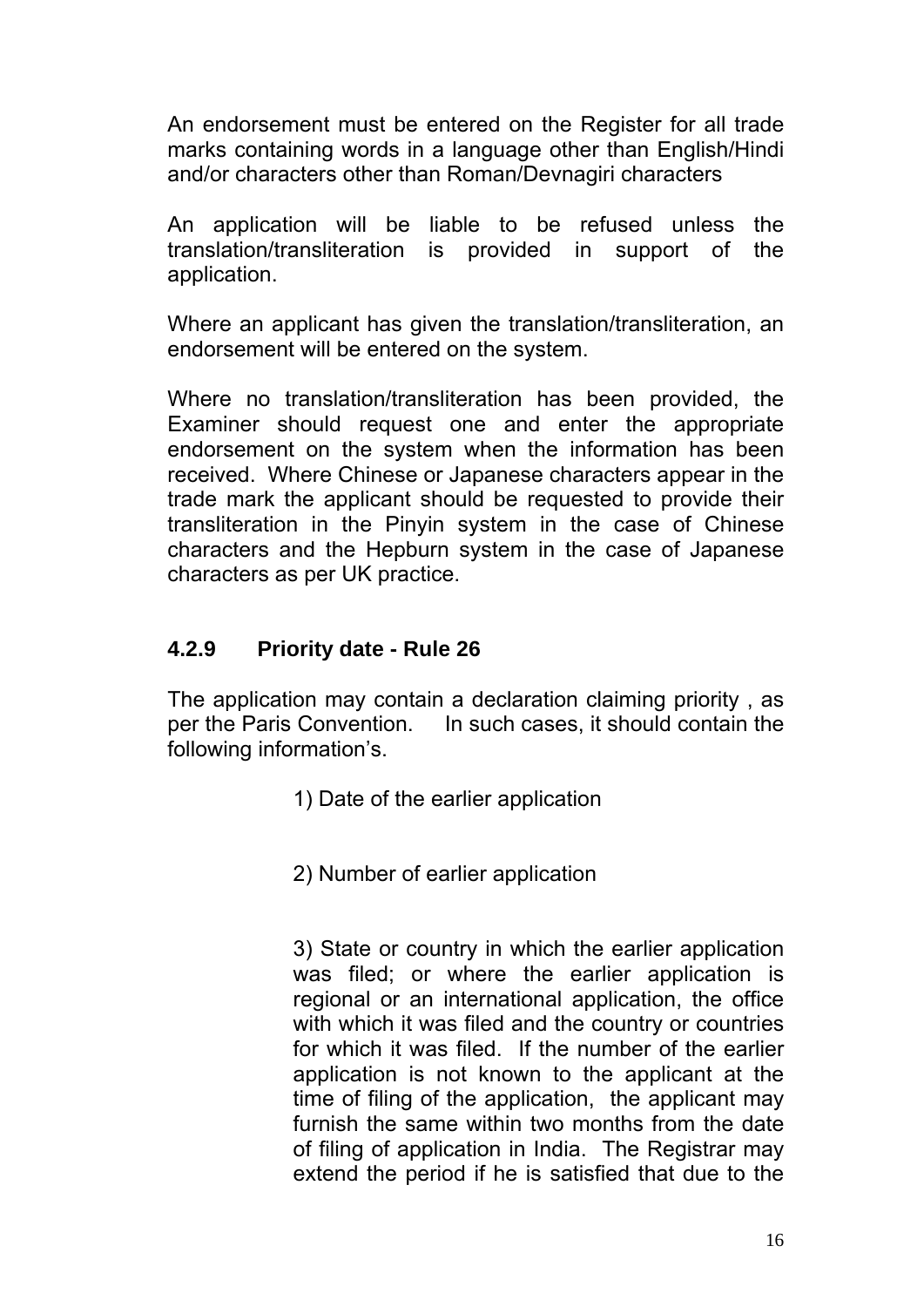An endorsement must be entered on the Register for all trade marks containing words in a language other than English/Hindi and/or characters other than Roman/Devnagiri characters

An application will be liable to be refused unless the translation/transliteration is provided in support of the application.

Where an applicant has given the translation/transliteration, an endorsement will be entered on the system.

Where no translation/transliteration has been provided, the Examiner should request one and enter the appropriate endorsement on the system when the information has been received. Where Chinese or Japanese characters appear in the trade mark the applicant should be requested to provide their transliteration in the Pinyin system in the case of Chinese characters and the Hepburn system in the case of Japanese characters as per UK practice.

### 4.2.9 Priority date - Rule 26

The application may contain a declaration claiming priority , as per the Paris Convention. In such cases, it should contain the following information's.

1) Date of the earlier application

2) Number of earlier application

3) State or country in which the earlier application was filed; or where the earlier application is regional or an international application, the office with which it was filed and the country or countries for which it was filed. If the number of the earlier application is not known to the applicant at the time of filing of the application, the applicant may furnish the same within two months from the date of filing of application in India. The Registrar may extend the period if he is satisfied that due to the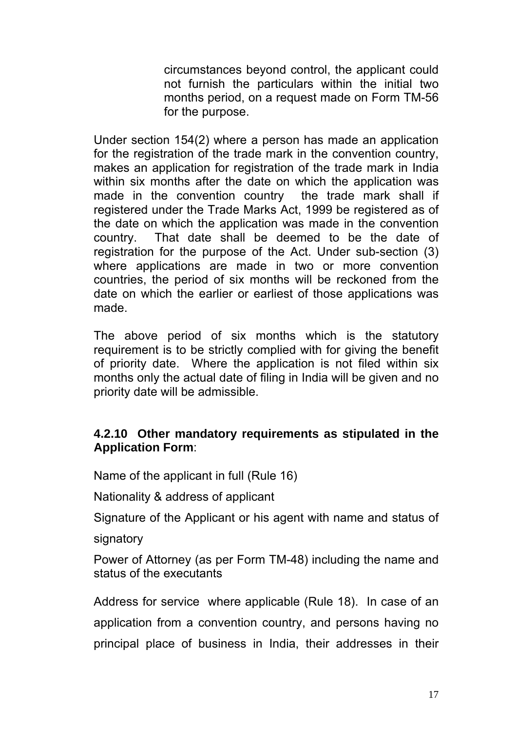circumstances beyond control, the applicant could not furnish the particulars within the initial two months period, on a request made on Form TM-56 for the purpose.

Under section 154(2) where a person has made an application for the registration of the trade mark in the convention country, makes an application for registration of the trade mark in India within six months after the date on which the application was made in the convention country the trade mark shall if registered under the Trade Marks Act, 1999 be registered as of the date on which the application was made in the convention country. That date shall be deemed to be the date of registration for the purpose of the Act. Under sub-section (3) where applications are made in two or more convention countries, the period of six months will be reckoned from the date on which the earlier or earliest of those applications was made.

The above period of six months which is the statutory requirement is to be strictly complied with for giving the benefit of priority date. Where the application is not filed within six months only the actual date of filing in India will be given and no priority date will be admissible.

#### 4.2.10 Other mandatory requirements as stipulated in the Application Form:

Name of the applicant in full (Rule 16)

Nationality & address of applicant

Signature of the Applicant or his agent with name and status of signatory

Power of Attorney (as per Form TM-48) including the name and status of the executants

Address for service where applicable (Rule 18). In case of an application from a convention country, and persons having no principal place of business in India, their addresses in their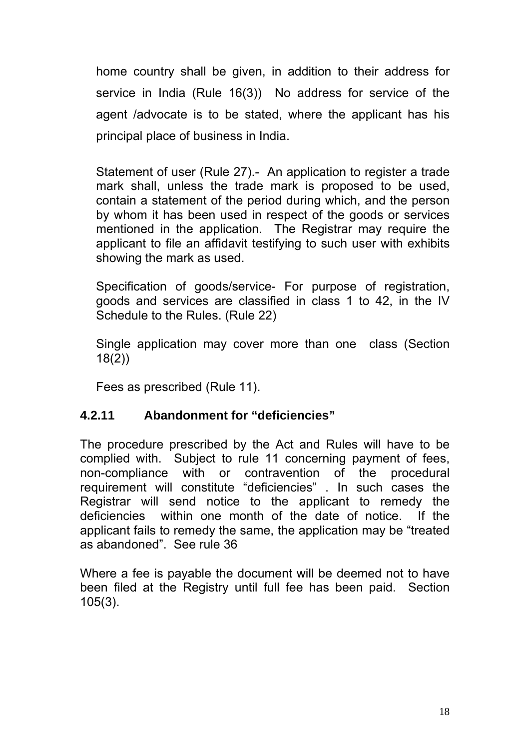home country shall be given, in addition to their address for service in India (Rule 16(3)) No address for service of the agent /advocate is to be stated, where the applicant has his principal place of business in India.

Statement of user (Rule 27).- An application to register a trade mark shall, unless the trade mark is proposed to be used, contain a statement of the period during which, and the person by whom it has been used in respect of the goods or services mentioned in the application. The Registrar may require the applicant to file an affidavit testifying to such user with exhibits showing the mark as used.

Specification of goods/service- For purpose of registration, goods and services are classified in class 1 to 42, in the IV Schedule to the Rules. (Rule 22)

Single application may cover more than one class (Section 18(2))

Fees as prescribed (Rule 11).

### 4.2.11 Abandonment for "deficiencies"

The procedure prescribed by the Act and Rules will have to be complied with. Subject to rule 11 concerning payment of fees, non-compliance with or contravention of the procedural requirement will constitute "deficiencies" . In such cases the Registrar will send notice to the applicant to remedy the deficiencies within one month of the date of notice. If the applicant fails to remedy the same, the application may be "treated as abandoned". See rule 36

Where a fee is payable the document will be deemed not to have been filed at the Registry until full fee has been paid. Section 105(3).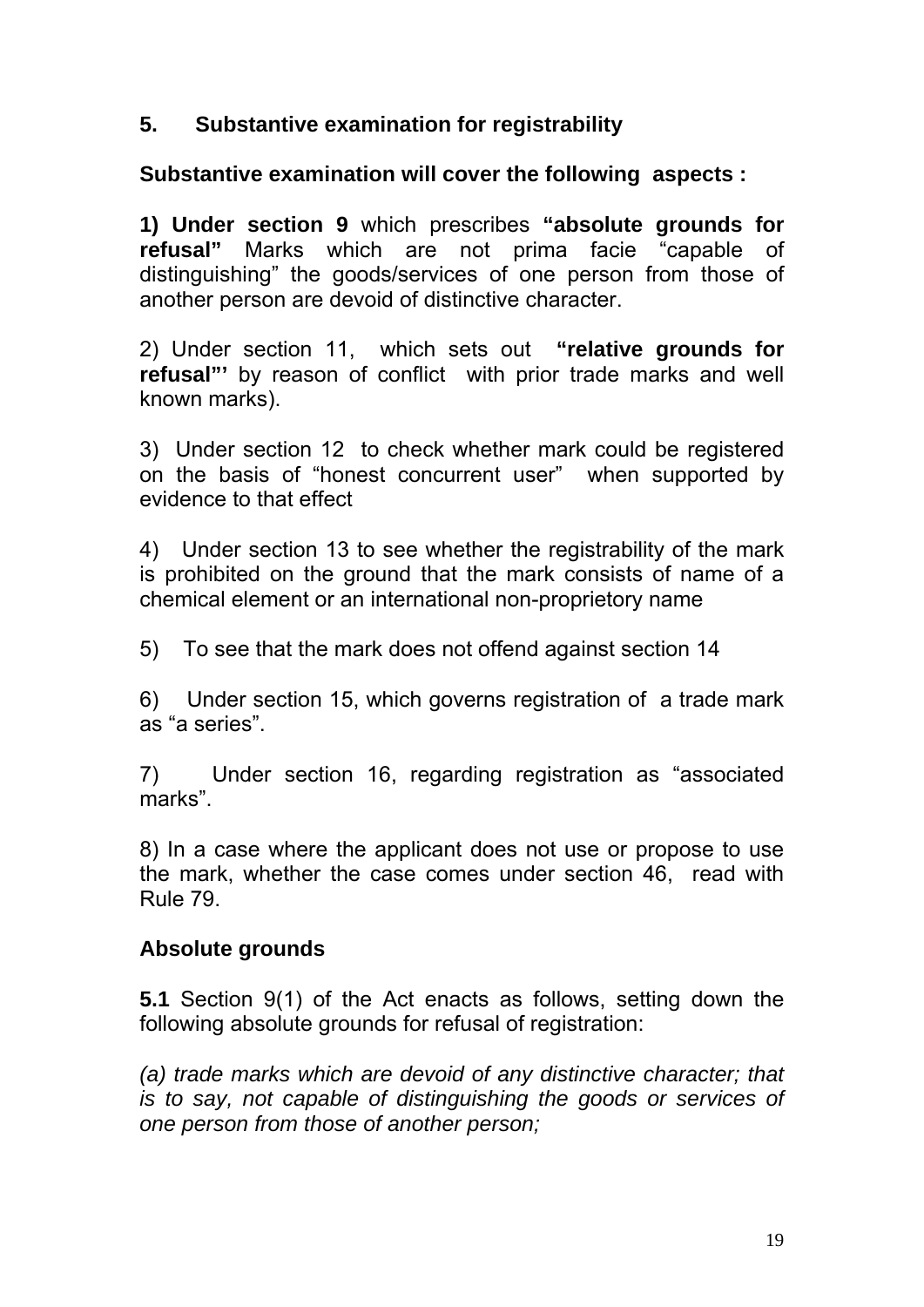## 5. Substantive examination for registrability

**Substantive examination will cover the following aspects :**

**1) Under section 9** which prescribes **"absolute grounds for refusal"** Marks which are not prima facie "capable of distinguishing" the goods/services of one person from those of another person are devoid of distinctive character.

2) Under section 11, which sets out **"relative grounds for refusal"'** by reason of conflict with prior trade marks and well known marks).

3) Under section 12 to check whether mark could be registered on the basis of "honest concurrent user" when supported by evidence to that effect

4) Under section 13 to see whether the registrability of the mark is prohibited on the ground that the mark consists of name of a chemical element or an international non-proprietory name

5) To see that the mark does not offend against section 14

6) Under section 15, which governs registration of a trade mark as "a series".

7) Under section 16, regarding registration as "associated marks".

8) In a case where the applicant does not use or propose to use the mark, whether the case comes under section 46, read with Rule 79.

### Absolute grounds

**5.1** Section 9(1) of the Act enacts as follows, setting down the following absolute grounds for refusal of registration:

*(a) trade marks which are devoid of any distinctive character; that is to say, not capable of distinguishing the goods or services of one person from those of another person;*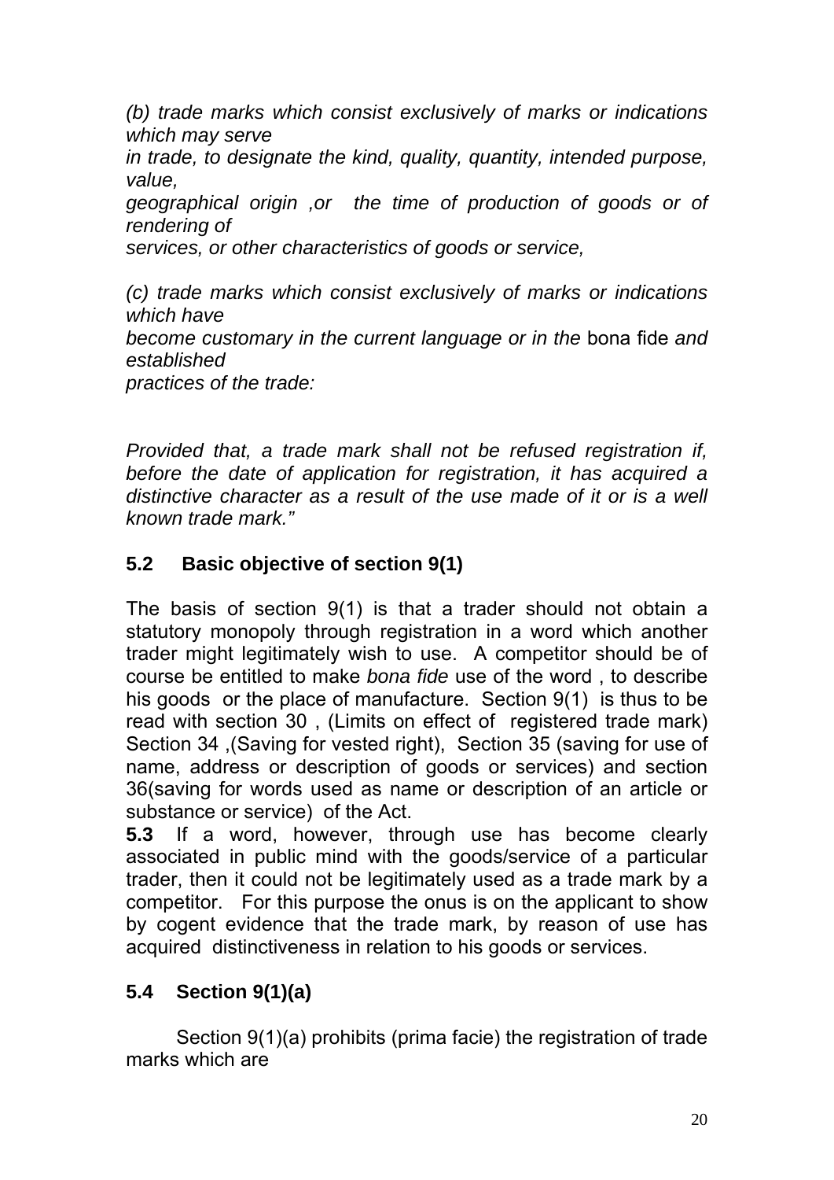*(b) trade marks which consist exclusively of marks or indications which may serve in trade, to designate the kind, quality, quantity, intended purpose, value, geographical origin ,or the time of production of goods or of rendering of services, or other characteristics of goods or service,*

*(c) trade marks which consist exclusively of marks or indications which have become customary in the current language or in the* bona fide *and established practices of the trade:*

*Provided that, a trade mark shall not be refused registration if, before the date of application for registration, it has acquired a distinctive character as a result of the use made of it or is a well known trade mark."*

## 5.2 Basic objective of section 9(1)

The basis of section 9(1) is that a trader should not obtain a statutory monopoly through registration in a word which another trader might legitimately wish to use. A competitor should be of course be entitled to make *bona fide* use of the word , to describe his goods or the place of manufacture. Section 9(1) is thus to be read with section 30 , (Limits on effect of registered trade mark) Section 34 ,(Saving for vested right), Section 35 (saving for use of name, address or description of goods or services) and section 36(saving for words used as name or description of an article or substance or service) of the Act.

**5.3** If a word, however, through use has become clearly associated in public mind with the goods/service of a particular trader, then it could not be legitimately used as a trade mark by a competitor. For this purpose the onus is on the applicant to show by cogent evidence that the trade mark, by reason of use has acquired distinctiveness in relation to his goods or services.

## 5.4 Section 9(1)(a)

Section 9(1)(a) prohibits (prima facie) the registration of trade marks which are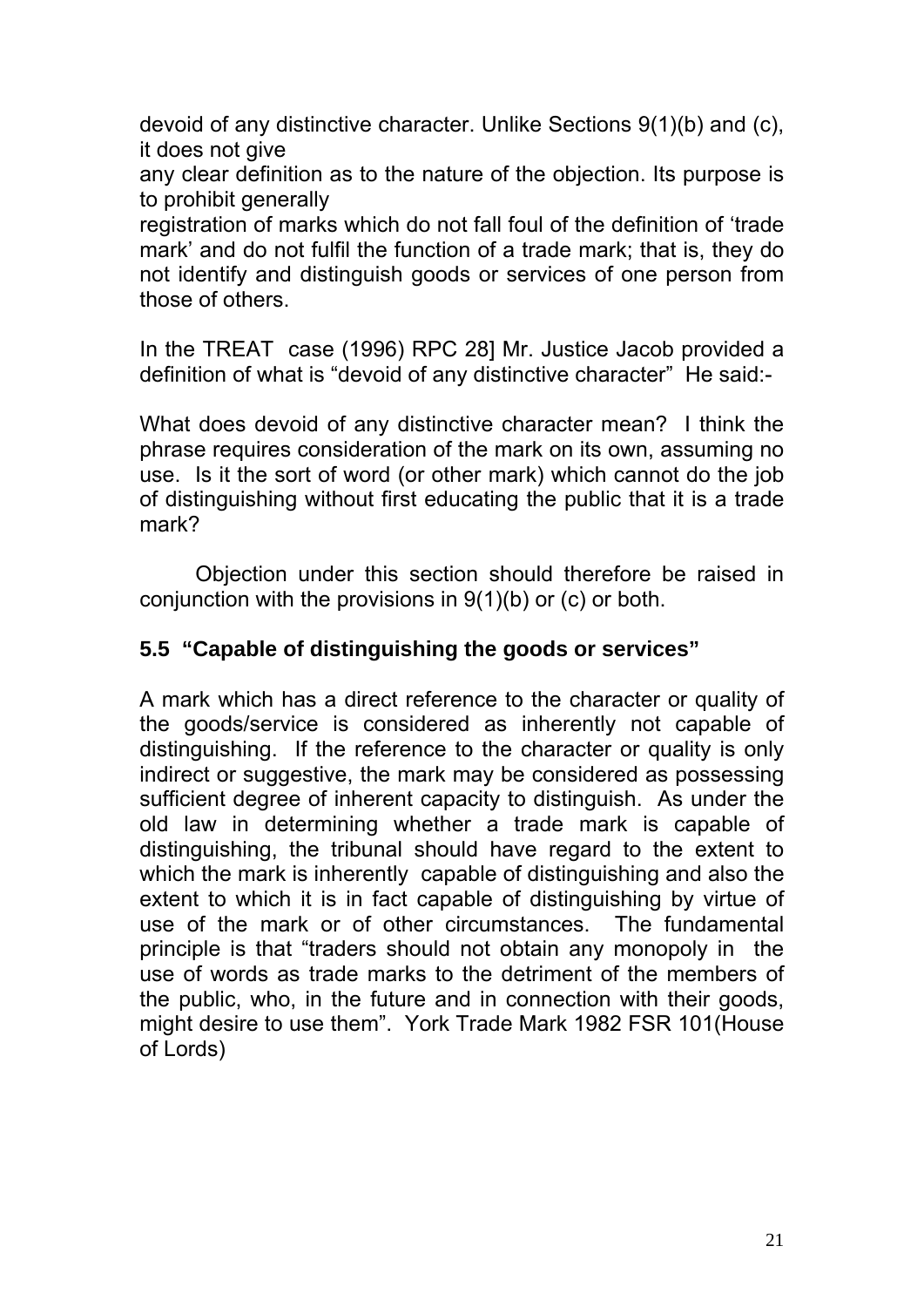devoid of any distinctive character. Unlike Sections 9(1)(b) and (c), it does not give any clear definition as to the nature of the objection. Its purpose is to prohibit generally registration of marks which do not fall foul of the definition of 'trade mark' and do not fulfil the function of a trade mark; that is, they do not identify and distinguish goods or services of one person from those of others.

In the TREAT case (1996) RPC 28] Mr. Justice Jacob provided a definition of what is "devoid of any distinctive character" He said:-

What does devoid of any distinctive character mean? I think the phrase requires consideration of the mark on its own, assuming no use. Is it the sort of word (or other mark) which cannot do the job of distinguishing without first educating the public that it is a trade mark?

Objection under this section should therefore be raised in conjunction with the provisions in 9(1)(b) or (c) or both.

### 5.5 "Capable of distinguishing the goods or services"

A mark which has a direct reference to the character or quality of the goods/service is considered as inherently not capable of distinguishing. If the reference to the character or quality is only indirect or suggestive, the mark may be considered as possessing sufficient degree of inherent capacity to distinguish. As under the old law in determining whether a trade mark is capable of distinguishing, the tribunal should have regard to the extent to which the mark is inherently capable of distinguishing and also the extent to which it is in fact capable of distinguishing by virtue of use of the mark or of other circumstances. The fundamental principle is that "traders should not obtain any monopoly in the use of words as trade marks to the detriment of the members of the public, who, in the future and in connection with their goods, might desire to use them". York Trade Mark 1982 FSR 101(House of Lords)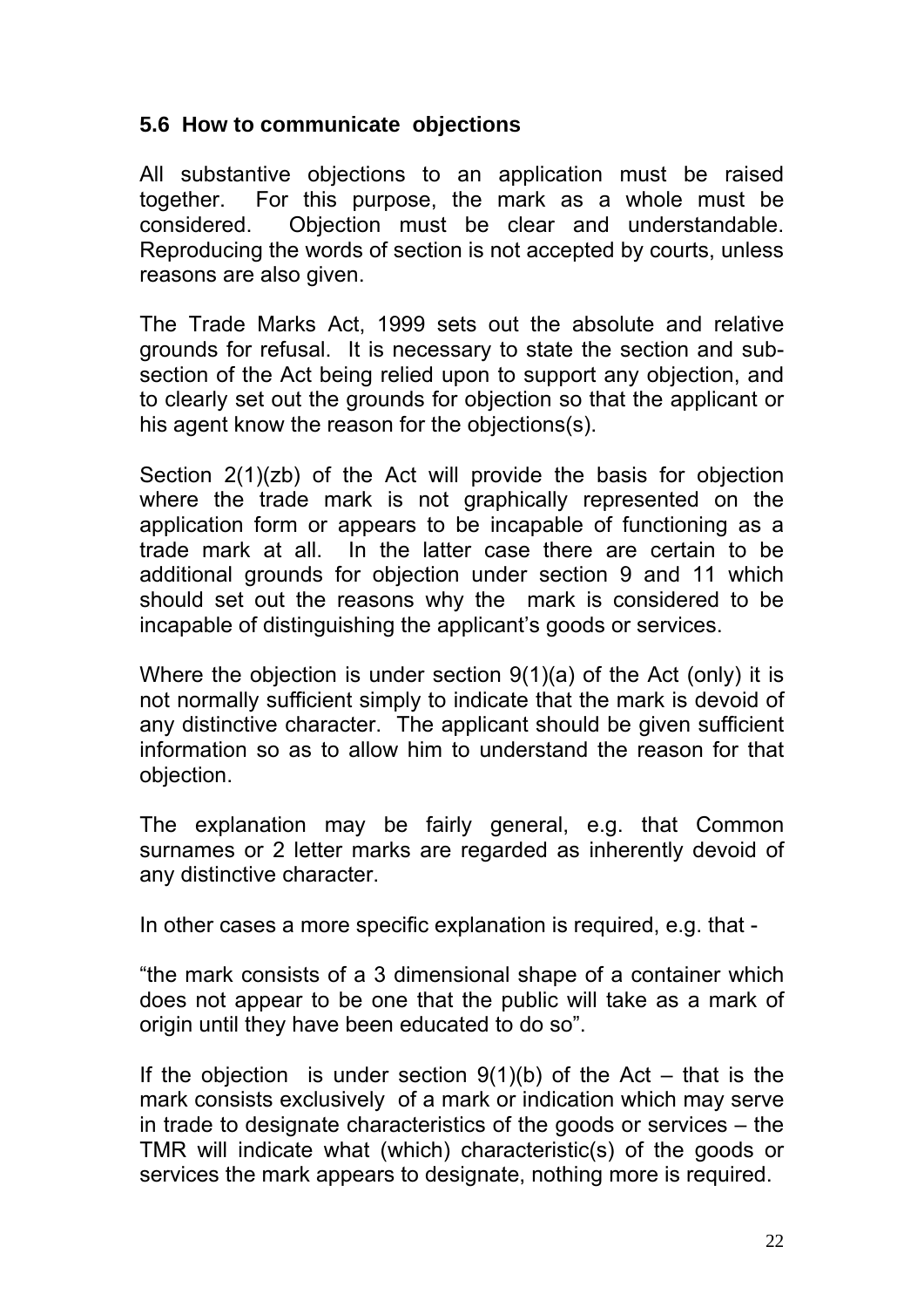### 5.6 How to communicate objections

All substantive objections to an application must be raised together. For this purpose, the mark as a whole must be considered. Objection must be clear and understandable. Reproducing the words of section is not accepted by courts, unless reasons are also given.

The Trade Marks Act, 1999 sets out the absolute and relative grounds for refusal. It is necessary to state the section and sub-section of the Act being relied upon to support any objection, and to clearly set out the grounds for objection so that the applicant or his agent know the reason for the objections(s).

Section 2(1)(zb) of the Act will provide the basis for objection where the trade mark is not graphically represented on the application form or appears to be incapable of functioning as a trade mark at all. In the latter case there are certain to be additional grounds for objection under section 9 and 11 which should set out the reasons why the mark is considered to be incapable of distinguishing the applicant's goods or services.

Where the objection is under section 9(1)(a) of the Act (only) it is not normally sufficient simply to indicate that the mark is devoid of any distinctive character. The applicant should be given sufficient information so as to allow him to understand the reason for that objection.

The explanation may be fairly general, e.g. that Common surnames or 2 letter marks are regarded as inherently devoid of any distinctive character.

In other cases a more specific explanation is required, e.g. that -

"the mark consists of a 3 dimensional shape of a container which does not appear to be one that the public will take as a mark of origin until they have been educated to do so".

If the objection is under section 9(1)(b) of the Act – that is the mark consists exclusively of a mark or indication which may serve in trade to designate characteristics of the goods or services – the TMR will indicate what (which) characteristic(s) of the goods or services the mark appears to designate, nothing more is required.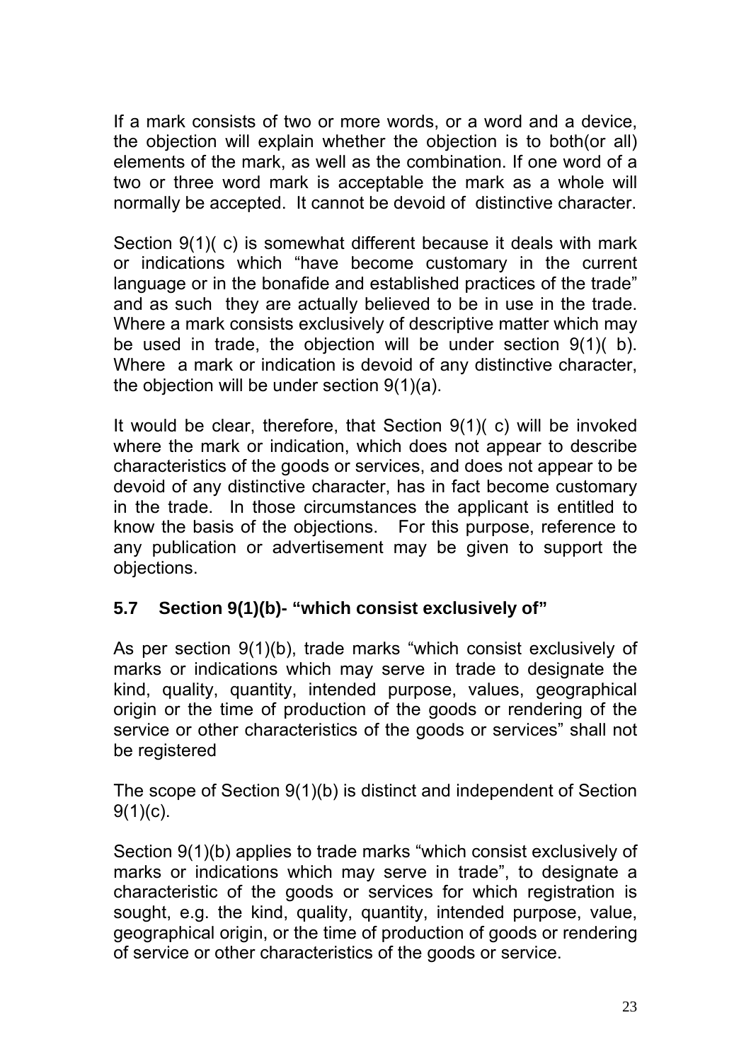If a mark consists of two or more words, or a word and a device, the objection will explain whether the objection is to both(or all) elements of the mark, as well as the combination. If one word of a two or three word mark is acceptable the mark as a whole will normally be accepted. It cannot be devoid of distinctive character.

Section 9(1)( c) is somewhat different because it deals with mark or indications which "have become customary in the current language or in the bonafide and established practices of the trade" and as such they are actually believed to be in use in the trade. Where a mark consists exclusively of descriptive matter which may be used in trade, the objection will be under section 9(1)( b). Where a mark or indication is devoid of any distinctive character, the objection will be under section 9(1)(a).

It would be clear, therefore, that Section 9(1)( c) will be invoked where the mark or indication, which does not appear to describe characteristics of the goods or services, and does not appear to be devoid of any distinctive character, has in fact become customary in the trade. In those circumstances the applicant is entitled to know the basis of the objections. For this purpose, reference to any publication or advertisement may be given to support the objections.

### 5.7 Section 9(1)(b)- "which consist exclusively of"

As per section 9(1)(b), trade marks "which consist exclusively of marks or indications which may serve in trade to designate the kind, quality, quantity, intended purpose, values, geographical origin or the time of production of the goods or rendering of the service or other characteristics of the goods or services" shall not be registered

The scope of Section 9(1)(b) is distinct and independent of Section 9(1)(c).

Section 9(1)(b) applies to trade marks "which consist exclusively of marks or indications which may serve in trade", to designate a characteristic of the goods or services for which registration is sought, e.g. the kind, quality, quantity, intended purpose, value, geographical origin, or the time of production of goods or rendering of service or other characteristics of the goods or service.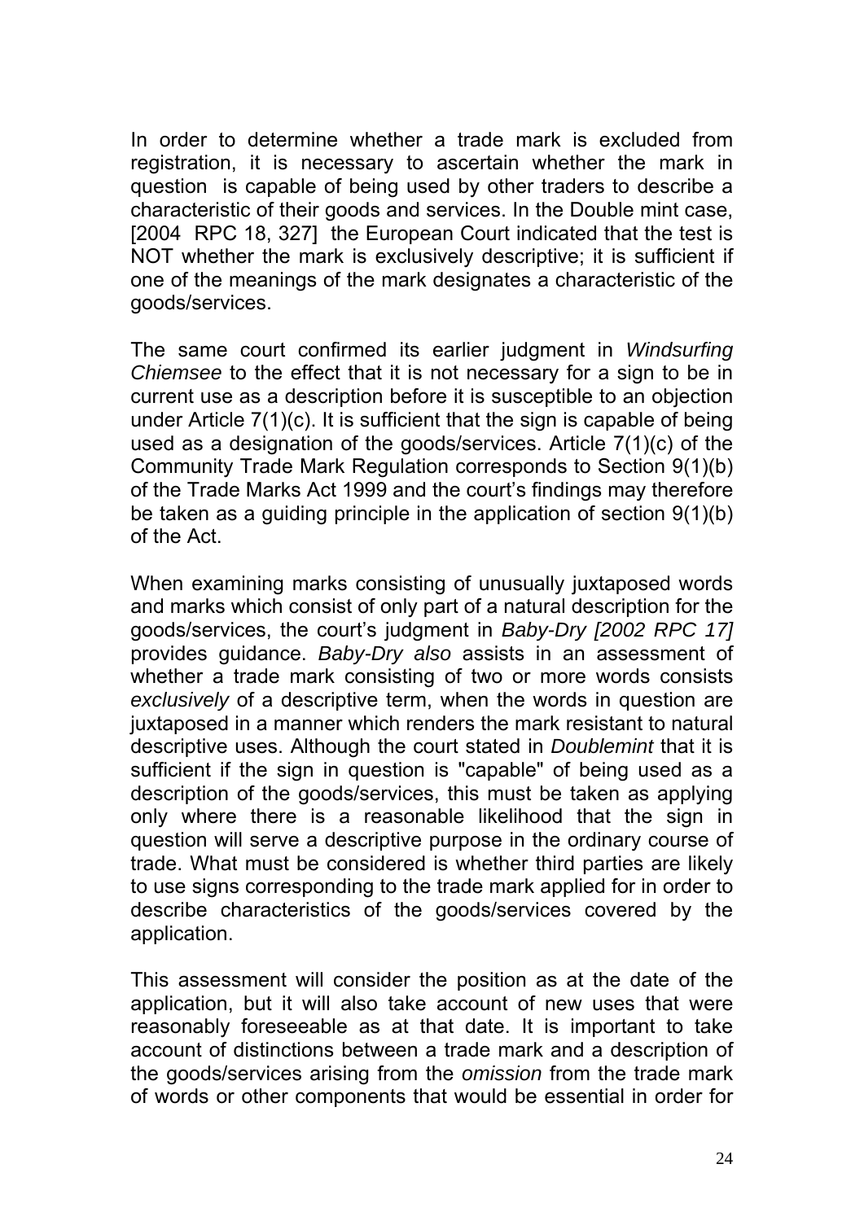In order to determine whether a trade mark is excluded from registration, it is necessary to ascertain whether the mark in question is capable of being used by other traders to describe a characteristic of their goods and services. In the Double mint case, [2004 RPC 18, 327] the European Court indicated that the test is NOT whether the mark is exclusively descriptive; it is sufficient if one of the meanings of the mark designates a characteristic of the goods/services.

The same court confirmed its earlier judgment in *Windsurfing Chiemsee* to the effect that it is not necessary for a sign to be in current use as a description before it is susceptible to an objection under Article 7(1)(c). It is sufficient that the sign is capable of being used as a designation of the goods/services. Article 7(1)(c) of the Community Trade Mark Regulation corresponds to Section 9(1)(b) of the Trade Marks Act 1999 and the court's findings may therefore be taken as a guiding principle in the application of section 9(1)(b) of the Act.

When examining marks consisting of unusually juxtaposed words and marks which consist of only part of a natural description for the goods/services, the court's judgment in *Baby-Dry [2002 RPC 17]* provides guidance. *Baby-Dry also* assists in an assessment of whether a trade mark consisting of two or more words consists *exclusively* of a descriptive term, when the words in question are juxtaposed in a manner which renders the mark resistant to natural descriptive uses. Although the court stated in *Doublemint* that it is sufficient if the sign in question is "capable" of being used as a description of the goods/services, this must be taken as applying only where there is a reasonable likelihood that the sign in question will serve a descriptive purpose in the ordinary course of trade. What must be considered is whether third parties are likely to use signs corresponding to the trade mark applied for in order to describe characteristics of the goods/services covered by the application.

This assessment will consider the position as at the date of the application, but it will also take account of new uses that were reasonably foreseeable as at that date. It is important to take account of distinctions between a trade mark and a description of the goods/services arising from the *omission* from the trade mark of words or other components that would be essential in order for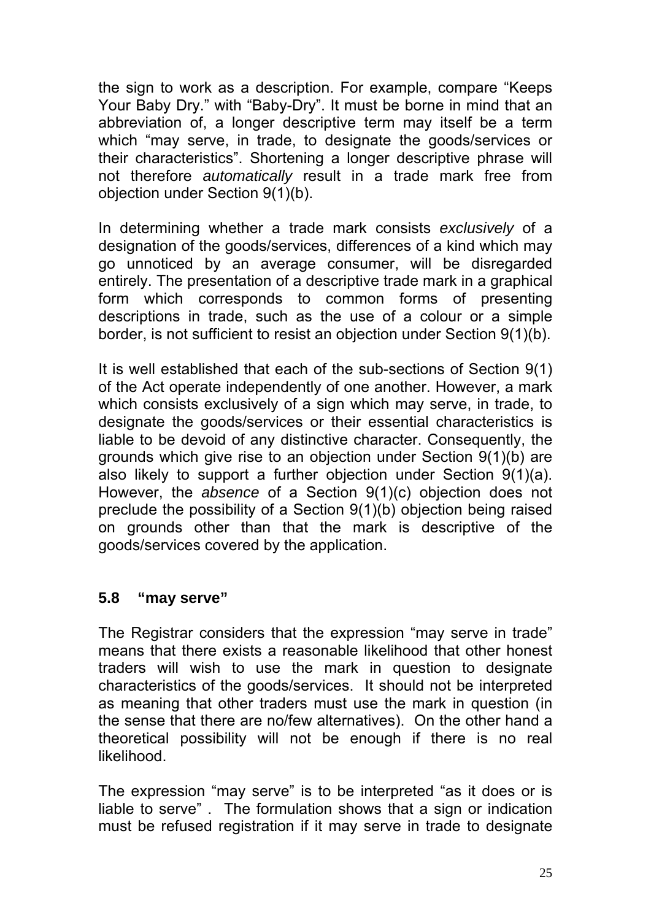the sign to work as a description. For example, compare "Keeps Your Baby Dry." with "Baby-Dry". It must be borne in mind that an abbreviation of, a longer descriptive term may itself be a term which "may serve, in trade, to designate the goods/services or their characteristics". Shortening a longer descriptive phrase will not therefore *automatically* result in a trade mark free from objection under Section 9(1)(b).

In determining whether a trade mark consists *exclusively* of a designation of the goods/services, differences of a kind which may go unnoticed by an average consumer, will be disregarded entirely. The presentation of a descriptive trade mark in a graphical form which corresponds to common forms of presenting descriptions in trade, such as the use of a colour or a simple border, is not sufficient to resist an objection under Section 9(1)(b).

It is well established that each of the sub-sections of Section 9(1) of the Act operate independently of one another. However, a mark which consists exclusively of a sign which may serve, in trade, to designate the goods/services or their essential characteristics is liable to be devoid of any distinctive character. Consequently, the grounds which give rise to an objection under Section 9(1)(b) are also likely to support a further objection under Section 9(1)(a). However, the *absence* of a Section 9(1)(c) objection does not preclude the possibility of a Section 9(1)(b) objection being raised on grounds other than that the mark is descriptive of the goods/services covered by the application.

## 5.8 "may serve"

The Registrar considers that the expression "may serve in trade" means that there exists a reasonable likelihood that other honest traders will wish to use the mark in question to designate characteristics of the goods/services. It should not be interpreted as meaning that other traders must use the mark in question (in the sense that there are no/few alternatives). On the other hand a theoretical possibility will not be enough if there is no real likelihood.

The expression "may serve" is to be interpreted "as it does or is liable to serve" . The formulation shows that a sign or indication must be refused registration if it may serve in trade to designate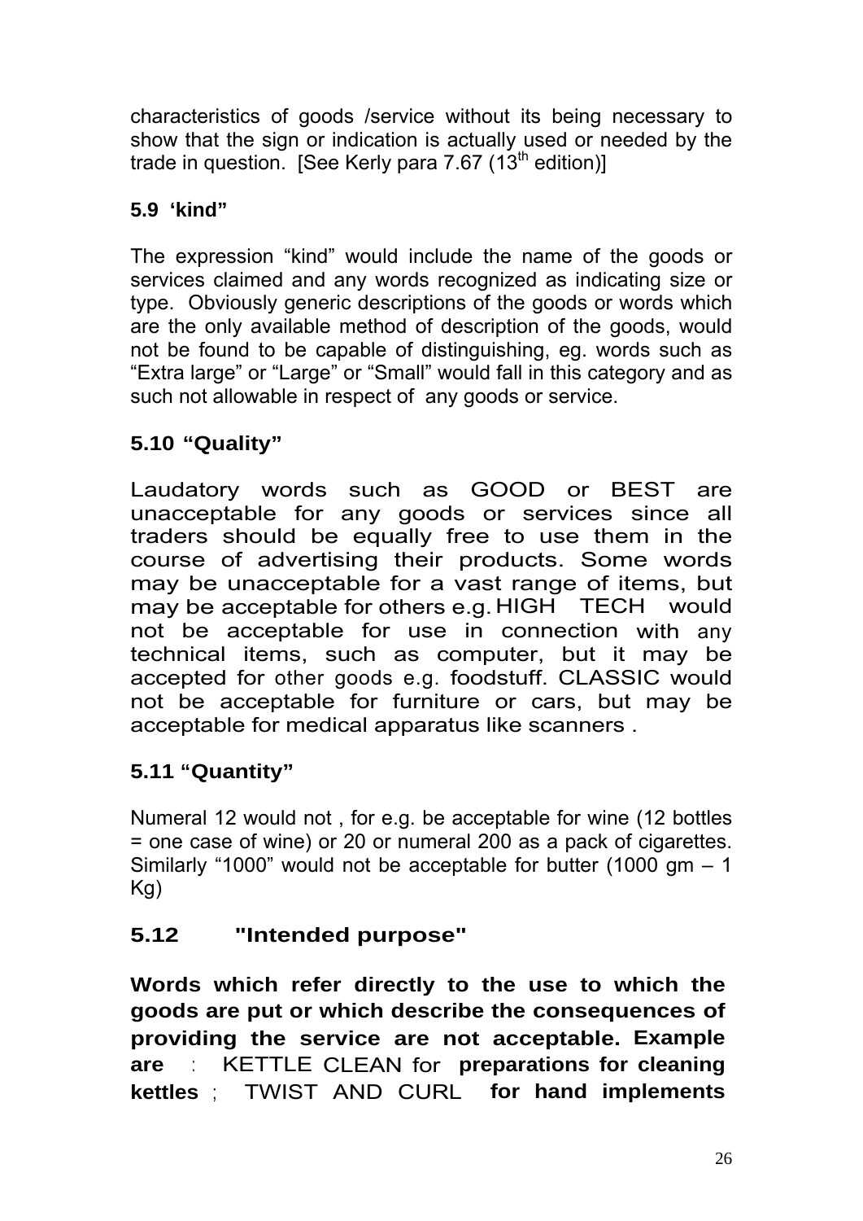characteristics of goods /service without its being necessary to show that the sign or indication is actually used or needed by the trade in question. [See Kerly para 7.67 (13th edition)]

### 5.9 'kind"

The expression "kind" would include the name of the goods or services claimed and any words recognized as indicating size or type. Obviously generic descriptions of the goods or words which are the only available method of description of the goods, would not be found to be capable of distinguishing, eg. words such as "Extra large" or "Large" or "Small" would fall in this category and as such not allowable in respect of any goods or service.

### 5.10 "Quality"

Laudatory words such as GOOD or BEST are unacceptable for any goods or services since all traders should be equally free to use them in the course of advertising their products. Some words may be unacceptable for a vast range of items, but may be acceptable for others e.g. HIGH TECH would not be acceptable for use in connection with any technical items, such as computer, but it may be accepted for other goods e.g. foodstuff. CLASSIC would not be acceptable for furniture or cars, but may be acceptable for medical apparatus like scanners .

### 5.11 "Quantity"

Numeral 12 would not , for e.g. be acceptable for wine (12 bottles = one case of wine) or 20 or numeral 200 as a pack of cigarettes. Similarly "1000" would not be acceptable for butter (1000 gm – 1 Kg)

### 5.12 "Intended purpose"

**Words which refer directly to the use to which the goods are put or which describe the consequences of providing the service are not acceptable. Example are** : KETTLE CLEAN for **preparations for cleaning kettles** ; TWIST AND CURL **for hand implements**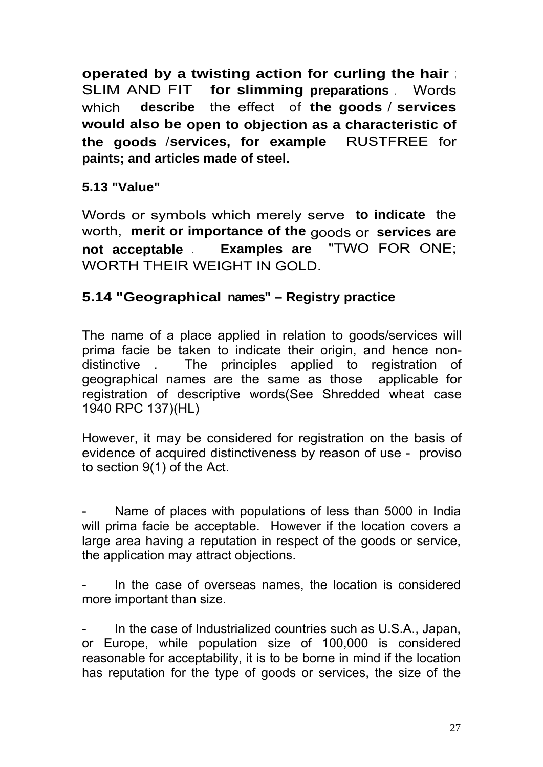**operated by a twisting action for curling the hair**; SLIM AND FIT **for slimming preparations**. Words which **describe** the effect of **the goods** / **services would also be open to objection as a characteristic of the goods** /**services, for example** RUSTFREE for **paints; and articles made of steel.**

### 5.13 "Value"

Words or symbols which merely serve **to indicate** the worth, **merit or importance of the** goods or **services are not acceptable**. **Examples are** "TWO FOR ONE; WORTH THEIR WEIGHT IN GOLD.

### 5.14 "Geographical names" – Registry practice

The name of a place applied in relation to goods/services will prima facie be taken to indicate their origin, and hence non-distinctive . The principles applied to registration of geographical names are the same as those applicable for registration of descriptive words(See Shredded wheat case 1940 RPC 137)(HL)

However, it may be considered for registration on the basis of evidence of acquired distinctiveness by reason of use - proviso to section 9(1) of the Act.

- Name of places with populations of less than 5000 in India will prima facie be acceptable. However if the location covers a large area having a reputation in respect of the goods or service, the application may attract objections.

- In the case of overseas names, the location is considered more important than size.

- In the case of Industrialized countries such as U.S.A., Japan, or Europe, while population size of 100,000 is considered reasonable for acceptability, it is to be borne in mind if the location has reputation for the type of goods or services, the size of the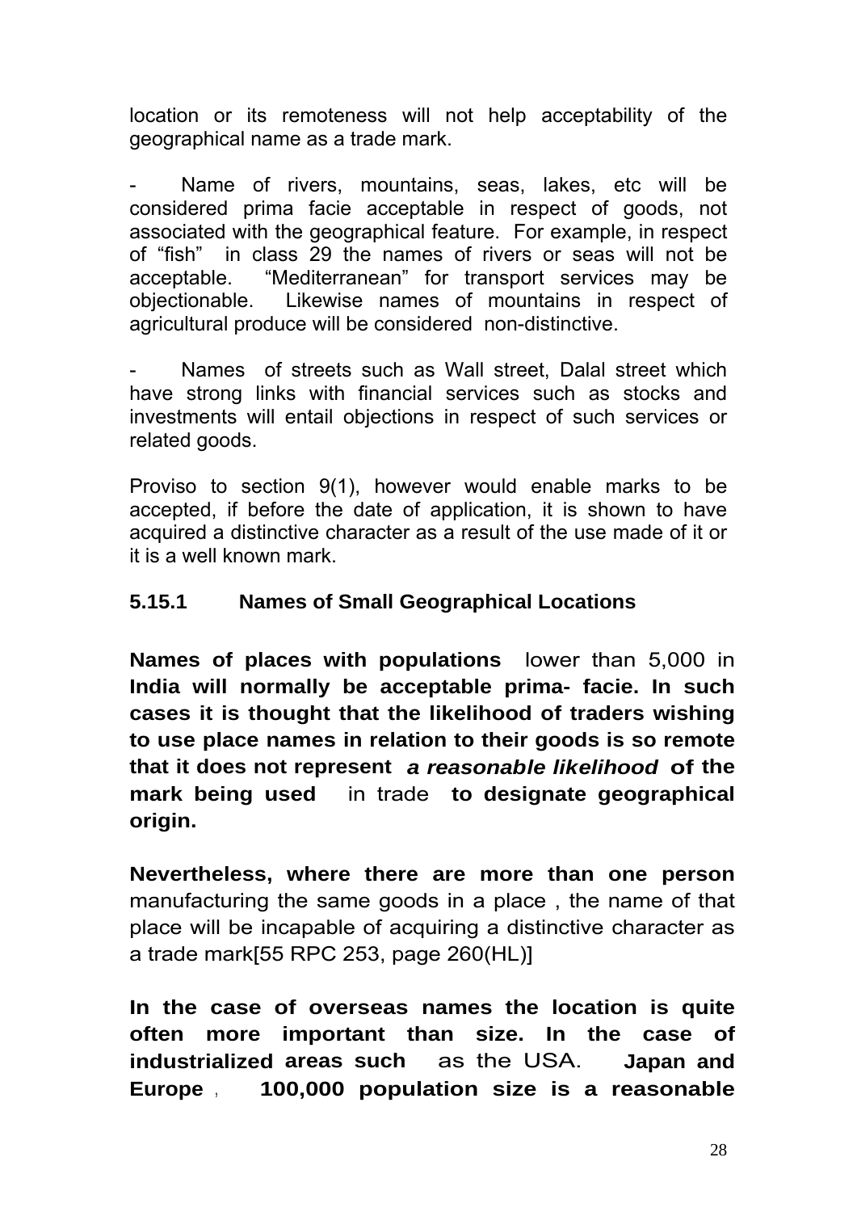location or its remoteness will not help acceptability of the geographical name as a trade mark.

- Name of rivers, mountains, seas, lakes, etc will be considered prima facie acceptable in respect of goods, not associated with the geographical feature. For example, in respect of "fish" in class 29 the names of rivers or seas will not be acceptable. "Mediterranean" for transport services may be objectionable. Likewise names of mountains in respect of agricultural produce will be considered non-distinctive.

- Names of streets such as Wall street, Dalal street which have strong links with financial services such as stocks and investments will entail objections in respect of such services or related goods.

Proviso to section 9(1), however would enable marks to be accepted, if before the date of application, it is shown to have acquired a distinctive character as a result of the use made of it or it is a well known mark.

### 5.15.1 Names of Small Geographical Locations

**Names of places with populations** lower than 5,000 in **India will normally be acceptable prima- facie. In such cases it is thought that the likelihood of traders wishing to use place names in relation to their goods is so remote that it does not represent** ***a reasonable likelihood*** **of the mark being used** in trade **to designate geographical origin.**

**Nevertheless, where there are more than one person** manufacturing the same goods in a place , the name of that place will be incapable of acquiring a distinctive character as a trade mark[55 RPC 253, page 260(HL)]

**In the case of overseas names the location is quite often more important than size. In the case of industrialized areas such** as the USA. **Japan and Europe** , **100,000 population size is a reasonable**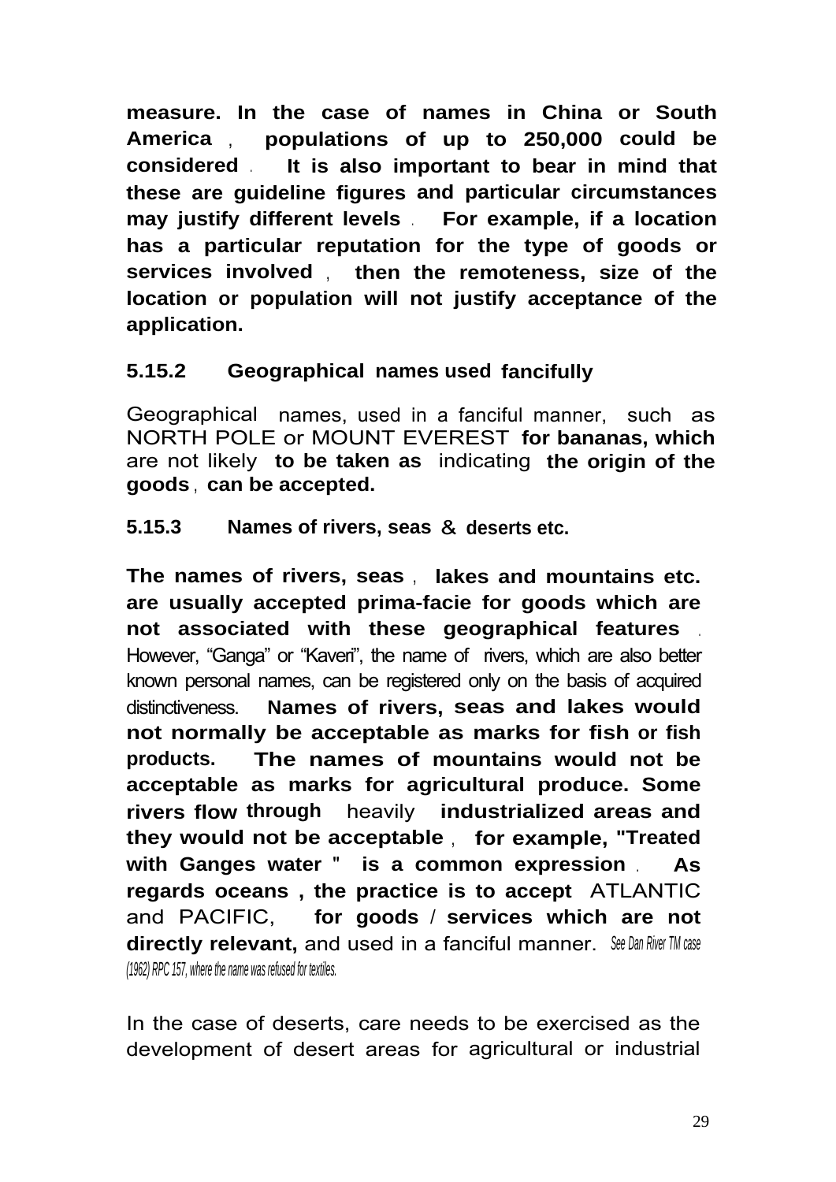measure. In the case of names in China or South America, populations of up to 250,000 could be considered. It is also important to bear in mind that these are guideline figures and particular circumstances may justify different levels. For example, if a location has a particular reputation for the type of goods or services involved, then the remoteness, size of the location or population will not justify acceptance of the application.

### 5.15.2 Geographical names used fancifully

Geographical names, used in a fanciful manner, such as NORTH POLE or MOUNT EVEREST for bananas, which are not likely to be taken as indicating the origin of the goods, can be accepted.

### 5.15.3 Names of rivers, seas & deserts etc.

The names of rivers, seas, lakes and mountains etc. are usually accepted prima-facie for goods which are not associated with these geographical features. However, "Ganga" or "Kaveri", the name of rivers, which are also better known personal names, can be registered only on the basis of acquired distinctiveness. Names of rivers, seas and lakes would not normally be acceptable as marks for fish or fish products. The names of mountains would not be acceptable as marks for agricultural produce. Some rivers flow through heavily industrialized areas and they would not be acceptable, for example, "Treated with Ganges water" is a common expression. As regards oceans, the practice is to accept ATLANTIC and PACIFIC, for goods / services which are not directly relevant, and used in a fanciful manner. *See Dan River TM case (1962) RPC 157, where the name was refused for textiles.*

In the case of deserts, care needs to be exercised as the development of desert areas for agricultural or industrial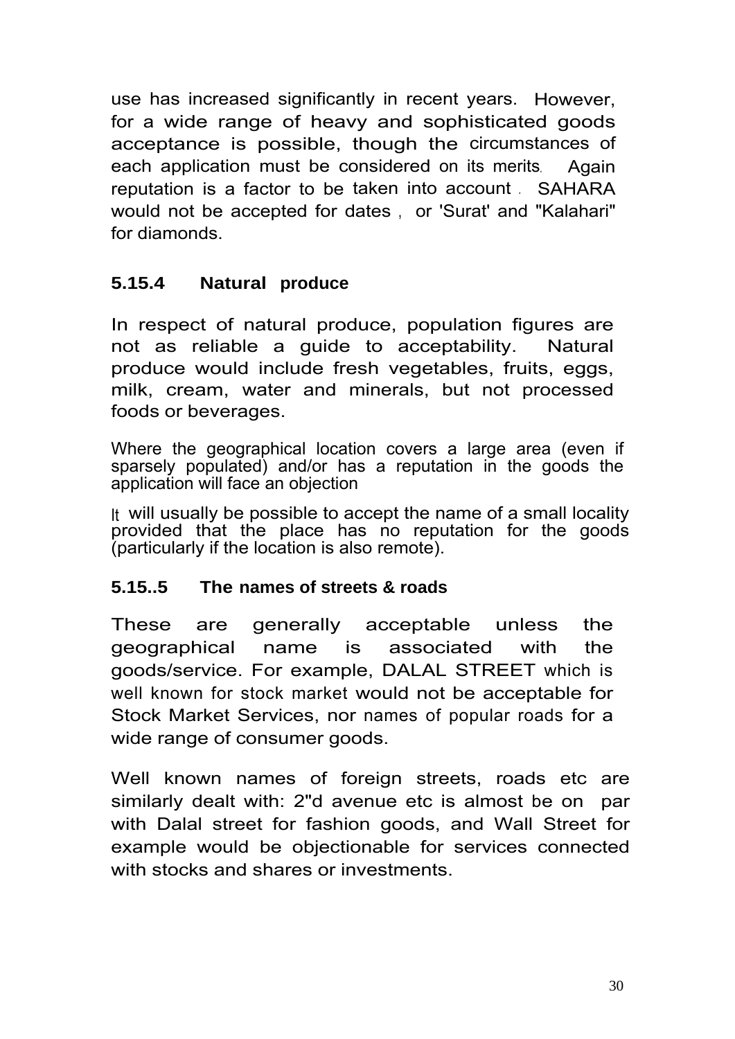use has increased significantly in recent years. However, for a wide range of heavy and sophisticated goods acceptance is possible, though the circumstances of each application must be considered on its merits. Again reputation is a factor to be taken into account . SAHARA would not be accepted for dates , or 'Surat' and "Kalahari" for diamonds.

### 5.15.4 Natural produce

In respect of natural produce, population figures are not as reliable a guide to acceptability. Natural produce would include fresh vegetables, fruits, eggs, milk, cream, water and minerals, but not processed foods or beverages.

Where the geographical location covers a large area (even if sparsely populated) and/or has a reputation in the goods the application will face an objection

It will usually be possible to accept the name of a small locality provided that the place has no reputation for the goods (particularly if the location is also remote).

### 5.15..5 The names of streets & roads

These are generally acceptable unless the geographical name is associated with the goods/service. For example, DALAL STREET which is well known for stock market would not be acceptable for Stock Market Services, nor names of popular roads for a wide range of consumer goods.

Well known names of foreign streets, roads etc are similarly dealt with: 2"d avenue etc is almost be on par with Dalal street for fashion goods, and Wall Street for example would be objectionable for services connected with stocks and shares or investments.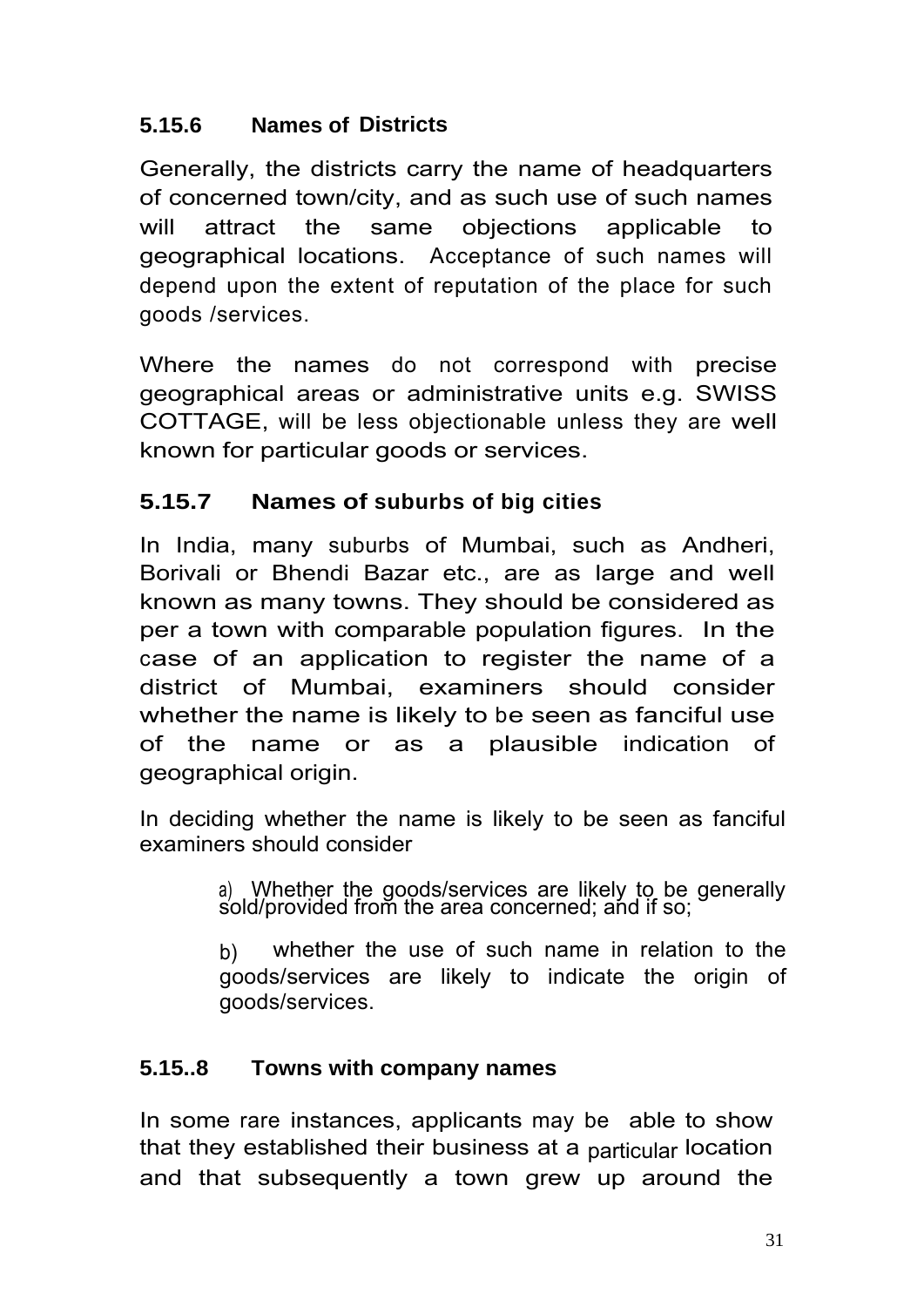#### 5.15.6 Names of Districts

Generally, the districts carry the name of headquarters of concerned town/city, and as such use of such names will attract the same objections applicable to geographical locations. Acceptance of such names will depend upon the extent of reputation of the place for such goods /services.

Where the names do not correspond with precise geographical areas or administrative units e.g. SWISS COTTAGE, will be less objectionable unless they are well known for particular goods or services.

#### 5.15.7 Names of suburbs of big cities

In India, many suburbs of Mumbai, such as Andheri, Borivali or Bhendi Bazar etc., are as large and well known as many towns. They should be considered as per a town with comparable population figures. In the case of an application to register the name of a district of Mumbai, examiners should consider whether the name is likely to be seen as fanciful use of the name or as a plausible indication of geographical origin.

In deciding whether the name is likely to be seen as fanciful examiners should consider

a) Whether the goods/services are likely to be generally sold/provided from the area concerned; and if so;

b) whether the use of such name in relation to the goods/services are likely to indicate the origin of goods/services.

#### 5.15..8 Towns with company names

In some rare instances, applicants may be able to show that they established their business at a particular location and that subsequently a town grew up around the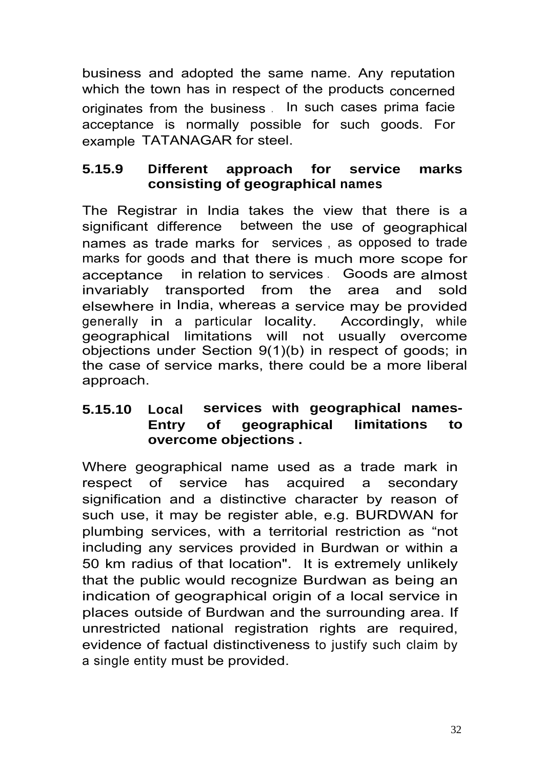business and adopted the same name. Any reputation which the town has in respect of the products concerned originates from the business . In such cases prima facie acceptance is normally possible for such goods. For example TATANAGAR for steel.

### 5.15.9 Different approach for service marks consisting of geographical names

The Registrar in India takes the view that there is a significant difference between the use of geographical names as trade marks for services , as opposed to trade marks for goods and that there is much more scope for acceptance in relation to services . Goods are almost invariably transported from the area and sold elsewhere in India, whereas a service may be provided generally in a particular locality. Accordingly, while geographical limitations will not usually overcome objections under Section 9(1)(b) in respect of goods; in the case of service marks, there could be a more liberal approach.

### 5.15.10 Local services with geographical names- Entry of geographical limitations to overcome objections .

Where geographical name used as a trade mark in respect of service has acquired a secondary signification and a distinctive character by reason of such use, it may be register able, e.g. BURDWAN for plumbing services, with a territorial restriction as "not including any services provided in Burdwan or within a 50 km radius of that location". It is extremely unlikely that the public would recognize Burdwan as being an indication of geographical origin of a local service in places outside of Burdwan and the surrounding area. If unrestricted national registration rights are required, evidence of factual distinctiveness to justify such claim by a single entity must be provided.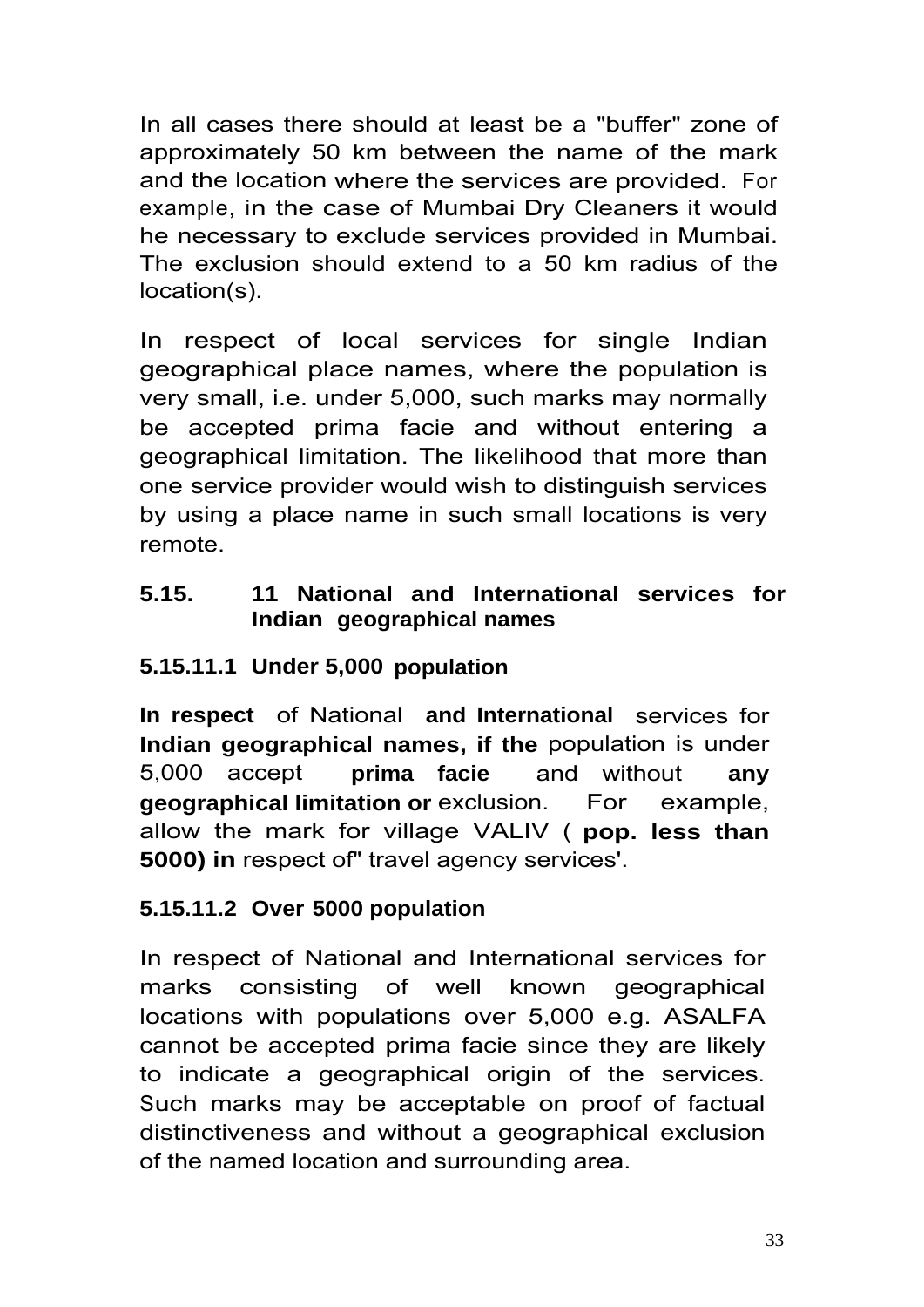In all cases there should at least be a "buffer" zone of approximately 50 km between the name of the mark and the location where the services are provided. For example, in the case of Mumbai Dry Cleaners it would he necessary to exclude services provided in Mumbai. The exclusion should extend to a 50 km radius of the location(s).

In respect of local services for single Indian geographical place names, where the population is very small, i.e. under 5,000, such marks may normally be accepted prima facie and without entering a geographical limitation. The likelihood that more than one service provider would wish to distinguish services by using a place name in such small locations is very remote.

### 5.15. 11 National and International services for Indian geographical names

#### 5.15.11.1 Under 5,000 population

**In respect** of National **and International** services for **Indian geographical names, if the** population is under 5,000 accept **prima facie** and without **any geographical limitation or** exclusion. For example, allow the mark for village VALIV ( **pop. less than 5000) in** respect of" travel agency services'.

#### 5.15.11.2 Over 5000 population

In respect of National and International services for marks consisting of well known geographical locations with populations over 5,000 e.g. ASALFA cannot be accepted prima facie since they are likely to indicate a geographical origin of the services. Such marks may be acceptable on proof of factual distinctiveness and without a geographical exclusion of the named location and surrounding area.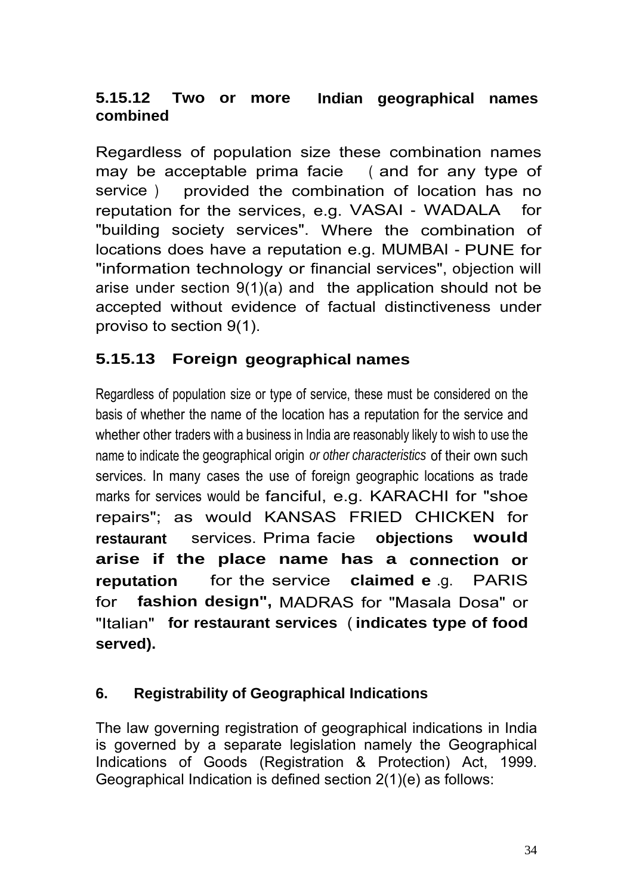### 5.15.12 Two or more Indian geographical names combined

Regardless of population size these combination names may be acceptable prima facie ( and for any type of service ) provided the combination of location has no reputation for the services, e.g. VASAI - WADALA for "building society services". Where the combination of locations does have a reputation e.g. MUMBAI - PUNE for "information technology or financial services", objection will arise under section 9(1)(a) and the application should not be accepted without evidence of factual distinctiveness under proviso to section 9(1).

### 5.15.13 Foreign geographical names

Regardless of population size or type of service, these must be considered on the basis of whether the name of the location has a reputation for the service and whether other traders with a business in India are reasonably likely to wish to use the name to indicate the geographical origin *or other characteristics* of their own such services. In many cases the use of foreign geographic locations as trade marks for services would be fanciful, e.g. KARACHI for "shoe repairs"; as would KANSAS FRIED CHICKEN for **restaurant** services. Prima facie **objections would arise if the place name has a connection or reputation** for the service **claimed e**.g. PARIS for **fashion design",** MADRAS for "Masala Dosa" or "Italian" **for restaurant services** ( **indicates type of food served).**

## 6. Registrability of Geographical Indications

The law governing registration of geographical indications in India is governed by a separate legislation namely the Geographical Indications of Goods (Registration & Protection) Act, 1999. Geographical Indication is defined section 2(1)(e) as follows: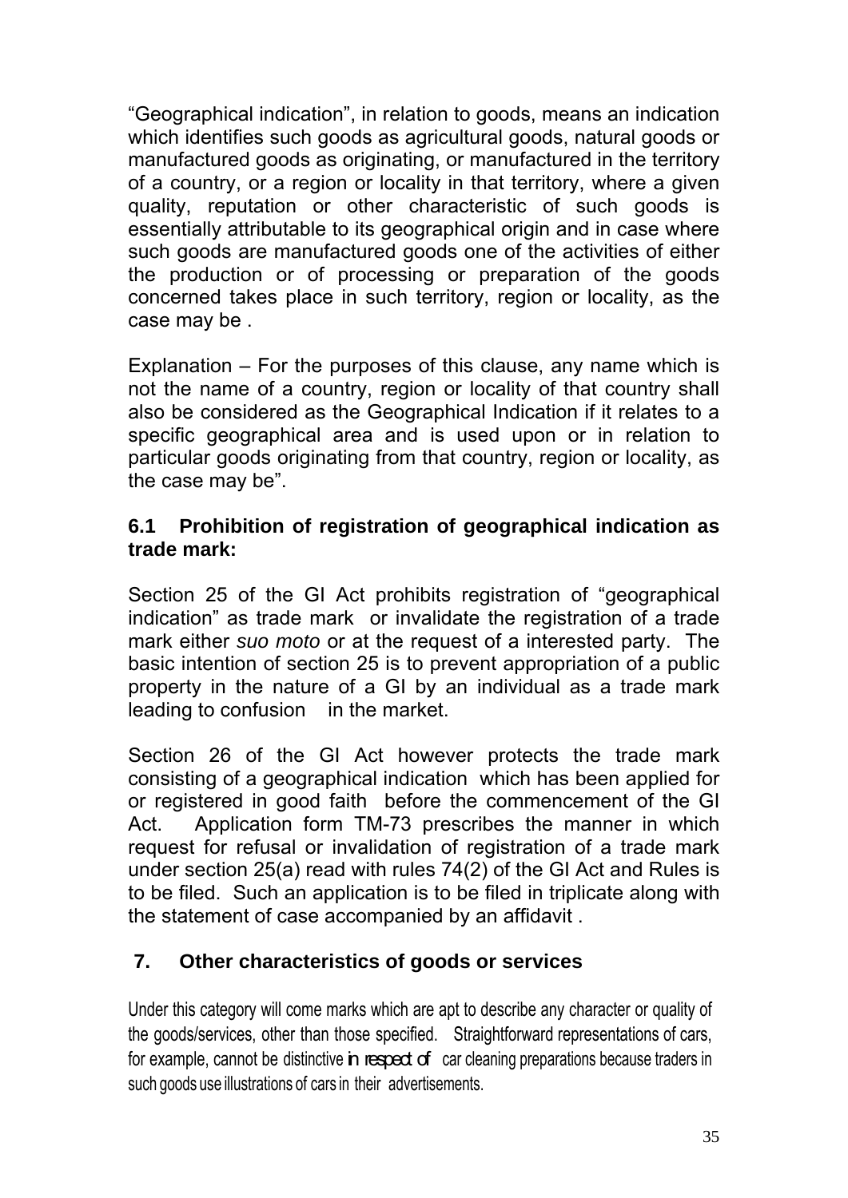"Geographical indication", in relation to goods, means an indication which identifies such goods as agricultural goods, natural goods or manufactured goods as originating, or manufactured in the territory of a country, or a region or locality in that territory, where a given quality, reputation or other characteristic of such goods is essentially attributable to its geographical origin and in case where such goods are manufactured goods one of the activities of either the production or of processing or preparation of the goods concerned takes place in such territory, region or locality, as the case may be .

Explanation – For the purposes of this clause, any name which is not the name of a country, region or locality of that country shall also be considered as the Geographical Indication if it relates to a specific geographical area and is used upon or in relation to particular goods originating from that country, region or locality, as the case may be".

### 6.1 Prohibition of registration of geographical indication as trade mark:

Section 25 of the GI Act prohibits registration of "geographical indication" as trade mark or invalidate the registration of a trade mark either *suo moto* or at the request of a interested party. The basic intention of section 25 is to prevent appropriation of a public property in the nature of a GI by an individual as a trade mark leading to confusion in the market.

Section 26 of the GI Act however protects the trade mark consisting of a geographical indication which has been applied for or registered in good faith before the commencement of the GI Act. Application form TM-73 prescribes the manner in which request for refusal or invalidation of registration of a trade mark under section 25(a) read with rules 74(2) of the GI Act and Rules is to be filed. Such an application is to be filed in triplicate along with the statement of case accompanied by an affidavit .

## 7. Other characteristics of goods or services

Under this category will come marks which are apt to describe any character or quality of the goods/services, other than those specified. Straightforward representations of cars, for example, cannot be distinctive in respect of car cleaning preparations because traders in such goods use illustrations of cars in their advertisements.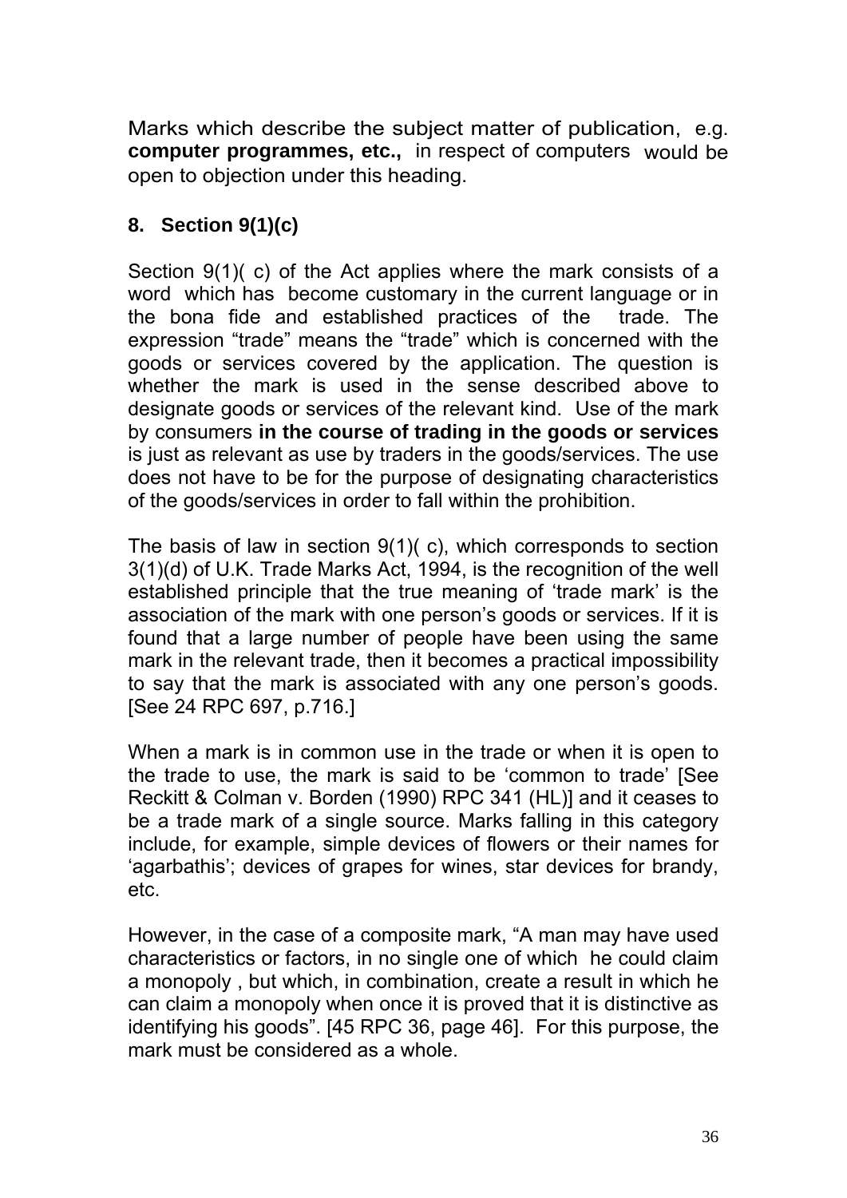Marks which describe the subject matter of publication, e.g. **computer programmes, etc.,** in respect of computers would be open to objection under this heading.

## 8. Section 9(1)(c)

Section 9(1)( c) of the Act applies where the mark consists of a word which has become customary in the current language or in the bona fide and established practices of the trade. The expression "trade" means the "trade" which is concerned with the goods or services covered by the application. The question is whether the mark is used in the sense described above to designate goods or services of the relevant kind. Use of the mark by consumers **in the course of trading in the goods or services** is just as relevant as use by traders in the goods/services. The use does not have to be for the purpose of designating characteristics of the goods/services in order to fall within the prohibition.

The basis of law in section 9(1)( c), which corresponds to section 3(1)(d) of U.K. Trade Marks Act, 1994, is the recognition of the well established principle that the true meaning of 'trade mark' is the association of the mark with one person's goods or services. If it is found that a large number of people have been using the same mark in the relevant trade, then it becomes a practical impossibility to say that the mark is associated with any one person's goods. [See 24 RPC 697, p.716.]

When a mark is in common use in the trade or when it is open to the trade to use, the mark is said to be 'common to trade' [See Reckitt & Colman v. Borden (1990) RPC 341 (HL)] and it ceases to be a trade mark of a single source. Marks falling in this category include, for example, simple devices of flowers or their names for 'agarbathis'; devices of grapes for wines, star devices for brandy, etc.

However, in the case of a composite mark, "A man may have used characteristics or factors, in no single one of which he could claim a monopoly , but which, in combination, create a result in which he can claim a monopoly when once it is proved that it is distinctive as identifying his goods". [45 RPC 36, page 46]. For this purpose, the mark must be considered as a whole.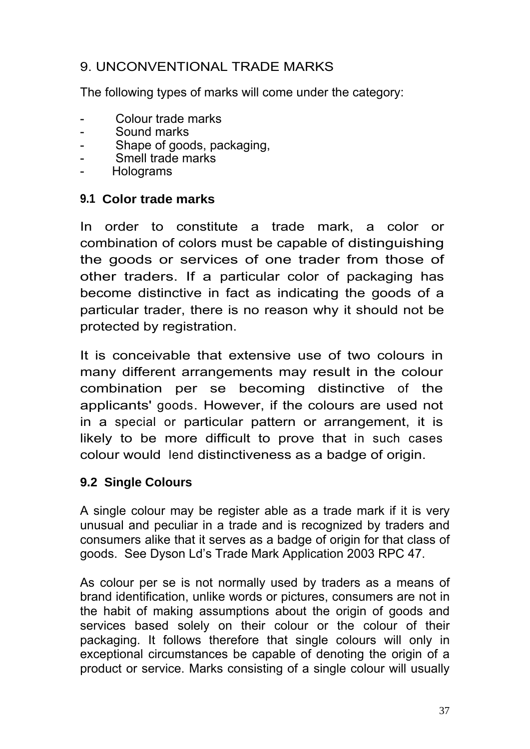## 9. UNCONVENTIONAL TRADE MARKS

The following types of marks will come under the category:

- Colour trade marks
- Sound marks
- Shape of goods, packaging,
- Smell trade marks
- Holograms

### 9.1 Color trade marks

In order to constitute a trade mark, a color or combination of colors must be capable of distinguishing the goods or services of one trader from those of other traders. If a particular color of packaging has become distinctive in fact as indicating the goods of a particular trader, there is no reason why it should not be protected by registration.

It is conceivable that extensive use of two colours in many different arrangements may result in the colour combination per se becoming distinctive of the applicants' goods. However, if the colours are used not in a special or particular pattern or arrangement, it is likely to be more difficult to prove that in such cases colour would lend distinctiveness as a badge of origin.

### 9.2 Single Colours

A single colour may be register able as a trade mark if it is very unusual and peculiar in a trade and is recognized by traders and consumers alike that it serves as a badge of origin for that class of goods. See Dyson Ld's Trade Mark Application 2003 RPC 47.

As colour per se is not normally used by traders as a means of brand identification, unlike words or pictures, consumers are not in the habit of making assumptions about the origin of goods and services based solely on their colour or the colour of their packaging. It follows therefore that single colours will only in exceptional circumstances be capable of denoting the origin of a product or service. Marks consisting of a single colour will usually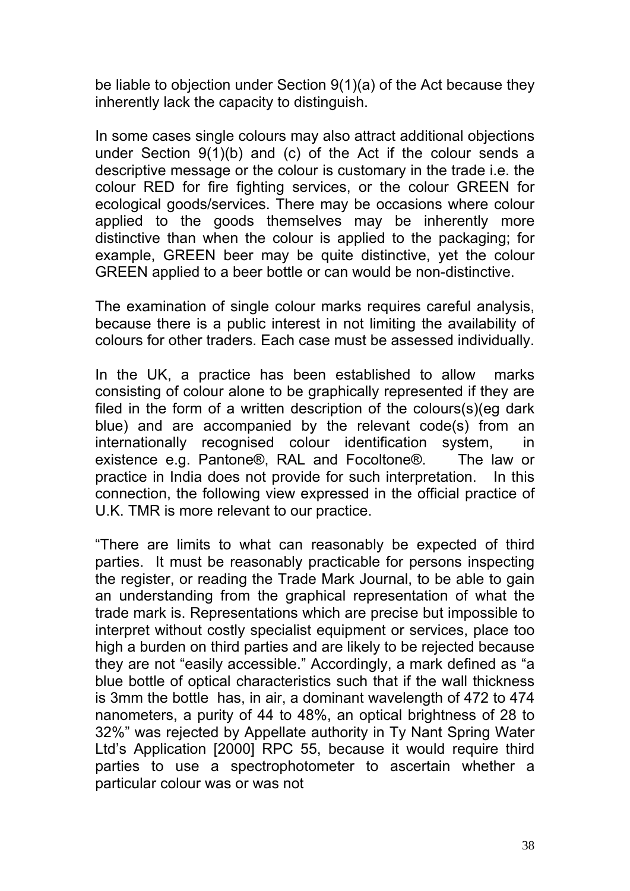be liable to objection under Section 9(1)(a) of the Act because they inherently lack the capacity to distinguish.

In some cases single colours may also attract additional objections under Section 9(1)(b) and (c) of the Act if the colour sends a descriptive message or the colour is customary in the trade i.e. the colour RED for fire fighting services, or the colour GREEN for ecological goods/services. There may be occasions where colour applied to the goods themselves may be inherently more distinctive than when the colour is applied to the packaging; for example, GREEN beer may be quite distinctive, yet the colour GREEN applied to a beer bottle or can would be non-distinctive.

The examination of single colour marks requires careful analysis, because there is a public interest in not limiting the availability of colours for other traders. Each case must be assessed individually.

In the UK, a practice has been established to allow marks consisting of colour alone to be graphically represented if they are filed in the form of a written description of the colours(s)(eg dark blue) and are accompanied by the relevant code(s) from an internationally recognised colour identification system, in existence e.g. Pantone®, RAL and Focoltone®. The law or practice in India does not provide for such interpretation. In this connection, the following view expressed in the official practice of U.K. TMR is more relevant to our practice.

"There are limits to what can reasonably be expected of third parties. It must be reasonably practicable for persons inspecting the register, or reading the Trade Mark Journal, to be able to gain an understanding from the graphical representation of what the trade mark is. Representations which are precise but impossible to interpret without costly specialist equipment or services, place too high a burden on third parties and are likely to be rejected because they are not "easily accessible." Accordingly, a mark defined as "a blue bottle of optical characteristics such that if the wall thickness is 3mm the bottle has, in air, a dominant wavelength of 472 to 474 nanometers, a purity of 44 to 48%, an optical brightness of 28 to 32%" was rejected by Appellate authority in Ty Nant Spring Water Ltd's Application [2000] RPC 55, because it would require third parties to use a spectrophotometer to ascertain whether a particular colour was or was not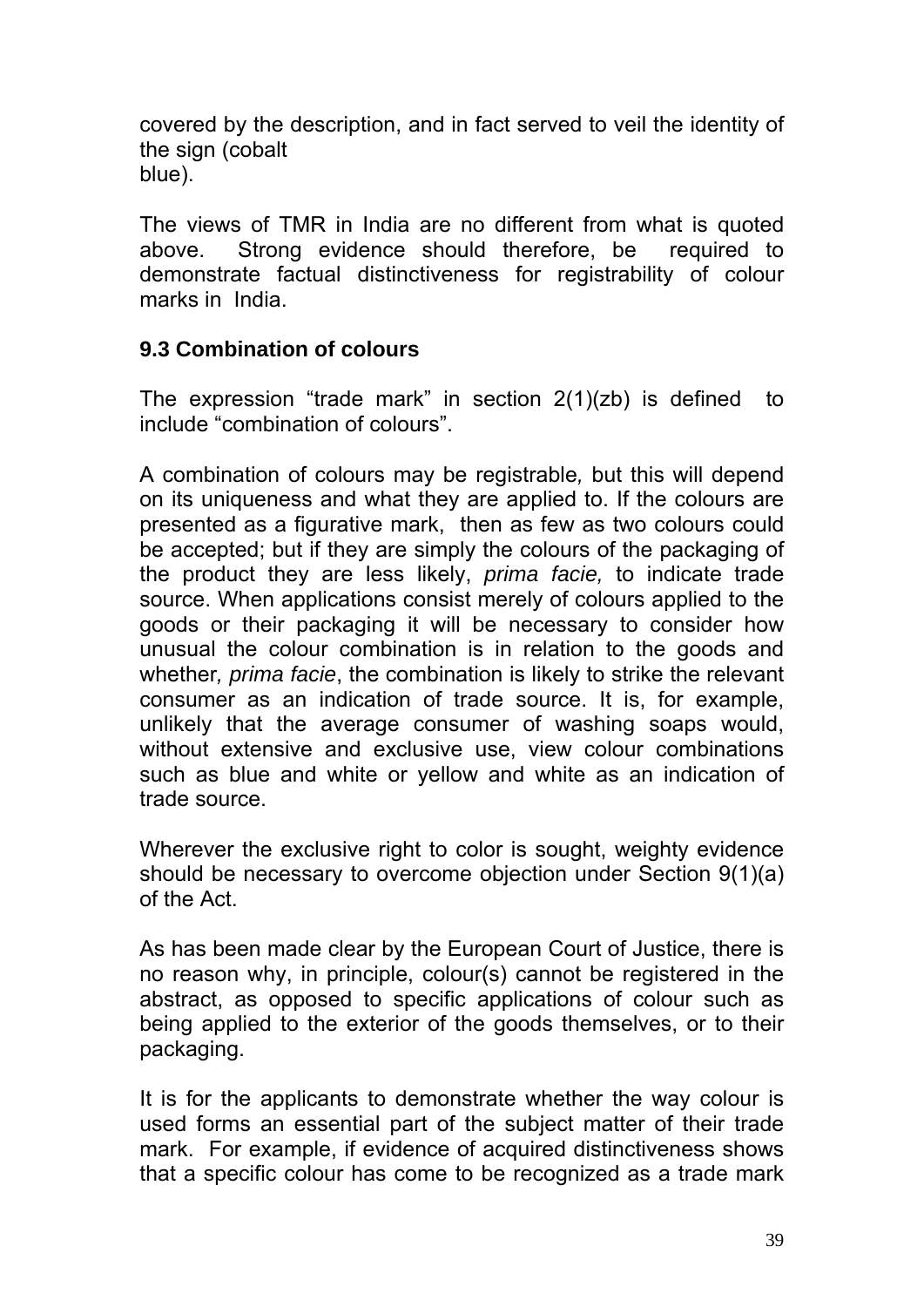covered by the description, and in fact served to veil the identity of the sign (cobalt
blue).

The views of TMR in India are no different from what is quoted above. Strong evidence should therefore, be required to demonstrate factual distinctiveness for registrability of colour marks in India.

### 9.3 Combination of colours

The expression "trade mark" in section 2(1)(zb) is defined to include "combination of colours".

A combination of colours may be registrable*,* but this will depend on its uniqueness and what they are applied to. If the colours are presented as a figurative mark, then as few as two colours could be accepted; but if they are simply the colours of the packaging of the product they are less likely, *prima facie,* to indicate trade source. When applications consist merely of colours applied to the goods or their packaging it will be necessary to consider how unusual the colour combination is in relation to the goods and whether*, prima facie*, the combination is likely to strike the relevant consumer as an indication of trade source. It is, for example, unlikely that the average consumer of washing soaps would, without extensive and exclusive use, view colour combinations such as blue and white or yellow and white as an indication of trade source.

Wherever the exclusive right to color is sought, weighty evidence should be necessary to overcome objection under Section 9(1)(a) of the Act.

As has been made clear by the European Court of Justice, there is no reason why, in principle, colour(s) cannot be registered in the abstract, as opposed to specific applications of colour such as being applied to the exterior of the goods themselves, or to their packaging.

It is for the applicants to demonstrate whether the way colour is used forms an essential part of the subject matter of their trade mark. For example, if evidence of acquired distinctiveness shows that a specific colour has come to be recognized as a trade mark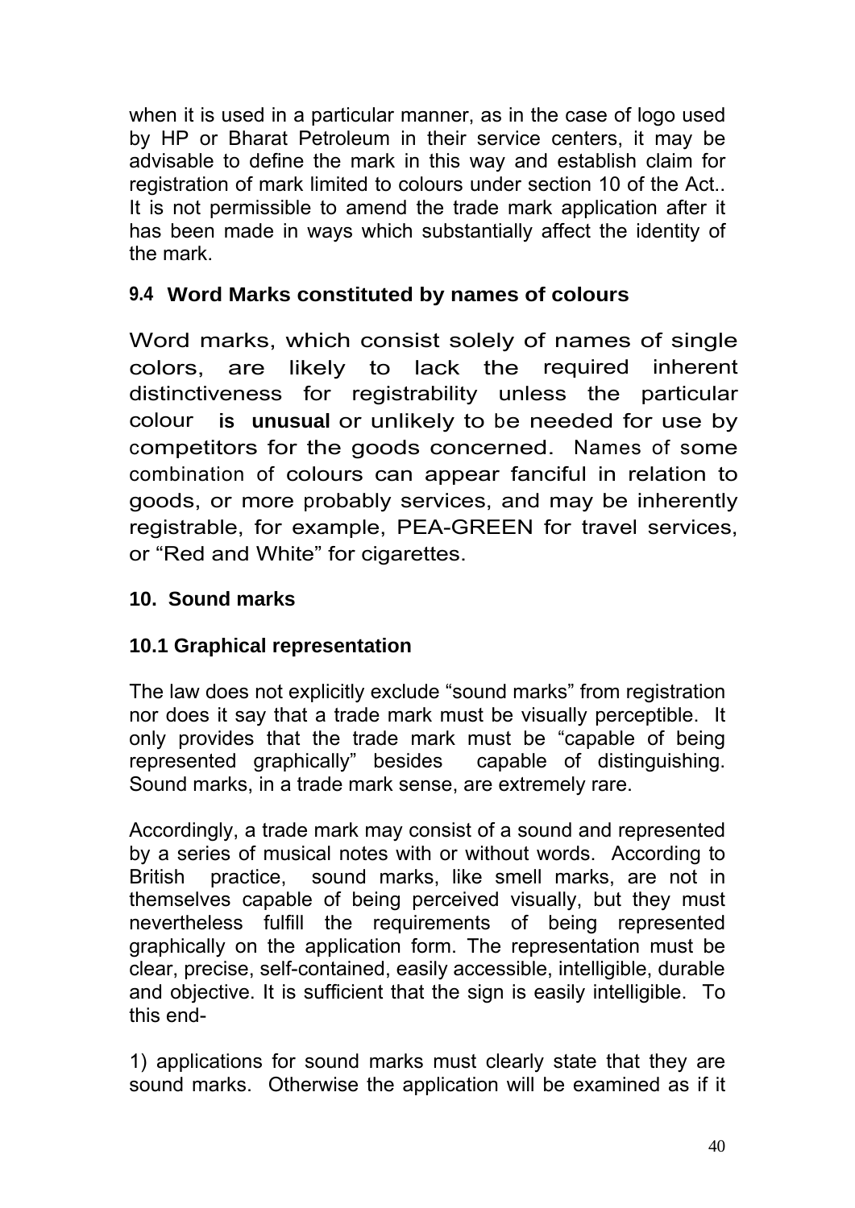when it is used in a particular manner, as in the case of logo used by HP or Bharat Petroleum in their service centers, it may be advisable to define the mark in this way and establish claim for registration of mark limited to colours under section 10 of the Act.. It is not permissible to amend the trade mark application after it has been made in ways which substantially affect the identity of the mark.

### 9.4 Word Marks constituted by names of colours

Word marks, which consist solely of names of single colors, are likely to lack the required inherent distinctiveness for registrability unless the particular colour **is unusual** or unlikely to be needed for use by competitors for the goods concerned. Names of some combination of colours can appear fanciful in relation to goods, or more probably services, and may be inherently registrable, for example, PEA-GREEN for travel services, or "Red and White" for cigarettes.

## 10. Sound marks

### 10.1 Graphical representation

The law does not explicitly exclude "sound marks" from registration nor does it say that a trade mark must be visually perceptible. It only provides that the trade mark must be "capable of being represented graphically" besides capable of distinguishing. Sound marks, in a trade mark sense, are extremely rare.

Accordingly, a trade mark may consist of a sound and represented by a series of musical notes with or without words. According to British practice, sound marks, like smell marks, are not in themselves capable of being perceived visually, but they must nevertheless fulfill the requirements of being represented graphically on the application form. The representation must be clear, precise, self-contained, easily accessible, intelligible, durable and objective. It is sufficient that the sign is easily intelligible. To this end-

1) applications for sound marks must clearly state that they are sound marks. Otherwise the application will be examined as if it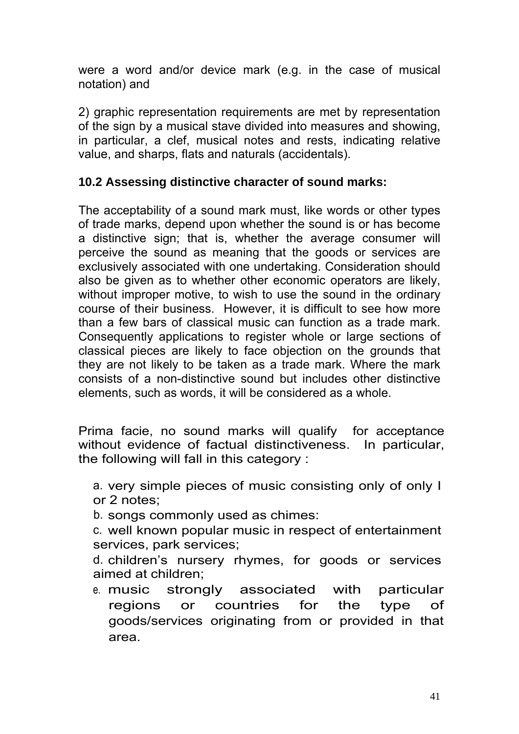were a word and/or device mark (e.g. in the case of musical notation) and

2) graphic representation requirements are met by representation of the sign by a musical stave divided into measures and showing, in particular, a clef, musical notes and rests, indicating relative value, and sharps, flats and naturals (accidentals).

### 10.2 Assessing distinctive character of sound marks:

The acceptability of a sound mark must, like words or other types of trade marks, depend upon whether the sound is or has become a distinctive sign; that is, whether the average consumer will perceive the sound as meaning that the goods or services are exclusively associated with one undertaking. Consideration should also be given as to whether other economic operators are likely, without improper motive, to wish to use the sound in the ordinary course of their business. However, it is difficult to see how more than a few bars of classical music can function as a trade mark. Consequently applications to register whole or large sections of classical pieces are likely to face objection on the grounds that they are not likely to be taken as a trade mark. Where the mark consists of a non-distinctive sound but includes other distinctive elements, such as words, it will be considered as a whole.

Prima facie, no sound marks will qualify for acceptance without evidence of factual distinctiveness. In particular, the following will fall in this category :

a. very simple pieces of music consisting only of only I or 2 notes;

b. songs commonly used as chimes:

c. well known popular music in respect of entertainment services, park services;

d. children's nursery rhymes, for goods or services aimed at children;

e. music strongly associated with particular regions or countries for the type of goods/services originating from or provided in that area.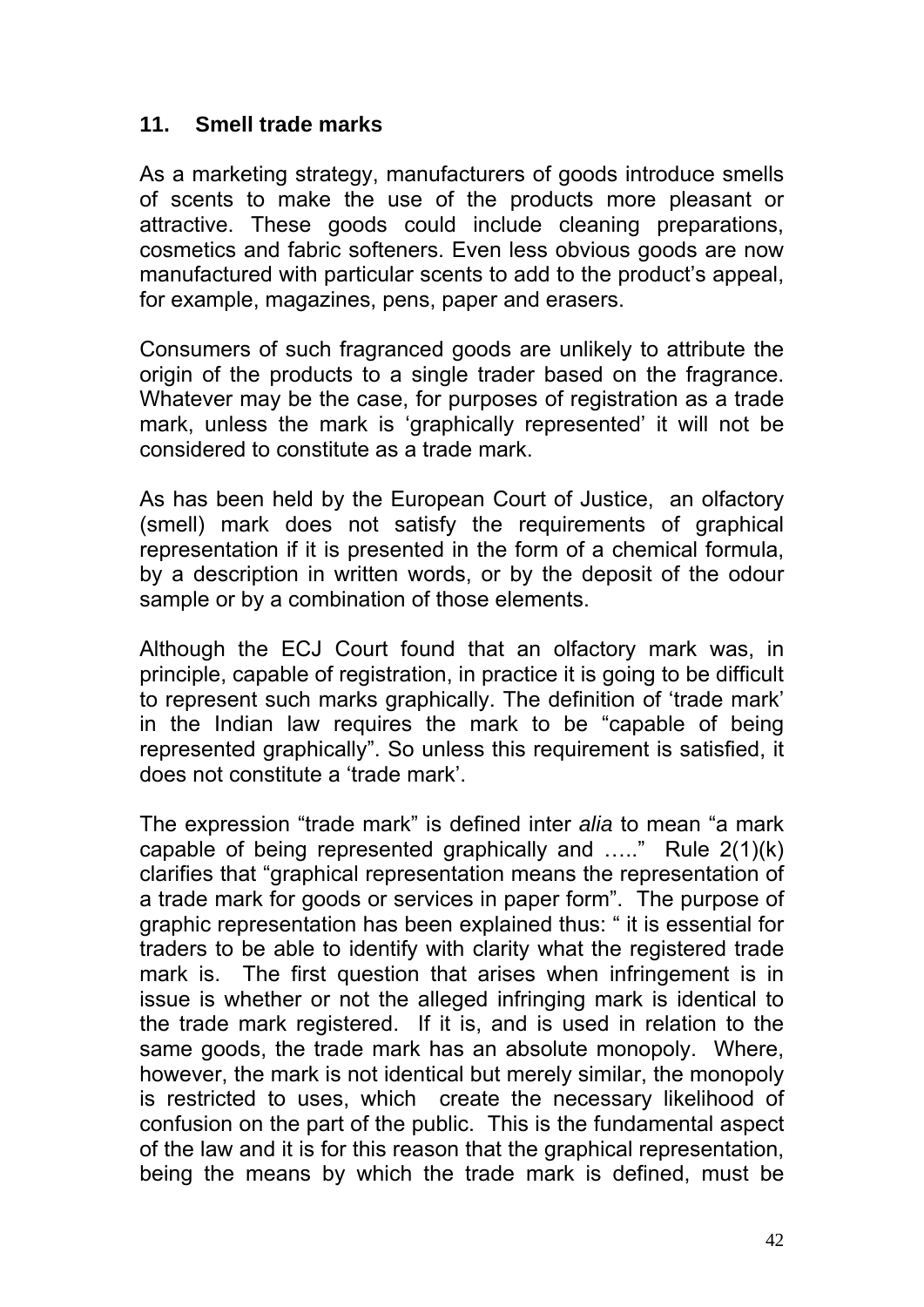## 11. Smell trade marks

As a marketing strategy, manufacturers of goods introduce smells of scents to make the use of the products more pleasant or attractive. These goods could include cleaning preparations, cosmetics and fabric softeners. Even less obvious goods are now manufactured with particular scents to add to the product's appeal, for example, magazines, pens, paper and erasers.

Consumers of such fragranced goods are unlikely to attribute the origin of the products to a single trader based on the fragrance. Whatever may be the case, for purposes of registration as a trade mark, unless the mark is 'graphically represented' it will not be considered to constitute as a trade mark.

As has been held by the European Court of Justice, an olfactory (smell) mark does not satisfy the requirements of graphical representation if it is presented in the form of a chemical formula, by a description in written words, or by the deposit of the odour sample or by a combination of those elements.

Although the ECJ Court found that an olfactory mark was, in principle, capable of registration, in practice it is going to be difficult to represent such marks graphically. The definition of 'trade mark' in the Indian law requires the mark to be "capable of being represented graphically". So unless this requirement is satisfied, it does not constitute a 'trade mark'.

The expression "trade mark" is defined inter *alia* to mean "a mark capable of being represented graphically and ….." Rule 2(1)(k) clarifies that "graphical representation means the representation of a trade mark for goods or services in paper form". The purpose of graphic representation has been explained thus: " it is essential for traders to be able to identify with clarity what the registered trade mark is. The first question that arises when infringement is in issue is whether or not the alleged infringing mark is identical to the trade mark registered. If it is, and is used in relation to the same goods, the trade mark has an absolute monopoly. Where, however, the mark is not identical but merely similar, the monopoly is restricted to uses, which create the necessary likelihood of confusion on the part of the public. This is the fundamental aspect of the law and it is for this reason that the graphical representation, being the means by which the trade mark is defined, must be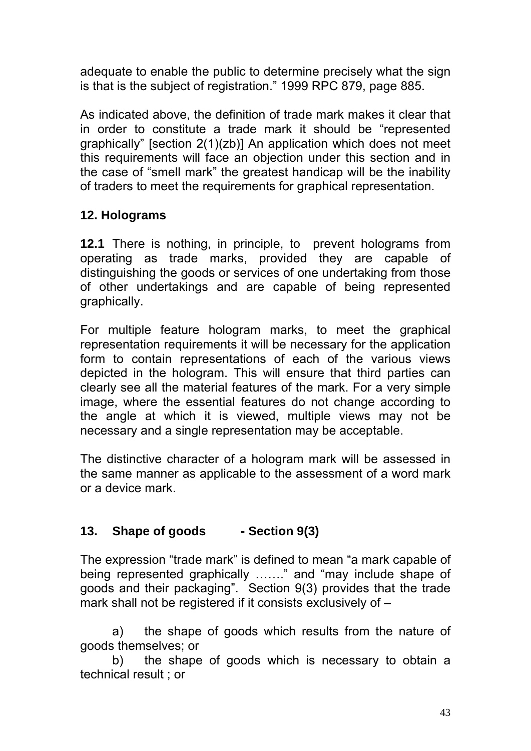adequate to enable the public to determine precisely what the sign is that is the subject of registration." 1999 RPC 879, page 885.

As indicated above, the definition of trade mark makes it clear that in order to constitute a trade mark it should be "represented graphically" [section 2(1)(zb)] An application which does not meet this requirements will face an objection under this section and in the case of "smell mark" the greatest handicap will be the inability of traders to meet the requirements for graphical representation.

## 12. Holograms

**12.1** There is nothing, in principle, to prevent holograms from operating as trade marks, provided they are capable of distinguishing the goods or services of one undertaking from those of other undertakings and are capable of being represented graphically.

For multiple feature hologram marks, to meet the graphical representation requirements it will be necessary for the application form to contain representations of each of the various views depicted in the hologram. This will ensure that third parties can clearly see all the material features of the mark. For a very simple image, where the essential features do not change according to the angle at which it is viewed, multiple views may not be necessary and a single representation may be acceptable.

The distinctive character of a hologram mark will be assessed in the same manner as applicable to the assessment of a word mark or a device mark.

## 13. Shape of goods - Section 9(3)

The expression "trade mark" is defined to mean "a mark capable of being represented graphically ……." and "may include shape of goods and their packaging". Section 9(3) provides that the trade mark shall not be registered if it consists exclusively of –

a) the shape of goods which results from the nature of goods themselves; or

b) the shape of goods which is necessary to obtain a technical result ; or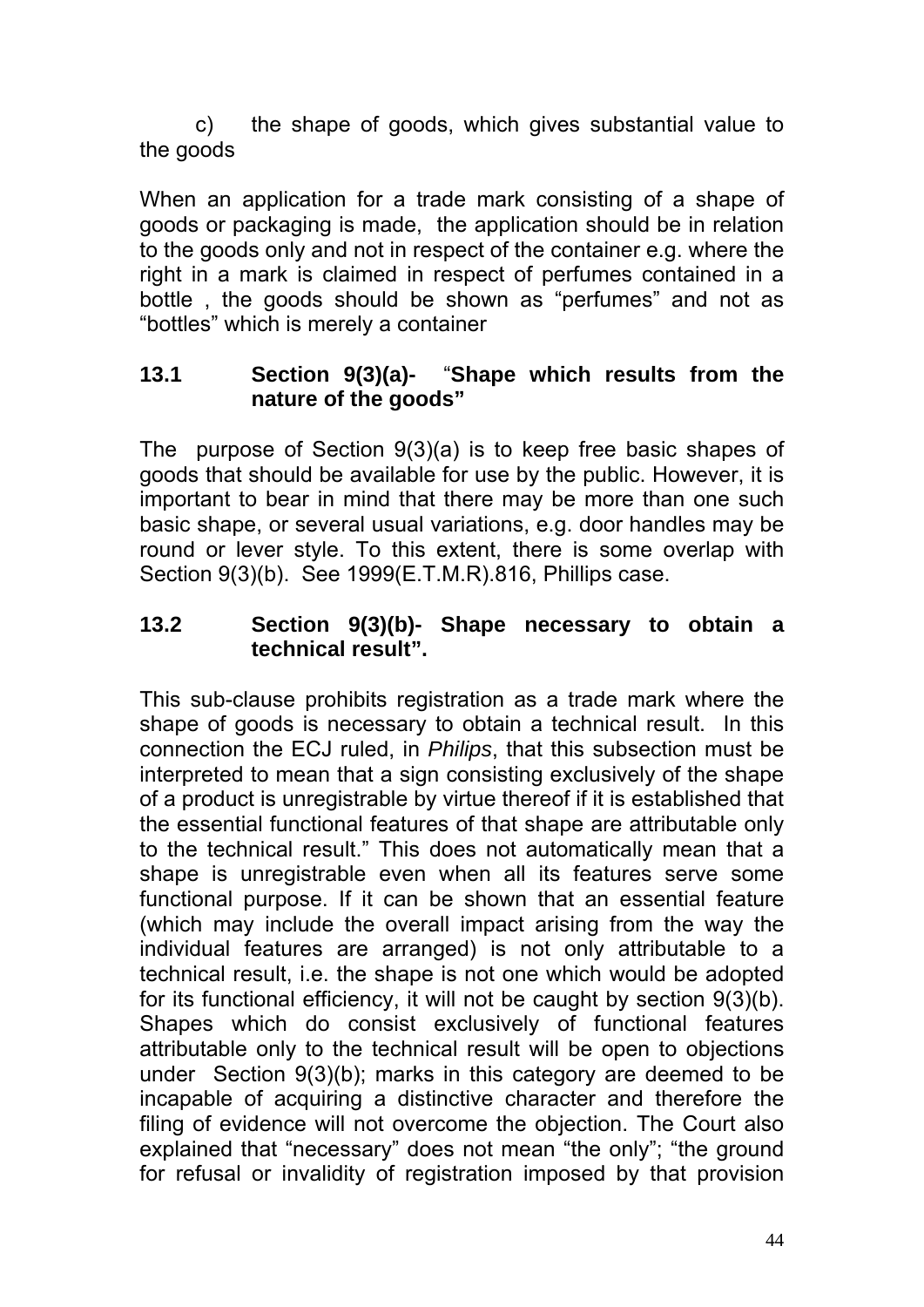c) the shape of goods, which gives substantial value to the goods

When an application for a trade mark consisting of a shape of goods or packaging is made, the application should be in relation to the goods only and not in respect of the container e.g. where the right in a mark is claimed in respect of perfumes contained in a bottle , the goods should be shown as "perfumes" and not as "bottles" which is merely a container

### 13.1 Section 9(3)(a)- "Shape which results from the nature of the goods"

The purpose of Section 9(3)(a) is to keep free basic shapes of goods that should be available for use by the public. However, it is important to bear in mind that there may be more than one such basic shape, or several usual variations, e.g. door handles may be round or lever style. To this extent, there is some overlap with Section 9(3)(b). See 1999(E.T.M.R).816, Phillips case.

### 13.2 Section 9(3)(b)- Shape necessary to obtain a technical result".

This sub-clause prohibits registration as a trade mark where the shape of goods is necessary to obtain a technical result. In this connection the ECJ ruled, in *Philips*, that this subsection must be interpreted to mean that a sign consisting exclusively of the shape of a product is unregistrable by virtue thereof if it is established that the essential functional features of that shape are attributable only to the technical result." This does not automatically mean that a shape is unregistrable even when all its features serve some functional purpose. If it can be shown that an essential feature (which may include the overall impact arising from the way the individual features are arranged) is not only attributable to a technical result, i.e. the shape is not one which would be adopted for its functional efficiency, it will not be caught by section 9(3)(b). Shapes which do consist exclusively of functional features attributable only to the technical result will be open to objections under Section 9(3)(b); marks in this category are deemed to be incapable of acquiring a distinctive character and therefore the filing of evidence will not overcome the objection. The Court also explained that "necessary" does not mean "the only"; "the ground for refusal or invalidity of registration imposed by that provision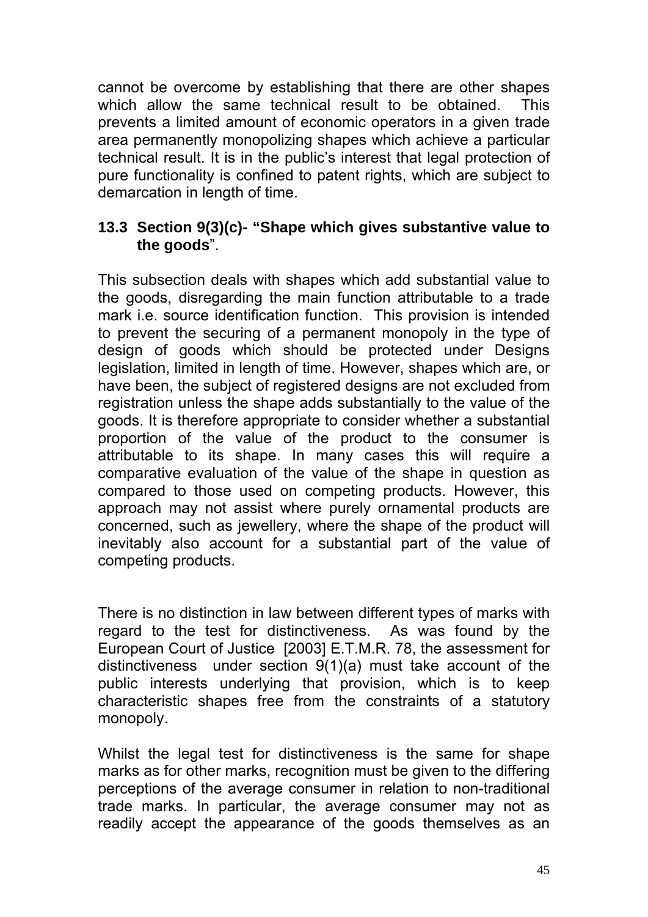cannot be overcome by establishing that there are other shapes which allow the same technical result to be obtained. This prevents a limited amount of economic operators in a given trade area permanently monopolizing shapes which achieve a particular technical result. It is in the public's interest that legal protection of pure functionality is confined to patent rights, which are subject to demarcation in length of time.

### 13.3 Section 9(3)(c)- "Shape which gives substantive value to the goods".

This subsection deals with shapes which add substantial value to the goods, disregarding the main function attributable to a trade mark i.e. source identification function. This provision is intended to prevent the securing of a permanent monopoly in the type of design of goods which should be protected under Designs legislation, limited in length of time. However, shapes which are, or have been, the subject of registered designs are not excluded from registration unless the shape adds substantially to the value of the goods. It is therefore appropriate to consider whether a substantial proportion of the value of the product to the consumer is attributable to its shape. In many cases this will require a comparative evaluation of the value of the shape in question as compared to those used on competing products. However, this approach may not assist where purely ornamental products are concerned, such as jewellery, where the shape of the product will inevitably also account for a substantial part of the value of competing products.

There is no distinction in law between different types of marks with regard to the test for distinctiveness. As was found by the European Court of Justice [2003] E.T.M.R. 78, the assessment for distinctiveness under section 9(1)(a) must take account of the public interests underlying that provision, which is to keep characteristic shapes free from the constraints of a statutory monopoly.

Whilst the legal test for distinctiveness is the same for shape marks as for other marks, recognition must be given to the differing perceptions of the average consumer in relation to non-traditional trade marks. In particular, the average consumer may not as readily accept the appearance of the goods themselves as an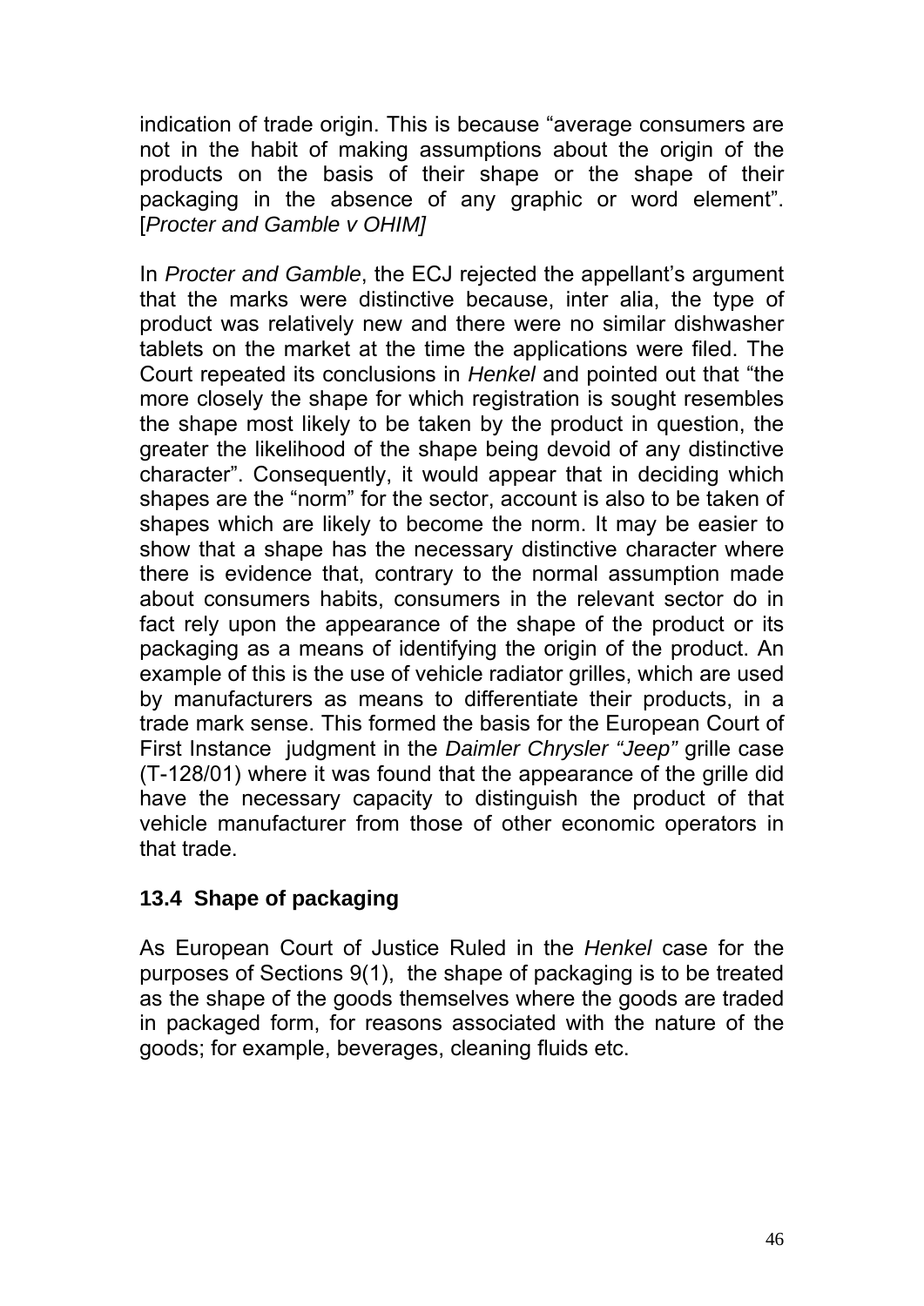indication of trade origin. This is because "average consumers are not in the habit of making assumptions about the origin of the products on the basis of their shape or the shape of their packaging in the absence of any graphic or word element". [*Procter and Gamble v OHIM]*

In *Procter and Gamble*, the ECJ rejected the appellant's argument that the marks were distinctive because, inter alia, the type of product was relatively new and there were no similar dishwasher tablets on the market at the time the applications were filed. The Court repeated its conclusions in *Henkel* and pointed out that "the more closely the shape for which registration is sought resembles the shape most likely to be taken by the product in question, the greater the likelihood of the shape being devoid of any distinctive character". Consequently, it would appear that in deciding which shapes are the "norm" for the sector, account is also to be taken of shapes which are likely to become the norm. It may be easier to show that a shape has the necessary distinctive character where there is evidence that, contrary to the normal assumption made about consumers habits, consumers in the relevant sector do in fact rely upon the appearance of the shape of the product or its packaging as a means of identifying the origin of the product. An example of this is the use of vehicle radiator grilles, which are used by manufacturers as means to differentiate their products, in a trade mark sense. This formed the basis for the European Court of First Instance judgment in the *Daimler Chrysler "Jeep"* grille case (T-128/01) where it was found that the appearance of the grille did have the necessary capacity to distinguish the product of that vehicle manufacturer from those of other economic operators in that trade.

### 13.4 Shape of packaging

As European Court of Justice Ruled in the *Henkel* case for the purposes of Sections 9(1), the shape of packaging is to be treated as the shape of the goods themselves where the goods are traded in packaged form, for reasons associated with the nature of the goods; for example, beverages, cleaning fluids etc.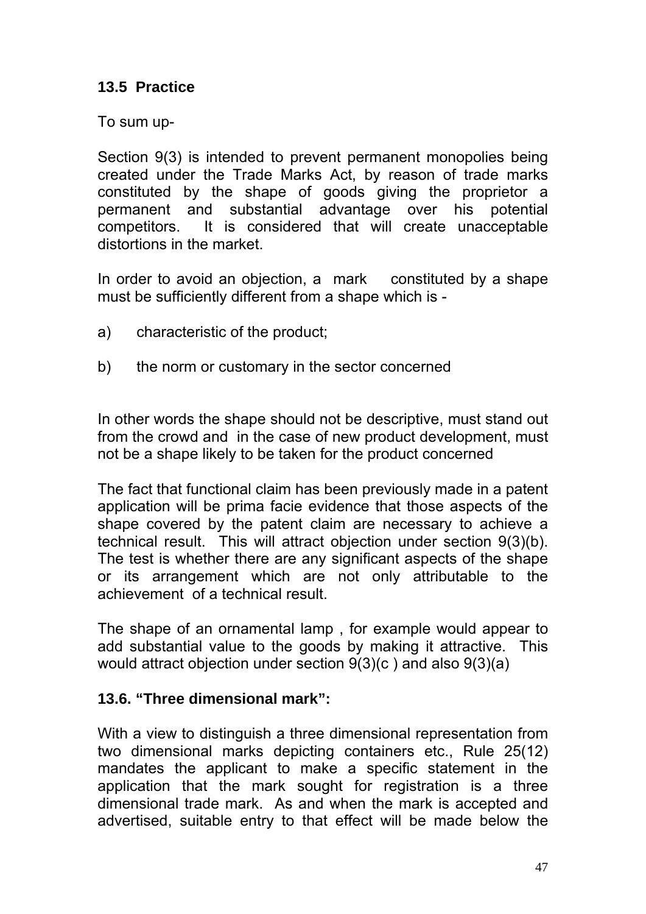## 13.5 Practice

To sum up-

Section 9(3) is intended to prevent permanent monopolies being created under the Trade Marks Act, by reason of trade marks constituted by the shape of goods giving the proprietor a permanent and substantial advantage over his potential competitors. It is considered that will create unacceptable distortions in the market.

In order to avoid an objection, a mark constituted by a shape must be sufficiently different from a shape which is -

a) characteristic of the product;

b) the norm or customary in the sector concerned

In other words the shape should not be descriptive, must stand out from the crowd and in the case of new product development, must not be a shape likely to be taken for the product concerned

The fact that functional claim has been previously made in a patent application will be prima facie evidence that those aspects of the shape covered by the patent claim are necessary to achieve a technical result. This will attract objection under section 9(3)(b). The test is whether there are any significant aspects of the shape or its arrangement which are not only attributable to the achievement of a technical result.

The shape of an ornamental lamp , for example would appear to add substantial value to the goods by making it attractive. This would attract objection under section 9(3)(c ) and also 9(3)(a)

## 13.6. "Three dimensional mark":

With a view to distinguish a three dimensional representation from two dimensional marks depicting containers etc., Rule 25(12) mandates the applicant to make a specific statement in the application that the mark sought for registration is a three dimensional trade mark. As and when the mark is accepted and advertised, suitable entry to that effect will be made below the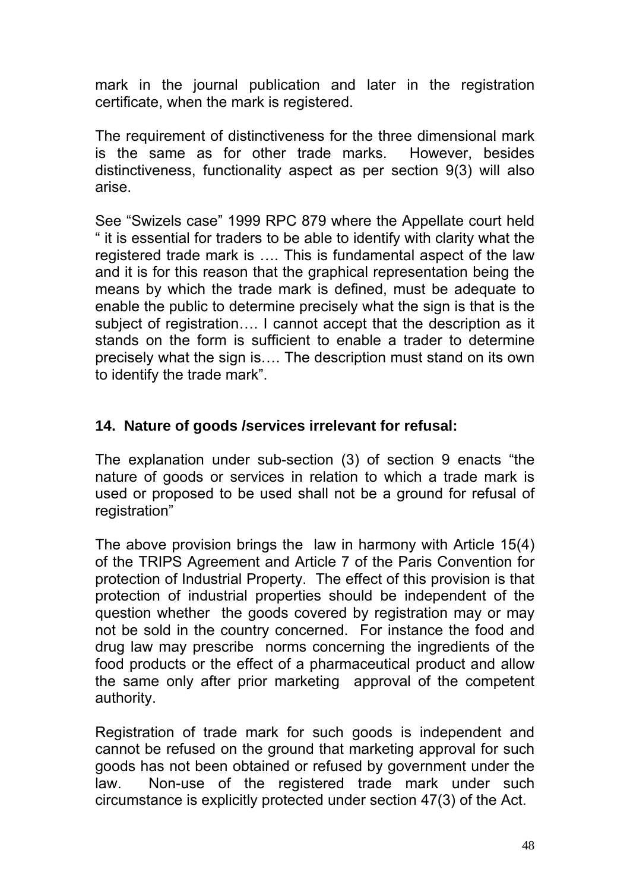mark in the journal publication and later in the registration certificate, when the mark is registered.

The requirement of distinctiveness for the three dimensional mark is the same as for other trade marks. However, besides distinctiveness, functionality aspect as per section 9(3) will also arise.

See "Swizels case" 1999 RPC 879 where the Appellate court held " it is essential for traders to be able to identify with clarity what the registered trade mark is …. This is fundamental aspect of the law and it is for this reason that the graphical representation being the means by which the trade mark is defined, must be adequate to enable the public to determine precisely what the sign is that is the subject of registration…. I cannot accept that the description as it stands on the form is sufficient to enable a trader to determine precisely what the sign is…. The description must stand on its own to identify the trade mark".

### 14. Nature of goods /services irrelevant for refusal:

The explanation under sub-section (3) of section 9 enacts "the nature of goods or services in relation to which a trade mark is used or proposed to be used shall not be a ground for refusal of registration"

The above provision brings the law in harmony with Article 15(4) of the TRIPS Agreement and Article 7 of the Paris Convention for protection of Industrial Property. The effect of this provision is that protection of industrial properties should be independent of the question whether the goods covered by registration may or may not be sold in the country concerned. For instance the food and drug law may prescribe norms concerning the ingredients of the food products or the effect of a pharmaceutical product and allow the same only after prior marketing approval of the competent authority.

Registration of trade mark for such goods is independent and cannot be refused on the ground that marketing approval for such goods has not been obtained or refused by government under the law. Non-use of the registered trade mark under such circumstance is explicitly protected under section 47(3) of the Act.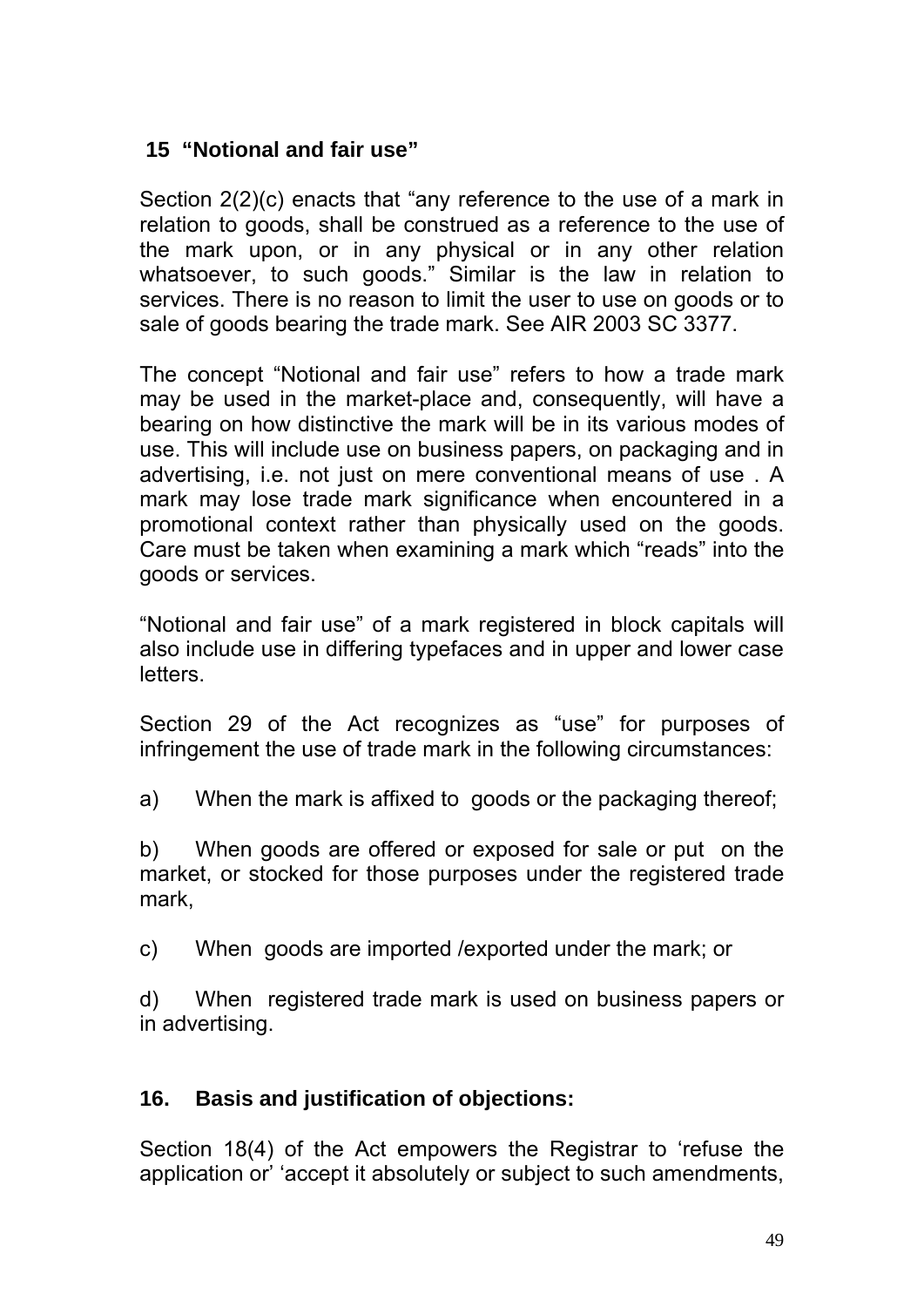## 15 "Notional and fair use"

Section 2(2)(c) enacts that "any reference to the use of a mark in relation to goods, shall be construed as a reference to the use of the mark upon, or in any physical or in any other relation whatsoever, to such goods." Similar is the law in relation to services. There is no reason to limit the user to use on goods or to sale of goods bearing the trade mark. See AIR 2003 SC 3377.

The concept "Notional and fair use" refers to how a trade mark may be used in the market-place and, consequently, will have a bearing on how distinctive the mark will be in its various modes of use. This will include use on business papers, on packaging and in advertising, i.e. not just on mere conventional means of use . A mark may lose trade mark significance when encountered in a promotional context rather than physically used on the goods. Care must be taken when examining a mark which "reads" into the goods or services.

"Notional and fair use" of a mark registered in block capitals will also include use in differing typefaces and in upper and lower case letters.

Section 29 of the Act recognizes as "use" for purposes of infringement the use of trade mark in the following circumstances:

a) When the mark is affixed to goods or the packaging thereof;

b) When goods are offered or exposed for sale or put on the market, or stocked for those purposes under the registered trade mark,

c) When goods are imported /exported under the mark; or

d) When registered trade mark is used on business papers or in advertising.

## 16. Basis and justification of objections:

Section 18(4) of the Act empowers the Registrar to 'refuse the application or' 'accept it absolutely or subject to such amendments,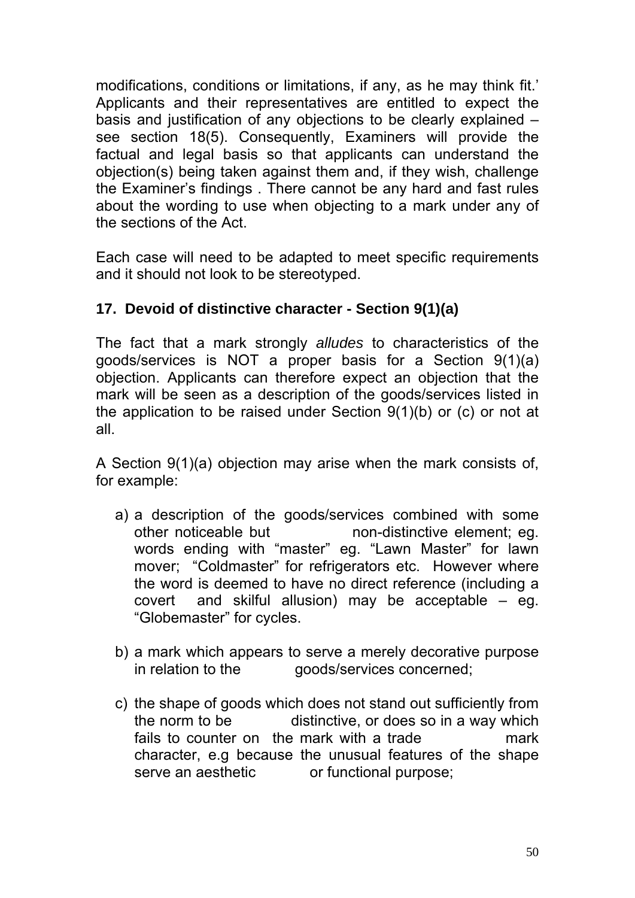modifications, conditions or limitations, if any, as he may think fit.' Applicants and their representatives are entitled to expect the basis and justification of any objections to be clearly explained – see section 18(5). Consequently, Examiners will provide the factual and legal basis so that applicants can understand the objection(s) being taken against them and, if they wish, challenge the Examiner's findings . There cannot be any hard and fast rules about the wording to use when objecting to a mark under any of the sections of the Act.

Each case will need to be adapted to meet specific requirements and it should not look to be stereotyped.

### 17. Devoid of distinctive character - Section 9(1)(a)

The fact that a mark strongly *alludes* to characteristics of the goods/services is NOT a proper basis for a Section 9(1)(a) objection. Applicants can therefore expect an objection that the mark will be seen as a description of the goods/services listed in the application to be raised under Section 9(1)(b) or (c) or not at all.

A Section 9(1)(a) objection may arise when the mark consists of, for example:

a) a description of the goods/services combined with some other noticeable but non-distinctive element; eg. words ending with "master" eg. "Lawn Master" for lawn mover; "Coldmaster" for refrigerators etc. However where the word is deemed to have no direct reference (including a covert and skilful allusion) may be acceptable – eg. "Globemaster" for cycles.

b) a mark which appears to serve a merely decorative purpose in relation to the goods/services concerned;

c) the shape of goods which does not stand out sufficiently from the norm to be distinctive, or does so in a way which fails to counter on the mark with a trade mark character, e.g because the unusual features of the shape serve an aesthetic or functional purpose;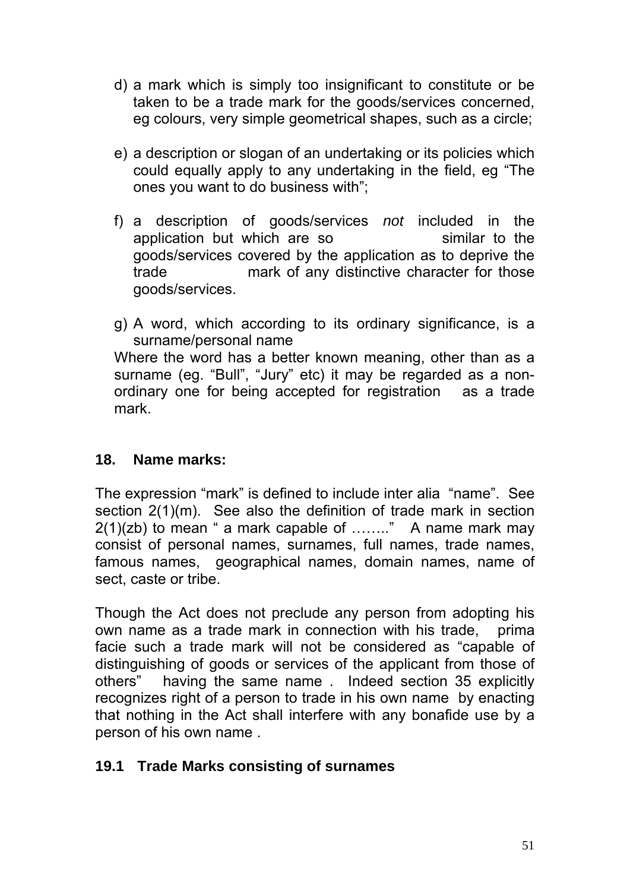d) a mark which is simply too insignificant to constitute or be taken to be a trade mark for the goods/services concerned, eg colours, very simple geometrical shapes, such as a circle;

e) a description or slogan of an undertaking or its policies which could equally apply to any undertaking in the field, eg "The ones you want to do business with";

f) a description of goods/services *not* included in the application but which are so similar to the goods/services covered by the application as to deprive the trade mark of any distinctive character for those goods/services.

g) A word, which according to its ordinary significance, is a surname/personal name

Where the word has a better known meaning, other than as a surname (eg. "Bull", "Jury" etc) it may be regarded as a non-ordinary one for being accepted for registration as a trade mark.

## 18. Name marks:

The expression "mark" is defined to include inter alia "name". See section 2(1)(m). See also the definition of trade mark in section 2(1)(zb) to mean " a mark capable of ……." A name mark may consist of personal names, surnames, full names, trade names, famous names, geographical names, domain names, name of sect, caste or tribe.

Though the Act does not preclude any person from adopting his own name as a trade mark in connection with his trade, prima facie such a trade mark will not be considered as "capable of distinguishing of goods or services of the applicant from those of others" having the same name . Indeed section 35 explicitly recognizes right of a person to trade in his own name by enacting that nothing in the Act shall interfere with any bonafide use by a person of his own name .

### 19.1 Trade Marks consisting of surnames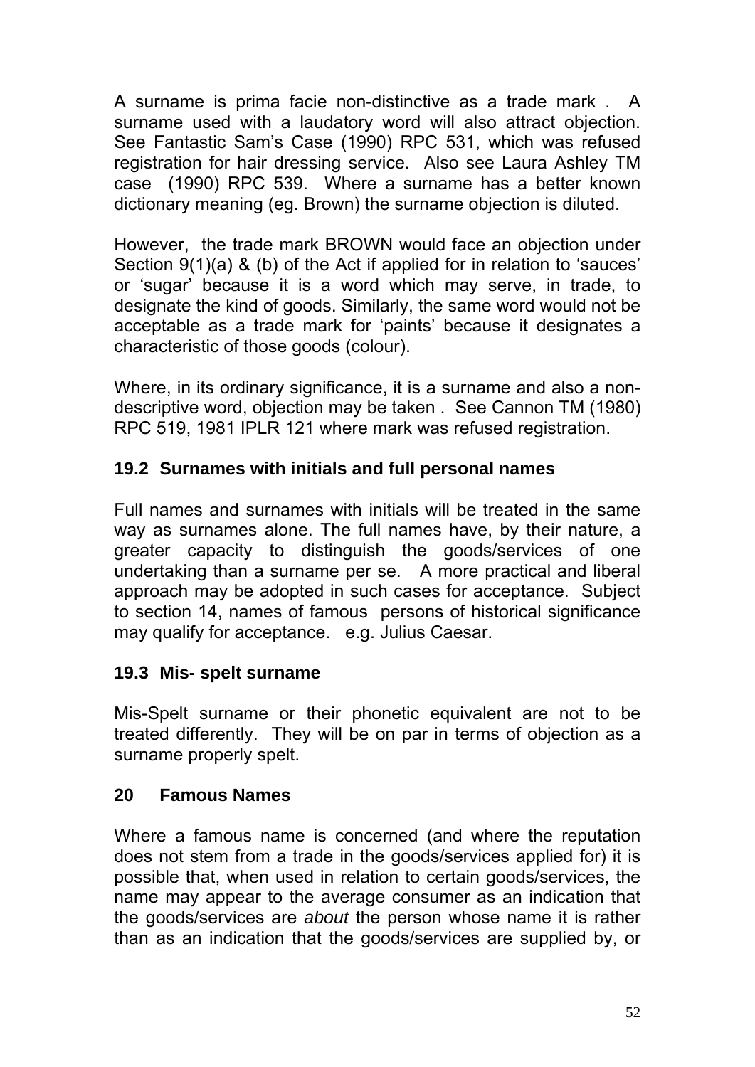A surname is prima facie non-distinctive as a trade mark . A surname used with a laudatory word will also attract objection. See Fantastic Sam's Case (1990) RPC 531, which was refused registration for hair dressing service. Also see Laura Ashley TM case (1990) RPC 539. Where a surname has a better known dictionary meaning (eg. Brown) the surname objection is diluted.

However, the trade mark BROWN would face an objection under Section 9(1)(a) & (b) of the Act if applied for in relation to 'sauces' or 'sugar' because it is a word which may serve, in trade, to designate the kind of goods. Similarly, the same word would not be acceptable as a trade mark for 'paints' because it designates a characteristic of those goods (colour).

Where, in its ordinary significance, it is a surname and also a non-descriptive word, objection may be taken . See Cannon TM (1980) RPC 519, 1981 IPLR 121 where mark was refused registration.

### 19.2 Surnames with initials and full personal names

Full names and surnames with initials will be treated in the same way as surnames alone. The full names have, by their nature, a greater capacity to distinguish the goods/services of one undertaking than a surname per se. A more practical and liberal approach may be adopted in such cases for acceptance. Subject to section 14, names of famous persons of historical significance may qualify for acceptance. e.g. Julius Caesar.

### 19.3 Mis- spelt surname

Mis-Spelt surname or their phonetic equivalent are not to be treated differently. They will be on par in terms of objection as a surname properly spelt.

## 20 Famous Names

Where a famous name is concerned (and where the reputation does not stem from a trade in the goods/services applied for) it is possible that, when used in relation to certain goods/services, the name may appear to the average consumer as an indication that the goods/services are *about* the person whose name it is rather than as an indication that the goods/services are supplied by, or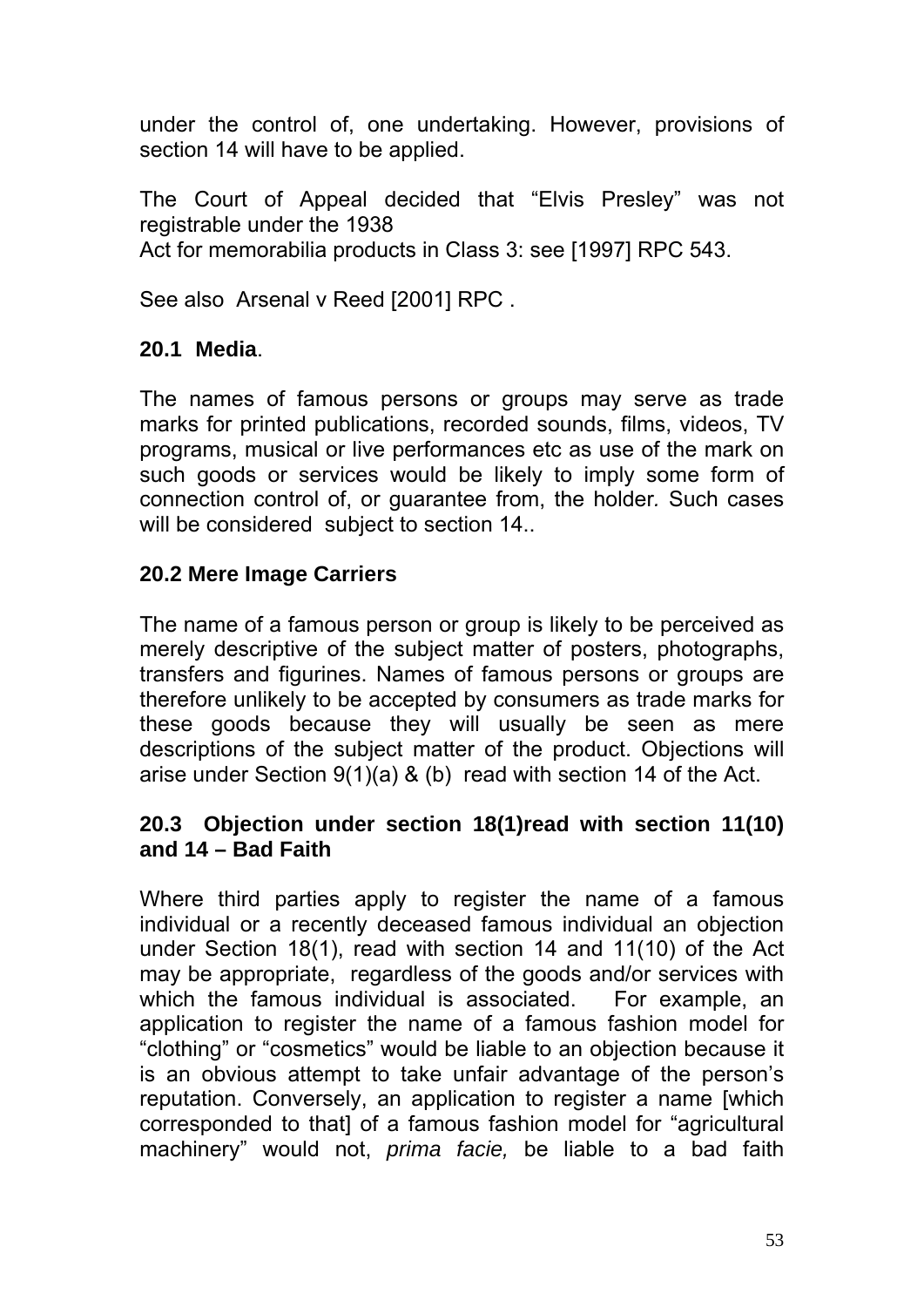under the control of, one undertaking. However, provisions of section 14 will have to be applied.

The Court of Appeal decided that "Elvis Presley" was not registrable under the 1938
Act for memorabilia products in Class 3: see [1997] RPC 543.

See also Arsenal v Reed [2001] RPC .

### 20.1 Media.

The names of famous persons or groups may serve as trade marks for printed publications, recorded sounds, films, videos, TV programs, musical or live performances etc as use of the mark on such goods or services would be likely to imply some form of connection control of, or guarantee from, the holder. Such cases will be considered subject to section 14..

### 20.2 Mere Image Carriers

The name of a famous person or group is likely to be perceived as merely descriptive of the subject matter of posters, photographs, transfers and figurines. Names of famous persons or groups are therefore unlikely to be accepted by consumers as trade marks for these goods because they will usually be seen as mere descriptions of the subject matter of the product. Objections will arise under Section 9(1)(a) & (b) read with section 14 of the Act.

### 20.3 Objection under section 18(1)read with section 11(10) and 14 – Bad Faith

Where third parties apply to register the name of a famous individual or a recently deceased famous individual an objection under Section 18(1), read with section 14 and 11(10) of the Act may be appropriate, regardless of the goods and/or services with which the famous individual is associated. For example, an application to register the name of a famous fashion model for "clothing" or "cosmetics" would be liable to an objection because it is an obvious attempt to take unfair advantage of the person's reputation. Conversely, an application to register a name [which corresponded to that] of a famous fashion model for "agricultural machinery" would not, *prima facie,* be liable to a bad faith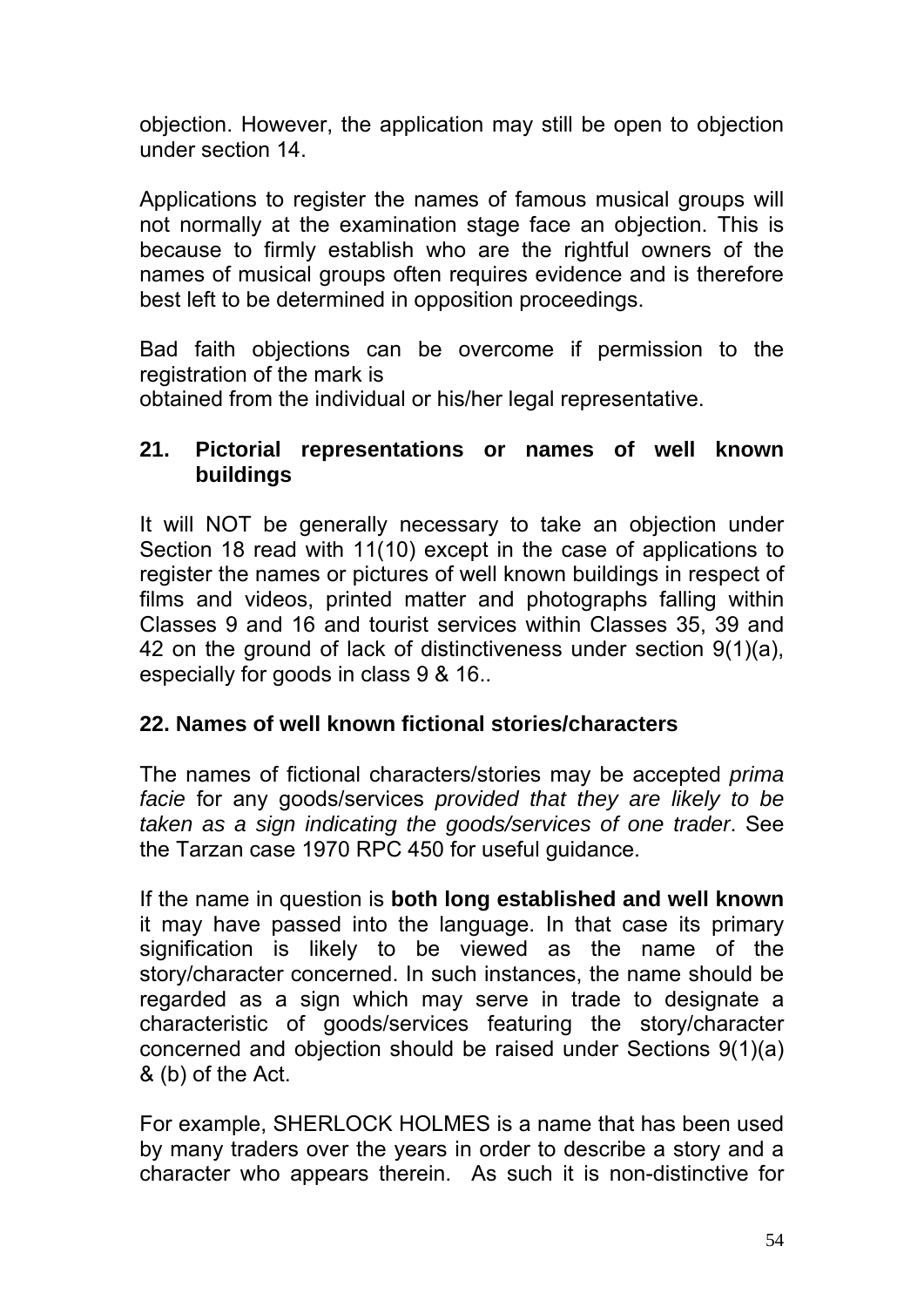objection. However, the application may still be open to objection under section 14.

Applications to register the names of famous musical groups will not normally at the examination stage face an objection. This is because to firmly establish who are the rightful owners of the names of musical groups often requires evidence and is therefore best left to be determined in opposition proceedings.

Bad faith objections can be overcome if permission to the registration of the mark is
obtained from the individual or his/her legal representative.

## 21. Pictorial representations or names of well known buildings

It will NOT be generally necessary to take an objection under Section 18 read with 11(10) except in the case of applications to register the names or pictures of well known buildings in respect of films and videos, printed matter and photographs falling within Classes 9 and 16 and tourist services within Classes 35, 39 and 42 on the ground of lack of distinctiveness under section 9(1)(a), especially for goods in class 9 & 16..

## 22. Names of well known fictional stories/characters

The names of fictional characters/stories may be accepted *prima facie* for any goods/services *provided that they are likely to be taken as a sign indicating the goods/services of one trader*. See the Tarzan case 1970 RPC 450 for useful guidance.

If the name in question is **both long established and well known** it may have passed into the language. In that case its primary signification is likely to be viewed as the name of the story/character concerned. In such instances, the name should be regarded as a sign which may serve in trade to designate a characteristic of goods/services featuring the story/character concerned and objection should be raised under Sections 9(1)(a) & (b) of the Act.

For example, SHERLOCK HOLMES is a name that has been used by many traders over the years in order to describe a story and a character who appears therein. As such it is non-distinctive for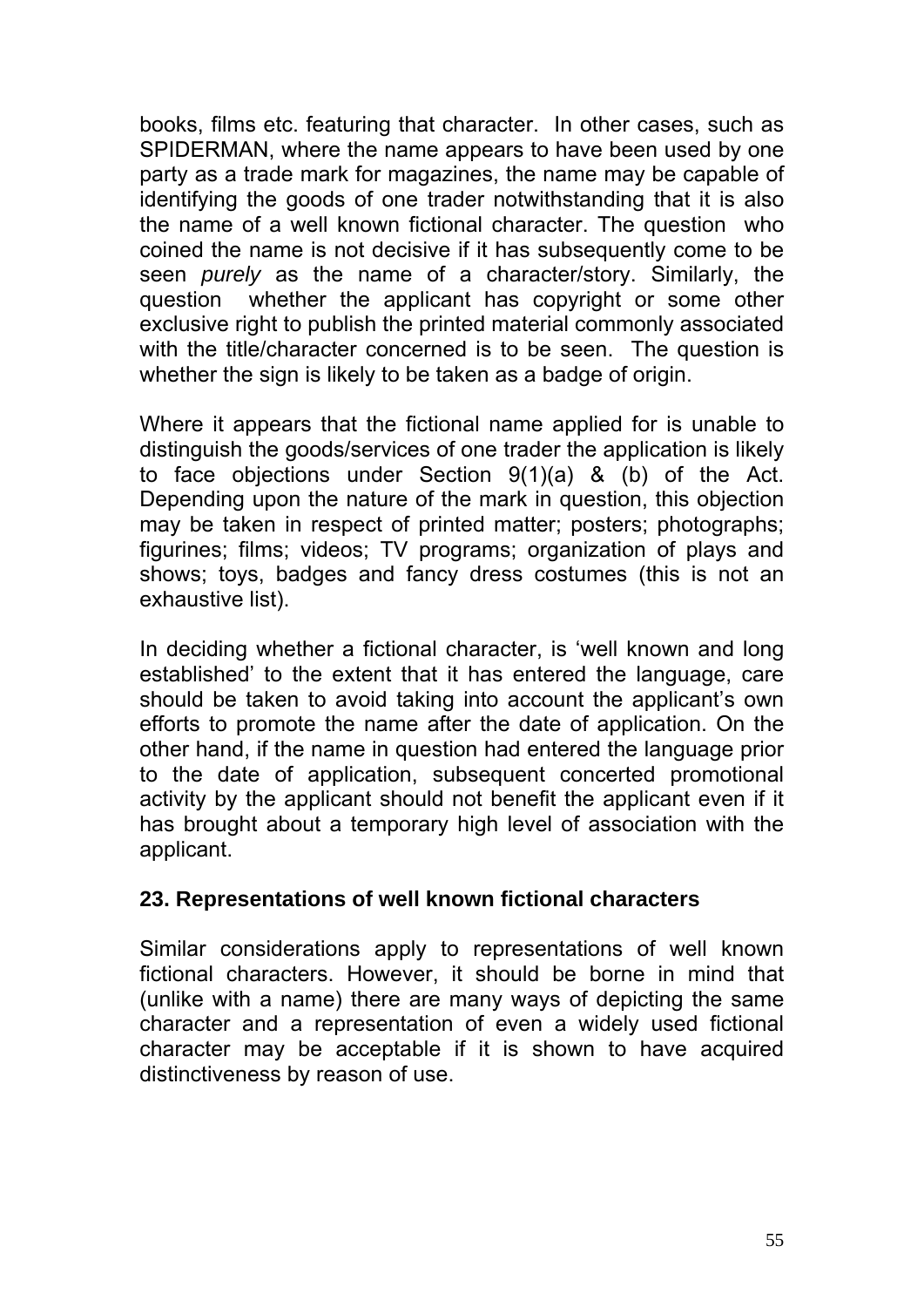books, films etc. featuring that character. In other cases, such as SPIDERMAN, where the name appears to have been used by one party as a trade mark for magazines, the name may be capable of identifying the goods of one trader notwithstanding that it is also the name of a well known fictional character. The question who coined the name is not decisive if it has subsequently come to be seen *purely* as the name of a character/story. Similarly, the question whether the applicant has copyright or some other exclusive right to publish the printed material commonly associated with the title/character concerned is to be seen. The question is whether the sign is likely to be taken as a badge of origin.

Where it appears that the fictional name applied for is unable to distinguish the goods/services of one trader the application is likely to face objections under Section 9(1)(a) & (b) of the Act. Depending upon the nature of the mark in question, this objection may be taken in respect of printed matter; posters; photographs; figurines; films; videos; TV programs; organization of plays and shows; toys, badges and fancy dress costumes (this is not an exhaustive list).

In deciding whether a fictional character, is 'well known and long established' to the extent that it has entered the language, care should be taken to avoid taking into account the applicant's own efforts to promote the name after the date of application. On the other hand, if the name in question had entered the language prior to the date of application, subsequent concerted promotional activity by the applicant should not benefit the applicant even if it has brought about a temporary high level of association with the applicant.

## 23. Representations of well known fictional characters

Similar considerations apply to representations of well known fictional characters. However, it should be borne in mind that (unlike with a name) there are many ways of depicting the same character and a representation of even a widely used fictional character may be acceptable if it is shown to have acquired distinctiveness by reason of use.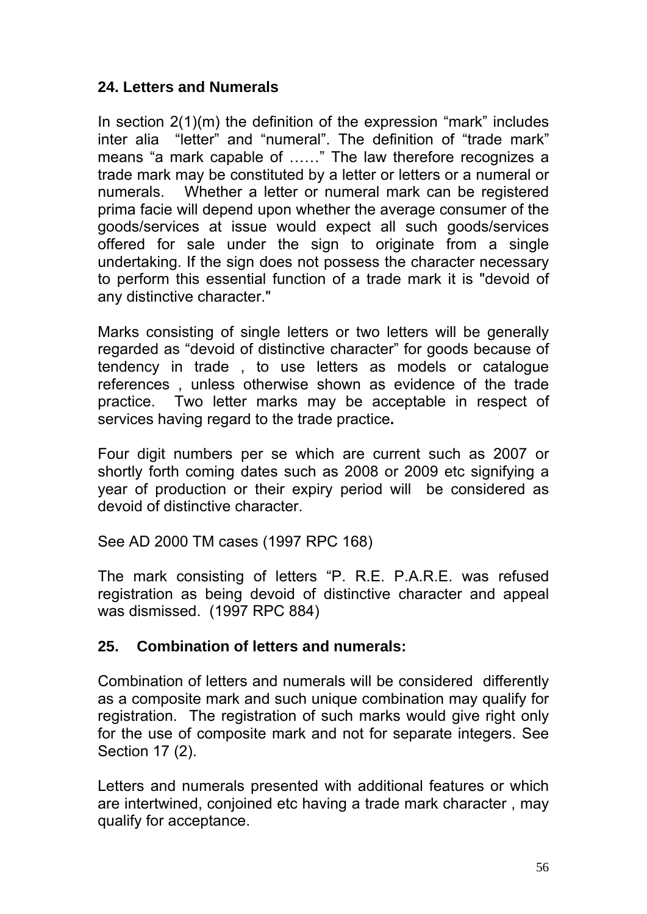## 24. Letters and Numerals

In section 2(1)(m) the definition of the expression "mark" includes inter alia "letter" and "numeral". The definition of "trade mark" means "a mark capable of ……" The law therefore recognizes a trade mark may be constituted by a letter or letters or a numeral or numerals. Whether a letter or numeral mark can be registered prima facie will depend upon whether the average consumer of the goods/services at issue would expect all such goods/services offered for sale under the sign to originate from a single undertaking. If the sign does not possess the character necessary to perform this essential function of a trade mark it is "devoid of any distinctive character."

Marks consisting of single letters or two letters will be generally regarded as "devoid of distinctive character" for goods because of tendency in trade , to use letters as models or catalogue references , unless otherwise shown as evidence of the trade practice. Two letter marks may be acceptable in respect of services having regard to the trade practice**.**

Four digit numbers per se which are current such as 2007 or shortly forth coming dates such as 2008 or 2009 etc signifying a year of production or their expiry period will be considered as devoid of distinctive character.

See AD 2000 TM cases (1997 RPC 168)

The mark consisting of letters "P. R.E. P.A.R.E. was refused registration as being devoid of distinctive character and appeal was dismissed. (1997 RPC 884)

## 25. Combination of letters and numerals:

Combination of letters and numerals will be considered differently as a composite mark and such unique combination may qualify for registration. The registration of such marks would give right only for the use of composite mark and not for separate integers. See Section 17 (2).

Letters and numerals presented with additional features or which are intertwined, conjoined etc having a trade mark character , may qualify for acceptance.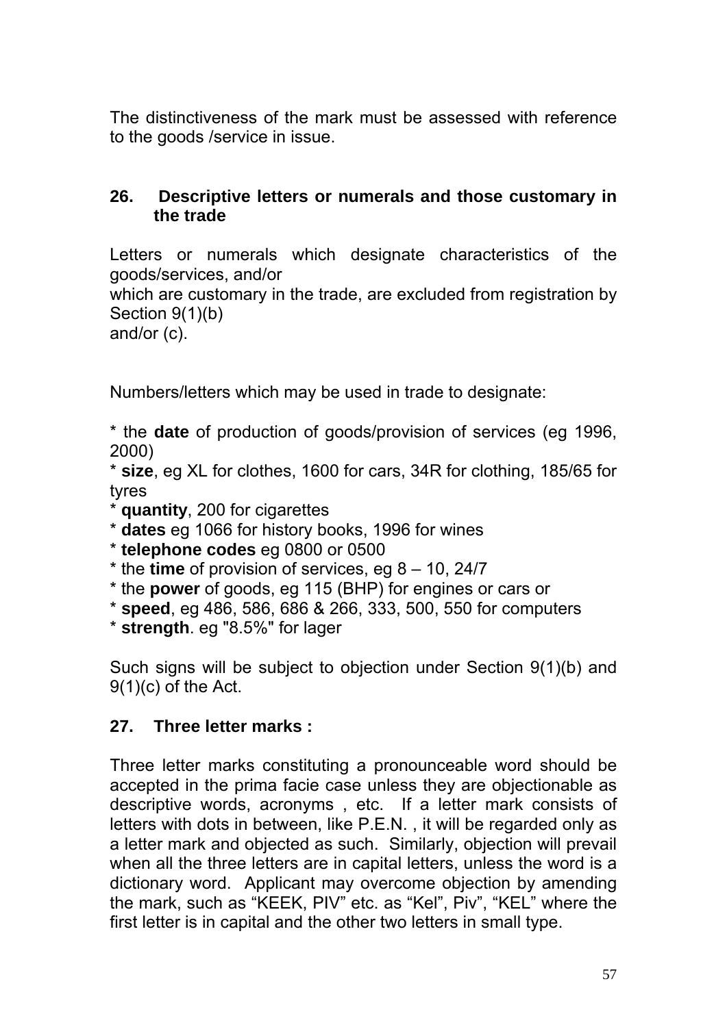The distinctiveness of the mark must be assessed with reference to the goods /service in issue.

## 26. Descriptive letters or numerals and those customary in the trade

Letters or numerals which designate characteristics of the goods/services, and/or
which are customary in the trade, are excluded from registration by Section 9(1)(b)
and/or (c).

Numbers/letters which may be used in trade to designate:

* the **date** of production of goods/provision of services (eg 1996, 2000)
* **size**, eg XL for clothes, 1600 for cars, 34R for clothing, 185/65 for tyres
* **quantity**, 200 for cigarettes
* **dates** eg 1066 for history books, 1996 for wines
* **telephone codes** eg 0800 or 0500
* the **time** of provision of services, eg 8 – 10, 24/7
* the **power** of goods, eg 115 (BHP) for engines or cars or
* **speed**, eg 486, 586, 686 & 266, 333, 500, 550 for computers
* **strength**. eg "8.5%" for lager

Such signs will be subject to objection under Section 9(1)(b) and 9(1)(c) of the Act.

## 27. Three letter marks :

Three letter marks constituting a pronounceable word should be accepted in the prima facie case unless they are objectionable as descriptive words, acronyms , etc. If a letter mark consists of letters with dots in between, like P.E.N. , it will be regarded only as a letter mark and objected as such. Similarly, objection will prevail when all the three letters are in capital letters, unless the word is a dictionary word. Applicant may overcome objection by amending the mark, such as "KEEK, PIV" etc. as "Kel", Piv", "KEL" where the first letter is in capital and the other two letters in small type.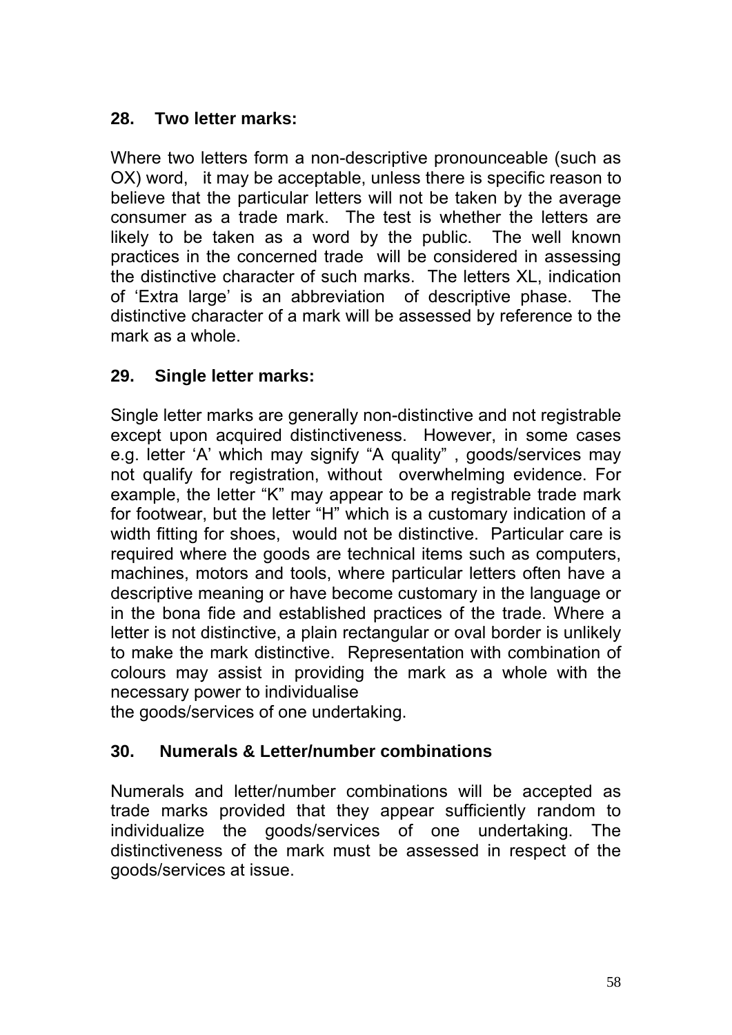### 28. Two letter marks:

Where two letters form a non-descriptive pronounceable (such as OX) word, it may be acceptable, unless there is specific reason to believe that the particular letters will not be taken by the average consumer as a trade mark. The test is whether the letters are likely to be taken as a word by the public. The well known practices in the concerned trade will be considered in assessing the distinctive character of such marks. The letters XL, indication of 'Extra large' is an abbreviation of descriptive phase. The distinctive character of a mark will be assessed by reference to the mark as a whole.

### 29. Single letter marks:

Single letter marks are generally non-distinctive and not registrable except upon acquired distinctiveness. However, in some cases e.g. letter 'A' which may signify "A quality" , goods/services may not qualify for registration, without overwhelming evidence. For example, the letter "K" may appear to be a registrable trade mark for footwear, but the letter "H" which is a customary indication of a width fitting for shoes, would not be distinctive. Particular care is required where the goods are technical items such as computers, machines, motors and tools, where particular letters often have a descriptive meaning or have become customary in the language or in the bona fide and established practices of the trade. Where a letter is not distinctive, a plain rectangular or oval border is unlikely to make the mark distinctive. Representation with combination of colours may assist in providing the mark as a whole with the necessary power to individualise the goods/services of one undertaking.

### 30. Numerals & Letter/number combinations

Numerals and letter/number combinations will be accepted as trade marks provided that they appear sufficiently random to individualize the goods/services of one undertaking. The distinctiveness of the mark must be assessed in respect of the goods/services at issue.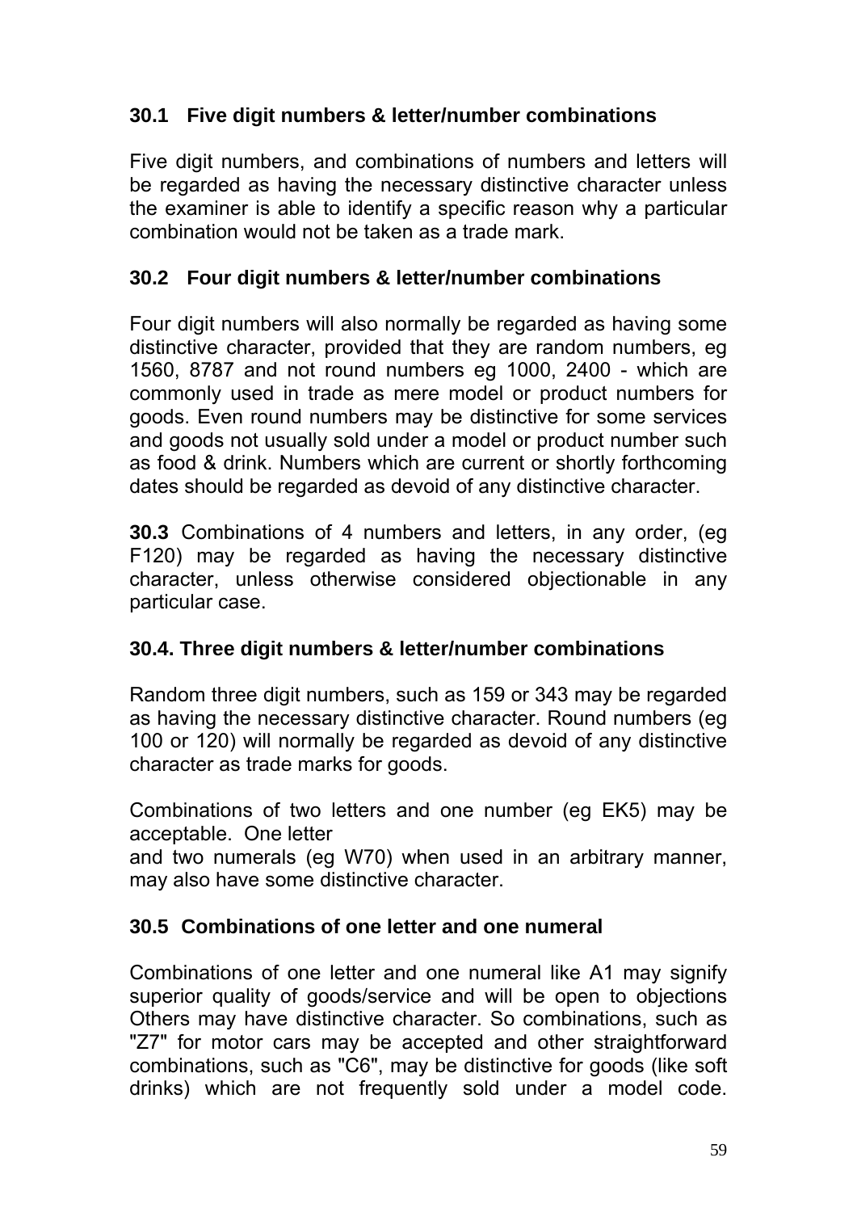### 30.1 Five digit numbers & letter/number combinations

Five digit numbers, and combinations of numbers and letters will be regarded as having the necessary distinctive character unless the examiner is able to identify a specific reason why a particular combination would not be taken as a trade mark.

### 30.2 Four digit numbers & letter/number combinations

Four digit numbers will also normally be regarded as having some distinctive character, provided that they are random numbers, eg 1560, 8787 and not round numbers eg 1000, 2400 - which are commonly used in trade as mere model or product numbers for goods. Even round numbers may be distinctive for some services and goods not usually sold under a model or product number such as food & drink. Numbers which are current or shortly forthcoming dates should be regarded as devoid of any distinctive character.

**30.3** Combinations of 4 numbers and letters, in any order, (eg F120) may be regarded as having the necessary distinctive character, unless otherwise considered objectionable in any particular case.

### 30.4. Three digit numbers & letter/number combinations

Random three digit numbers, such as 159 or 343 may be regarded as having the necessary distinctive character. Round numbers (eg 100 or 120) will normally be regarded as devoid of any distinctive character as trade marks for goods.

Combinations of two letters and one number (eg EK5) may be acceptable. One letter and two numerals (eg W70) when used in an arbitrary manner, may also have some distinctive character.

### 30.5 Combinations of one letter and one numeral

Combinations of one letter and one numeral like A1 may signify superior quality of goods/service and will be open to objections Others may have distinctive character. So combinations, such as "Z7" for motor cars may be accepted and other straightforward combinations, such as "C6", may be distinctive for goods (like soft drinks) which are not frequently sold under a model code.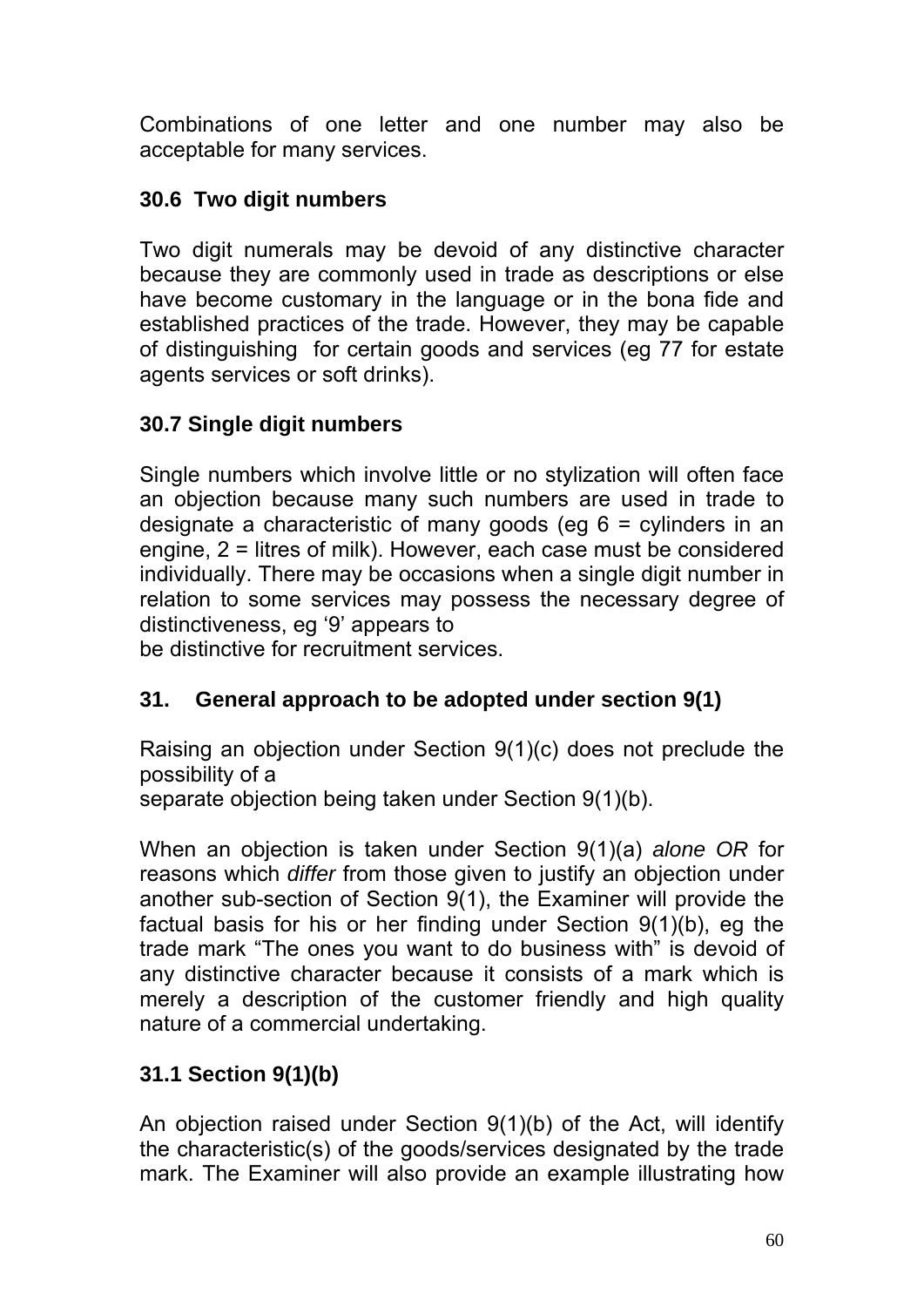Combinations of one letter and one number may also be acceptable for many services.

### 30.6 Two digit numbers

Two digit numerals may be devoid of any distinctive character because they are commonly used in trade as descriptions or else have become customary in the language or in the bona fide and established practices of the trade. However, they may be capable of distinguishing for certain goods and services (eg 77 for estate agents services or soft drinks).

### 30.7 Single digit numbers

Single numbers which involve little or no stylization will often face an objection because many such numbers are used in trade to designate a characteristic of many goods (eg 6 = cylinders in an engine, 2 = litres of milk). However, each case must be considered individually. There may be occasions when a single digit number in relation to some services may possess the necessary degree of distinctiveness, eg '9' appears to be distinctive for recruitment services.

## 31. General approach to be adopted under section 9(1)

Raising an objection under Section 9(1)(c) does not preclude the possibility of a separate objection being taken under Section 9(1)(b).

When an objection is taken under Section 9(1)(a) *alone OR* for reasons which *differ* from those given to justify an objection under another sub-section of Section 9(1), the Examiner will provide the factual basis for his or her finding under Section 9(1)(b), eg the trade mark "The ones you want to do business with" is devoid of any distinctive character because it consists of a mark which is merely a description of the customer friendly and high quality nature of a commercial undertaking.

### 31.1 Section 9(1)(b)

An objection raised under Section 9(1)(b) of the Act, will identify the characteristic(s) of the goods/services designated by the trade mark. The Examiner will also provide an example illustrating how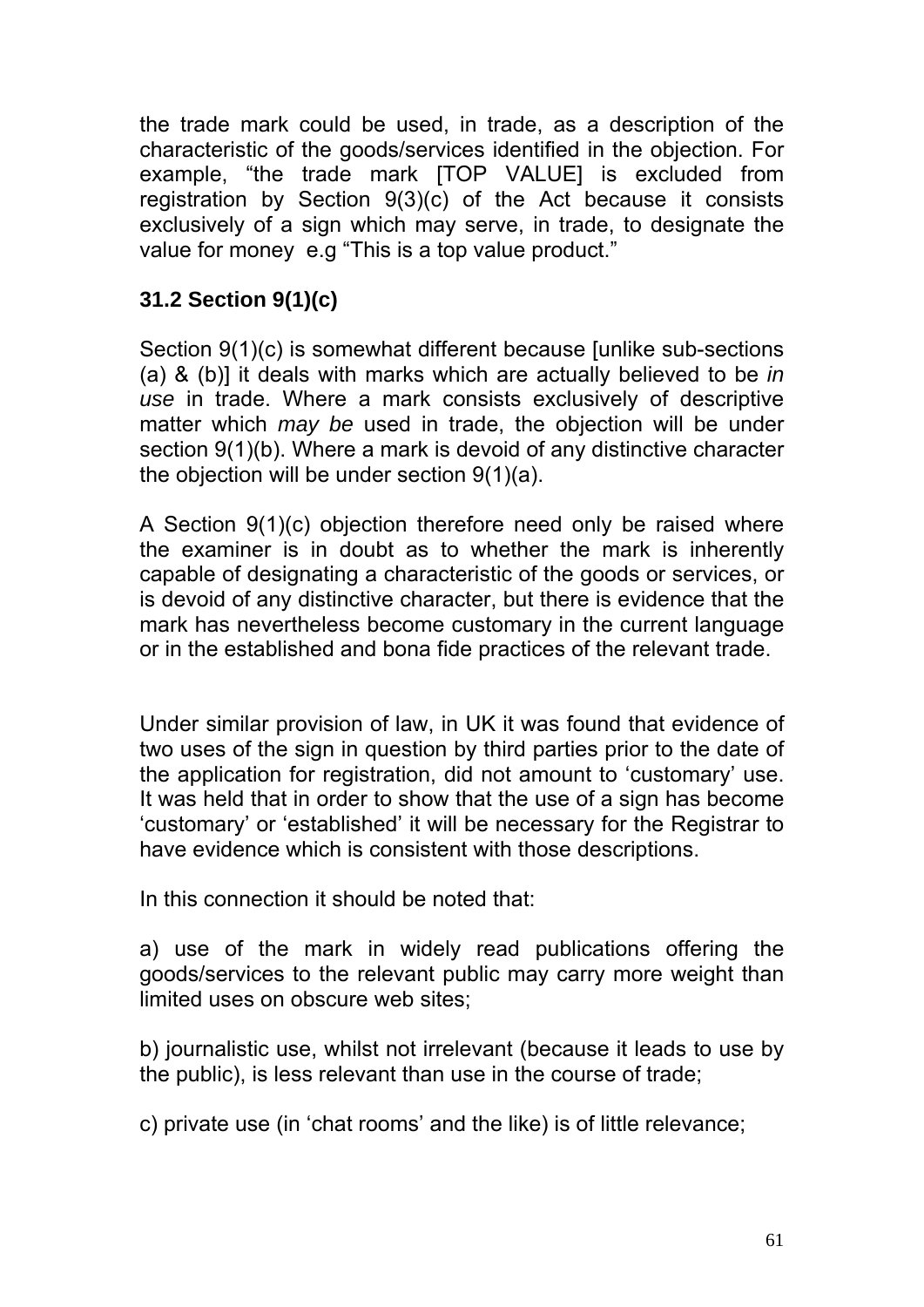the trade mark could be used, in trade, as a description of the characteristic of the goods/services identified in the objection. For example, “the trade mark [TOP VALUE] is excluded from registration by Section 9(3)(c) of the Act because it consists exclusively of a sign which may serve, in trade, to designate the value for money e.g “This is a top value product.”

### 31.2 Section 9(1)(c)

Section 9(1)(c) is somewhat different because [unlike sub-sections (a) & (b)] it deals with marks which are actually believed to be *in use* in trade. Where a mark consists exclusively of descriptive matter which *may be* used in trade, the objection will be under section 9(1)(b). Where a mark is devoid of any distinctive character the objection will be under section 9(1)(a).

A Section 9(1)(c) objection therefore need only be raised where the examiner is in doubt as to whether the mark is inherently capable of designating a characteristic of the goods or services, or is devoid of any distinctive character, but there is evidence that the mark has nevertheless become customary in the current language or in the established and bona fide practices of the relevant trade.

Under similar provision of law, in UK it was found that evidence of two uses of the sign in question by third parties prior to the date of the application for registration, did not amount to ‘customary’ use. It was held that in order to show that the use of a sign has become ‘customary’ or ‘established’ it will be necessary for the Registrar to have evidence which is consistent with those descriptions.

In this connection it should be noted that:

a) use of the mark in widely read publications offering the goods/services to the relevant public may carry more weight than limited uses on obscure web sites;

b) journalistic use, whilst not irrelevant (because it leads to use by the public), is less relevant than use in the course of trade;

c) private use (in ‘chat rooms’ and the like) is of little relevance;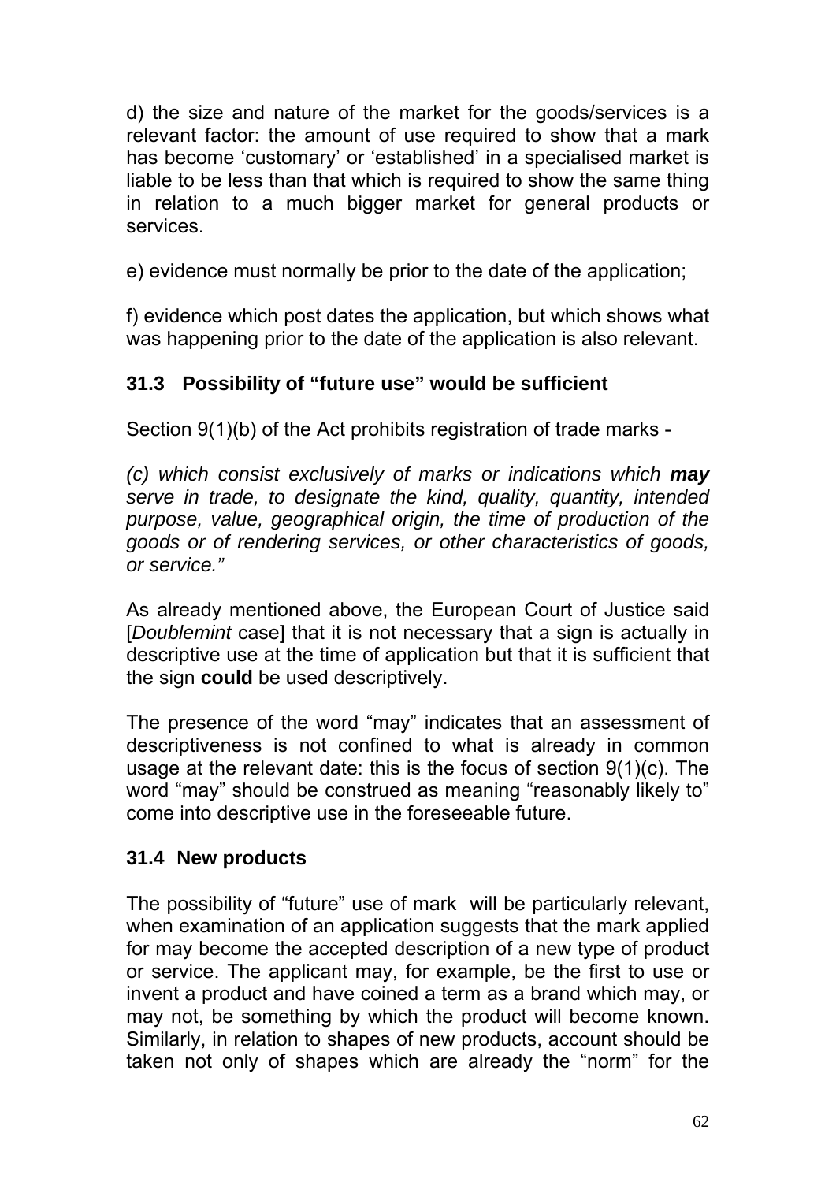d) the size and nature of the market for the goods/services is a relevant factor: the amount of use required to show that a mark has become 'customary' or 'established' in a specialised market is liable to be less than that which is required to show the same thing in relation to a much bigger market for general products or services.

e) evidence must normally be prior to the date of the application;

f) evidence which post dates the application, but which shows what was happening prior to the date of the application is also relevant.

### 31.3 Possibility of "future use" would be sufficient

Section 9(1)(b) of the Act prohibits registration of trade marks -

*(c) which consist exclusively of marks or indications which **may** serve in trade, to designate the kind, quality, quantity, intended purpose, value, geographical origin, the time of production of the goods or of rendering services, or other characteristics of goods, or service."*

As already mentioned above, the European Court of Justice said [*Doublemint* case] that it is not necessary that a sign is actually in descriptive use at the time of application but that it is sufficient that the sign **could** be used descriptively.

The presence of the word "may" indicates that an assessment of descriptiveness is not confined to what is already in common usage at the relevant date: this is the focus of section 9(1)(c). The word "may" should be construed as meaning "reasonably likely to" come into descriptive use in the foreseeable future.

### 31.4 New products

The possibility of "future" use of mark will be particularly relevant, when examination of an application suggests that the mark applied for may become the accepted description of a new type of product or service. The applicant may, for example, be the first to use or invent a product and have coined a term as a brand which may, or may not, be something by which the product will become known. Similarly, in relation to shapes of new products, account should be taken not only of shapes which are already the "norm" for the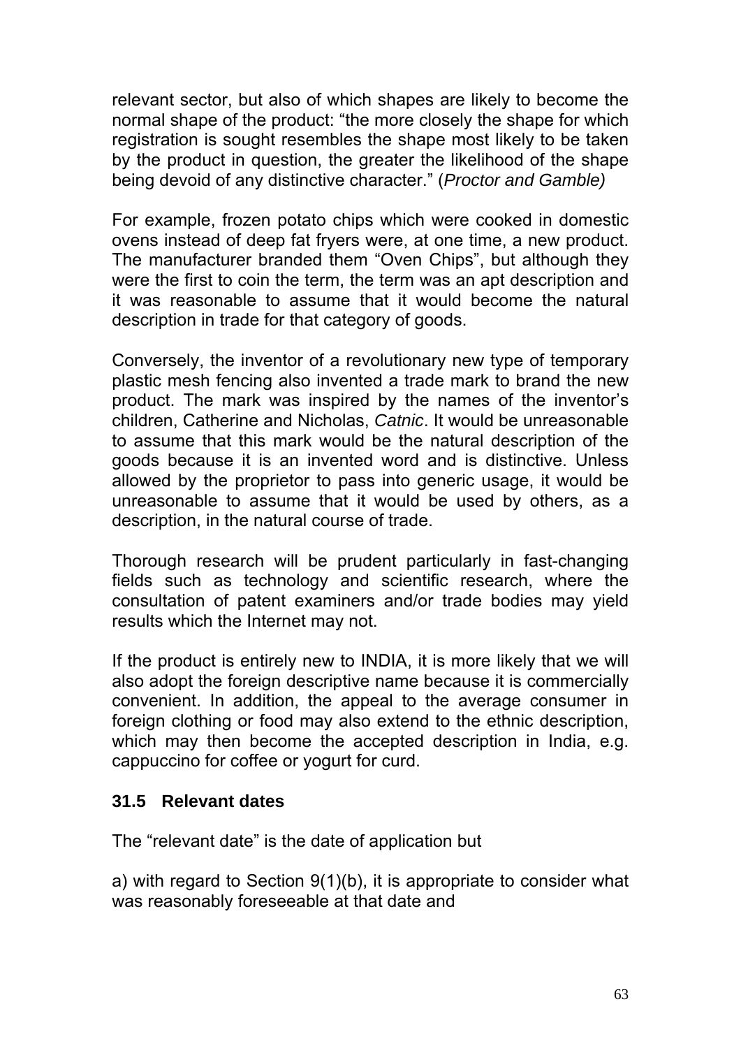relevant sector, but also of which shapes are likely to become the normal shape of the product: "the more closely the shape for which registration is sought resembles the shape most likely to be taken by the product in question, the greater the likelihood of the shape being devoid of any distinctive character." (*Proctor and Gamble)*

For example, frozen potato chips which were cooked in domestic ovens instead of deep fat fryers were, at one time, a new product. The manufacturer branded them "Oven Chips", but although they were the first to coin the term, the term was an apt description and it was reasonable to assume that it would become the natural description in trade for that category of goods.

Conversely, the inventor of a revolutionary new type of temporary plastic mesh fencing also invented a trade mark to brand the new product. The mark was inspired by the names of the inventor's children, Catherine and Nicholas, *Catnic*. It would be unreasonable to assume that this mark would be the natural description of the goods because it is an invented word and is distinctive. Unless allowed by the proprietor to pass into generic usage, it would be unreasonable to assume that it would be used by others, as a description, in the natural course of trade.

Thorough research will be prudent particularly in fast-changing fields such as technology and scientific research, where the consultation of patent examiners and/or trade bodies may yield results which the Internet may not.

If the product is entirely new to INDIA, it is more likely that we will also adopt the foreign descriptive name because it is commercially convenient. In addition, the appeal to the average consumer in foreign clothing or food may also extend to the ethnic description, which may then become the accepted description in India, e.g. cappuccino for coffee or yogurt for curd.

### 31.5 Relevant dates

The "relevant date" is the date of application but

a) with regard to Section 9(1)(b), it is appropriate to consider what was reasonably foreseeable at that date and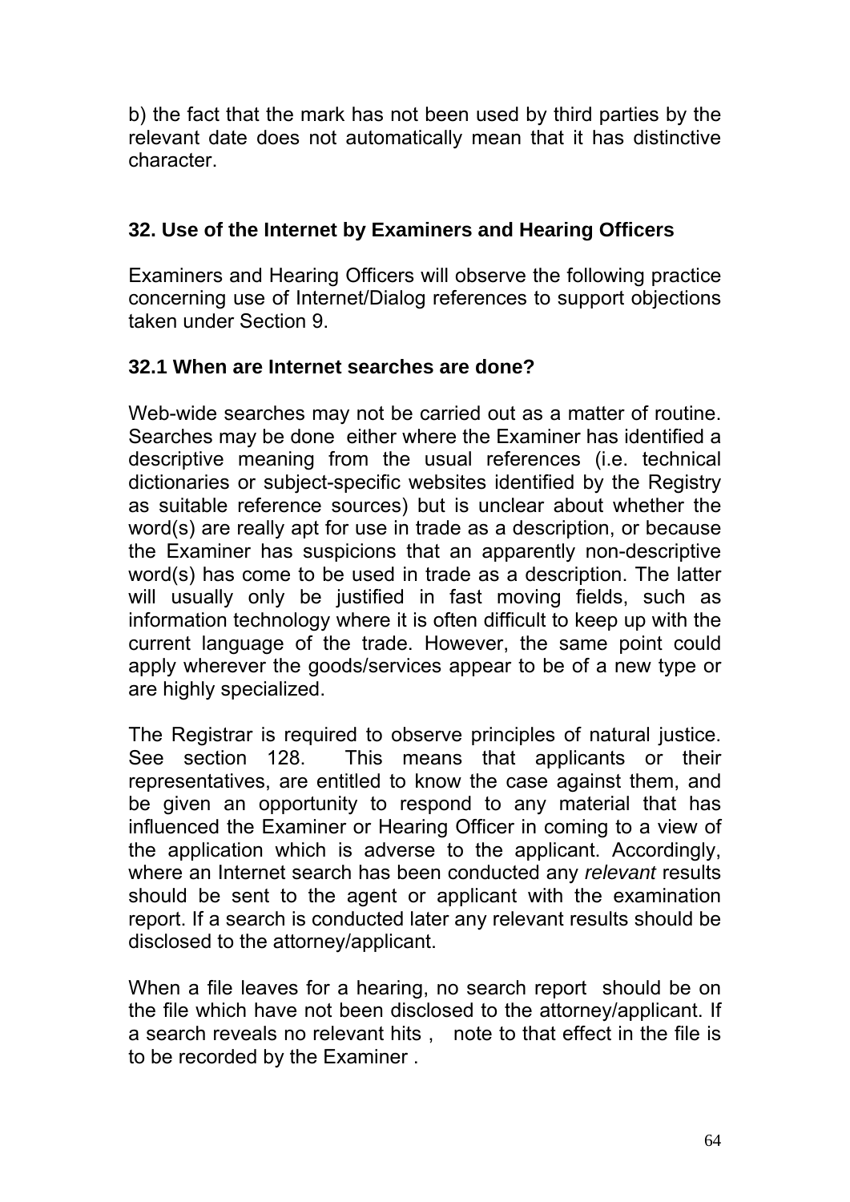b) the fact that the mark has not been used by third parties by the relevant date does not automatically mean that it has distinctive character.

## 32. Use of the Internet by Examiners and Hearing Officers

Examiners and Hearing Officers will observe the following practice concerning use of Internet/Dialog references to support objections taken under Section 9.

### 32.1 When are Internet searches are done?

Web-wide searches may not be carried out as a matter of routine. Searches may be done either where the Examiner has identified a descriptive meaning from the usual references (i.e. technical dictionaries or subject-specific websites identified by the Registry as suitable reference sources) but is unclear about whether the word(s) are really apt for use in trade as a description, or because the Examiner has suspicions that an apparently non-descriptive word(s) has come to be used in trade as a description. The latter will usually only be justified in fast moving fields, such as information technology where it is often difficult to keep up with the current language of the trade. However, the same point could apply wherever the goods/services appear to be of a new type or are highly specialized.

The Registrar is required to observe principles of natural justice. See section 128. This means that applicants or their representatives, are entitled to know the case against them, and be given an opportunity to respond to any material that has influenced the Examiner or Hearing Officer in coming to a view of the application which is adverse to the applicant. Accordingly, where an Internet search has been conducted any *relevant* results should be sent to the agent or applicant with the examination report. If a search is conducted later any relevant results should be disclosed to the attorney/applicant.

When a file leaves for a hearing, no search report should be on the file which have not been disclosed to the attorney/applicant. If a search reveals no relevant hits , note to that effect in the file is to be recorded by the Examiner .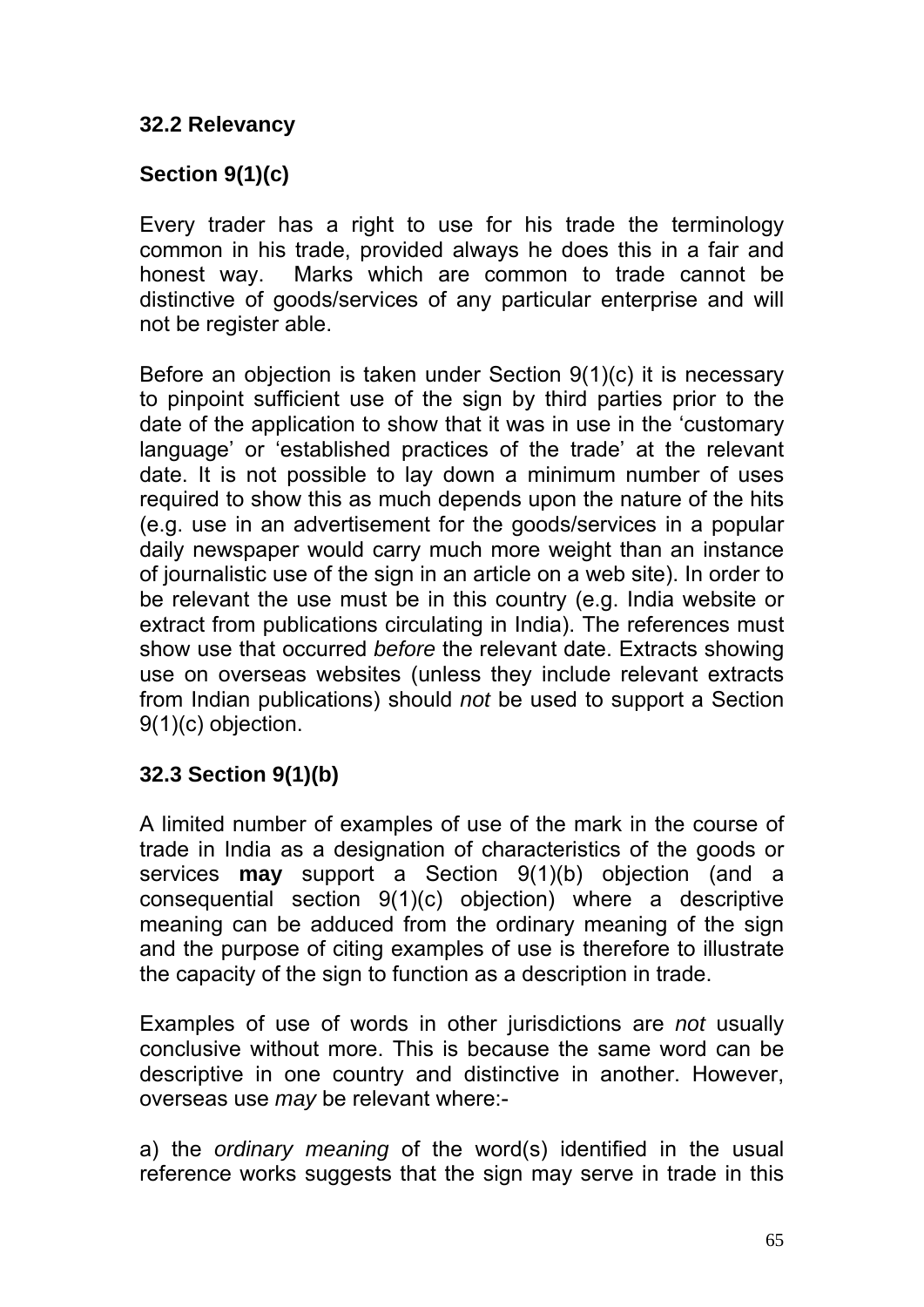### 32.2 Relevancy

#### Section 9(1)(c)

Every trader has a right to use for his trade the terminology common in his trade, provided always he does this in a fair and honest way. Marks which are common to trade cannot be distinctive of goods/services of any particular enterprise and will not be register able.

Before an objection is taken under Section 9(1)(c) it is necessary to pinpoint sufficient use of the sign by third parties prior to the date of the application to show that it was in use in the 'customary language' or 'established practices of the trade' at the relevant date. It is not possible to lay down a minimum number of uses required to show this as much depends upon the nature of the hits (e.g. use in an advertisement for the goods/services in a popular daily newspaper would carry much more weight than an instance of journalistic use of the sign in an article on a web site). In order to be relevant the use must be in this country (e.g. India website or extract from publications circulating in India). The references must show use that occurred *before* the relevant date. Extracts showing use on overseas websites (unless they include relevant extracts from Indian publications) should *not* be used to support a Section 9(1)(c) objection.

### 32.3 Section 9(1)(b)

A limited number of examples of use of the mark in the course of trade in India as a designation of characteristics of the goods or services **may** support a Section 9(1)(b) objection (and a consequential section 9(1)(c) objection) where a descriptive meaning can be adduced from the ordinary meaning of the sign and the purpose of citing examples of use is therefore to illustrate the capacity of the sign to function as a description in trade.

Examples of use of words in other jurisdictions are *not* usually conclusive without more. This is because the same word can be descriptive in one country and distinctive in another. However, overseas use *may* be relevant where:-

a) the *ordinary meaning* of the word(s) identified in the usual reference works suggests that the sign may serve in trade in this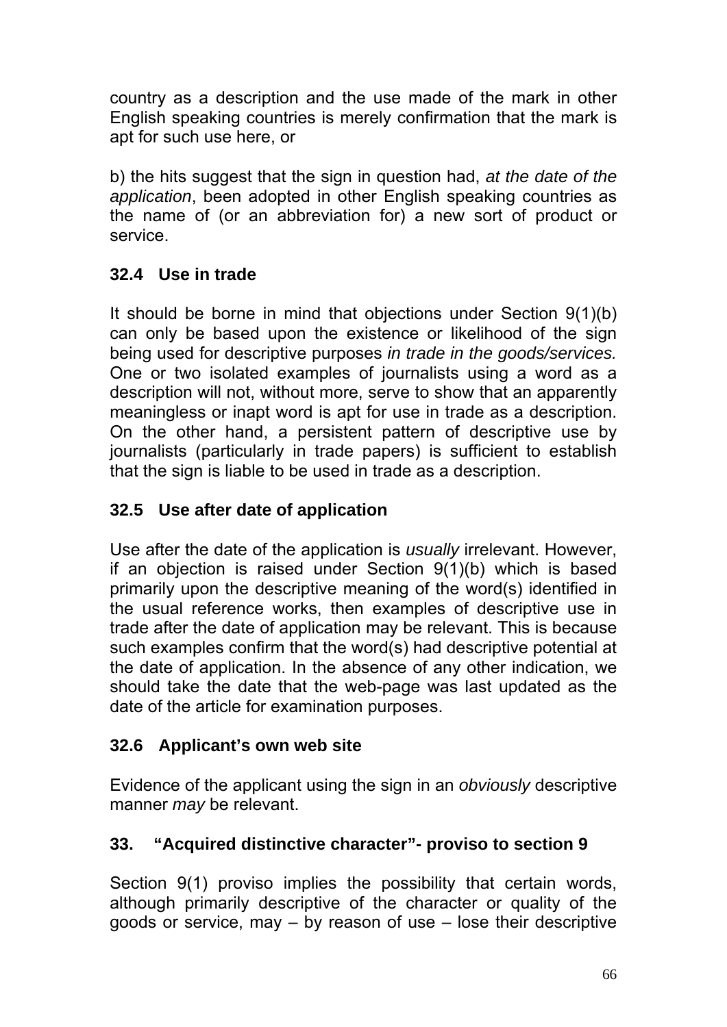country as a description and the use made of the mark in other English speaking countries is merely confirmation that the mark is apt for such use here, or

b) the hits suggest that the sign in question had, *at the date of the application*, been adopted in other English speaking countries as the name of (or an abbreviation for) a new sort of product or service.

### 32.4 Use in trade

It should be borne in mind that objections under Section 9(1)(b) can only be based upon the existence or likelihood of the sign being used for descriptive purposes *in trade in the goods/services.* One or two isolated examples of journalists using a word as a description will not, without more, serve to show that an apparently meaningless or inapt word is apt for use in trade as a description. On the other hand, a persistent pattern of descriptive use by journalists (particularly in trade papers) is sufficient to establish that the sign is liable to be used in trade as a description.

### 32.5 Use after date of application

Use after the date of the application is *usually* irrelevant. However, if an objection is raised under Section 9(1)(b) which is based primarily upon the descriptive meaning of the word(s) identified in the usual reference works, then examples of descriptive use in trade after the date of application may be relevant. This is because such examples confirm that the word(s) had descriptive potential at the date of application. In the absence of any other indication, we should take the date that the web-page was last updated as the date of the article for examination purposes.

### 32.6 Applicant's own web site

Evidence of the applicant using the sign in an *obviously* descriptive manner *may* be relevant.

## 33. "Acquired distinctive character"- proviso to section 9

Section 9(1) proviso implies the possibility that certain words, although primarily descriptive of the character or quality of the goods or service, may – by reason of use – lose their descriptive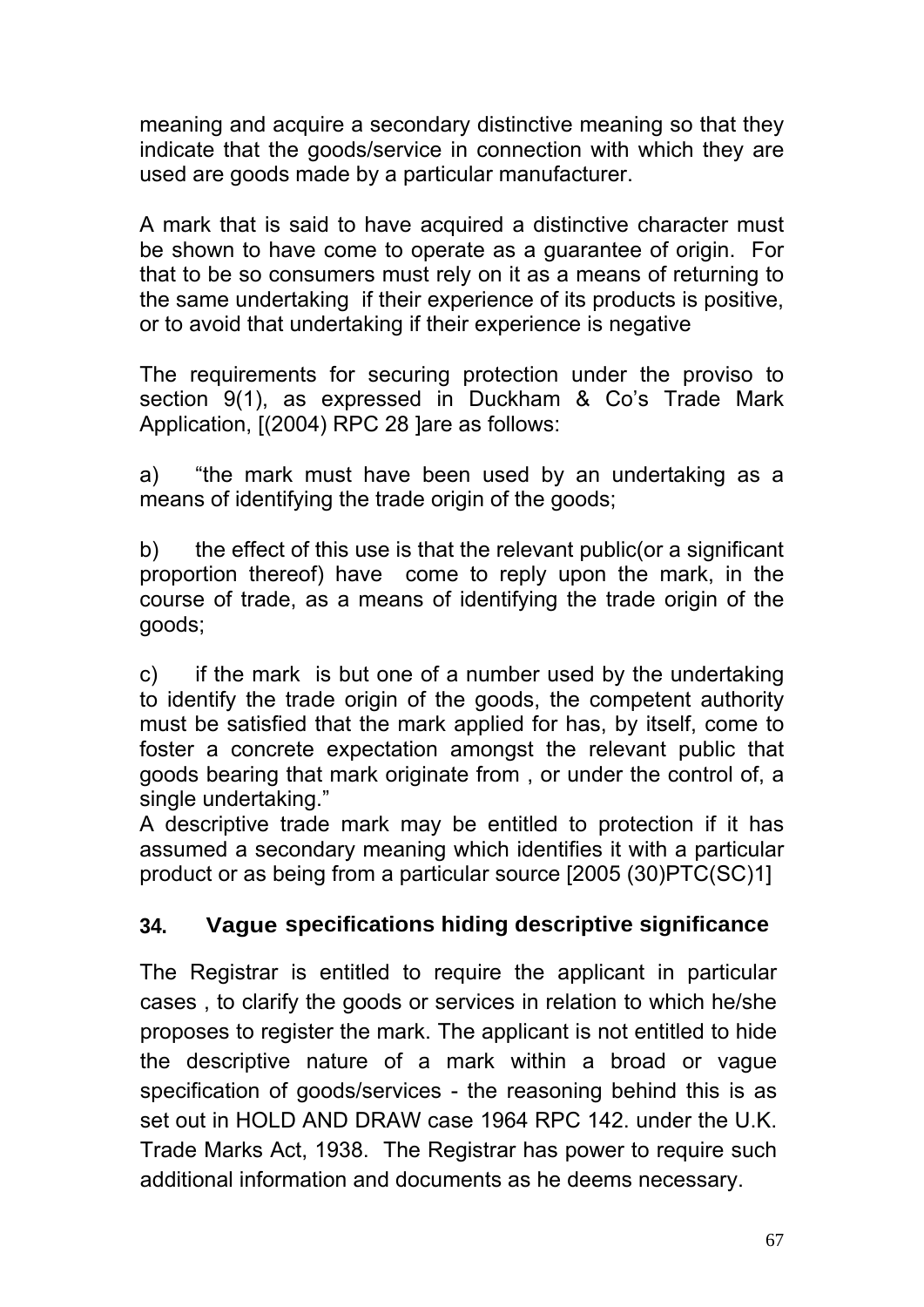meaning and acquire a secondary distinctive meaning so that they indicate that the goods/service in connection with which they are used are goods made by a particular manufacturer.

A mark that is said to have acquired a distinctive character must be shown to have come to operate as a guarantee of origin. For that to be so consumers must rely on it as a means of returning to the same undertaking if their experience of its products is positive, or to avoid that undertaking if their experience is negative

The requirements for securing protection under the proviso to section 9(1), as expressed in Duckham & Co's Trade Mark Application, [(2004) RPC 28 ]are as follows:

a) "the mark must have been used by an undertaking as a means of identifying the trade origin of the goods;

b) the effect of this use is that the relevant public(or a significant proportion thereof) have come to reply upon the mark, in the course of trade, as a means of identifying the trade origin of the goods;

c) if the mark is but one of a number used by the undertaking to identify the trade origin of the goods, the competent authority must be satisfied that the mark applied for has, by itself, come to foster a concrete expectation amongst the relevant public that goods bearing that mark originate from , or under the control of, a single undertaking."

A descriptive trade mark may be entitled to protection if it has assumed a secondary meaning which identifies it with a particular product or as being from a particular source [2005 (30)PTC(SC)1]

## 34. Vague specifications hiding descriptive significance

The Registrar is entitled to require the applicant in particular cases , to clarify the goods or services in relation to which he/she proposes to register the mark. The applicant is not entitled to hide the descriptive nature of a mark within a broad or vague specification of goods/services - the reasoning behind this is as set out in HOLD AND DRAW case 1964 RPC 142. under the U.K. Trade Marks Act, 1938. The Registrar has power to require such additional information and documents as he deems necessary.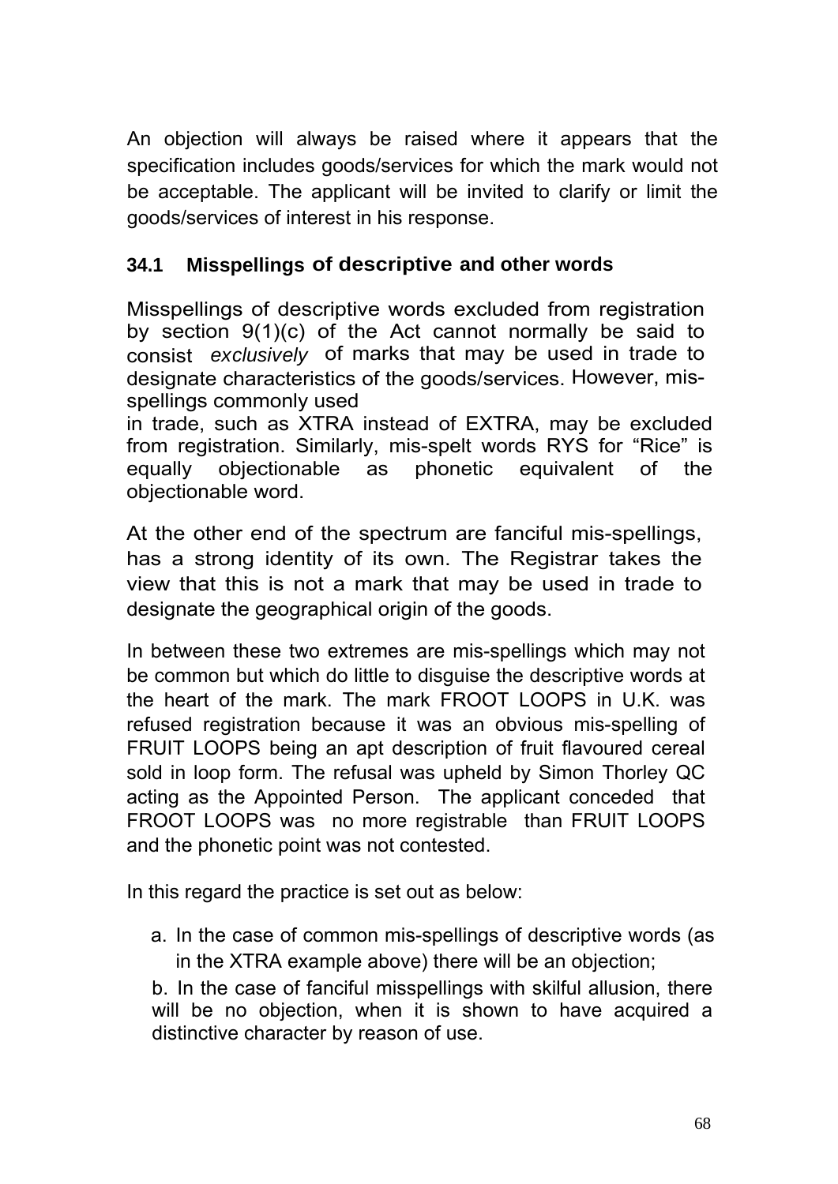An objection will always be raised where it appears that the specification includes goods/services for which the mark would not be acceptable. The applicant will be invited to clarify or limit the goods/services of interest in his response.

### 34.1 Misspellings of descriptive and other words

Misspellings of descriptive words excluded from registration by section 9(1)(c) of the Act cannot normally be said to consist *exclusively* of marks that may be used in trade to designate characteristics of the goods/services. However, mis-spellings commonly used in trade, such as XTRA instead of EXTRA, may be excluded from registration. Similarly, mis-spelt words RYS for "Rice" is equally objectionable as phonetic equivalent of the objectionable word.

At the other end of the spectrum are fanciful mis-spellings, has a strong identity of its own. The Registrar takes the view that this is not a mark that may be used in trade to designate the geographical origin of the goods.

In between these two extremes are mis-spellings which may not be common but which do little to disguise the descriptive words at the heart of the mark. The mark FROOT LOOPS in U.K. was refused registration because it was an obvious mis-spelling of FRUIT LOOPS being an apt description of fruit flavoured cereal sold in loop form. The refusal was upheld by Simon Thorley QC acting as the Appointed Person. The applicant conceded that FROOT LOOPS was no more registrable than FRUIT LOOPS and the phonetic point was not contested.

In this regard the practice is set out as below:

a. In the case of common mis-spellings of descriptive words (as in the XTRA example above) there will be an objection;

b. In the case of fanciful misspellings with skilful allusion, there will be no objection, when it is shown to have acquired a distinctive character by reason of use.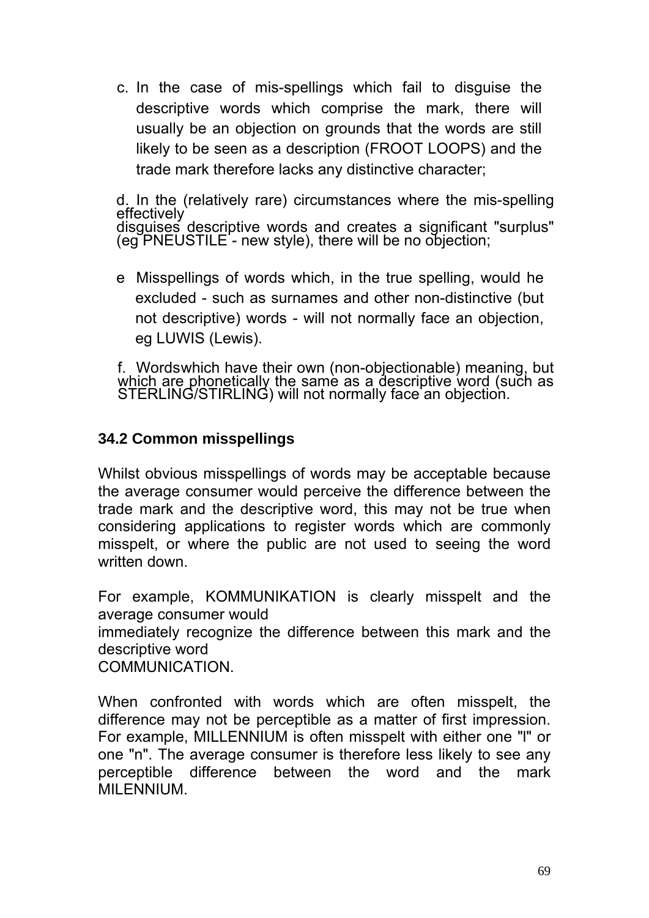c. In the case of mis-spellings which fail to disguise the descriptive words which comprise the mark, there will usually be an objection on grounds that the words are still likely to be seen as a description (FROOT LOOPS) and the trade mark therefore lacks any distinctive character;

d. In the (relatively rare) circumstances where the mis-spelling effectively disguises descriptive words and creates a significant "surplus" (eg PNEUSTILE - new style), there will be no objection;

e Misspellings of words which, in the true spelling, would he excluded - such as surnames and other non-distinctive (but not descriptive) words - will not normally face an objection, eg LUWIS (Lewis).

f. Wordswhich have their own (non-objectionable) meaning, but which are phonetically the same as a descriptive word (such as STERLING/STIRLING) will not normally face an objection.

### 34.2 Common misspellings

Whilst obvious misspellings of words may be acceptable because the average consumer would perceive the difference between the trade mark and the descriptive word, this may not be true when considering applications to register words which are commonly misspelt, or where the public are not used to seeing the word written down.

For example, KOMMUNIKATION is clearly misspelt and the average consumer would immediately recognize the difference between this mark and the descriptive word COMMUNICATION.

When confronted with words which are often misspelt, the difference may not be perceptible as a matter of first impression. For example, MILLENNIUM is often misspelt with either one "l" or one "n". The average consumer is therefore less likely to see any perceptible difference between the word and the mark MILENNIUM.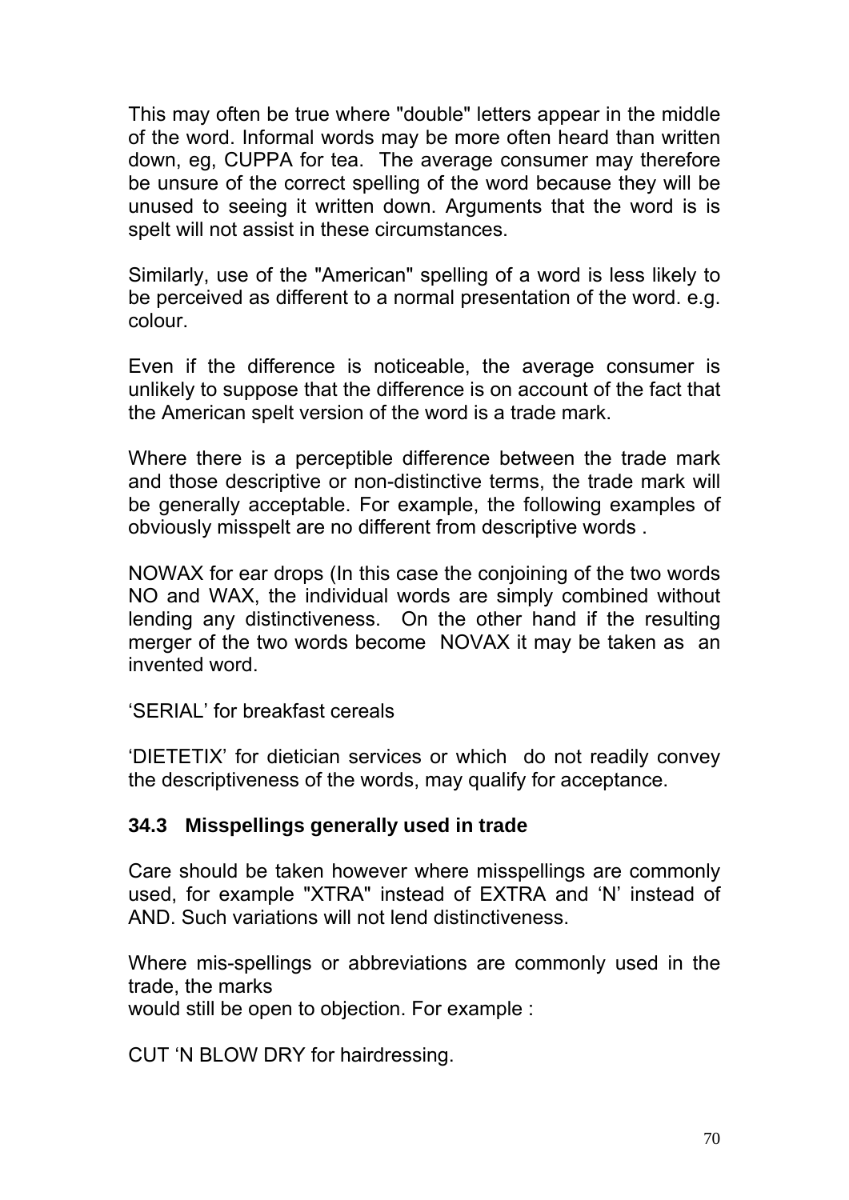This may often be true where "double" letters appear in the middle of the word. Informal words may be more often heard than written down, eg, CUPPA for tea. The average consumer may therefore be unsure of the correct spelling of the word because they will be unused to seeing it written down. Arguments that the word is is spelt will not assist in these circumstances.

Similarly, use of the "American" spelling of a word is less likely to be perceived as different to a normal presentation of the word. e.g. colour.

Even if the difference is noticeable, the average consumer is unlikely to suppose that the difference is on account of the fact that the American spelt version of the word is a trade mark.

Where there is a perceptible difference between the trade mark and those descriptive or non-distinctive terms, the trade mark will be generally acceptable. For example, the following examples of obviously misspelt are no different from descriptive words .

NOWAX for ear drops (In this case the conjoining of the two words NO and WAX, the individual words are simply combined without lending any distinctiveness. On the other hand if the resulting merger of the two words become NOVAX it may be taken as an invented word.

'SERIAL' for breakfast cereals

'DIETETIX' for dietician services or which do not readily convey the descriptiveness of the words, may qualify for acceptance.

### 34.3 Misspellings generally used in trade

Care should be taken however where misspellings are commonly used, for example "XTRA" instead of EXTRA and 'N' instead of AND. Such variations will not lend distinctiveness.

Where mis-spellings or abbreviations are commonly used in the trade, the marks
would still be open to objection. For example :

CUT 'N BLOW DRY for hairdressing.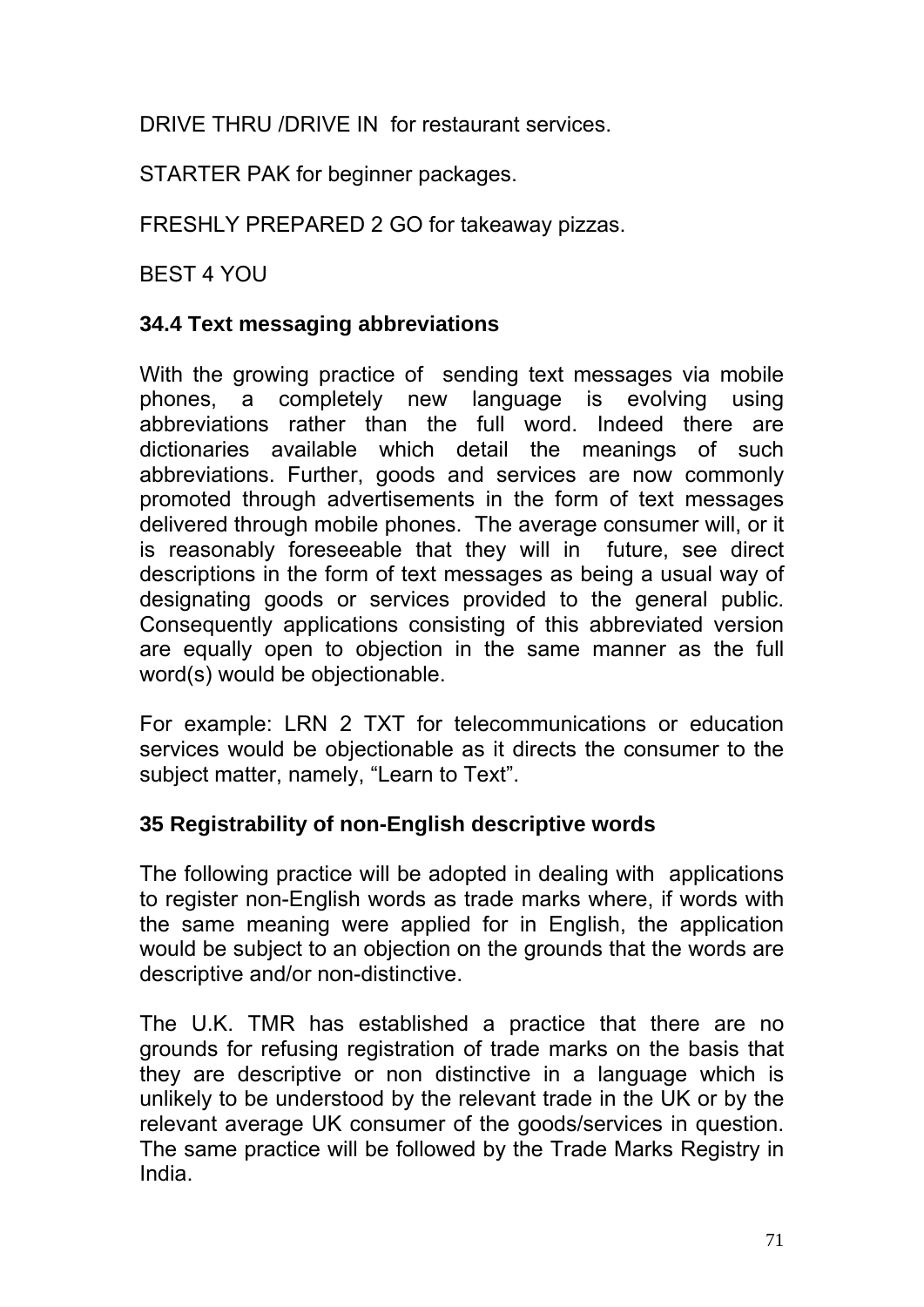DRIVE THRU /DRIVE IN for restaurant services.

STARTER PAK for beginner packages.

FRESHLY PREPARED 2 GO for takeaway pizzas.

BEST 4 YOU

### 34.4 Text messaging abbreviations

With the growing practice of sending text messages via mobile phones, a completely new language is evolving using abbreviations rather than the full word. Indeed there are dictionaries available which detail the meanings of such abbreviations. Further, goods and services are now commonly promoted through advertisements in the form of text messages delivered through mobile phones. The average consumer will, or it is reasonably foreseeable that they will in future, see direct descriptions in the form of text messages as being a usual way of designating goods or services provided to the general public. Consequently applications consisting of this abbreviated version are equally open to objection in the same manner as the full word(s) would be objectionable.

For example: LRN 2 TXT for telecommunications or education services would be objectionable as it directs the consumer to the subject matter, namely, "Learn to Text".

## 35 Registrability of non-English descriptive words

The following practice will be adopted in dealing with applications to register non-English words as trade marks where, if words with the same meaning were applied for in English, the application would be subject to an objection on the grounds that the words are descriptive and/or non-distinctive.

The U.K. TMR has established a practice that there are no grounds for refusing registration of trade marks on the basis that they are descriptive or non distinctive in a language which is unlikely to be understood by the relevant trade in the UK or by the relevant average UK consumer of the goods/services in question. The same practice will be followed by the Trade Marks Registry in India.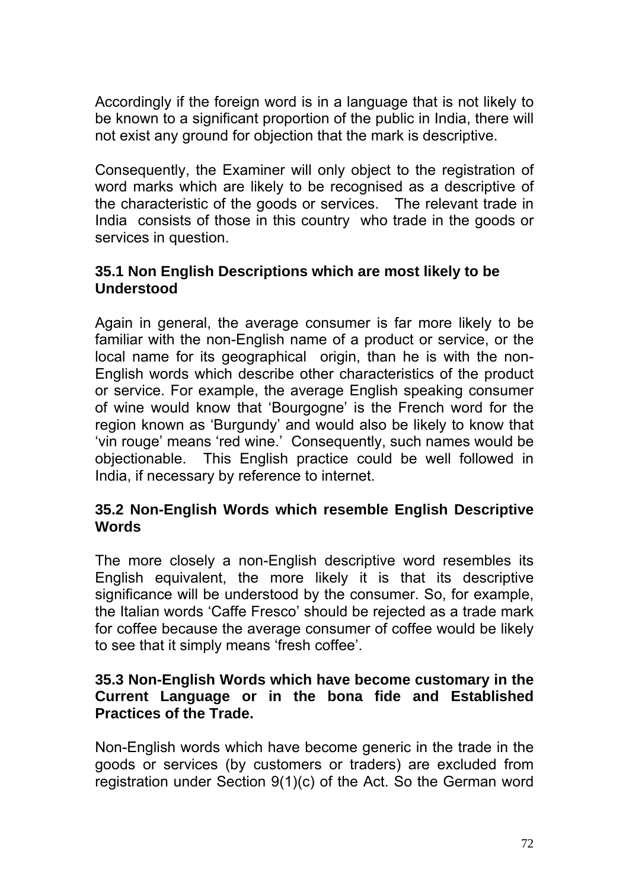Accordingly if the foreign word is in a language that is not likely to be known to a significant proportion of the public in India, there will not exist any ground for objection that the mark is descriptive.

Consequently, the Examiner will only object to the registration of word marks which are likely to be recognised as a descriptive of the characteristic of the goods or services. The relevant trade in India consists of those in this country who trade in the goods or services in question.

### 35.1 Non English Descriptions which are most likely to be Understood

Again in general, the average consumer is far more likely to be familiar with the non-English name of a product or service, or the local name for its geographical origin, than he is with the non-English words which describe other characteristics of the product or service. For example, the average English speaking consumer of wine would know that 'Bourgogne' is the French word for the region known as 'Burgundy' and would also be likely to know that 'vin rouge' means 'red wine.' Consequently, such names would be objectionable. This English practice could be well followed in India, if necessary by reference to internet.

### 35.2 Non-English Words which resemble English Descriptive Words

The more closely a non-English descriptive word resembles its English equivalent, the more likely it is that its descriptive significance will be understood by the consumer. So, for example, the Italian words 'Caffe Fresco' should be rejected as a trade mark for coffee because the average consumer of coffee would be likely to see that it simply means 'fresh coffee'.

### 35.3 Non-English Words which have become customary in the Current Language or in the bona fide and Established Practices of the Trade.

Non-English words which have become generic in the trade in the goods or services (by customers or traders) are excluded from registration under Section 9(1)(c) of the Act. So the German word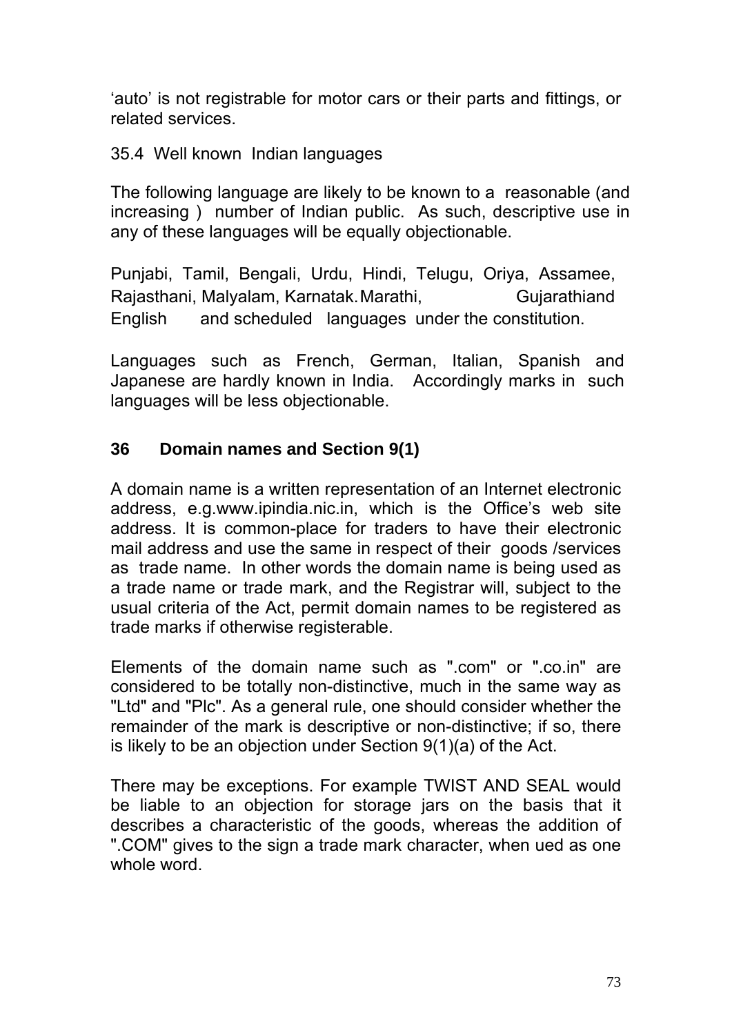'auto' is not registrable for motor cars or their parts and fittings, or related services.

35.4 Well known Indian languages

The following language are likely to be known to a reasonable (and increasing ) number of Indian public. As such, descriptive use in any of these languages will be equally objectionable.

Punjabi, Tamil, Bengali, Urdu, Hindi, Telugu, Oriya, Assamee, Rajasthani, Malyalam, Karnatak.Marathi, Gujarathiand English and scheduled languages under the constitution.

Languages such as French, German, Italian, Spanish and Japanese are hardly known in India. Accordingly marks in such languages will be less objectionable.

## 36 Domain names and Section 9(1)

A domain name is a written representation of an Internet electronic address, e.g.www.ipindia.nic.in, which is the Office's web site address. It is common-place for traders to have their electronic mail address and use the same in respect of their goods /services as trade name. In other words the domain name is being used as a trade name or trade mark, and the Registrar will, subject to the usual criteria of the Act, permit domain names to be registered as trade marks if otherwise registerable.

Elements of the domain name such as ".com" or ".co.in" are considered to be totally non-distinctive, much in the same way as "Ltd" and "Plc". As a general rule, one should consider whether the remainder of the mark is descriptive or non-distinctive; if so, there is likely to be an objection under Section 9(1)(a) of the Act.

There may be exceptions. For example TWIST AND SEAL would be liable to an objection for storage jars on the basis that it describes a characteristic of the goods, whereas the addition of ".COM" gives to the sign a trade mark character, when ued as one whole word.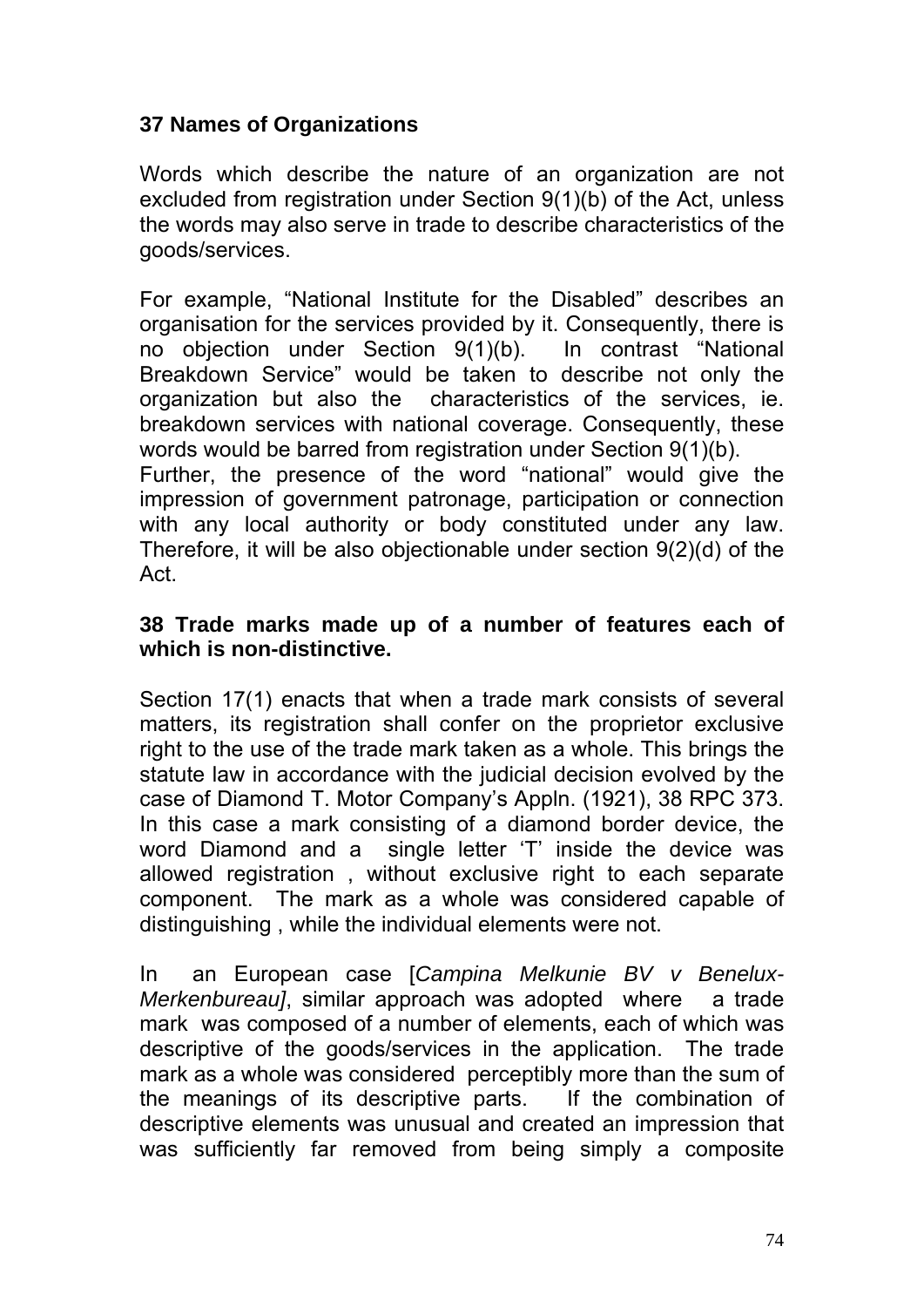## 37 Names of Organizations

Words which describe the nature of an organization are not excluded from registration under Section 9(1)(b) of the Act, unless the words may also serve in trade to describe characteristics of the goods/services.

For example, "National Institute for the Disabled" describes an organisation for the services provided by it. Consequently, there is no objection under Section 9(1)(b). In contrast "National Breakdown Service" would be taken to describe not only the organization but also the characteristics of the services, ie. breakdown services with national coverage. Consequently, these words would be barred from registration under Section 9(1)(b). Further, the presence of the word "national" would give the impression of government patronage, participation or connection with any local authority or body constituted under any law. Therefore, it will be also objectionable under section 9(2)(d) of the Act.

## 38 Trade marks made up of a number of features each of which is non-distinctive.

Section 17(1) enacts that when a trade mark consists of several matters, its registration shall confer on the proprietor exclusive right to the use of the trade mark taken as a whole. This brings the statute law in accordance with the judicial decision evolved by the case of Diamond T. Motor Company's Appln. (1921), 38 RPC 373. In this case a mark consisting of a diamond border device, the word Diamond and a single letter 'T' inside the device was allowed registration , without exclusive right to each separate component. The mark as a whole was considered capable of distinguishing , while the individual elements were not.

In an European case [*Campina Melkunie BV v Benelux-Merkenbureau]*, similar approach was adopted where a trade mark was composed of a number of elements, each of which was descriptive of the goods/services in the application. The trade mark as a whole was considered perceptibly more than the sum of the meanings of its descriptive parts. If the combination of descriptive elements was unusual and created an impression that was sufficiently far removed from being simply a composite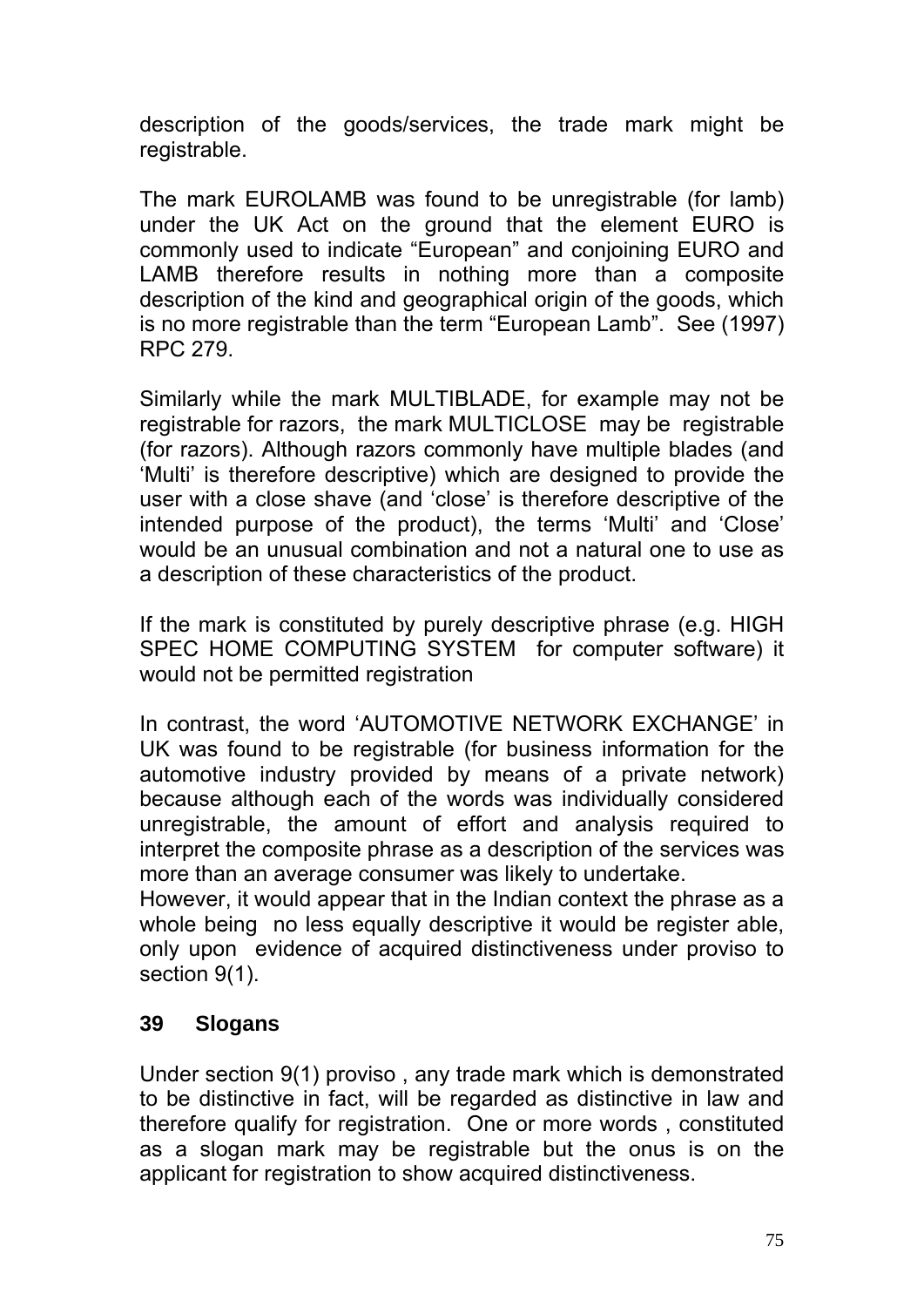description of the goods/services, the trade mark might be registrable.

The mark EUROLAMB was found to be unregistrable (for lamb) under the UK Act on the ground that the element EURO is commonly used to indicate "European" and conjoining EURO and LAMB therefore results in nothing more than a composite description of the kind and geographical origin of the goods, which is no more registrable than the term "European Lamb". See (1997) RPC 279.

Similarly while the mark MULTIBLADE, for example may not be registrable for razors, the mark MULTICLOSE may be registrable (for razors). Although razors commonly have multiple blades (and 'Multi' is therefore descriptive) which are designed to provide the user with a close shave (and 'close' is therefore descriptive of the intended purpose of the product), the terms 'Multi' and 'Close' would be an unusual combination and not a natural one to use as a description of these characteristics of the product.

If the mark is constituted by purely descriptive phrase (e.g. HIGH SPEC HOME COMPUTING SYSTEM for computer software) it would not be permitted registration

In contrast, the word 'AUTOMOTIVE NETWORK EXCHANGE' in UK was found to be registrable (for business information for the automotive industry provided by means of a private network) because although each of the words was individually considered unregistrable, the amount of effort and analysis required to interpret the composite phrase as a description of the services was more than an average consumer was likely to undertake.
However, it would appear that in the Indian context the phrase as a whole being no less equally descriptive it would be register able, only upon evidence of acquired distinctiveness under proviso to section 9(1).

## 39 Slogans

Under section 9(1) proviso , any trade mark which is demonstrated to be distinctive in fact, will be regarded as distinctive in law and therefore qualify for registration. One or more words , constituted as a slogan mark may be registrable but the onus is on the applicant for registration to show acquired distinctiveness.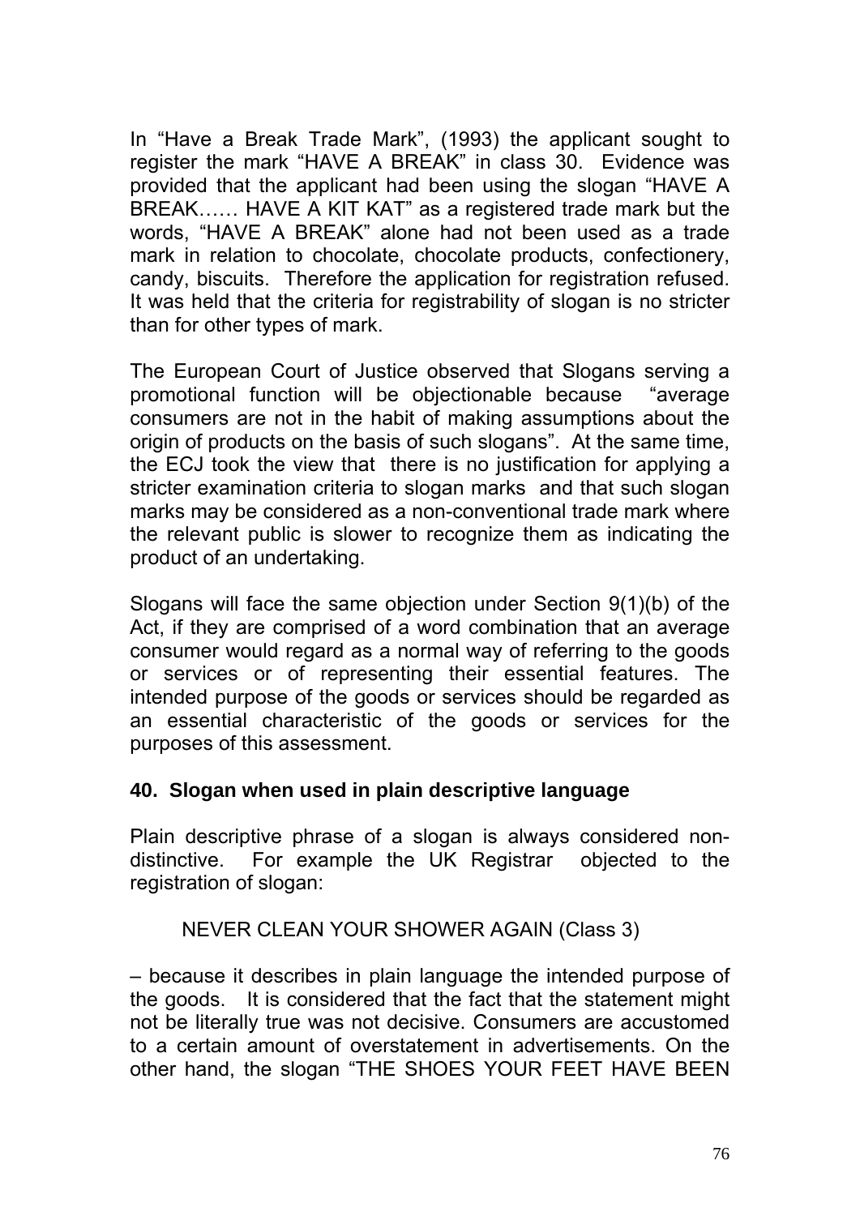In "Have a Break Trade Mark", (1993) the applicant sought to register the mark "HAVE A BREAK" in class 30. Evidence was provided that the applicant had been using the slogan "HAVE A BREAK…… HAVE A KIT KAT" as a registered trade mark but the words, "HAVE A BREAK" alone had not been used as a trade mark in relation to chocolate, chocolate products, confectionery, candy, biscuits. Therefore the application for registration refused. It was held that the criteria for registrability of slogan is no stricter than for other types of mark.

The European Court of Justice observed that Slogans serving a promotional function will be objectionable because "average consumers are not in the habit of making assumptions about the origin of products on the basis of such slogans". At the same time, the ECJ took the view that there is no justification for applying a stricter examination criteria to slogan marks and that such slogan marks may be considered as a non-conventional trade mark where the relevant public is slower to recognize them as indicating the product of an undertaking.

Slogans will face the same objection under Section 9(1)(b) of the Act, if they are comprised of a word combination that an average consumer would regard as a normal way of referring to the goods or services or of representing their essential features. The intended purpose of the goods or services should be regarded as an essential characteristic of the goods or services for the purposes of this assessment.

## 40. Slogan when used in plain descriptive language

Plain descriptive phrase of a slogan is always considered non-distinctive. For example the UK Registrar objected to the registration of slogan:

NEVER CLEAN YOUR SHOWER AGAIN (Class 3)

– because it describes in plain language the intended purpose of the goods. It is considered that the fact that the statement might not be literally true was not decisive. Consumers are accustomed to a certain amount of overstatement in advertisements. On the other hand, the slogan "THE SHOES YOUR FEET HAVE BEEN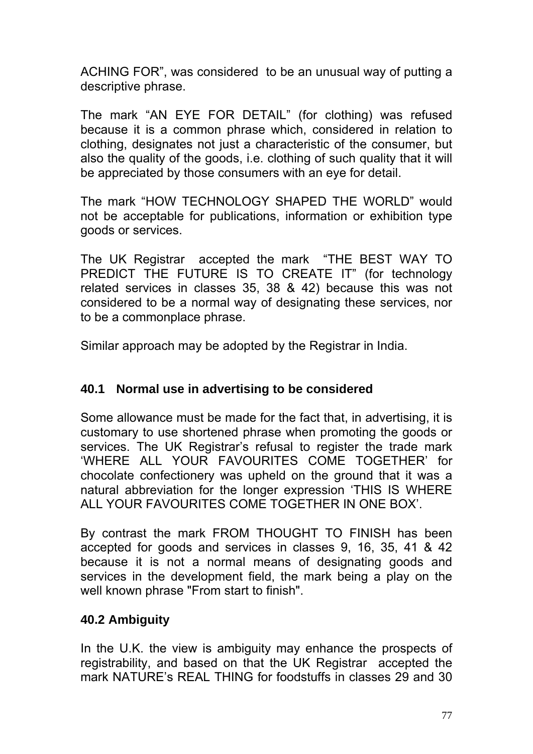ACHING FOR", was considered to be an unusual way of putting a descriptive phrase.

The mark "AN EYE FOR DETAIL" (for clothing) was refused because it is a common phrase which, considered in relation to clothing, designates not just a characteristic of the consumer, but also the quality of the goods, i.e. clothing of such quality that it will be appreciated by those consumers with an eye for detail.

The mark "HOW TECHNOLOGY SHAPED THE WORLD" would not be acceptable for publications, information or exhibition type goods or services.

The UK Registrar accepted the mark "THE BEST WAY TO PREDICT THE FUTURE IS TO CREATE IT" (for technology related services in classes 35, 38 & 42) because this was not considered to be a normal way of designating these services, nor to be a commonplace phrase.

Similar approach may be adopted by the Registrar in India.

### 40.1 Normal use in advertising to be considered

Some allowance must be made for the fact that, in advertising, it is customary to use shortened phrase when promoting the goods or services. The UK Registrar's refusal to register the trade mark 'WHERE ALL YOUR FAVOURITES COME TOGETHER' for chocolate confectionery was upheld on the ground that it was a natural abbreviation for the longer expression 'THIS IS WHERE ALL YOUR FAVOURITES COME TOGETHER IN ONE BOX'.

By contrast the mark FROM THOUGHT TO FINISH has been accepted for goods and services in classes 9, 16, 35, 41 & 42 because it is not a normal means of designating goods and services in the development field, the mark being a play on the well known phrase "From start to finish".

### 40.2 Ambiguity

In the U.K. the view is ambiguity may enhance the prospects of registrability, and based on that the UK Registrar accepted the mark NATURE's REAL THING for foodstuffs in classes 29 and 30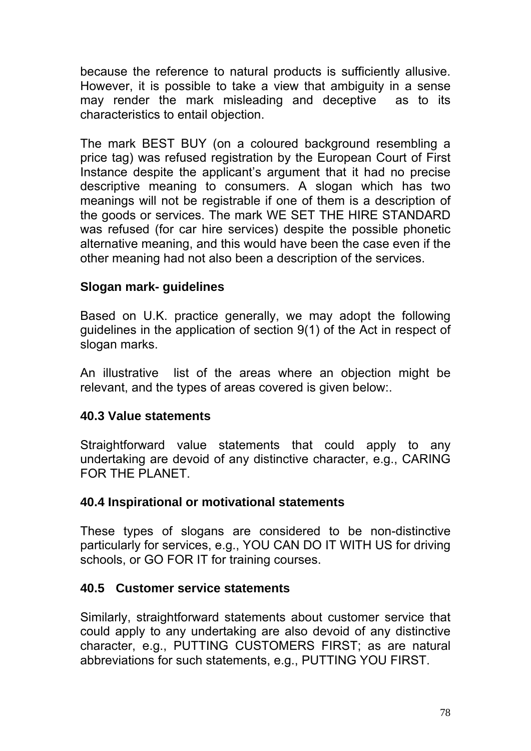because the reference to natural products is sufficiently allusive. However, it is possible to take a view that ambiguity in a sense may render the mark misleading and deceptive as to its characteristics to entail objection.

The mark BEST BUY (on a coloured background resembling a price tag) was refused registration by the European Court of First Instance despite the applicant's argument that it had no precise descriptive meaning to consumers. A slogan which has two meanings will not be registrable if one of them is a description of the goods or services. The mark WE SET THE HIRE STANDARD was refused (for car hire services) despite the possible phonetic alternative meaning, and this would have been the case even if the other meaning had not also been a description of the services.

**Slogan mark- guidelines**

Based on U.K. practice generally, we may adopt the following guidelines in the application of section 9(1) of the Act in respect of slogan marks.

An illustrative list of the areas where an objection might be relevant, and the types of areas covered is given below:.

**40.3 Value statements**

Straightforward value statements that could apply to any undertaking are devoid of any distinctive character, e.g., CARING FOR THE PLANET.

**40.4 Inspirational or motivational statements**

These types of slogans are considered to be non-distinctive particularly for services, e.g., YOU CAN DO IT WITH US for driving schools, or GO FOR IT for training courses.

**40.5 Customer service statements**

Similarly, straightforward statements about customer service that could apply to any undertaking are also devoid of any distinctive character, e.g., PUTTING CUSTOMERS FIRST; as are natural abbreviations for such statements, e.g., PUTTING YOU FIRST.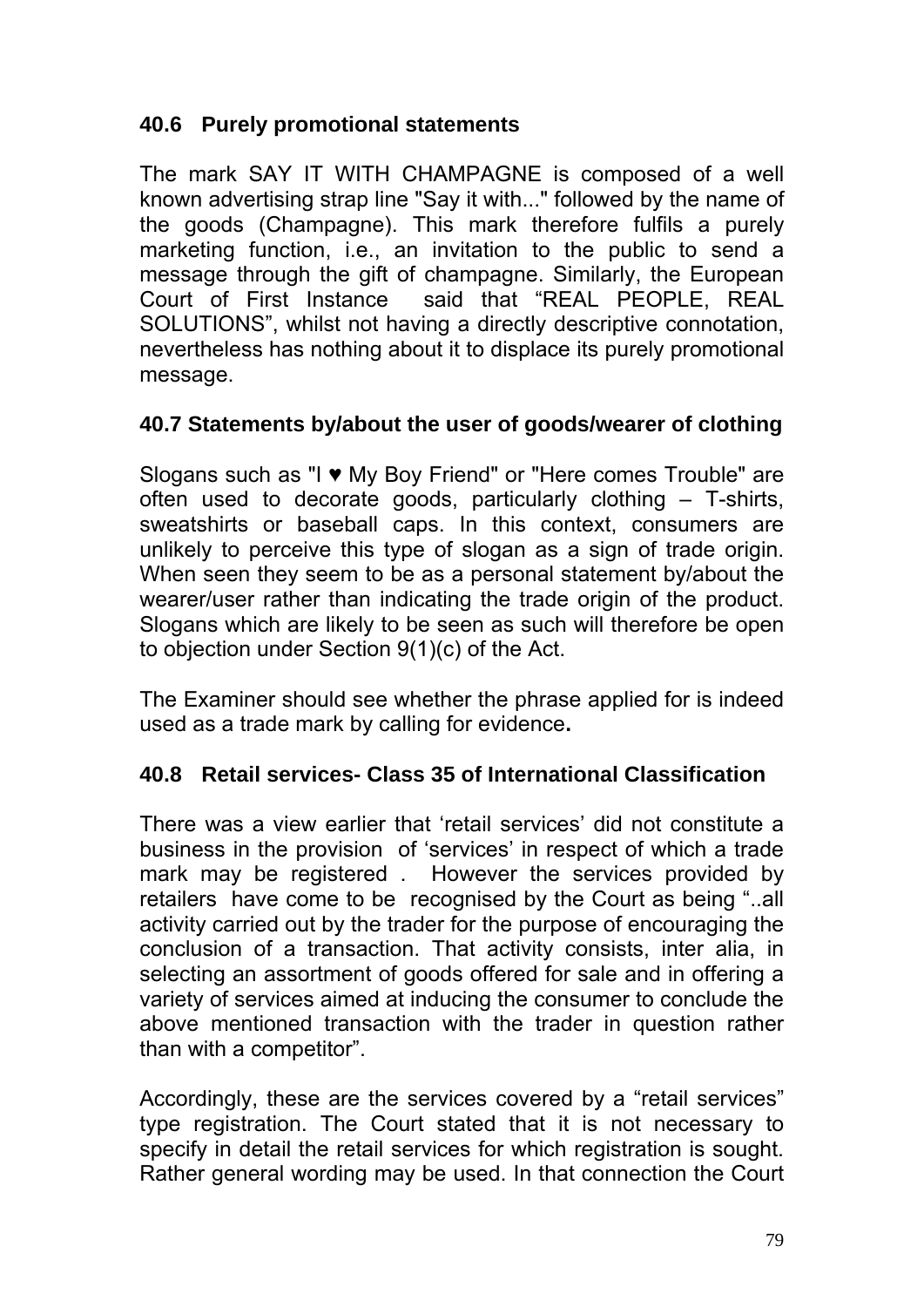### 40.6 Purely promotional statements

The mark SAY IT WITH CHAMPAGNE is composed of a well known advertising strap line "Say it with..." followed by the name of the goods (Champagne). This mark therefore fulfils a purely marketing function, i.e., an invitation to the public to send a message through the gift of champagne. Similarly, the European Court of First Instance said that "REAL PEOPLE, REAL SOLUTIONS", whilst not having a directly descriptive connotation, nevertheless has nothing about it to displace its purely promotional message.

### 40.7 Statements by/about the user of goods/wearer of clothing

Slogans such as "I ♥ My Boy Friend" or "Here comes Trouble" are often used to decorate goods, particularly clothing – T-shirts, sweatshirts or baseball caps. In this context, consumers are unlikely to perceive this type of slogan as a sign of trade origin. When seen they seem to be as a personal statement by/about the wearer/user rather than indicating the trade origin of the product. Slogans which are likely to be seen as such will therefore be open to objection under Section 9(1)(c) of the Act.

The Examiner should see whether the phrase applied for is indeed used as a trade mark by calling for evidence**.**

### 40.8 Retail services- Class 35 of International Classification

There was a view earlier that 'retail services' did not constitute a business in the provision of 'services' in respect of which a trade mark may be registered . However the services provided by retailers have come to be recognised by the Court as being "..all activity carried out by the trader for the purpose of encouraging the conclusion of a transaction. That activity consists, inter alia, in selecting an assortment of goods offered for sale and in offering a variety of services aimed at inducing the consumer to conclude the above mentioned transaction with the trader in question rather than with a competitor".

Accordingly, these are the services covered by a "retail services" type registration. The Court stated that it is not necessary to specify in detail the retail services for which registration is sought. Rather general wording may be used. In that connection the Court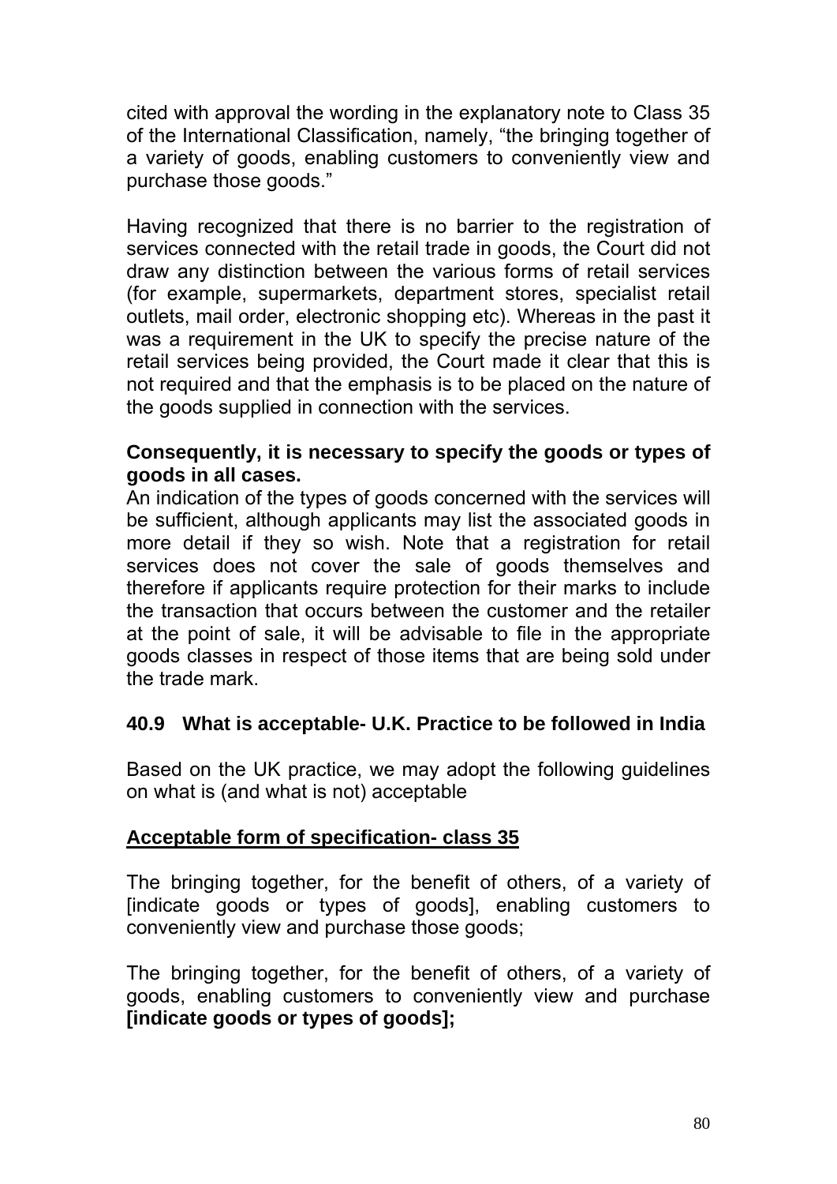cited with approval the wording in the explanatory note to Class 35 of the International Classification, namely, "the bringing together of a variety of goods, enabling customers to conveniently view and purchase those goods."

Having recognized that there is no barrier to the registration of services connected with the retail trade in goods, the Court did not draw any distinction between the various forms of retail services (for example, supermarkets, department stores, specialist retail outlets, mail order, electronic shopping etc). Whereas in the past it was a requirement in the UK to specify the precise nature of the retail services being provided, the Court made it clear that this is not required and that the emphasis is to be placed on the nature of the goods supplied in connection with the services.

**Consequently, it is necessary to specify the goods or types of goods in all cases.**

An indication of the types of goods concerned with the services will be sufficient, although applicants may list the associated goods in more detail if they so wish. Note that a registration for retail services does not cover the sale of goods themselves and therefore if applicants require protection for their marks to include the transaction that occurs between the customer and the retailer at the point of sale, it will be advisable to file in the appropriate goods classes in respect of those items that are being sold under the trade mark.

### 40.9 What is acceptable- U.K. Practice to be followed in India

Based on the UK practice, we may adopt the following guidelines on what is (and what is not) acceptable

**<u>Acceptable form of specification- class 35</u>**

The bringing together, for the benefit of others, of a variety of [indicate goods or types of goods], enabling customers to conveniently view and purchase those goods;

The bringing together, for the benefit of others, of a variety of goods, enabling customers to conveniently view and purchase **[indicate goods or types of goods];**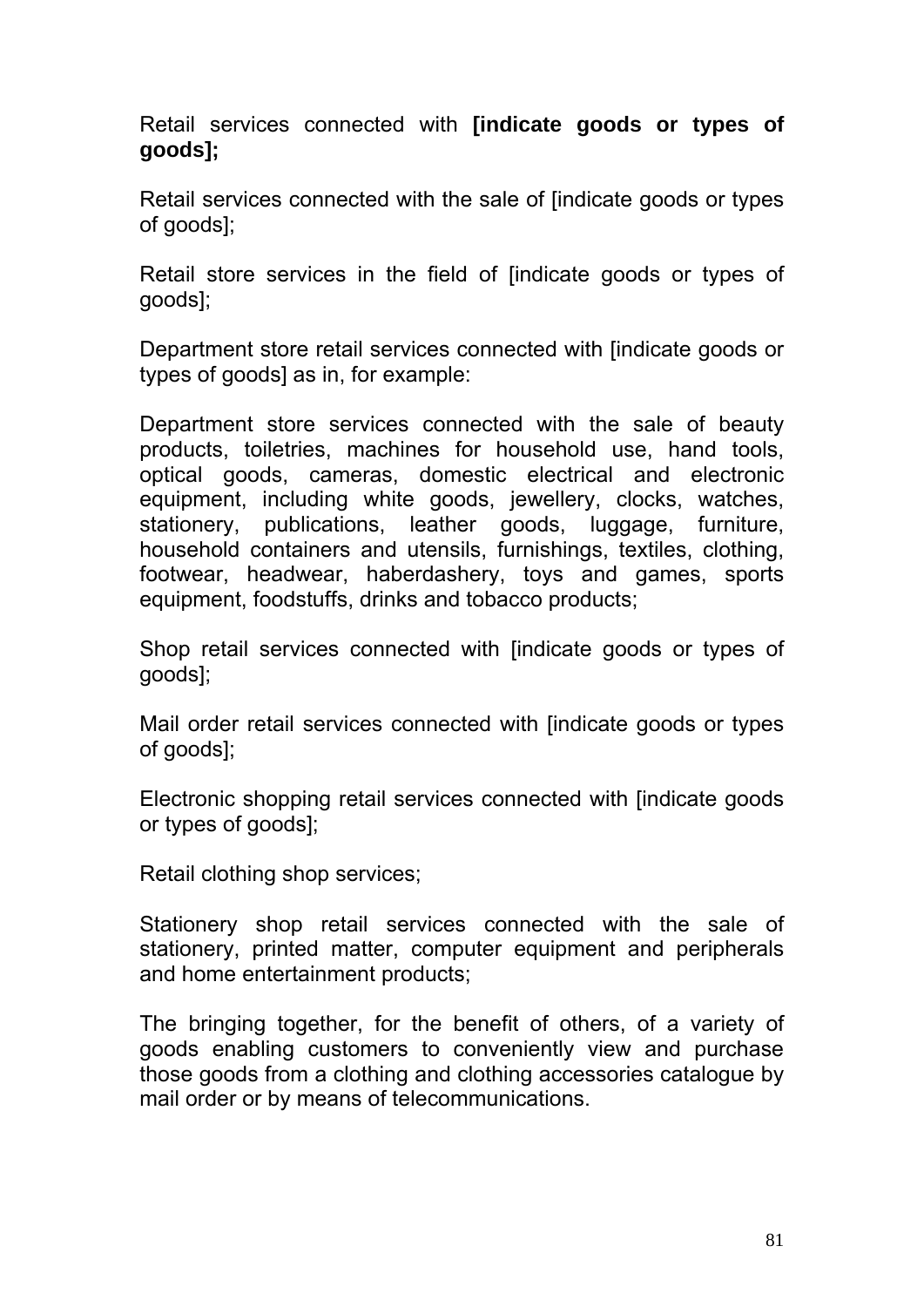Retail services connected with **[indicate goods or types of goods];**

Retail services connected with the sale of [indicate goods or types of goods];

Retail store services in the field of [indicate goods or types of goods];

Department store retail services connected with [indicate goods or types of goods] as in, for example:

Department store services connected with the sale of beauty products, toiletries, machines for household use, hand tools, optical goods, cameras, domestic electrical and electronic equipment, including white goods, jewellery, clocks, watches, stationery, publications, leather goods, luggage, furniture, household containers and utensils, furnishings, textiles, clothing, footwear, headwear, haberdashery, toys and games, sports equipment, foodstuffs, drinks and tobacco products;

Shop retail services connected with [indicate goods or types of goods];

Mail order retail services connected with [indicate goods or types of goods];

Electronic shopping retail services connected with [indicate goods or types of goods];

Retail clothing shop services;

Stationery shop retail services connected with the sale of stationery, printed matter, computer equipment and peripherals and home entertainment products;

The bringing together, for the benefit of others, of a variety of goods enabling customers to conveniently view and purchase those goods from a clothing and clothing accessories catalogue by mail order or by means of telecommunications.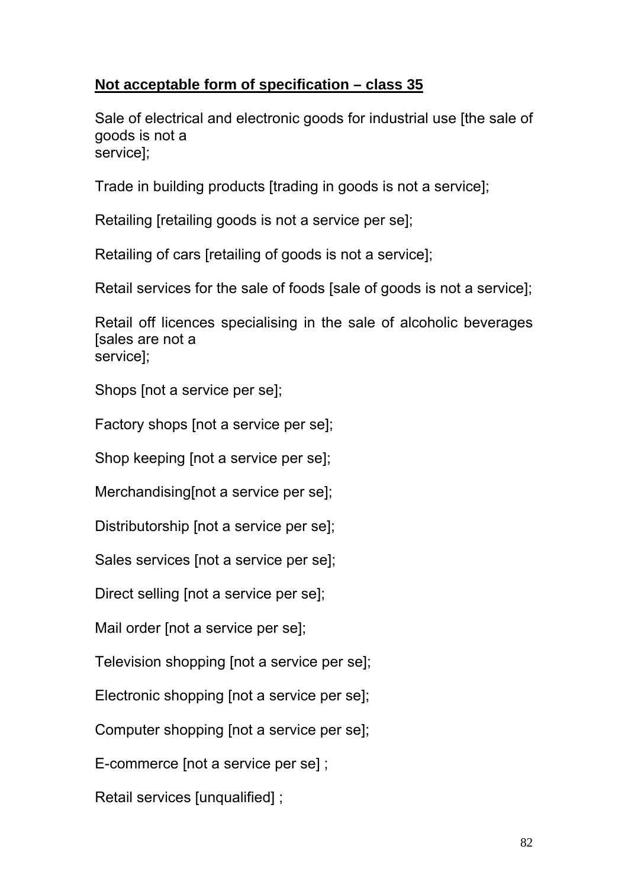**Not acceptable form of specification – class 35**

Sale of electrical and electronic goods for industrial use [the sale of goods is not a service];

Trade in building products [trading in goods is not a service];

Retailing [retailing goods is not a service per se];

Retailing of cars [retailing of goods is not a service];

Retail services for the sale of foods [sale of goods is not a service];

Retail off licences specialising in the sale of alcoholic beverages [sales are not a service];

Shops [not a service per se];

Factory shops [not a service per se];

Shop keeping [not a service per se];

Merchandising[not a service per se];

Distributorship [not a service per se];

Sales services [not a service per se];

Direct selling [not a service per se];

Mail order [not a service per se];

Television shopping [not a service per se];

Electronic shopping [not a service per se];

Computer shopping [not a service per se];

E-commerce [not a service per se] ;

Retail services [unqualified] ;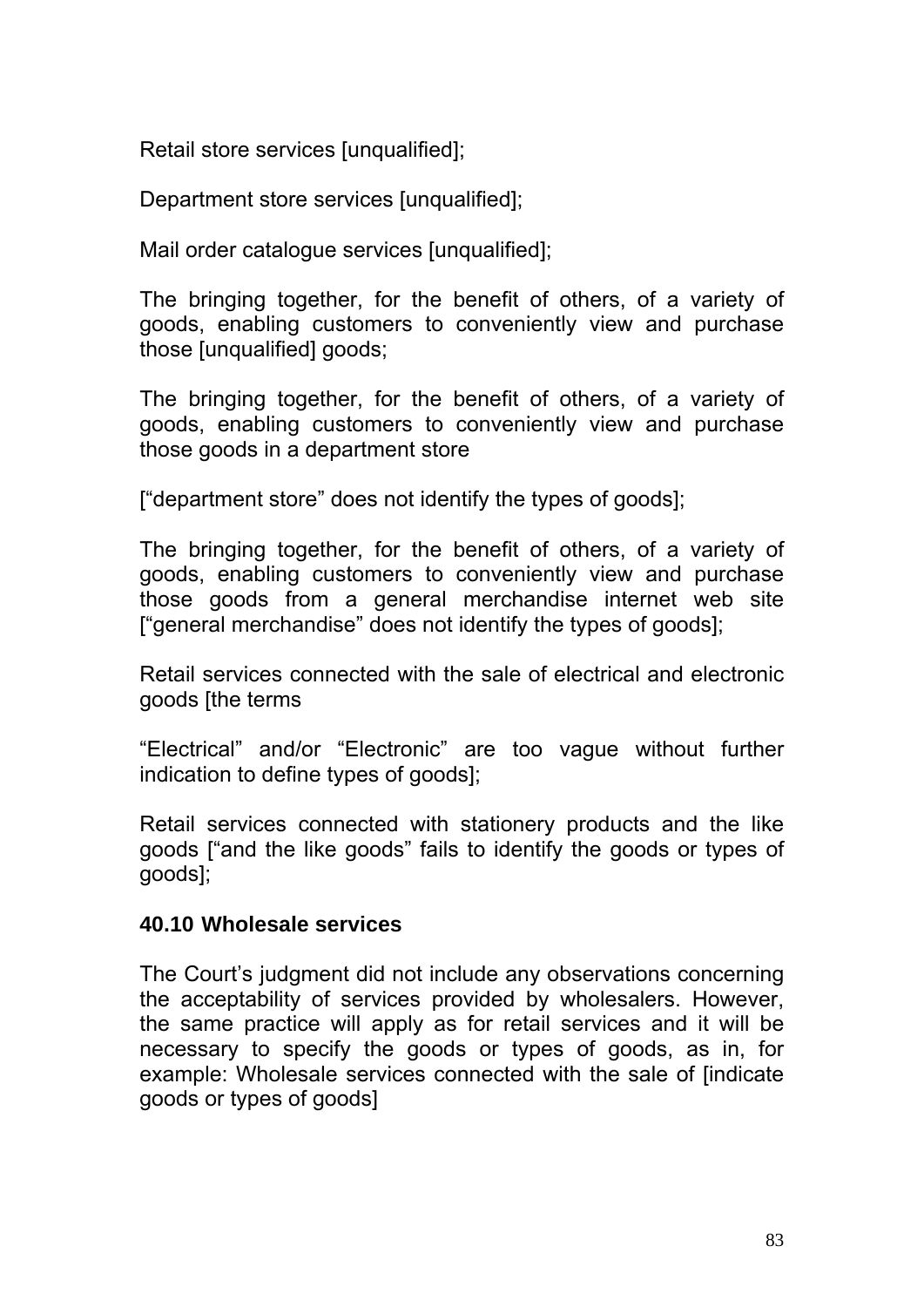Retail store services [unqualified];

Department store services [unqualified];

Mail order catalogue services [unqualified];

The bringing together, for the benefit of others, of a variety of goods, enabling customers to conveniently view and purchase those [unqualified] goods;

The bringing together, for the benefit of others, of a variety of goods, enabling customers to conveniently view and purchase those goods in a department store

["department store" does not identify the types of goods];

The bringing together, for the benefit of others, of a variety of goods, enabling customers to conveniently view and purchase those goods from a general merchandise internet web site ["general merchandise" does not identify the types of goods];

Retail services connected with the sale of electrical and electronic goods [the terms

"Electrical" and/or "Electronic" are too vague without further indication to define types of goods];

Retail services connected with stationery products and the like goods ["and the like goods" fails to identify the goods or types of goods];

### 40.10 Wholesale services

The Court's judgment did not include any observations concerning the acceptability of services provided by wholesalers. However, the same practice will apply as for retail services and it will be necessary to specify the goods or types of goods, as in, for example: Wholesale services connected with the sale of [indicate goods or types of goods]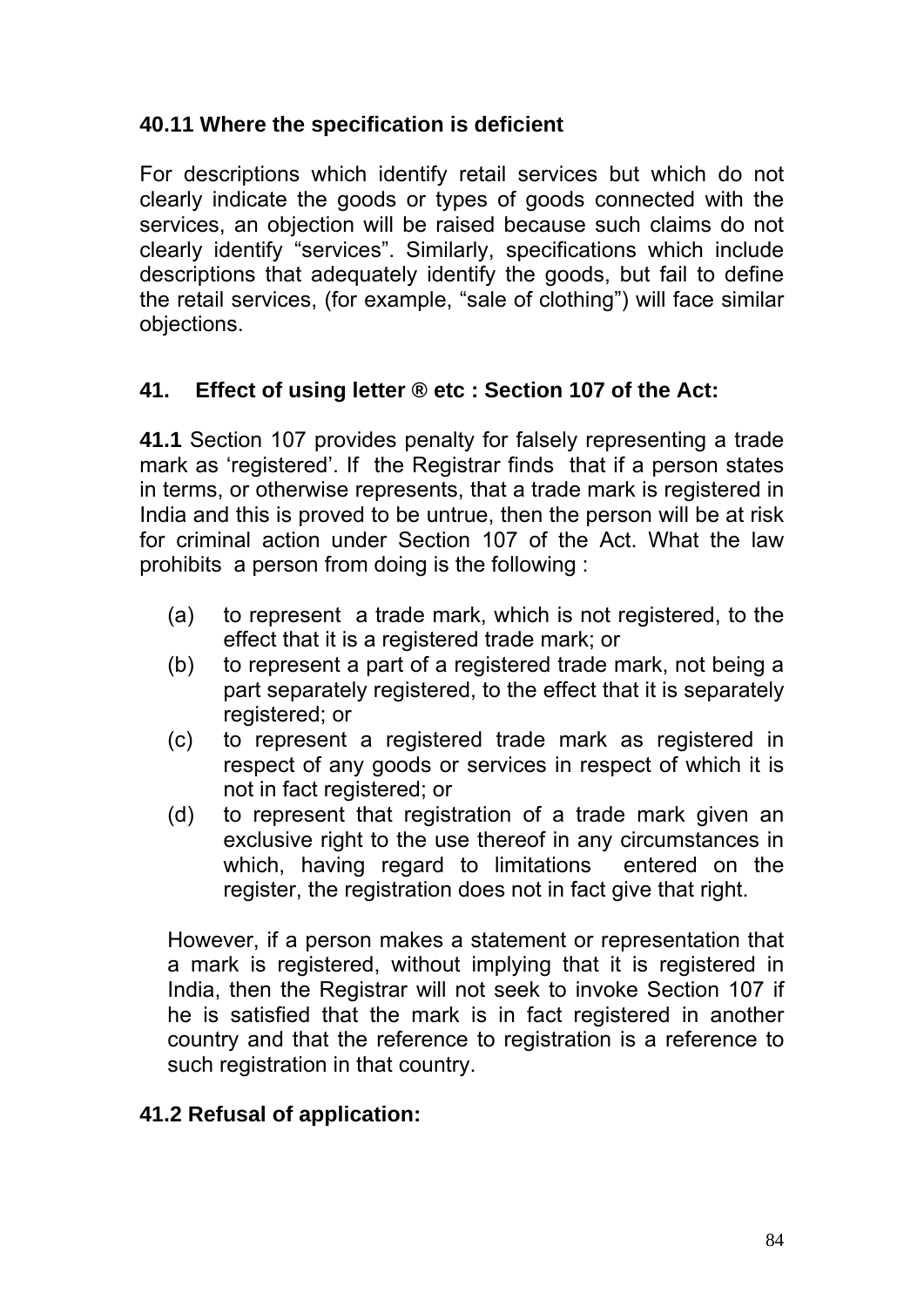### 40.11 Where the specification is deficient

For descriptions which identify retail services but which do not clearly indicate the goods or types of goods connected with the services, an objection will be raised because such claims do not clearly identify "services". Similarly, specifications which include descriptions that adequately identify the goods, but fail to define the retail services, (for example, "sale of clothing") will face similar objections.

## 41. Effect of using letter ® etc : Section 107 of the Act:

**41.1** Section 107 provides penalty for falsely representing a trade mark as 'registered'. If the Registrar finds that if a person states in terms, or otherwise represents, that a trade mark is registered in India and this is proved to be untrue, then the person will be at risk for criminal action under Section 107 of the Act. What the law prohibits a person from doing is the following :

(a) to represent a trade mark, which is not registered, to the effect that it is a registered trade mark; or

(b) to represent a part of a registered trade mark, not being a part separately registered, to the effect that it is separately registered; or

(c) to represent a registered trade mark as registered in respect of any goods or services in respect of which it is not in fact registered; or

(d) to represent that registration of a trade mark given an exclusive right to the use thereof in any circumstances in which, having regard to limitations entered on the register, the registration does not in fact give that right.

However, if a person makes a statement or representation that a mark is registered, without implying that it is registered in India, then the Registrar will not seek to invoke Section 107 if he is satisfied that the mark is in fact registered in another country and that the reference to registration is a reference to such registration in that country.

### 41.2 Refusal of application: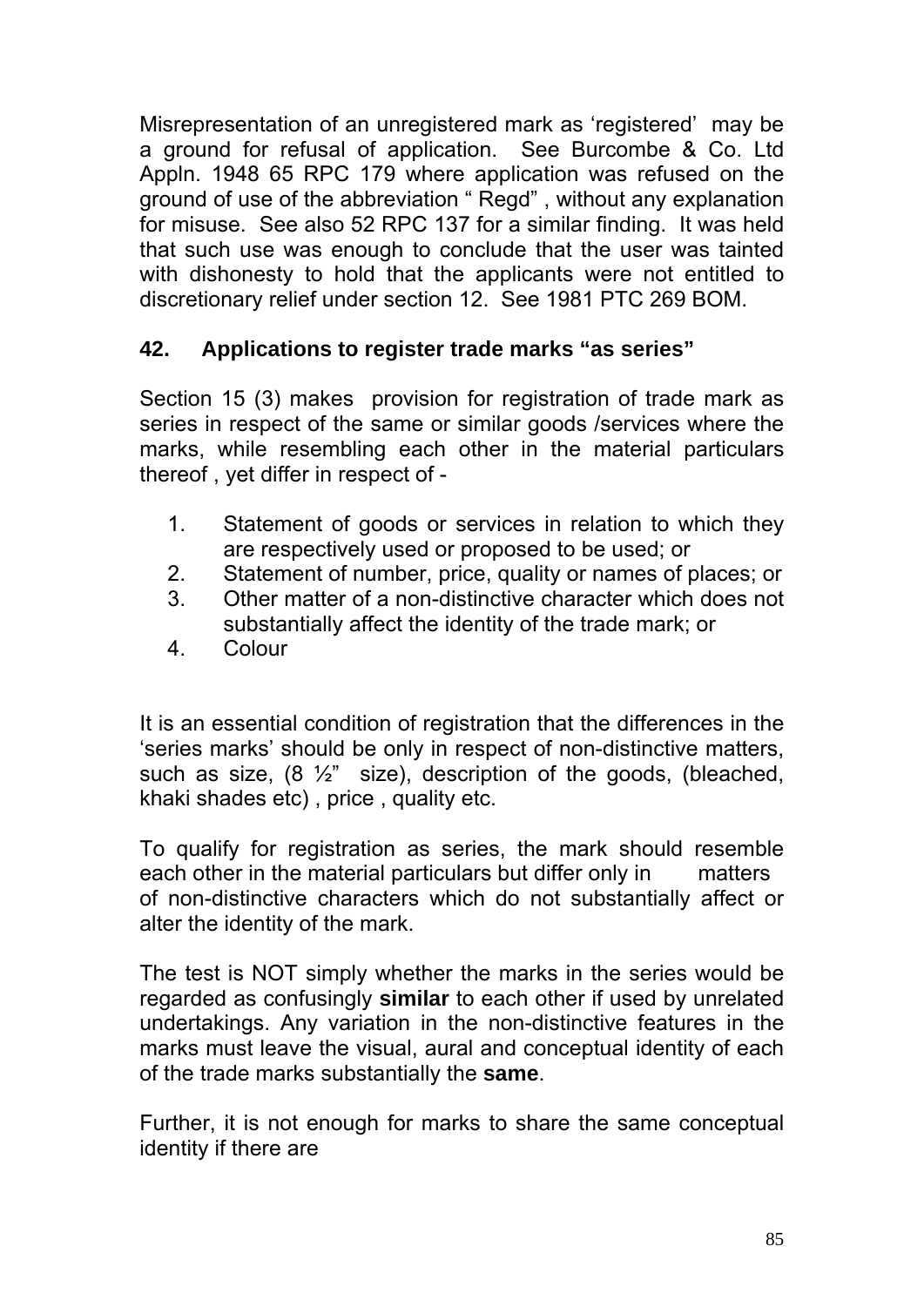Misrepresentation of an unregistered mark as 'registered' may be a ground for refusal of application. See Burcombe & Co. Ltd Appln. 1948 65 RPC 179 where application was refused on the ground of use of the abbreviation " Regd" , without any explanation for misuse. See also 52 RPC 137 for a similar finding. It was held that such use was enough to conclude that the user was tainted with dishonesty to hold that the applicants were not entitled to discretionary relief under section 12. See 1981 PTC 269 BOM.

## 42. Applications to register trade marks "as series"

Section 15 (3) makes provision for registration of trade mark as series in respect of the same or similar goods /services where the marks, while resembling each other in the material particulars thereof , yet differ in respect of -

1. Statement of goods or services in relation to which they are respectively used or proposed to be used; or
2. Statement of number, price, quality or names of places; or
3. Other matter of a non-distinctive character which does not substantially affect the identity of the trade mark; or
4. Colour

It is an essential condition of registration that the differences in the 'series marks' should be only in respect of non-distinctive matters, such as size, (8 ½" size), description of the goods, (bleached, khaki shades etc) , price , quality etc.

To qualify for registration as series, the mark should resemble each other in the material particulars but differ only in matters of non-distinctive characters which do not substantially affect or alter the identity of the mark.

The test is NOT simply whether the marks in the series would be regarded as confusingly **similar** to each other if used by unrelated undertakings. Any variation in the non-distinctive features in the marks must leave the visual, aural and conceptual identity of each of the trade marks substantially the **same**.

Further, it is not enough for marks to share the same conceptual identity if there are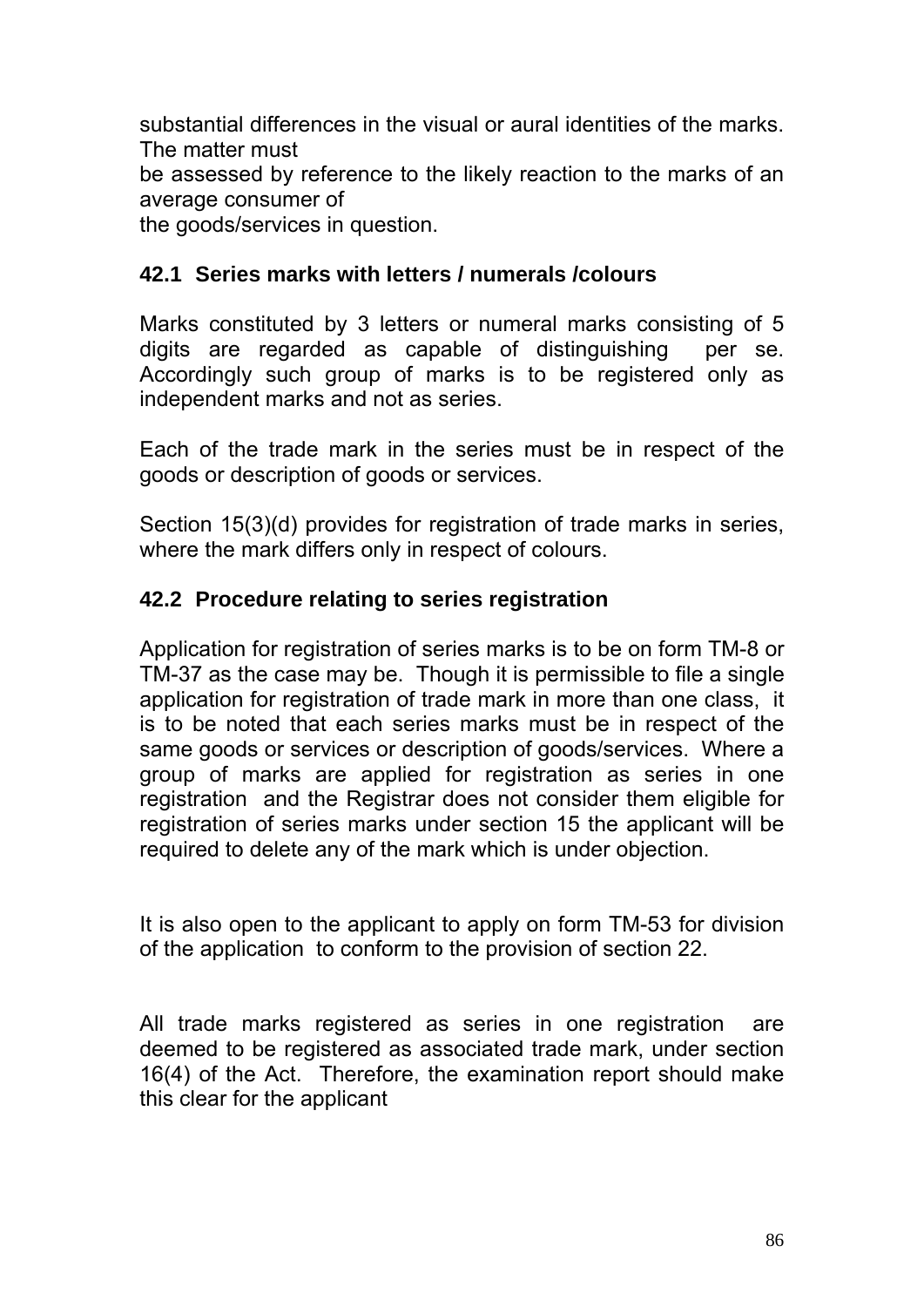substantial differences in the visual or aural identities of the marks. The matter must be assessed by reference to the likely reaction to the marks of an average consumer of the goods/services in question.

### 42.1 Series marks with letters / numerals /colours

Marks constituted by 3 letters or numeral marks consisting of 5 digits are regarded as capable of distinguishing per se. Accordingly such group of marks is to be registered only as independent marks and not as series.

Each of the trade mark in the series must be in respect of the goods or description of goods or services.

Section 15(3)(d) provides for registration of trade marks in series, where the mark differs only in respect of colours.

### 42.2 Procedure relating to series registration

Application for registration of series marks is to be on form TM-8 or TM-37 as the case may be. Though it is permissible to file a single application for registration of trade mark in more than one class, it is to be noted that each series marks must be in respect of the same goods or services or description of goods/services. Where a group of marks are applied for registration as series in one registration and the Registrar does not consider them eligible for registration of series marks under section 15 the applicant will be required to delete any of the mark which is under objection.

It is also open to the applicant to apply on form TM-53 for division of the application to conform to the provision of section 22.

All trade marks registered as series in one registration are deemed to be registered as associated trade mark, under section 16(4) of the Act. Therefore, the examination report should make this clear for the applicant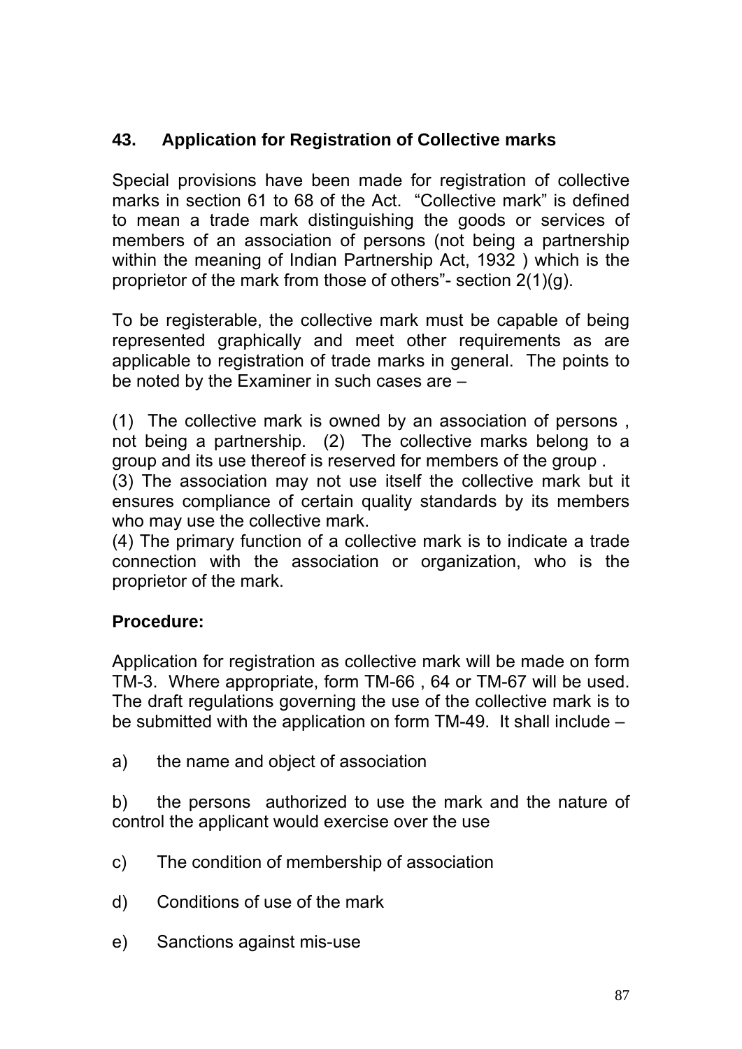## 43. Application for Registration of Collective marks

Special provisions have been made for registration of collective marks in section 61 to 68 of the Act. "Collective mark" is defined to mean a trade mark distinguishing the goods or services of members of an association of persons (not being a partnership within the meaning of Indian Partnership Act, 1932 ) which is the proprietor of the mark from those of others"- section 2(1)(g).

To be registerable, the collective mark must be capable of being represented graphically and meet other requirements as are applicable to registration of trade marks in general. The points to be noted by the Examiner in such cases are –

(1) The collective mark is owned by an association of persons , not being a partnership. (2) The collective marks belong to a group and its use thereof is reserved for members of the group .
(3) The association may not use itself the collective mark but it ensures compliance of certain quality standards by its members who may use the collective mark.
(4) The primary function of a collective mark is to indicate a trade connection with the association or organization, who is the proprietor of the mark.

**Procedure:**

Application for registration as collective mark will be made on form TM-3. Where appropriate, form TM-66 , 64 or TM-67 will be used. The draft regulations governing the use of the collective mark is to be submitted with the application on form TM-49. It shall include –

a) the name and object of association

b) the persons authorized to use the mark and the nature of control the applicant would exercise over the use

c) The condition of membership of association

d) Conditions of use of the mark

e) Sanctions against mis-use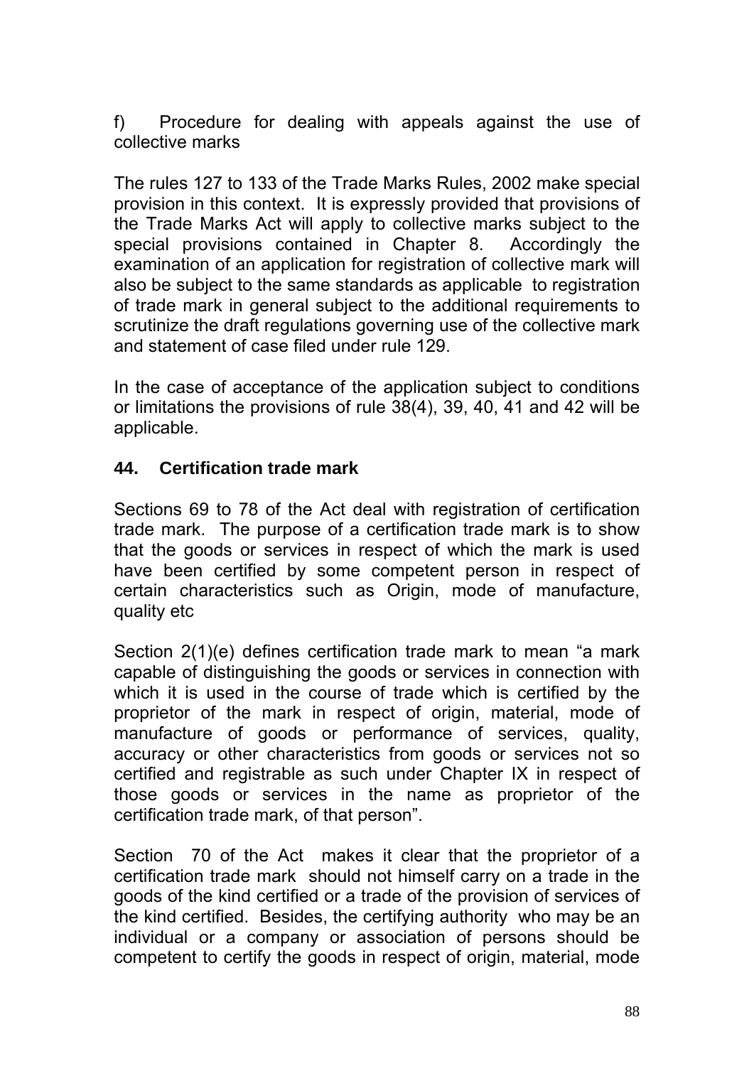f) Procedure for dealing with appeals against the use of collective marks

The rules 127 to 133 of the Trade Marks Rules, 2002 make special provision in this context. It is expressly provided that provisions of the Trade Marks Act will apply to collective marks subject to the special provisions contained in Chapter 8. Accordingly the examination of an application for registration of collective mark will also be subject to the same standards as applicable to registration of trade mark in general subject to the additional requirements to scrutinize the draft regulations governing use of the collective mark and statement of case filed under rule 129.

In the case of acceptance of the application subject to conditions or limitations the provisions of rule 38(4), 39, 40, 41 and 42 will be applicable.

## 44. Certification trade mark

Sections 69 to 78 of the Act deal with registration of certification trade mark. The purpose of a certification trade mark is to show that the goods or services in respect of which the mark is used have been certified by some competent person in respect of certain characteristics such as Origin, mode of manufacture, quality etc

Section 2(1)(e) defines certification trade mark to mean "a mark capable of distinguishing the goods or services in connection with which it is used in the course of trade which is certified by the proprietor of the mark in respect of origin, material, mode of manufacture of goods or performance of services, quality, accuracy or other characteristics from goods or services not so certified and registrable as such under Chapter IX in respect of those goods or services in the name as proprietor of the certification trade mark, of that person".

Section 70 of the Act makes it clear that the proprietor of a certification trade mark should not himself carry on a trade in the goods of the kind certified or a trade of the provision of services of the kind certified. Besides, the certifying authority who may be an individual or a company or association of persons should be competent to certify the goods in respect of origin, material, mode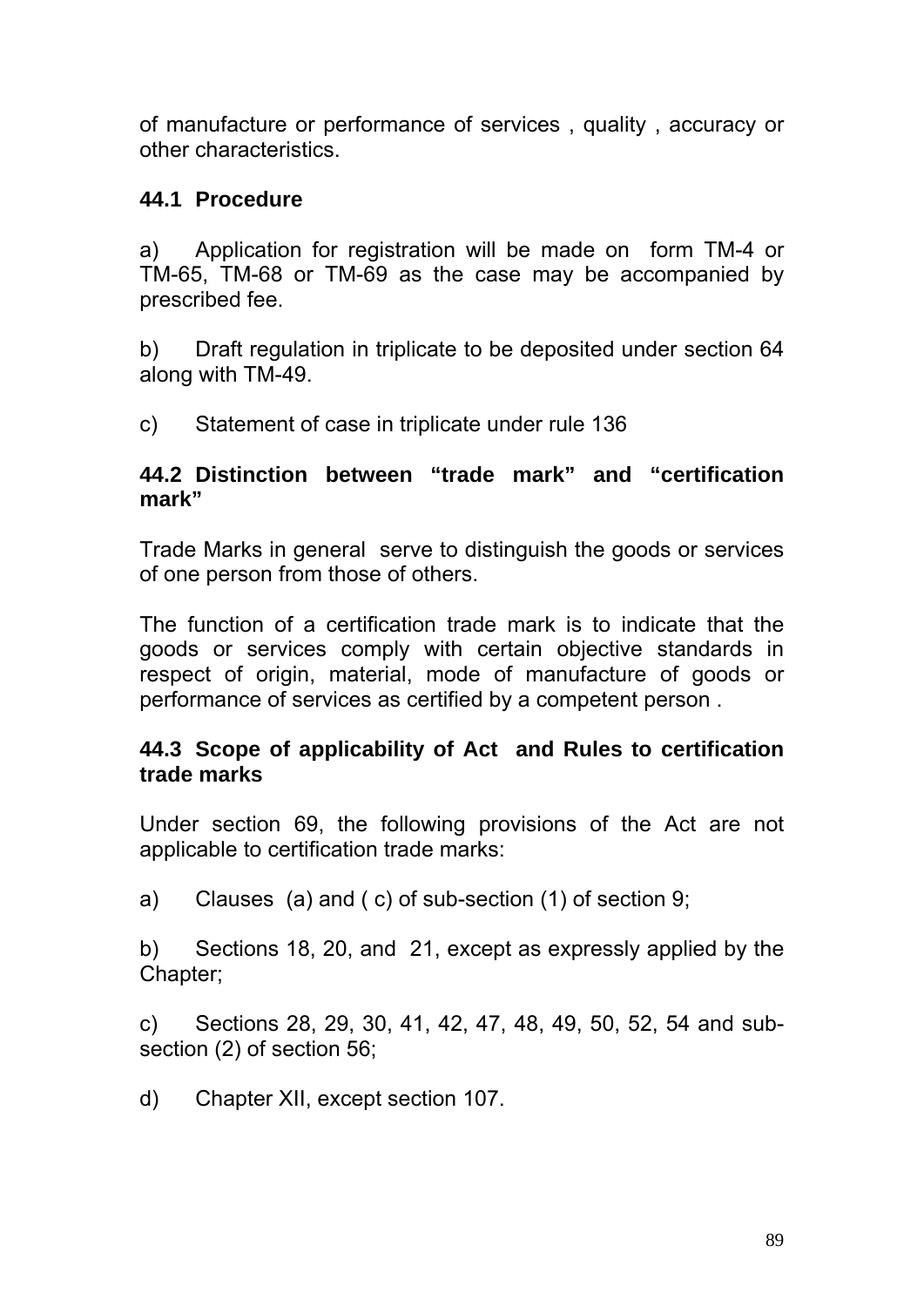of manufacture or performance of services , quality , accuracy or other characteristics.

### 44.1 Procedure

a) Application for registration will be made on form TM-4 or TM-65, TM-68 or TM-69 as the case may be accompanied by prescribed fee.

b) Draft regulation in triplicate to be deposited under section 64 along with TM-49.

c) Statement of case in triplicate under rule 136

### 44.2 Distinction between "trade mark" and "certification mark"

Trade Marks in general serve to distinguish the goods or services of one person from those of others.

The function of a certification trade mark is to indicate that the goods or services comply with certain objective standards in respect of origin, material, mode of manufacture of goods or performance of services as certified by a competent person .

### 44.3 Scope of applicability of Act and Rules to certification trade marks

Under section 69, the following provisions of the Act are not applicable to certification trade marks:

a) Clauses (a) and ( c) of sub-section (1) of section 9;

b) Sections 18, 20, and 21, except as expressly applied by the Chapter;

c) Sections 28, 29, 30, 41, 42, 47, 48, 49, 50, 52, 54 and sub-section (2) of section 56;

d) Chapter XII, except section 107.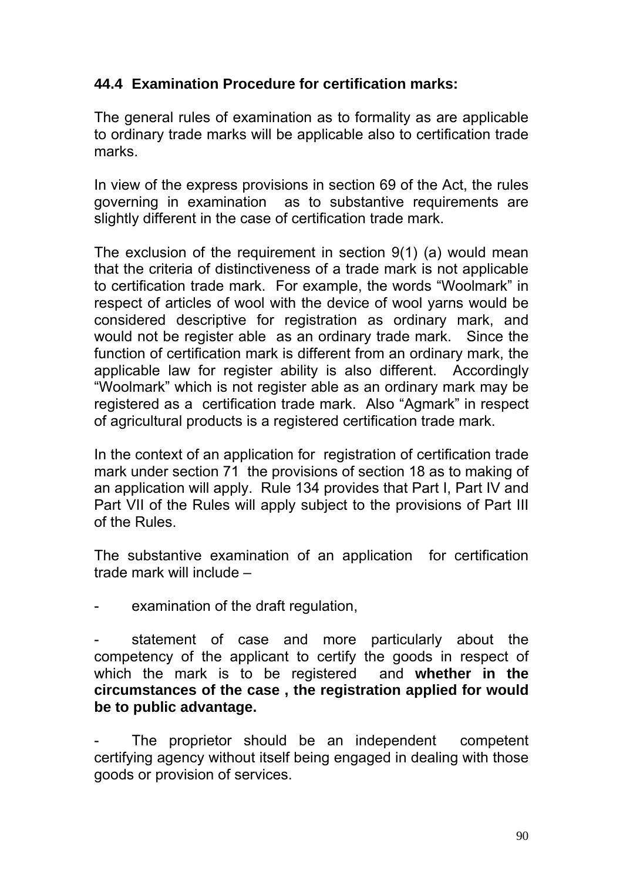### 44.4 Examination Procedure for certification marks:

The general rules of examination as to formality as are applicable to ordinary trade marks will be applicable also to certification trade marks.

In view of the express provisions in section 69 of the Act, the rules governing in examination as to substantive requirements are slightly different in the case of certification trade mark.

The exclusion of the requirement in section 9(1) (a) would mean that the criteria of distinctiveness of a trade mark is not applicable to certification trade mark. For example, the words "Woolmark" in respect of articles of wool with the device of wool yarns would be considered descriptive for registration as ordinary mark, and would not be register able as an ordinary trade mark. Since the function of certification mark is different from an ordinary mark, the applicable law for register ability is also different. Accordingly "Woolmark" which is not register able as an ordinary mark may be registered as a certification trade mark. Also "Agmark" in respect of agricultural products is a registered certification trade mark.

In the context of an application for registration of certification trade mark under section 71 the provisions of section 18 as to making of an application will apply. Rule 134 provides that Part I, Part IV and Part VII of the Rules will apply subject to the provisions of Part III of the Rules.

The substantive examination of an application for certification trade mark will include –

- examination of the draft regulation,
- statement of case and more particularly about the competency of the applicant to certify the goods in respect of which the mark is to be registered and **whether in the circumstances of the case , the registration applied for would be to public advantage.**
- The proprietor should be an independent competent certifying agency without itself being engaged in dealing with those goods or provision of services.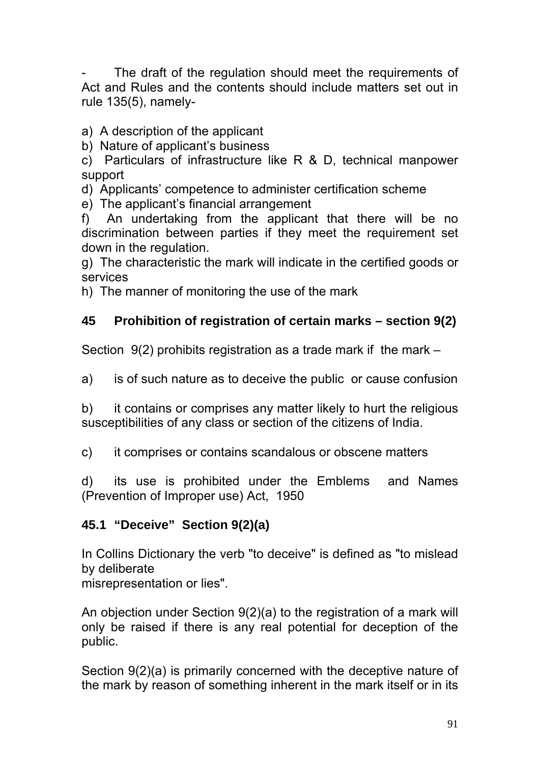- The draft of the regulation should meet the requirements of Act and Rules and the contents should include matters set out in rule 135(5), namely-

a) A description of the applicant
b) Nature of applicant's business
c) Particulars of infrastructure like R & D, technical manpower support
d) Applicants' competence to administer certification scheme
e) The applicant's financial arrangement
f) An undertaking from the applicant that there will be no discrimination between parties if they meet the requirement set down in the regulation.
g) The characteristic the mark will indicate in the certified goods or services
h) The manner of monitoring the use of the mark

## 45 Prohibition of registration of certain marks – section 9(2)

Section 9(2) prohibits registration as a trade mark if the mark –

a) is of such nature as to deceive the public or cause confusion

b) it contains or comprises any matter likely to hurt the religious susceptibilities of any class or section of the citizens of India.

c) it comprises or contains scandalous or obscene matters

d) its use is prohibited under the Emblems and Names (Prevention of Improper use) Act, 1950

### 45.1 "Deceive" Section 9(2)(a)

In Collins Dictionary the verb "to deceive" is defined as "to mislead by deliberate
misrepresentation or lies".

An objection under Section 9(2)(a) to the registration of a mark will only be raised if there is any real potential for deception of the public.

Section 9(2)(a) is primarily concerned with the deceptive nature of the mark by reason of something inherent in the mark itself or in its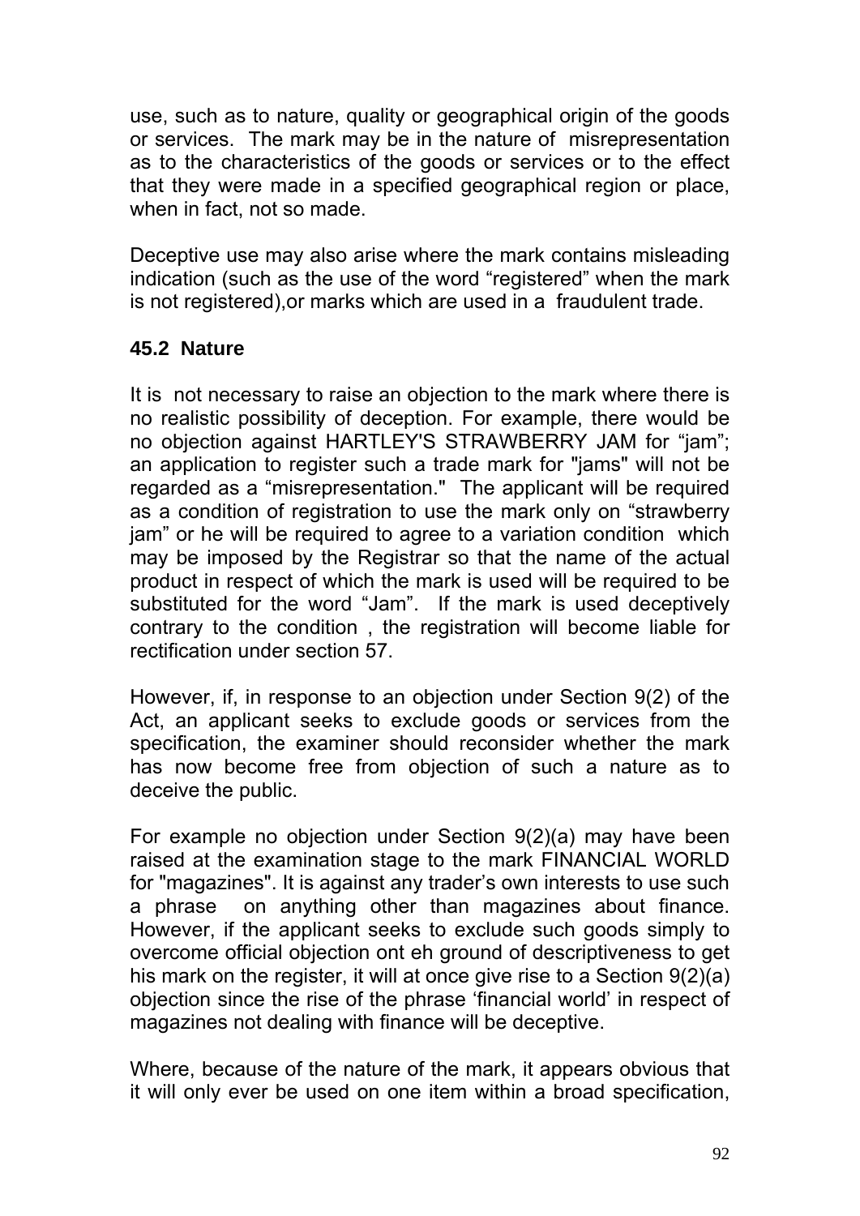use, such as to nature, quality or geographical origin of the goods or services. The mark may be in the nature of misrepresentation as to the characteristics of the goods or services or to the effect that they were made in a specified geographical region or place, when in fact, not so made.

Deceptive use may also arise where the mark contains misleading indication (such as the use of the word "registered" when the mark is not registered),or marks which are used in a fraudulent trade.

### 45.2 Nature

It is not necessary to raise an objection to the mark where there is no realistic possibility of deception. For example, there would be no objection against HARTLEY'S STRAWBERRY JAM for "jam"; an application to register such a trade mark for "jams" will not be regarded as a "misrepresentation." The applicant will be required as a condition of registration to use the mark only on "strawberry jam" or he will be required to agree to a variation condition which may be imposed by the Registrar so that the name of the actual product in respect of which the mark is used will be required to be substituted for the word "Jam". If the mark is used deceptively contrary to the condition , the registration will become liable for rectification under section 57.

However, if, in response to an objection under Section 9(2) of the Act, an applicant seeks to exclude goods or services from the specification, the examiner should reconsider whether the mark has now become free from objection of such a nature as to deceive the public.

For example no objection under Section 9(2)(a) may have been raised at the examination stage to the mark FINANCIAL WORLD for "magazines". It is against any trader's own interests to use such a phrase on anything other than magazines about finance. However, if the applicant seeks to exclude such goods simply to overcome official objection ont eh ground of descriptiveness to get his mark on the register, it will at once give rise to a Section 9(2)(a) objection since the rise of the phrase 'financial world' in respect of magazines not dealing with finance will be deceptive.

Where, because of the nature of the mark, it appears obvious that it will only ever be used on one item within a broad specification,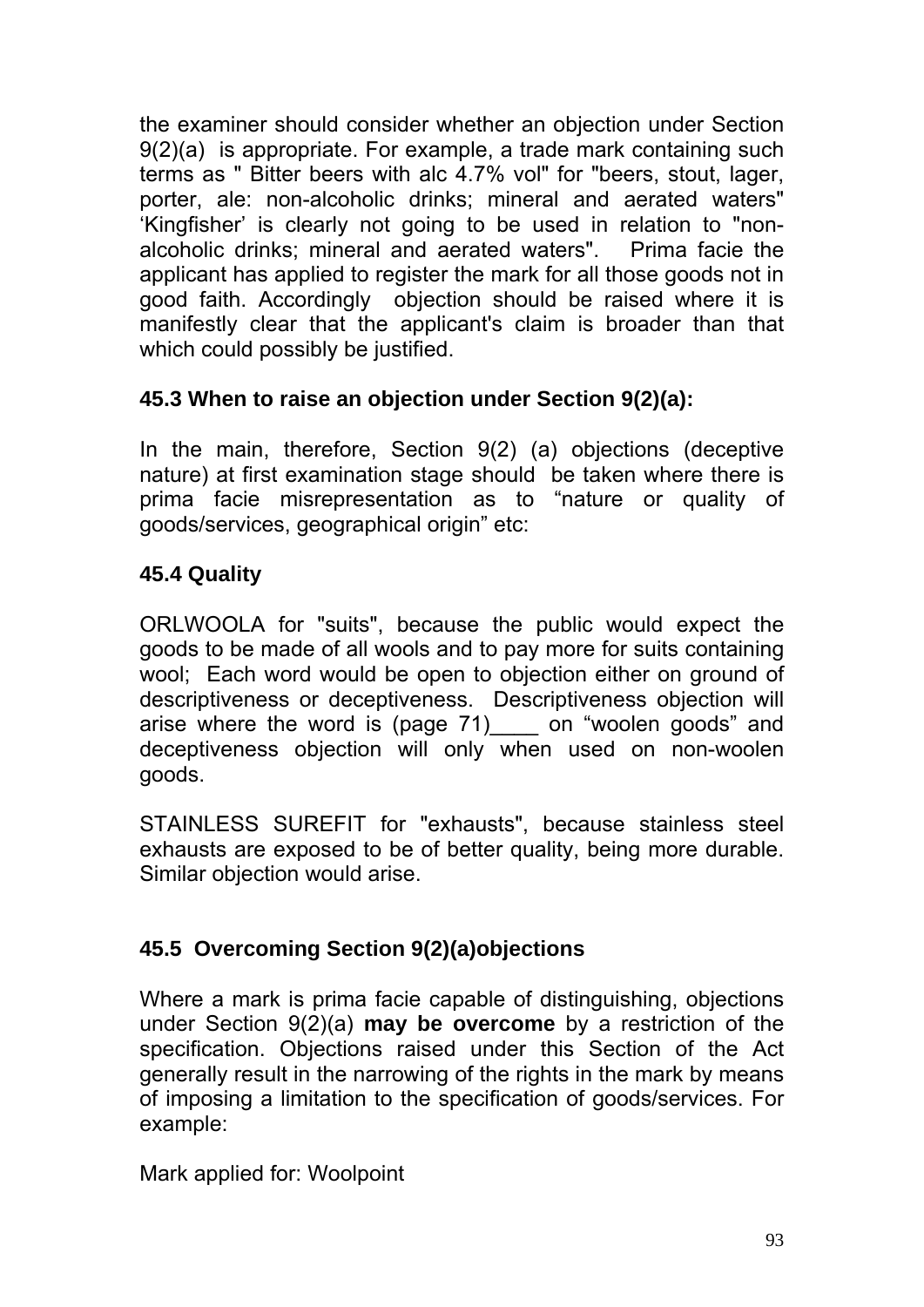the examiner should consider whether an objection under Section 9(2)(a) is appropriate. For example, a trade mark containing such terms as " Bitter beers with alc 4.7% vol" for "beers, stout, lager, porter, ale: non-alcoholic drinks; mineral and aerated waters" 'Kingfisher' is clearly not going to be used in relation to "non-alcoholic drinks; mineral and aerated waters". Prima facie the applicant has applied to register the mark for all those goods not in good faith. Accordingly objection should be raised where it is manifestly clear that the applicant's claim is broader than that which could possibly be justified.

### 45.3 When to raise an objection under Section 9(2)(a):

In the main, therefore, Section 9(2) (a) objections (deceptive nature) at first examination stage should be taken where there is prima facie misrepresentation as to "nature or quality of goods/services, geographical origin" etc:

### 45.4 Quality

ORLWOOLA for "suits", because the public would expect the goods to be made of all wools and to pay more for suits containing wool; Each word would be open to objection either on ground of descriptiveness or deceptiveness. Descriptiveness objection will arise where the word is (page 71)____ on "woolen goods" and deceptiveness objection will only when used on non-woolen goods.

STAINLESS SUREFIT for "exhausts", because stainless steel exhausts are exposed to be of better quality, being more durable. Similar objection would arise.

### 45.5 Overcoming Section 9(2)(a)objections

Where a mark is prima facie capable of distinguishing, objections under Section 9(2)(a) **may be overcome** by a restriction of the specification. Objections raised under this Section of the Act generally result in the narrowing of the rights in the mark by means of imposing a limitation to the specification of goods/services. For example:

Mark applied for: Woolpoint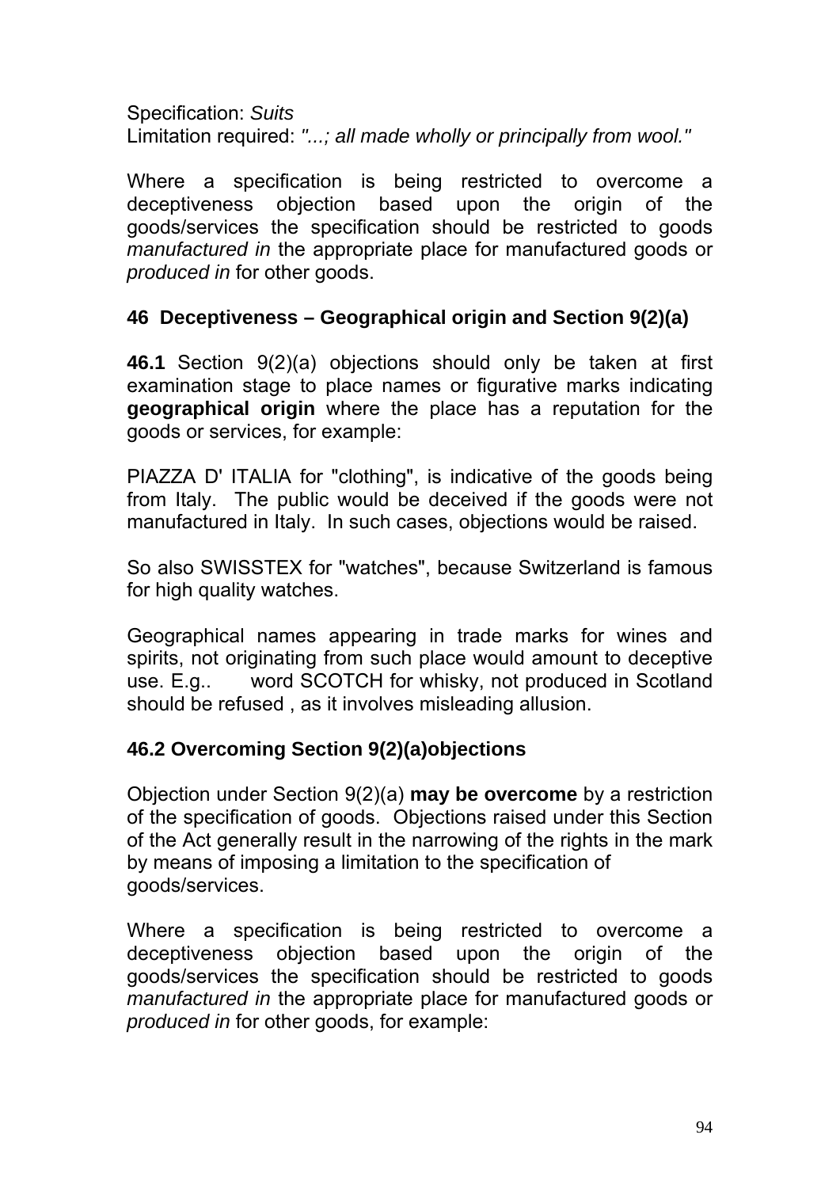Specification: *Suits*
Limitation required: *"...; all made wholly or principally from wool."*

Where a specification is being restricted to overcome a deceptiveness objection based upon the origin of the goods/services the specification should be restricted to goods *manufactured in* the appropriate place for manufactured goods or *produced in* for other goods.

### 46 Deceptiveness – Geographical origin and Section 9(2)(a)

**46.1** Section 9(2)(a) objections should only be taken at first examination stage to place names or figurative marks indicating **geographical origin** where the place has a reputation for the goods or services, for example:

PIAZZA D' ITALIA for "clothing", is indicative of the goods being from Italy. The public would be deceived if the goods were not manufactured in Italy. In such cases, objections would be raised.

So also SWISSTEX for "watches", because Switzerland is famous for high quality watches.

Geographical names appearing in trade marks for wines and spirits, not originating from such place would amount to deceptive use. E.g.. word SCOTCH for whisky, not produced in Scotland should be refused , as it involves misleading allusion.

### 46.2 Overcoming Section 9(2)(a)objections

Objection under Section 9(2)(a) **may be overcome** by a restriction of the specification of goods. Objections raised under this Section of the Act generally result in the narrowing of the rights in the mark by means of imposing a limitation to the specification of goods/services.

Where a specification is being restricted to overcome a deceptiveness objection based upon the origin of the goods/services the specification should be restricted to goods *manufactured in* the appropriate place for manufactured goods or *produced in* for other goods, for example: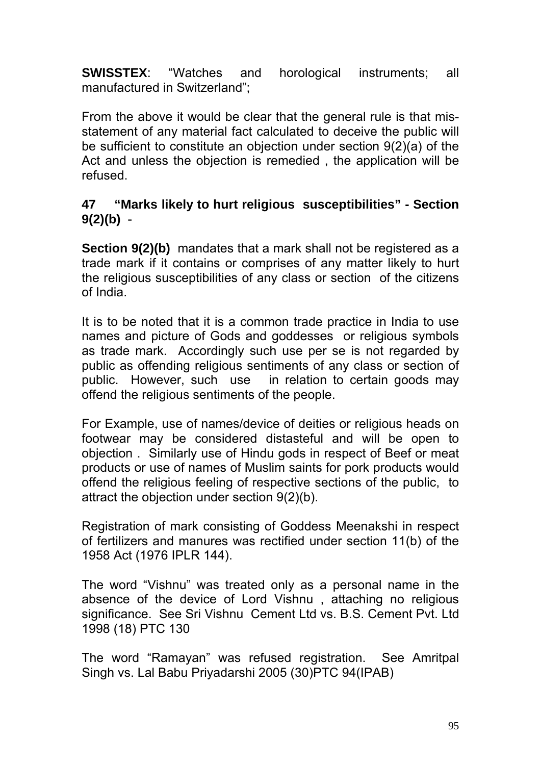**SWISSTEX**: "Watches and horological instruments; all manufactured in Switzerland";

From the above it would be clear that the general rule is that mis-statement of any material fact calculated to deceive the public will be sufficient to constitute an objection under section 9(2)(a) of the Act and unless the objection is remedied , the application will be refused.

## 47 "Marks likely to hurt religious susceptibilities" - Section 9(2)(b) -

**Section 9(2)(b)** mandates that a mark shall not be registered as a trade mark if it contains or comprises of any matter likely to hurt the religious susceptibilities of any class or section of the citizens of India.

It is to be noted that it is a common trade practice in India to use names and picture of Gods and goddesses or religious symbols as trade mark. Accordingly such use per se is not regarded by public as offending religious sentiments of any class or section of public. However, such use in relation to certain goods may offend the religious sentiments of the people.

For Example, use of names/device of deities or religious heads on footwear may be considered distasteful and will be open to objection . Similarly use of Hindu gods in respect of Beef or meat products or use of names of Muslim saints for pork products would offend the religious feeling of respective sections of the public, to attract the objection under section 9(2)(b).

Registration of mark consisting of Goddess Meenakshi in respect of fertilizers and manures was rectified under section 11(b) of the 1958 Act (1976 IPLR 144).

The word "Vishnu" was treated only as a personal name in the absence of the device of Lord Vishnu , attaching no religious significance. See Sri Vishnu Cement Ltd vs. B.S. Cement Pvt. Ltd 1998 (18) PTC 130

The word "Ramayan" was refused registration. See Amritpal Singh vs. Lal Babu Priyadarshi 2005 (30)PTC 94(IPAB)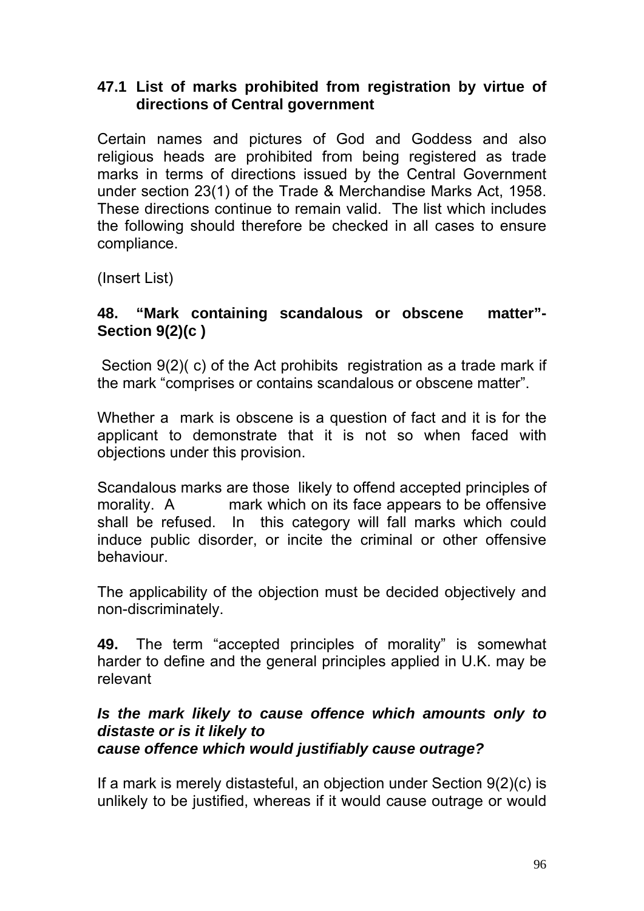### 47.1 List of marks prohibited from registration by virtue of directions of Central government

Certain names and pictures of God and Goddess and also religious heads are prohibited from being registered as trade marks in terms of directions issued by the Central Government under section 23(1) of the Trade & Merchandise Marks Act, 1958. These directions continue to remain valid. The list which includes the following should therefore be checked in all cases to ensure compliance.

(Insert List)

### 48. "Mark containing scandalous or obscene matter"- Section 9(2)(c )

Section 9(2)( c) of the Act prohibits registration as a trade mark if the mark "comprises or contains scandalous or obscene matter".

Whether a mark is obscene is a question of fact and it is for the applicant to demonstrate that it is not so when faced with objections under this provision.

Scandalous marks are those likely to offend accepted principles of morality. A mark which on its face appears to be offensive shall be refused. In this category will fall marks which could induce public disorder, or incite the criminal or other offensive behaviour.

The applicability of the objection must be decided objectively and non-discriminately.

**49.** The term "accepted principles of morality" is somewhat harder to define and the general principles applied in U.K. may be relevant

***Is the mark likely to cause offence which amounts only to distaste or is it likely to cause offence which would justifiably cause outrage?***

If a mark is merely distasteful, an objection under Section 9(2)(c) is unlikely to be justified, whereas if it would cause outrage or would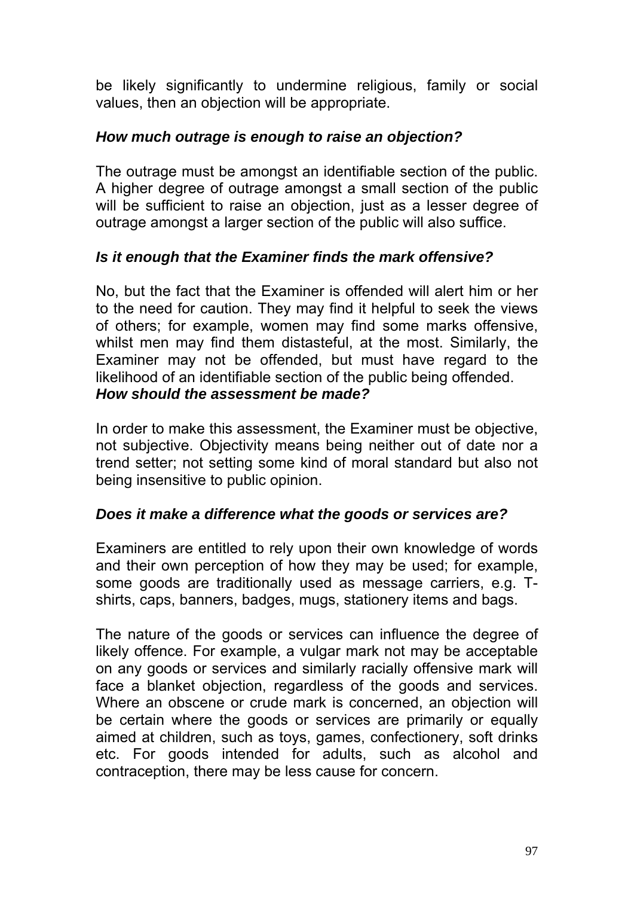be likely significantly to undermine religious, family or social values, then an objection will be appropriate.

***How much outrage is enough to raise an objection?***

The outrage must be amongst an identifiable section of the public. A higher degree of outrage amongst a small section of the public will be sufficient to raise an objection, just as a lesser degree of outrage amongst a larger section of the public will also suffice.

***Is it enough that the Examiner finds the mark offensive?***

No, but the fact that the Examiner is offended will alert him or her to the need for caution. They may find it helpful to seek the views of others; for example, women may find some marks offensive, whilst men may find them distasteful, at the most. Similarly, the Examiner may not be offended, but must have regard to the likelihood of an identifiable section of the public being offended.

***How should the assessment be made?***

In order to make this assessment, the Examiner must be objective, not subjective. Objectivity means being neither out of date nor a trend setter; not setting some kind of moral standard but also not being insensitive to public opinion.

***Does it make a difference what the goods or services are?***

Examiners are entitled to rely upon their own knowledge of words and their own perception of how they may be used; for example, some goods are traditionally used as message carriers, e.g. T-shirts, caps, banners, badges, mugs, stationery items and bags.

The nature of the goods or services can influence the degree of likely offence. For example, a vulgar mark not may be acceptable on any goods or services and similarly racially offensive mark will face a blanket objection, regardless of the goods and services. Where an obscene or crude mark is concerned, an objection will be certain where the goods or services are primarily or equally aimed at children, such as toys, games, confectionery, soft drinks etc. For goods intended for adults, such as alcohol and contraception, there may be less cause for concern.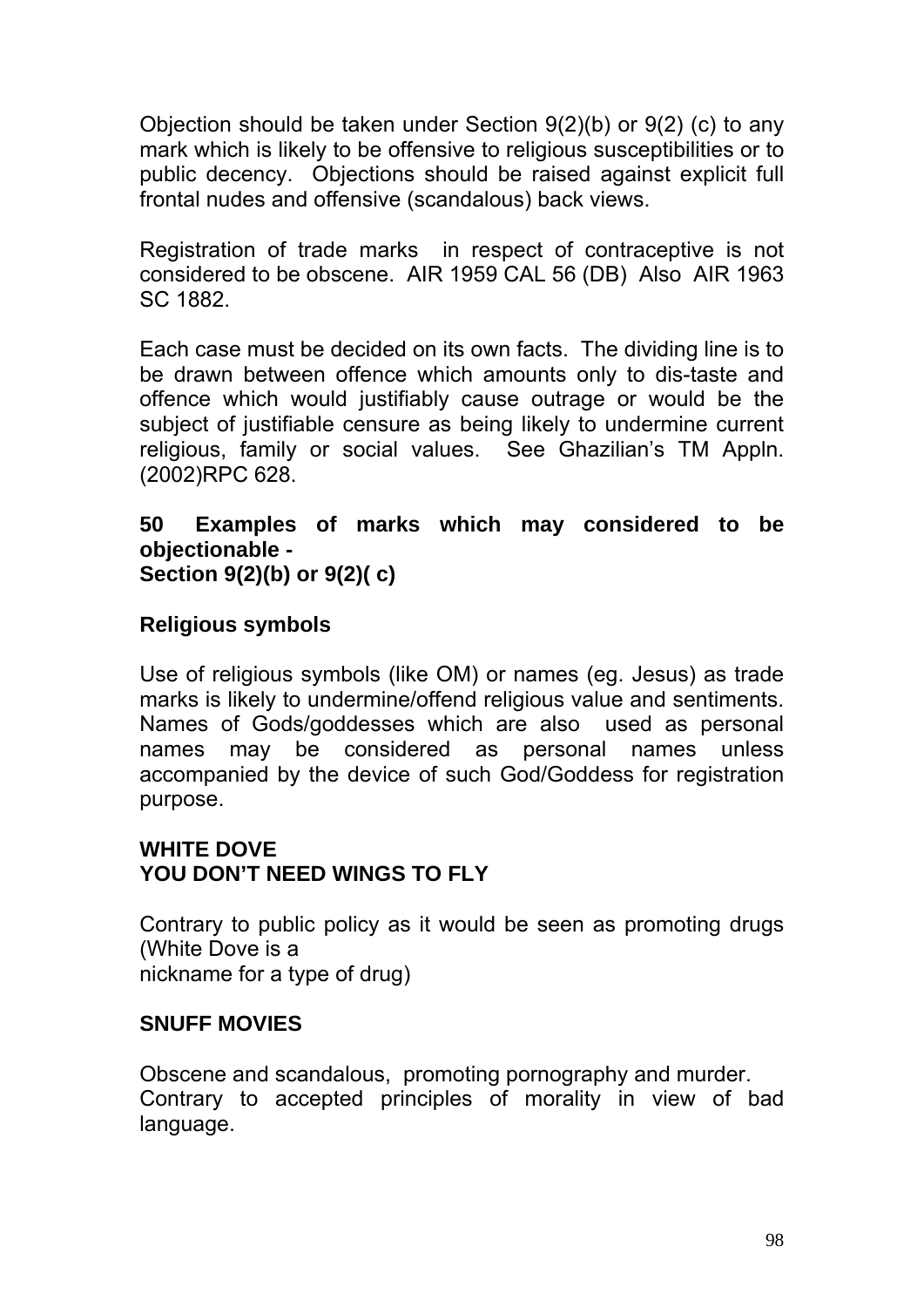Objection should be taken under Section 9(2)(b) or 9(2) (c) to any mark which is likely to be offensive to religious susceptibilities or to public decency. Objections should be raised against explicit full frontal nudes and offensive (scandalous) back views.

Registration of trade marks in respect of contraceptive is not considered to be obscene. AIR 1959 CAL 56 (DB) Also AIR 1963 SC 1882.

Each case must be decided on its own facts. The dividing line is to be drawn between offence which amounts only to dis-taste and offence which would justifiably cause outrage or would be the subject of justifiable censure as being likely to undermine current religious, family or social values. See Ghazilian's TM Appln. (2002)RPC 628.

### 50 Examples of marks which may considered to be objectionable - Section 9(2)(b) or 9(2)( c)

**Religious symbols**

Use of religious symbols (like OM) or names (eg. Jesus) as trade marks is likely to undermine/offend religious value and sentiments. Names of Gods/goddesses which are also used as personal names may be considered as personal names unless accompanied by the device of such God/Goddess for registration purpose.

**WHITE DOVE**
**YOU DON'T NEED WINGS TO FLY**

Contrary to public policy as it would be seen as promoting drugs (White Dove is a nickname for a type of drug)

**SNUFF MOVIES**

Obscene and scandalous, promoting pornography and murder. Contrary to accepted principles of morality in view of bad language.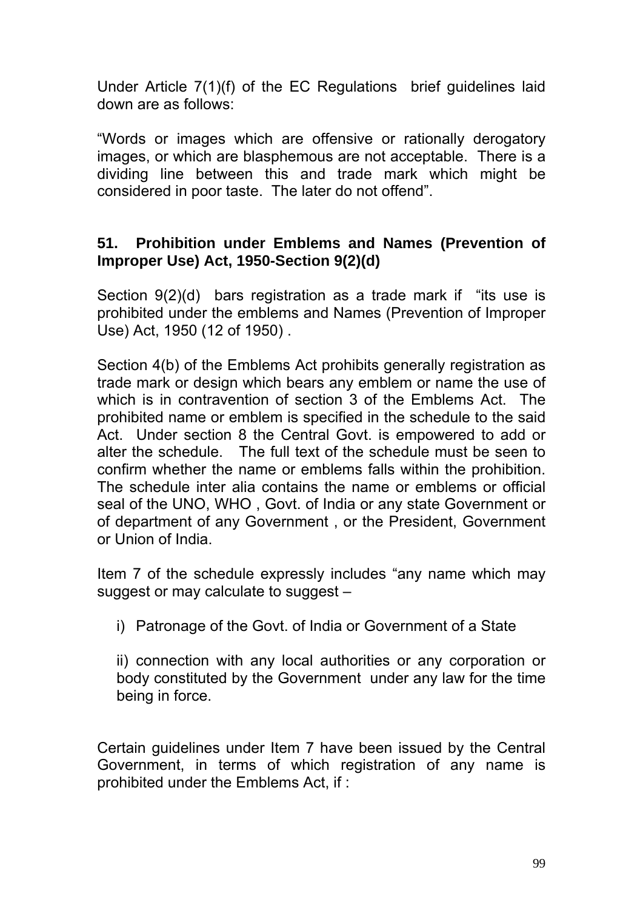Under Article 7(1)(f) of the EC Regulations brief guidelines laid down are as follows:

"Words or images which are offensive or rationally derogatory images, or which are blasphemous are not acceptable. There is a dividing line between this and trade mark which might be considered in poor taste. The later do not offend".

**51. Prohibition under Emblems and Names (Prevention of Improper Use) Act, 1950-Section 9(2)(d)**

Section 9(2)(d) bars registration as a trade mark if "its use is prohibited under the emblems and Names (Prevention of Improper Use) Act, 1950 (12 of 1950) .

Section 4(b) of the Emblems Act prohibits generally registration as trade mark or design which bears any emblem or name the use of which is in contravention of section 3 of the Emblems Act. The prohibited name or emblem is specified in the schedule to the said Act. Under section 8 the Central Govt. is empowered to add or alter the schedule. The full text of the schedule must be seen to confirm whether the name or emblems falls within the prohibition. The schedule inter alia contains the name or emblems or official seal of the UNO, WHO , Govt. of India or any state Government or of department of any Government , or the President, Government or Union of India.

Item 7 of the schedule expressly includes "any name which may suggest or may calculate to suggest –

i) Patronage of the Govt. of India or Government of a State

ii) connection with any local authorities or any corporation or body constituted by the Government under any law for the time being in force.

Certain guidelines under Item 7 have been issued by the Central Government, in terms of which registration of any name is prohibited under the Emblems Act, if :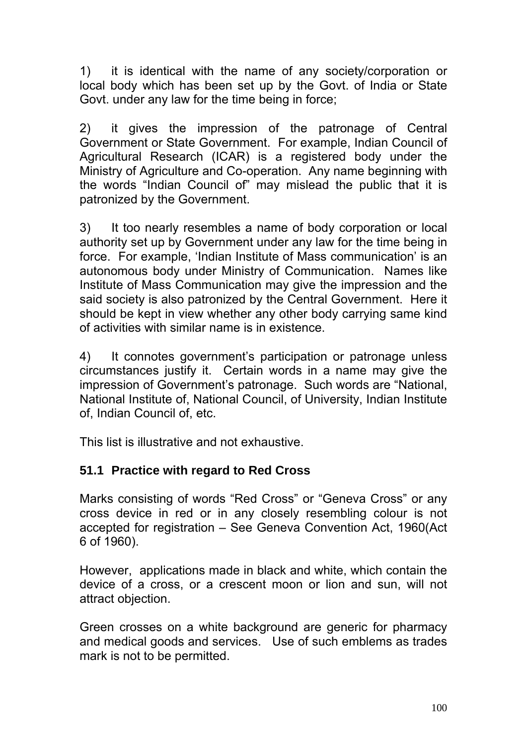1) it is identical with the name of any society/corporation or local body which has been set up by the Govt. of India or State Govt. under any law for the time being in force;

2) it gives the impression of the patronage of Central Government or State Government. For example, Indian Council of Agricultural Research (ICAR) is a registered body under the Ministry of Agriculture and Co-operation. Any name beginning with the words "Indian Council of" may mislead the public that it is patronized by the Government.

3) It too nearly resembles a name of body corporation or local authority set up by Government under any law for the time being in force. For example, 'Indian Institute of Mass communication' is an autonomous body under Ministry of Communication. Names like Institute of Mass Communication may give the impression and the said society is also patronized by the Central Government. Here it should be kept in view whether any other body carrying same kind of activities with similar name is in existence.

4) It connotes government's participation or patronage unless circumstances justify it. Certain words in a name may give the impression of Government's patronage. Such words are "National, National Institute of, National Council, of University, Indian Institute of, Indian Council of, etc.

This list is illustrative and not exhaustive.

### 51.1 Practice with regard to Red Cross

Marks consisting of words "Red Cross" or "Geneva Cross" or any cross device in red or in any closely resembling colour is not accepted for registration – See Geneva Convention Act, 1960(Act 6 of 1960).

However, applications made in black and white, which contain the device of a cross, or a crescent moon or lion and sun, will not attract objection.

Green crosses on a white background are generic for pharmacy and medical goods and services. Use of such emblems as trades mark is not to be permitted.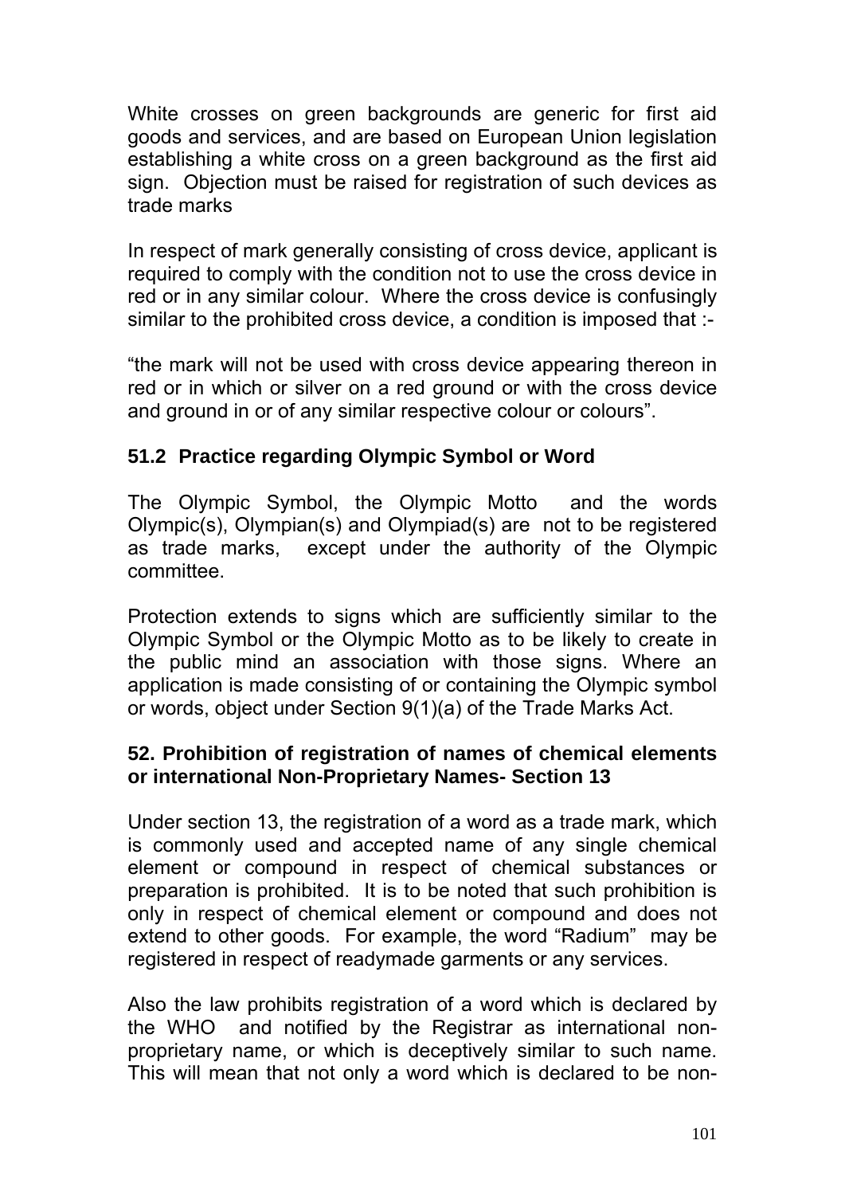White crosses on green backgrounds are generic for first aid goods and services, and are based on European Union legislation establishing a white cross on a green background as the first aid sign. Objection must be raised for registration of such devices as trade marks

In respect of mark generally consisting of cross device, applicant is required to comply with the condition not to use the cross device in red or in any similar colour. Where the cross device is confusingly similar to the prohibited cross device, a condition is imposed that :-

"the mark will not be used with cross device appearing thereon in red or in which or silver on a red ground or with the cross device and ground in or of any similar respective colour or colours".

### 51.2 Practice regarding Olympic Symbol or Word

The Olympic Symbol, the Olympic Motto and the words Olympic(s), Olympian(s) and Olympiad(s) are not to be registered as trade marks, except under the authority of the Olympic committee.

Protection extends to signs which are sufficiently similar to the Olympic Symbol or the Olympic Motto as to be likely to create in the public mind an association with those signs. Where an application is made consisting of or containing the Olympic symbol or words, object under Section 9(1)(a) of the Trade Marks Act.

## 52. Prohibition of registration of names of chemical elements or international Non-Proprietary Names- Section 13

Under section 13, the registration of a word as a trade mark, which is commonly used and accepted name of any single chemical element or compound in respect of chemical substances or preparation is prohibited. It is to be noted that such prohibition is only in respect of chemical element or compound and does not extend to other goods. For example, the word "Radium" may be registered in respect of readymade garments or any services.

Also the law prohibits registration of a word which is declared by the WHO and notified by the Registrar as international non-proprietary name, or which is deceptively similar to such name. This will mean that not only a word which is declared to be non-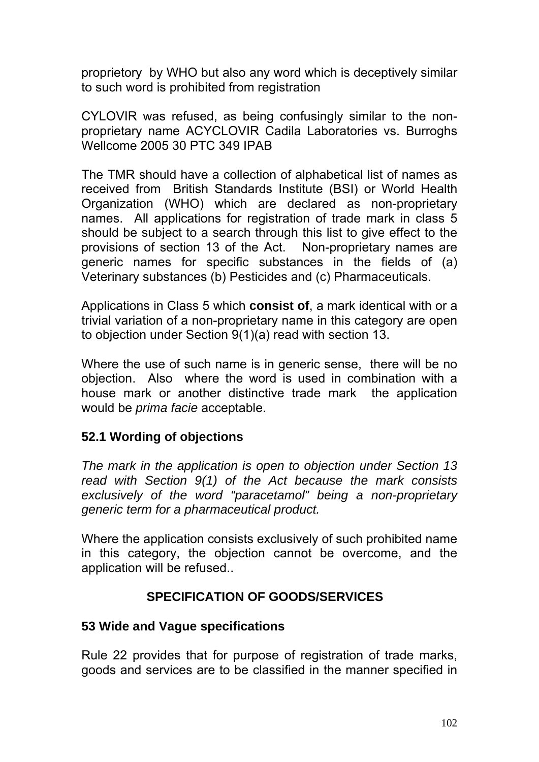proprietory by WHO but also any word which is deceptively similar to such word is prohibited from registration

CYLOVIR was refused, as being confusingly similar to the non-proprietary name ACYCLOVIR Cadila Laboratories vs. Burroghs Wellcome 2005 30 PTC 349 IPAB

The TMR should have a collection of alphabetical list of names as received from British Standards Institute (BSI) or World Health Organization (WHO) which are declared as non-proprietary names. All applications for registration of trade mark in class 5 should be subject to a search through this list to give effect to the provisions of section 13 of the Act. Non-proprietary names are generic names for specific substances in the fields of (a) Veterinary substances (b) Pesticides and (c) Pharmaceuticals.

Applications in Class 5 which **consist of**, a mark identical with or a trivial variation of a non-proprietary name in this category are open to objection under Section 9(1)(a) read with section 13.

Where the use of such name is in generic sense, there will be no objection. Also where the word is used in combination with a house mark or another distinctive trade mark the application would be *prima facie* acceptable.

### 52.1 Wording of objections

*The mark in the application is open to objection under Section 13 read with Section 9(1) of the Act because the mark consists exclusively of the word "paracetamol" being a non-proprietary generic term for a pharmaceutical product.*

Where the application consists exclusively of such prohibited name in this category, the objection cannot be overcome, and the application will be refused..

## SPECIFICATION OF GOODS/SERVICES

### 53 Wide and Vague specifications

Rule 22 provides that for purpose of registration of trade marks, goods and services are to be classified in the manner specified in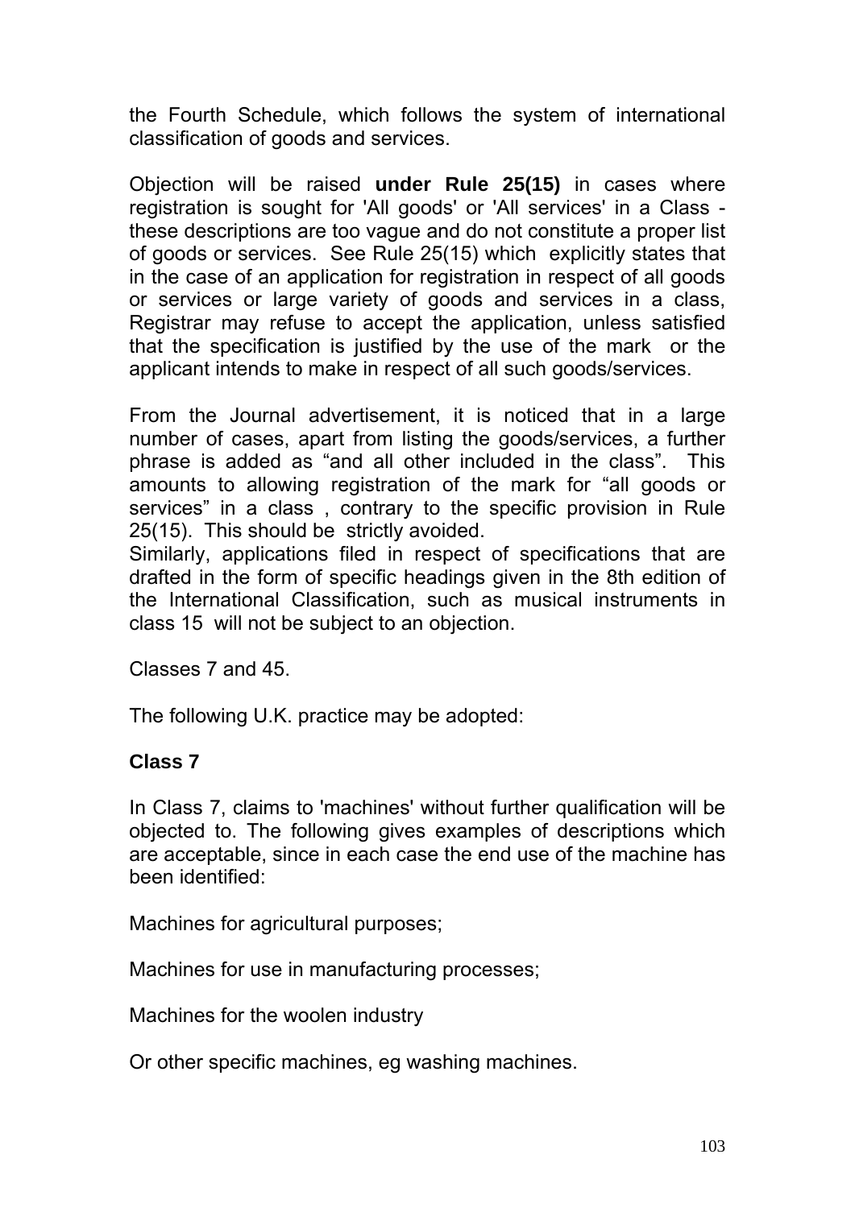the Fourth Schedule, which follows the system of international classification of goods and services.

Objection will be raised **under Rule 25(15)** in cases where registration is sought for 'All goods' or 'All services' in a Class - these descriptions are too vague and do not constitute a proper list of goods or services. See Rule 25(15) which explicitly states that in the case of an application for registration in respect of all goods or services or large variety of goods and services in a class, Registrar may refuse to accept the application, unless satisfied that the specification is justified by the use of the mark or the applicant intends to make in respect of all such goods/services.

From the Journal advertisement, it is noticed that in a large number of cases, apart from listing the goods/services, a further phrase is added as "and all other included in the class". This amounts to allowing registration of the mark for "all goods or services" in a class , contrary to the specific provision in Rule 25(15). This should be strictly avoided.

Similarly, applications filed in respect of specifications that are drafted in the form of specific headings given in the 8th edition of the International Classification, such as musical instruments in class 15 will not be subject to an objection.

Classes 7 and 45.

The following U.K. practice may be adopted:

**Class 7**

In Class 7, claims to 'machines' without further qualification will be objected to. The following gives examples of descriptions which are acceptable, since in each case the end use of the machine has been identified:

Machines for agricultural purposes;

Machines for use in manufacturing processes;

Machines for the woolen industry

Or other specific machines, eg washing machines.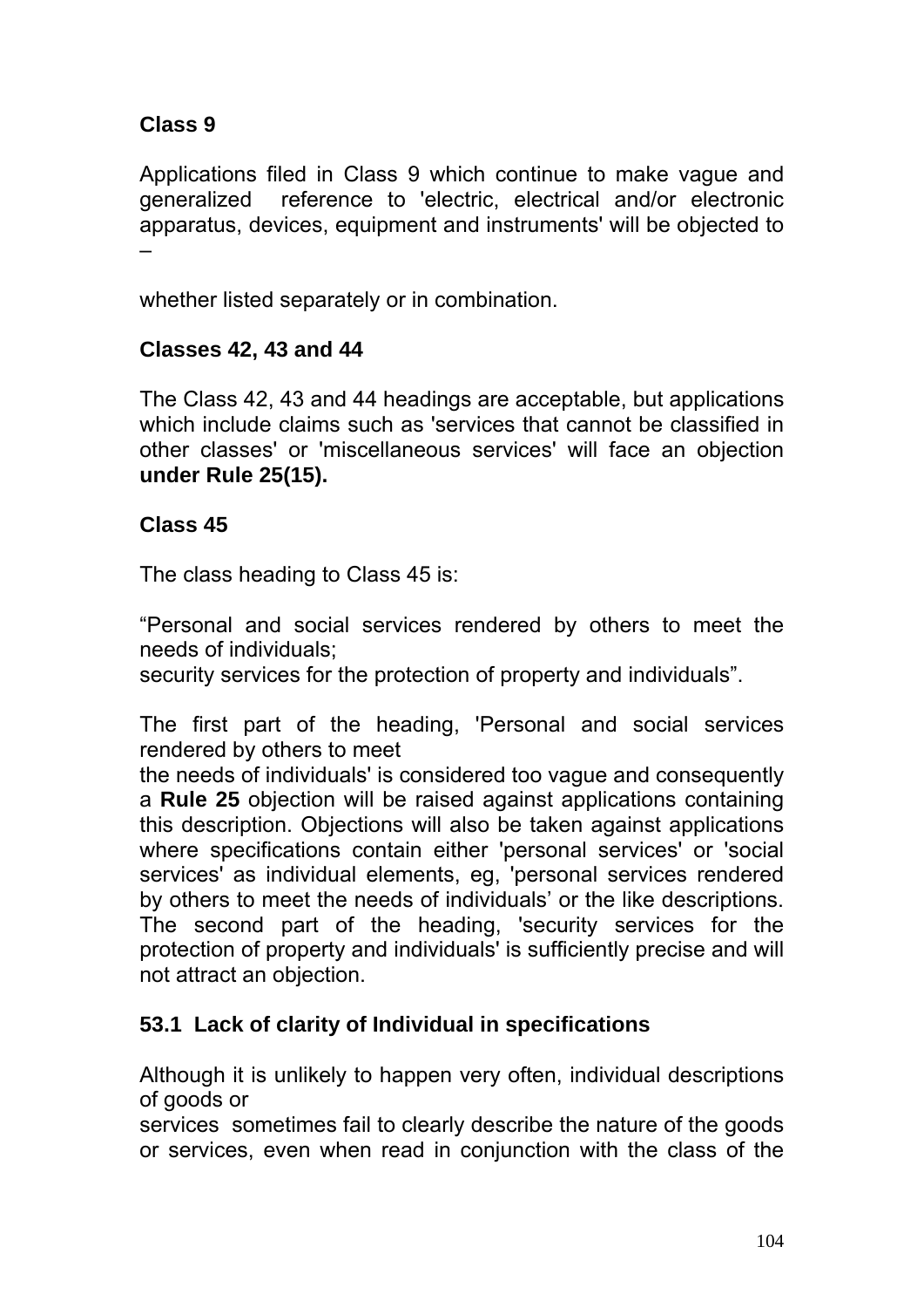### Class 9

Applications filed in Class 9 which continue to make vague and generalized reference to 'electric, electrical and/or electronic apparatus, devices, equipment and instruments' will be objected to –

whether listed separately or in combination.

### Classes 42, 43 and 44

The Class 42, 43 and 44 headings are acceptable, but applications which include claims such as 'services that cannot be classified in other classes' or 'miscellaneous services' will face an objection **under Rule 25(15).**

### Class 45

The class heading to Class 45 is:

“Personal and social services rendered by others to meet the needs of individuals;
security services for the protection of property and individuals”.

The first part of the heading, 'Personal and social services rendered by others to meet the needs of individuals' is considered too vague and consequently a **Rule 25** objection will be raised against applications containing this description. Objections will also be taken against applications where specifications contain either 'personal services' or 'social services' as individual elements, eg, 'personal services rendered by others to meet the needs of individuals' or the like descriptions. The second part of the heading, 'security services for the protection of property and individuals' is sufficiently precise and will not attract an objection.

### 53.1 Lack of clarity of Individual in specifications

Although it is unlikely to happen very often, individual descriptions of goods or services sometimes fail to clearly describe the nature of the goods or services, even when read in conjunction with the class of the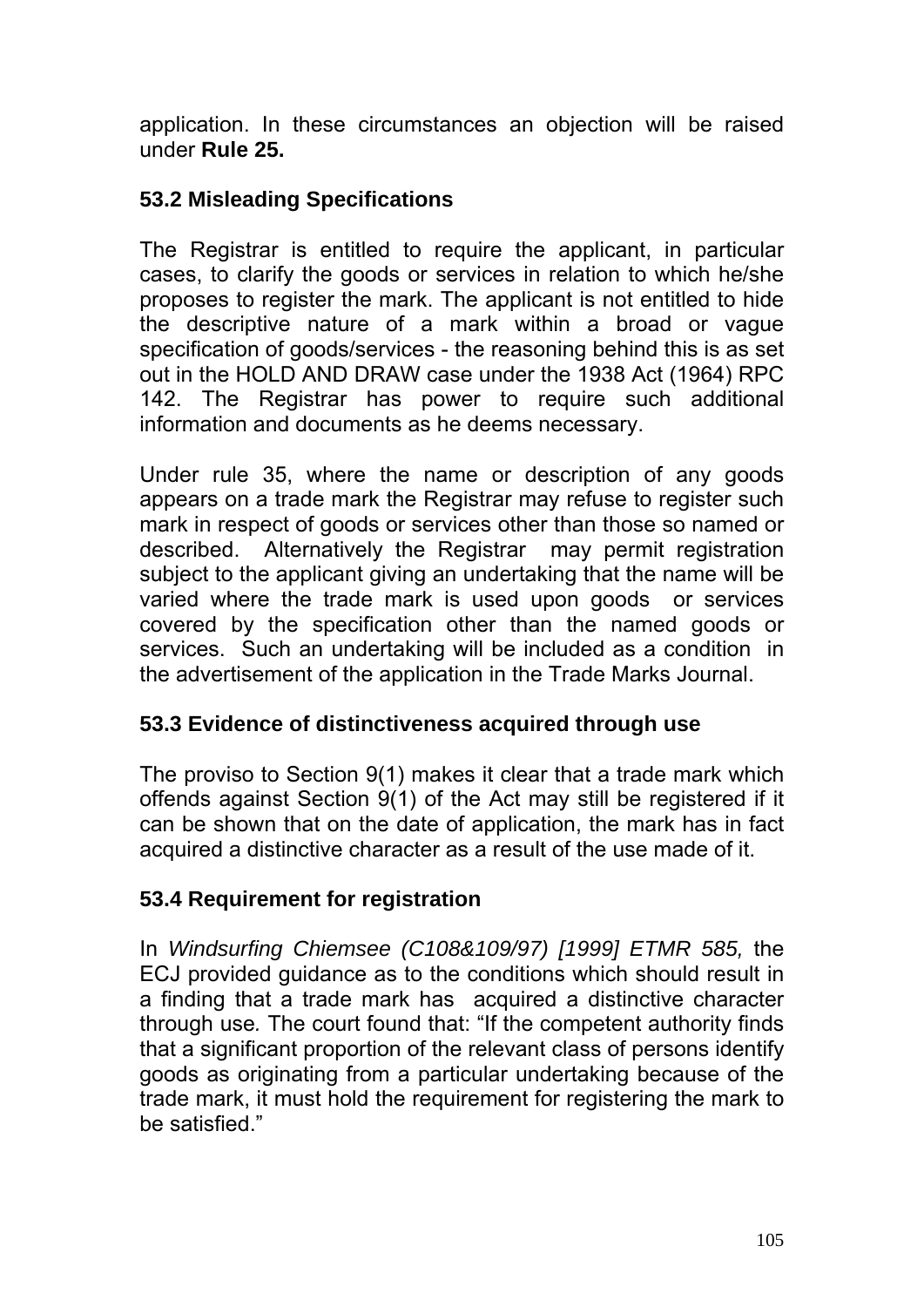application. In these circumstances an objection will be raised under **Rule 25.**

### 53.2 Misleading Specifications

The Registrar is entitled to require the applicant, in particular cases, to clarify the goods or services in relation to which he/she proposes to register the mark. The applicant is not entitled to hide the descriptive nature of a mark within a broad or vague specification of goods/services - the reasoning behind this is as set out in the HOLD AND DRAW case under the 1938 Act (1964) RPC 142. The Registrar has power to require such additional information and documents as he deems necessary.

Under rule 35, where the name or description of any goods appears on a trade mark the Registrar may refuse to register such mark in respect of goods or services other than those so named or described. Alternatively the Registrar may permit registration subject to the applicant giving an undertaking that the name will be varied where the trade mark is used upon goods or services covered by the specification other than the named goods or services. Such an undertaking will be included as a condition in the advertisement of the application in the Trade Marks Journal.

### 53.3 Evidence of distinctiveness acquired through use

The proviso to Section 9(1) makes it clear that a trade mark which offends against Section 9(1) of the Act may still be registered if it can be shown that on the date of application, the mark has in fact acquired a distinctive character as a result of the use made of it.

### 53.4 Requirement for registration

In *Windsurfing Chiemsee (C108&109/97) [1999] ETMR 585,* the ECJ provided guidance as to the conditions which should result in a finding that a trade mark has acquired a distinctive character through use*.* The court found that: "If the competent authority finds that a significant proportion of the relevant class of persons identify goods as originating from a particular undertaking because of the trade mark, it must hold the requirement for registering the mark to be satisfied."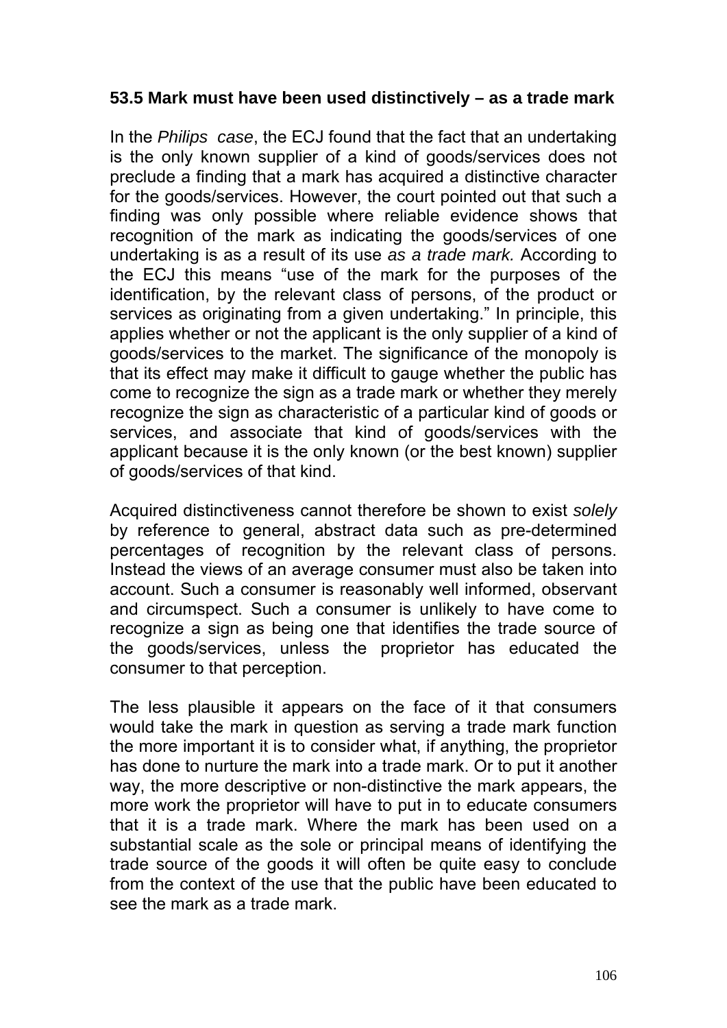### 53.5 Mark must have been used distinctively – as a trade mark

In the *Philips case*, the ECJ found that the fact that an undertaking is the only known supplier of a kind of goods/services does not preclude a finding that a mark has acquired a distinctive character for the goods/services. However, the court pointed out that such a finding was only possible where reliable evidence shows that recognition of the mark as indicating the goods/services of one undertaking is as a result of its use *as a trade mark.* According to the ECJ this means "use of the mark for the purposes of the identification, by the relevant class of persons, of the product or services as originating from a given undertaking." In principle, this applies whether or not the applicant is the only supplier of a kind of goods/services to the market. The significance of the monopoly is that its effect may make it difficult to gauge whether the public has come to recognize the sign as a trade mark or whether they merely recognize the sign as characteristic of a particular kind of goods or services, and associate that kind of goods/services with the applicant because it is the only known (or the best known) supplier of goods/services of that kind.

Acquired distinctiveness cannot therefore be shown to exist *solely* by reference to general, abstract data such as pre-determined percentages of recognition by the relevant class of persons. Instead the views of an average consumer must also be taken into account. Such a consumer is reasonably well informed, observant and circumspect. Such a consumer is unlikely to have come to recognize a sign as being one that identifies the trade source of the goods/services, unless the proprietor has educated the consumer to that perception.

The less plausible it appears on the face of it that consumers would take the mark in question as serving a trade mark function the more important it is to consider what, if anything, the proprietor has done to nurture the mark into a trade mark. Or to put it another way, the more descriptive or non-distinctive the mark appears, the more work the proprietor will have to put in to educate consumers that it is a trade mark. Where the mark has been used on a substantial scale as the sole or principal means of identifying the trade source of the goods it will often be quite easy to conclude from the context of the use that the public have been educated to see the mark as a trade mark.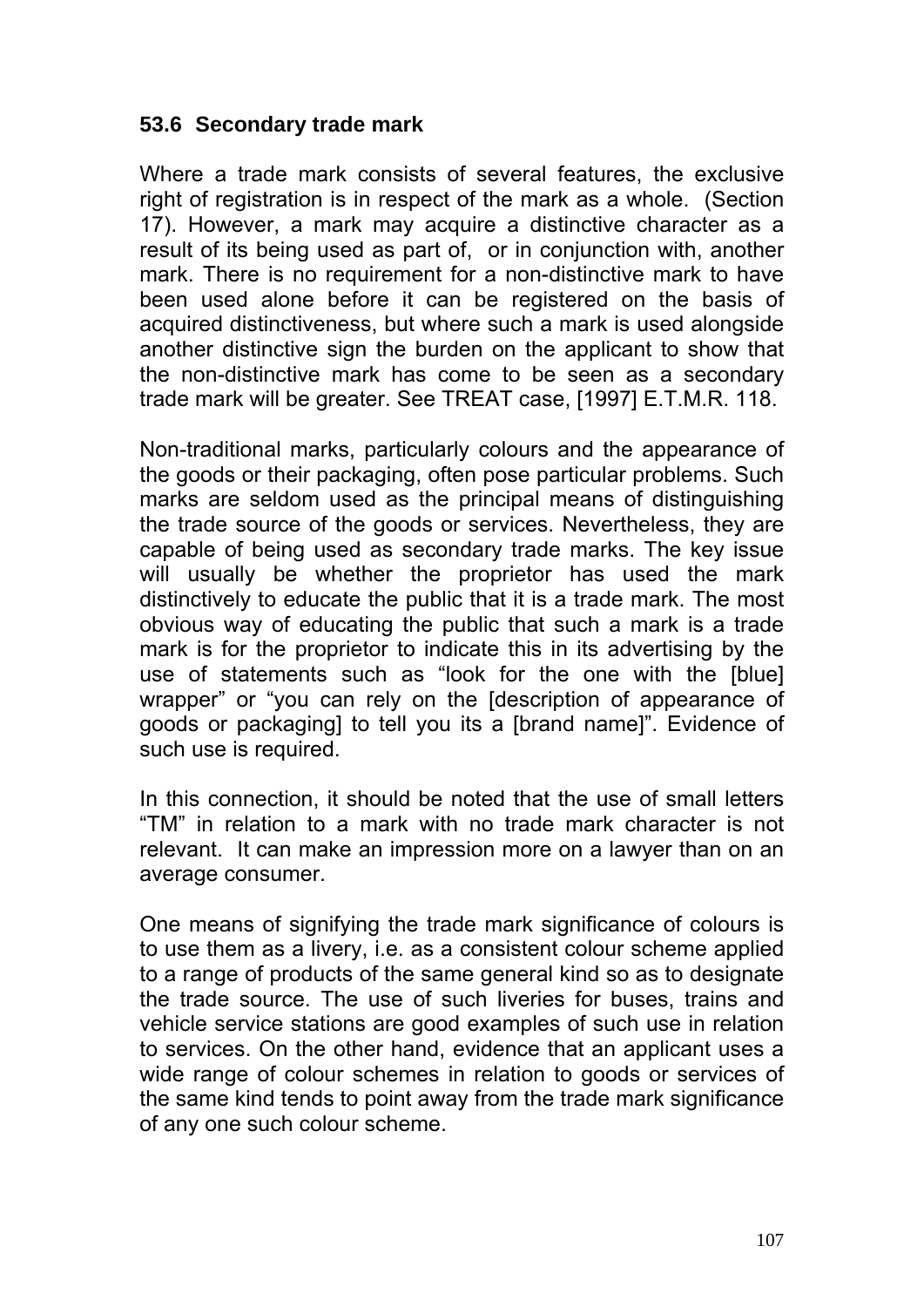### 53.6 Secondary trade mark

Where a trade mark consists of several features, the exclusive right of registration is in respect of the mark as a whole. (Section 17). However, a mark may acquire a distinctive character as a result of its being used as part of, or in conjunction with, another mark. There is no requirement for a non-distinctive mark to have been used alone before it can be registered on the basis of acquired distinctiveness, but where such a mark is used alongside another distinctive sign the burden on the applicant to show that the non-distinctive mark has come to be seen as a secondary trade mark will be greater. See TREAT case, [1997] E.T.M.R. 118.

Non-traditional marks, particularly colours and the appearance of the goods or their packaging, often pose particular problems. Such marks are seldom used as the principal means of distinguishing the trade source of the goods or services. Nevertheless, they are capable of being used as secondary trade marks. The key issue will usually be whether the proprietor has used the mark distinctively to educate the public that it is a trade mark. The most obvious way of educating the public that such a mark is a trade mark is for the proprietor to indicate this in its advertising by the use of statements such as "look for the one with the [blue] wrapper" or "you can rely on the [description of appearance of goods or packaging] to tell you its a [brand name]". Evidence of such use is required.

In this connection, it should be noted that the use of small letters "TM" in relation to a mark with no trade mark character is not relevant. It can make an impression more on a lawyer than on an average consumer.

One means of signifying the trade mark significance of colours is to use them as a livery, i.e. as a consistent colour scheme applied to a range of products of the same general kind so as to designate the trade source. The use of such liveries for buses, trains and vehicle service stations are good examples of such use in relation to services. On the other hand, evidence that an applicant uses a wide range of colour schemes in relation to goods or services of the same kind tends to point away from the trade mark significance of any one such colour scheme.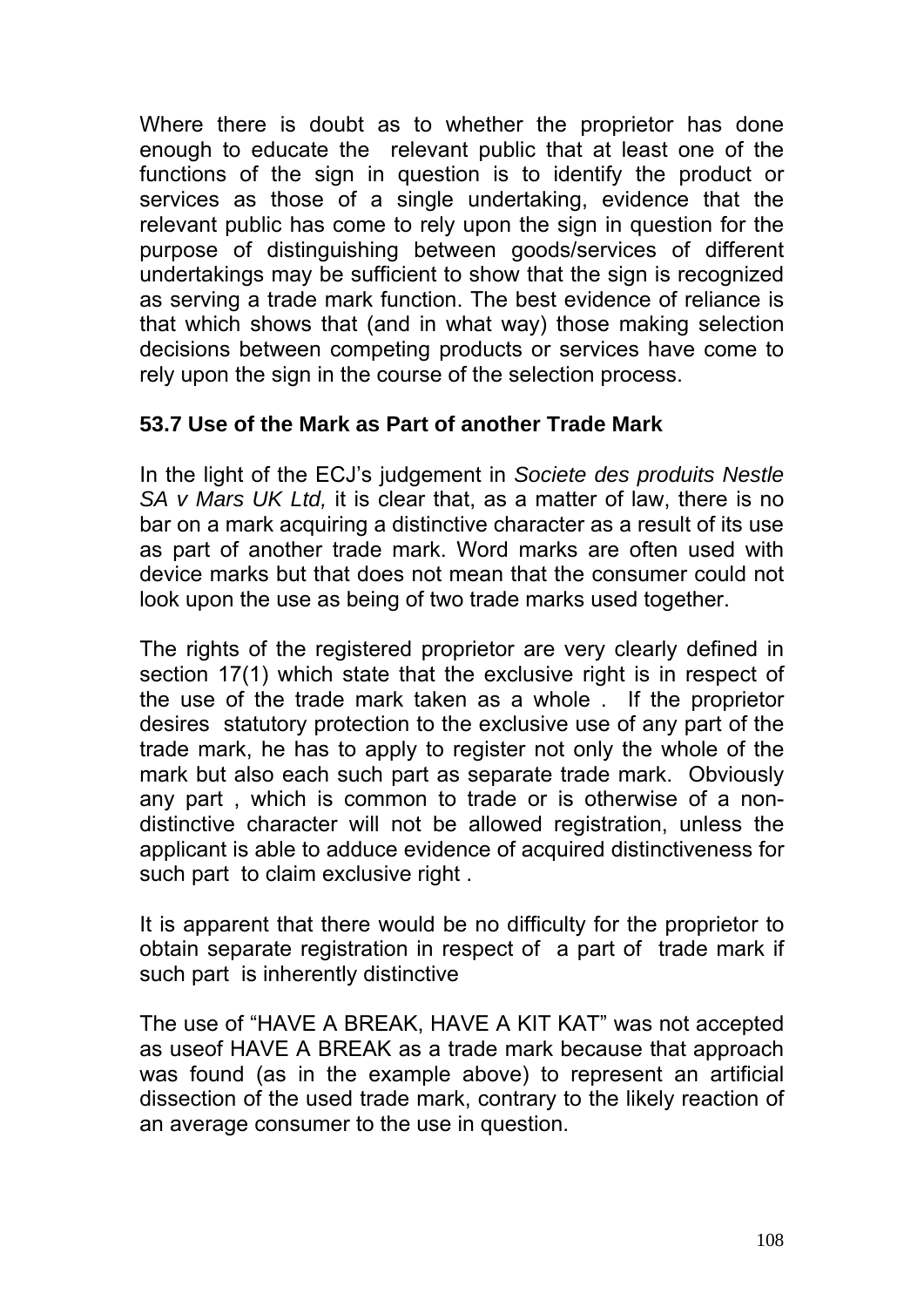Where there is doubt as to whether the proprietor has done enough to educate the relevant public that at least one of the functions of the sign in question is to identify the product or services as those of a single undertaking, evidence that the relevant public has come to rely upon the sign in question for the purpose of distinguishing between goods/services of different undertakings may be sufficient to show that the sign is recognized as serving a trade mark function. The best evidence of reliance is that which shows that (and in what way) those making selection decisions between competing products or services have come to rely upon the sign in the course of the selection process.

### 53.7 Use of the Mark as Part of another Trade Mark

In the light of the ECJ's judgement in *Societe des produits Nestle SA v Mars UK Ltd,* it is clear that, as a matter of law, there is no bar on a mark acquiring a distinctive character as a result of its use as part of another trade mark. Word marks are often used with device marks but that does not mean that the consumer could not look upon the use as being of two trade marks used together.

The rights of the registered proprietor are very clearly defined in section 17(1) which state that the exclusive right is in respect of the use of the trade mark taken as a whole . If the proprietor desires statutory protection to the exclusive use of any part of the trade mark, he has to apply to register not only the whole of the mark but also each such part as separate trade mark. Obviously any part , which is common to trade or is otherwise of a non-distinctive character will not be allowed registration, unless the applicant is able to adduce evidence of acquired distinctiveness for such part to claim exclusive right .

It is apparent that there would be no difficulty for the proprietor to obtain separate registration in respect of a part of trade mark if such part is inherently distinctive

The use of "HAVE A BREAK, HAVE A KIT KAT" was not accepted as useof HAVE A BREAK as a trade mark because that approach was found (as in the example above) to represent an artificial dissection of the used trade mark, contrary to the likely reaction of an average consumer to the use in question.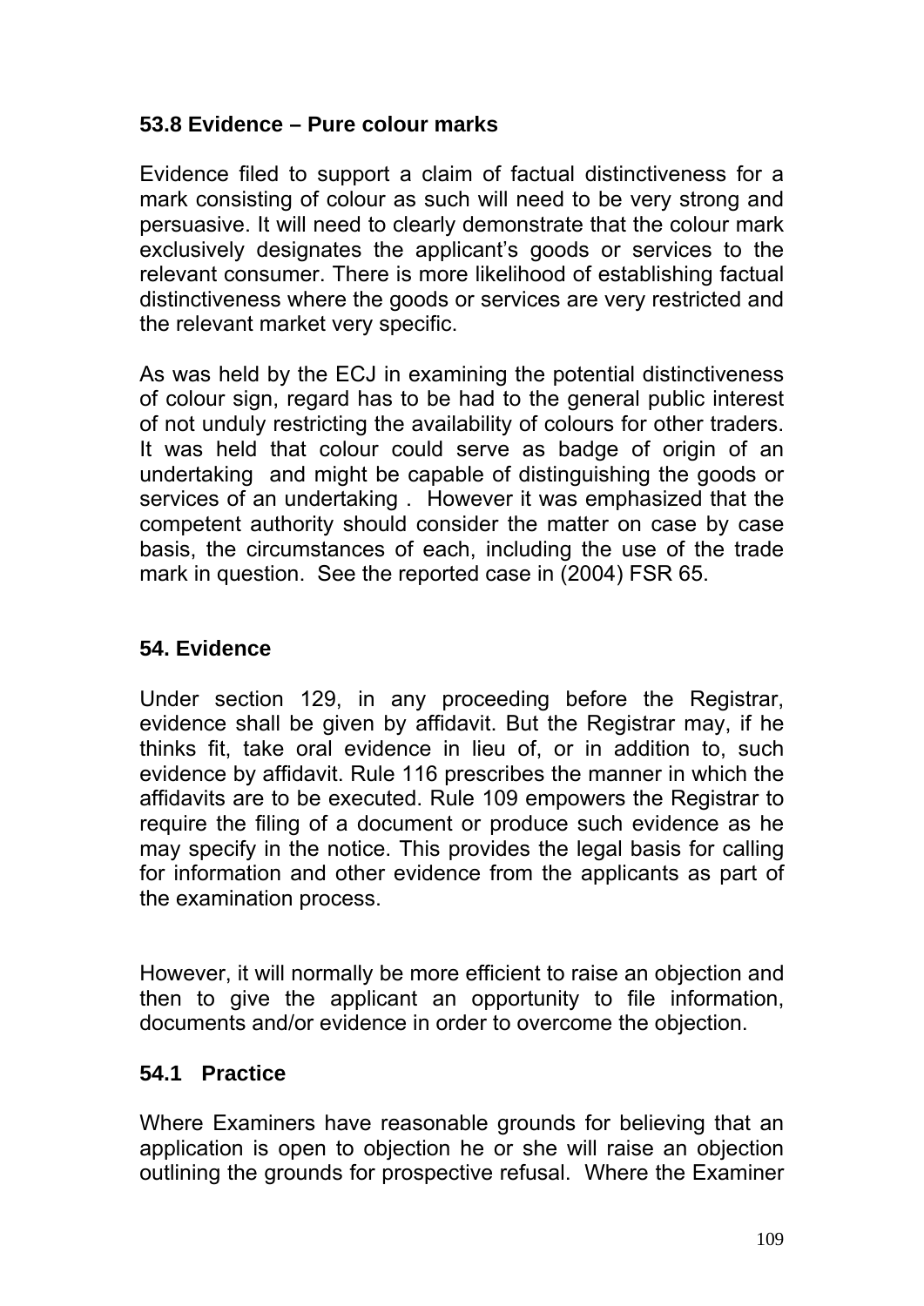### 53.8 Evidence – Pure colour marks

Evidence filed to support a claim of factual distinctiveness for a mark consisting of colour as such will need to be very strong and persuasive. It will need to clearly demonstrate that the colour mark exclusively designates the applicant's goods or services to the relevant consumer. There is more likelihood of establishing factual distinctiveness where the goods or services are very restricted and the relevant market very specific.

As was held by the ECJ in examining the potential distinctiveness of colour sign, regard has to be had to the general public interest of not unduly restricting the availability of colours for other traders. It was held that colour could serve as badge of origin of an undertaking and might be capable of distinguishing the goods or services of an undertaking . However it was emphasized that the competent authority should consider the matter on case by case basis, the circumstances of each, including the use of the trade mark in question. See the reported case in (2004) FSR 65.

## 54. Evidence

Under section 129, in any proceeding before the Registrar, evidence shall be given by affidavit. But the Registrar may, if he thinks fit, take oral evidence in lieu of, or in addition to, such evidence by affidavit. Rule 116 prescribes the manner in which the affidavits are to be executed. Rule 109 empowers the Registrar to require the filing of a document or produce such evidence as he may specify in the notice. This provides the legal basis for calling for information and other evidence from the applicants as part of the examination process.

However, it will normally be more efficient to raise an objection and then to give the applicant an opportunity to file information, documents and/or evidence in order to overcome the objection.

### 54.1 Practice

Where Examiners have reasonable grounds for believing that an application is open to objection he or she will raise an objection outlining the grounds for prospective refusal. Where the Examiner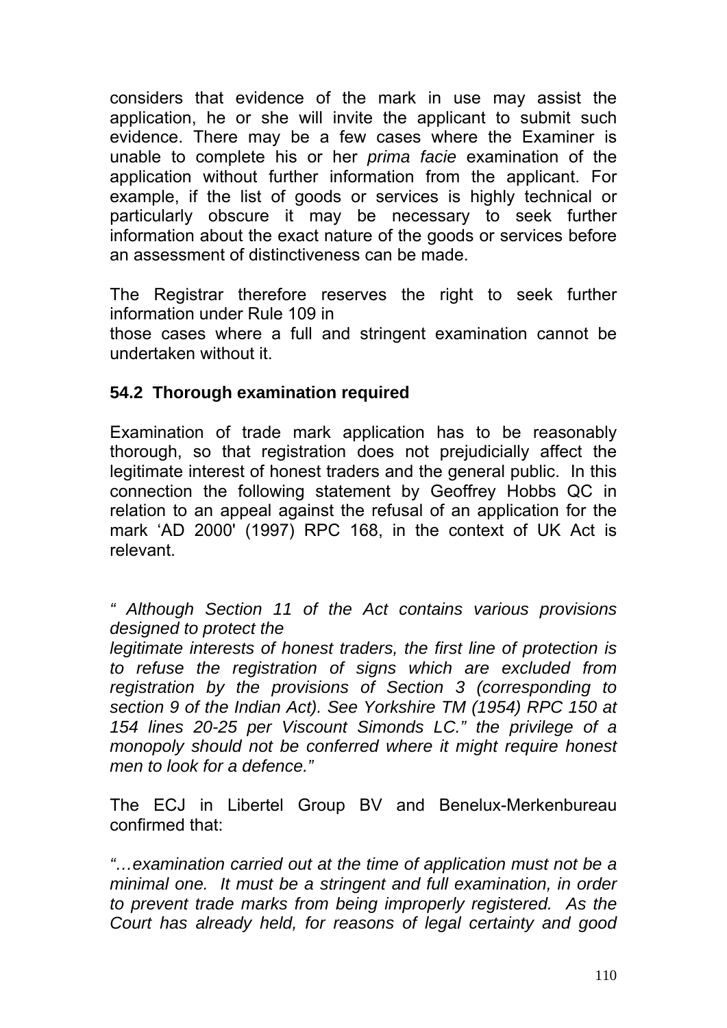considers that evidence of the mark in use may assist the application, he or she will invite the applicant to submit such evidence. There may be a few cases where the Examiner is unable to complete his or her *prima facie* examination of the application without further information from the applicant. For example, if the list of goods or services is highly technical or particularly obscure it may be necessary to seek further information about the exact nature of the goods or services before an assessment of distinctiveness can be made.

The Registrar therefore reserves the right to seek further information under Rule 109 in
those cases where a full and stringent examination cannot be undertaken without it.

### 54.2 Thorough examination required

Examination of trade mark application has to be reasonably thorough, so that registration does not prejudicially affect the legitimate interest of honest traders and the general public. In this connection the following statement by Geoffrey Hobbs QC in relation to an appeal against the refusal of an application for the mark 'AD 2000' (1997) RPC 168, in the context of UK Act is relevant.

*" Although Section 11 of the Act contains various provisions designed to protect the*
*legitimate interests of honest traders, the first line of protection is to refuse the registration of signs which are excluded from registration by the provisions of Section 3 (corresponding to section 9 of the Indian Act). See Yorkshire TM (1954) RPC 150 at 154 lines 20-25 per Viscount Simonds LC." the privilege of a monopoly should not be conferred where it might require honest men to look for a defence."*

The ECJ in Libertel Group BV and Benelux-Merkenbureau confirmed that:

*"…examination carried out at the time of application must not be a minimal one. It must be a stringent and full examination, in order to prevent trade marks from being improperly registered. As the Court has already held, for reasons of legal certainty and good*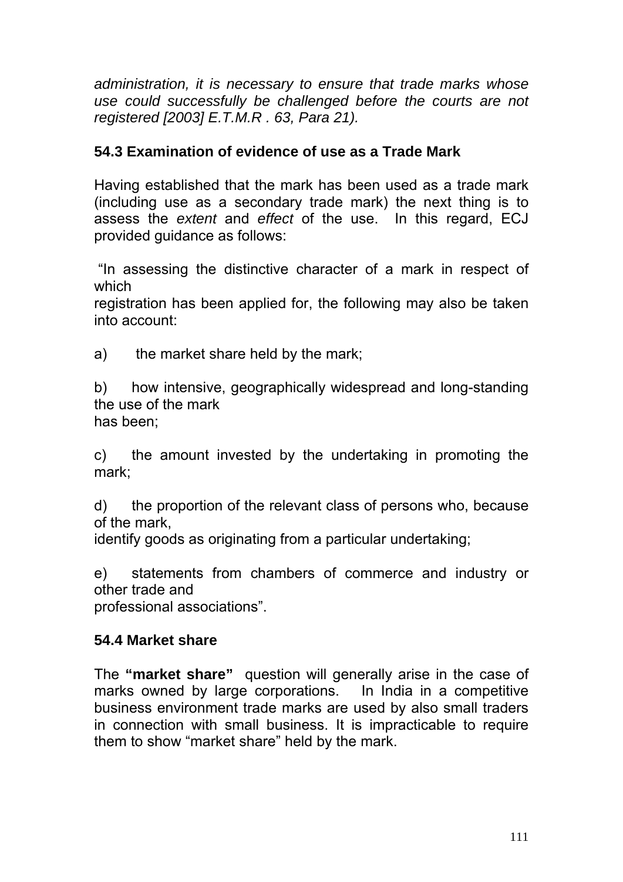*administration, it is necessary to ensure that trade marks whose use could successfully be challenged before the courts are not registered [2003] E.T.M.R . 63, Para 21).*

### 54.3 Examination of evidence of use as a Trade Mark

Having established that the mark has been used as a trade mark (including use as a secondary trade mark) the next thing is to assess the *extent* and *effect* of the use. In this regard, ECJ provided guidance as follows:

"In assessing the distinctive character of a mark in respect of which registration has been applied for, the following may also be taken into account:

a) the market share held by the mark;

b) how intensive, geographically widespread and long-standing the use of the mark has been;

c) the amount invested by the undertaking in promoting the mark;

d) the proportion of the relevant class of persons who, because of the mark, identify goods as originating from a particular undertaking;

e) statements from chambers of commerce and industry or other trade and professional associations".

### 54.4 Market share

The **"market share"** question will generally arise in the case of marks owned by large corporations. In India in a competitive business environment trade marks are used by also small traders in connection with small business. It is impracticable to require them to show "market share" held by the mark.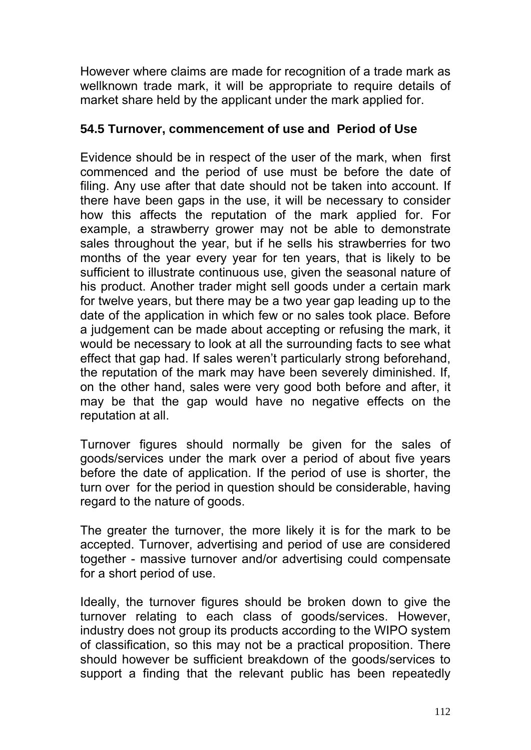However where claims are made for recognition of a trade mark as wellknown trade mark, it will be appropriate to require details of market share held by the applicant under the mark applied for.

### 54.5 Turnover, commencement of use and Period of Use

Evidence should be in respect of the user of the mark, when first commenced and the period of use must be before the date of filing. Any use after that date should not be taken into account. If there have been gaps in the use, it will be necessary to consider how this affects the reputation of the mark applied for. For example, a strawberry grower may not be able to demonstrate sales throughout the year, but if he sells his strawberries for two months of the year every year for ten years, that is likely to be sufficient to illustrate continuous use, given the seasonal nature of his product. Another trader might sell goods under a certain mark for twelve years, but there may be a two year gap leading up to the date of the application in which few or no sales took place. Before a judgement can be made about accepting or refusing the mark, it would be necessary to look at all the surrounding facts to see what effect that gap had. If sales weren't particularly strong beforehand, the reputation of the mark may have been severely diminished. If, on the other hand, sales were very good both before and after, it may be that the gap would have no negative effects on the reputation at all.

Turnover figures should normally be given for the sales of goods/services under the mark over a period of about five years before the date of application. If the period of use is shorter, the turn over for the period in question should be considerable, having regard to the nature of goods.

The greater the turnover, the more likely it is for the mark to be accepted. Turnover, advertising and period of use are considered together - massive turnover and/or advertising could compensate for a short period of use.

Ideally, the turnover figures should be broken down to give the turnover relating to each class of goods/services. However, industry does not group its products according to the WIPO system of classification, so this may not be a practical proposition. There should however be sufficient breakdown of the goods/services to support a finding that the relevant public has been repeatedly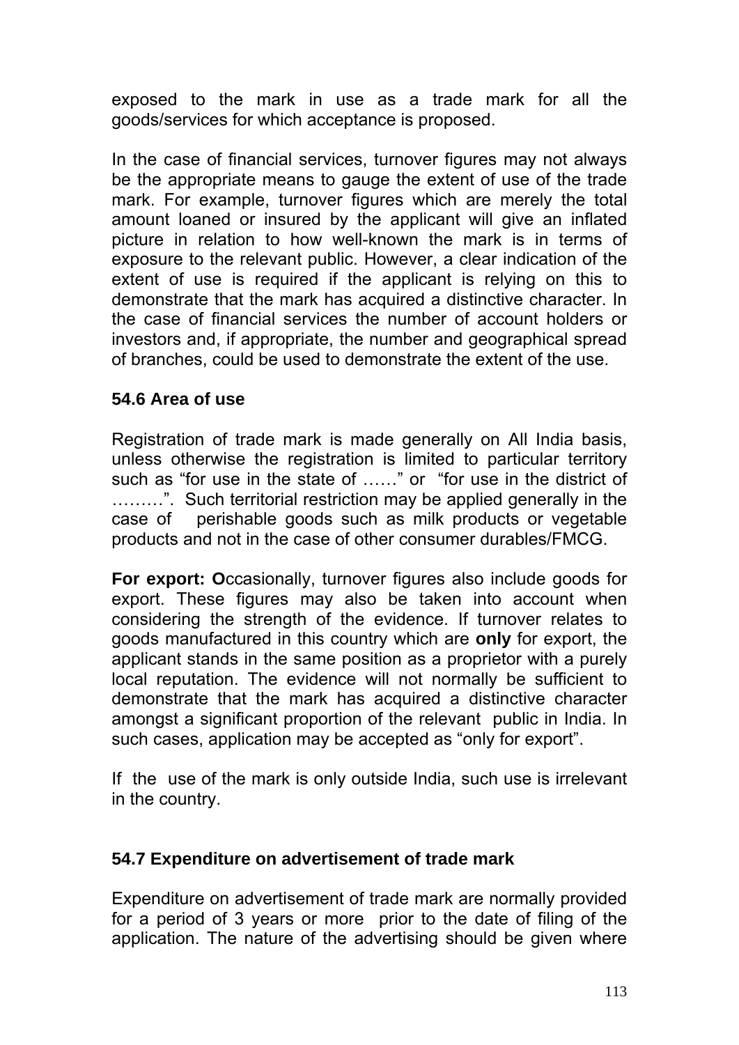exposed to the mark in use as a trade mark for all the goods/services for which acceptance is proposed.

In the case of financial services, turnover figures may not always be the appropriate means to gauge the extent of use of the trade mark. For example, turnover figures which are merely the total amount loaned or insured by the applicant will give an inflated picture in relation to how well-known the mark is in terms of exposure to the relevant public. However, a clear indication of the extent of use is required if the applicant is relying on this to demonstrate that the mark has acquired a distinctive character. In the case of financial services the number of account holders or investors and, if appropriate, the number and geographical spread of branches, could be used to demonstrate the extent of the use.

### 54.6 Area of use

Registration of trade mark is made generally on All India basis, unless otherwise the registration is limited to particular territory such as "for use in the state of ……" or "for use in the district of ………". Such territorial restriction may be applied generally in the case of perishable goods such as milk products or vegetable products and not in the case of other consumer durables/FMCG.

**For export: O**ccasionally, turnover figures also include goods for export. These figures may also be taken into account when considering the strength of the evidence. If turnover relates to goods manufactured in this country which are **only** for export, the applicant stands in the same position as a proprietor with a purely local reputation. The evidence will not normally be sufficient to demonstrate that the mark has acquired a distinctive character amongst a significant proportion of the relevant public in India. In such cases, application may be accepted as "only for export".

If the use of the mark is only outside India, such use is irrelevant in the country.

### 54.7 Expenditure on advertisement of trade mark

Expenditure on advertisement of trade mark are normally provided for a period of 3 years or more prior to the date of filing of the application. The nature of the advertising should be given where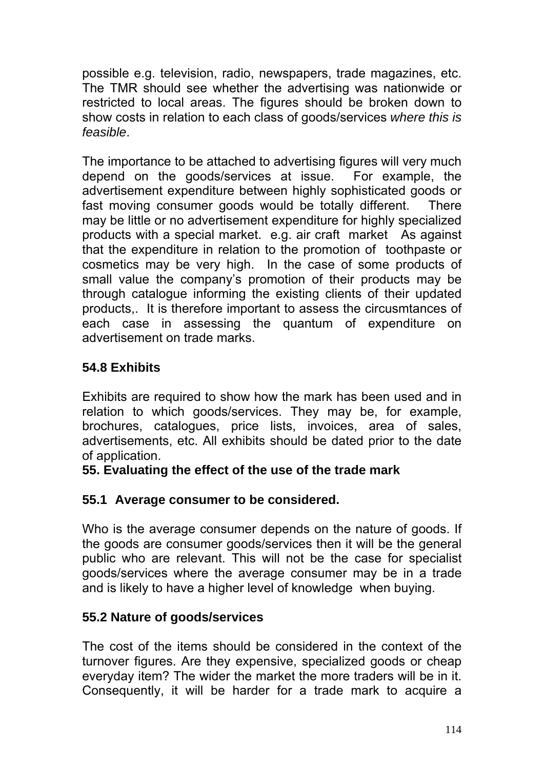possible e.g. television, radio, newspapers, trade magazines, etc. The TMR should see whether the advertising was nationwide or restricted to local areas. The figures should be broken down to show costs in relation to each class of goods/services *where this is feasible*.

The importance to be attached to advertising figures will very much depend on the goods/services at issue. For example, the advertisement expenditure between highly sophisticated goods or fast moving consumer goods would be totally different. There may be little or no advertisement expenditure for highly specialized products with a special market. e.g. air craft market As against that the expenditure in relation to the promotion of toothpaste or cosmetics may be very high. In the case of some products of small value the company's promotion of their products may be through catalogue informing the existing clients of their updated products,. It is therefore important to assess the circusmtances of each case in assessing the quantum of expenditure on advertisement on trade marks.

### 54.8 Exhibits

Exhibits are required to show how the mark has been used and in relation to which goods/services. They may be, for example, brochures, catalogues, price lists, invoices, area of sales, advertisements, etc. All exhibits should be dated prior to the date of application.

## 55. Evaluating the effect of the use of the trade mark

### 55.1 Average consumer to be considered.

Who is the average consumer depends on the nature of goods. If the goods are consumer goods/services then it will be the general public who are relevant. This will not be the case for specialist goods/services where the average consumer may be in a trade and is likely to have a higher level of knowledge when buying.

### 55.2 Nature of goods/services

The cost of the items should be considered in the context of the turnover figures. Are they expensive, specialized goods or cheap everyday item? The wider the market the more traders will be in it. Consequently, it will be harder for a trade mark to acquire a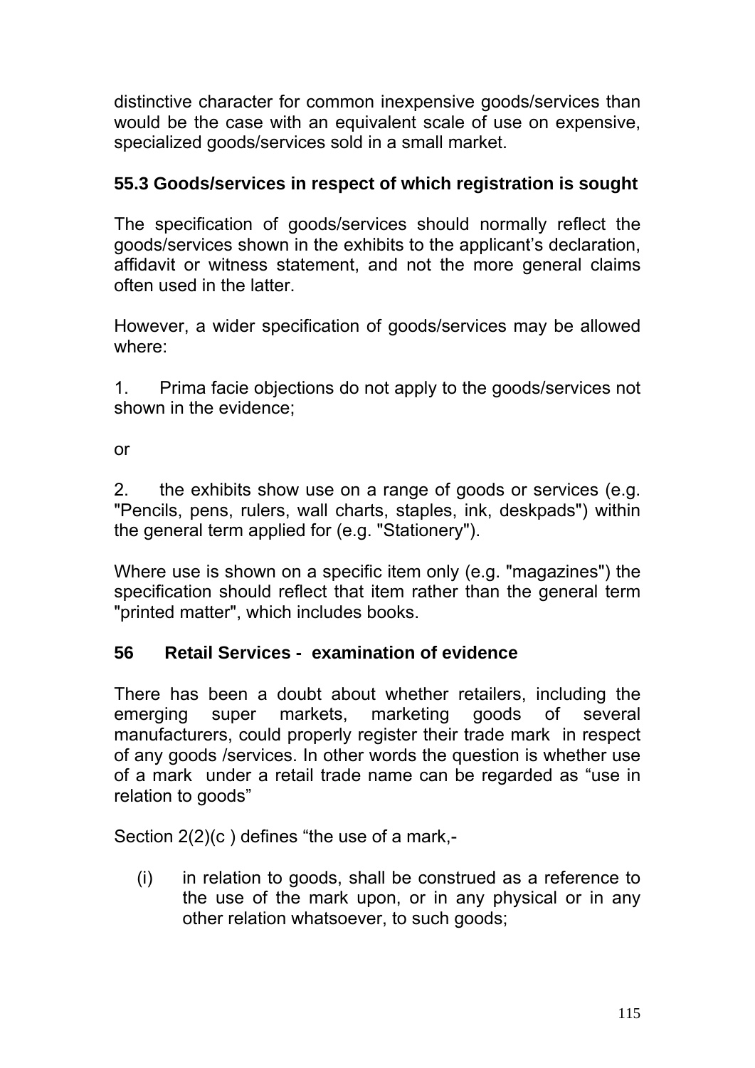distinctive character for common inexpensive goods/services than would be the case with an equivalent scale of use on expensive, specialized goods/services sold in a small market.

### 55.3 Goods/services in respect of which registration is sought

The specification of goods/services should normally reflect the goods/services shown in the exhibits to the applicant's declaration, affidavit or witness statement, and not the more general claims often used in the latter.

However, a wider specification of goods/services may be allowed where:

1. Prima facie objections do not apply to the goods/services not shown in the evidence;

or

2. the exhibits show use on a range of goods or services (e.g. "Pencils, pens, rulers, wall charts, staples, ink, deskpads") within the general term applied for (e.g. "Stationery").

Where use is shown on a specific item only (e.g. "magazines") the specification should reflect that item rather than the general term "printed matter", which includes books.

## 56 Retail Services - examination of evidence

There has been a doubt about whether retailers, including the emerging super markets, marketing goods of several manufacturers, could properly register their trade mark in respect of any goods /services. In other words the question is whether use of a mark under a retail trade name can be regarded as "use in relation to goods"

Section 2(2)(c ) defines "the use of a mark,-

(i) in relation to goods, shall be construed as a reference to the use of the mark upon, or in any physical or in any other relation whatsoever, to such goods;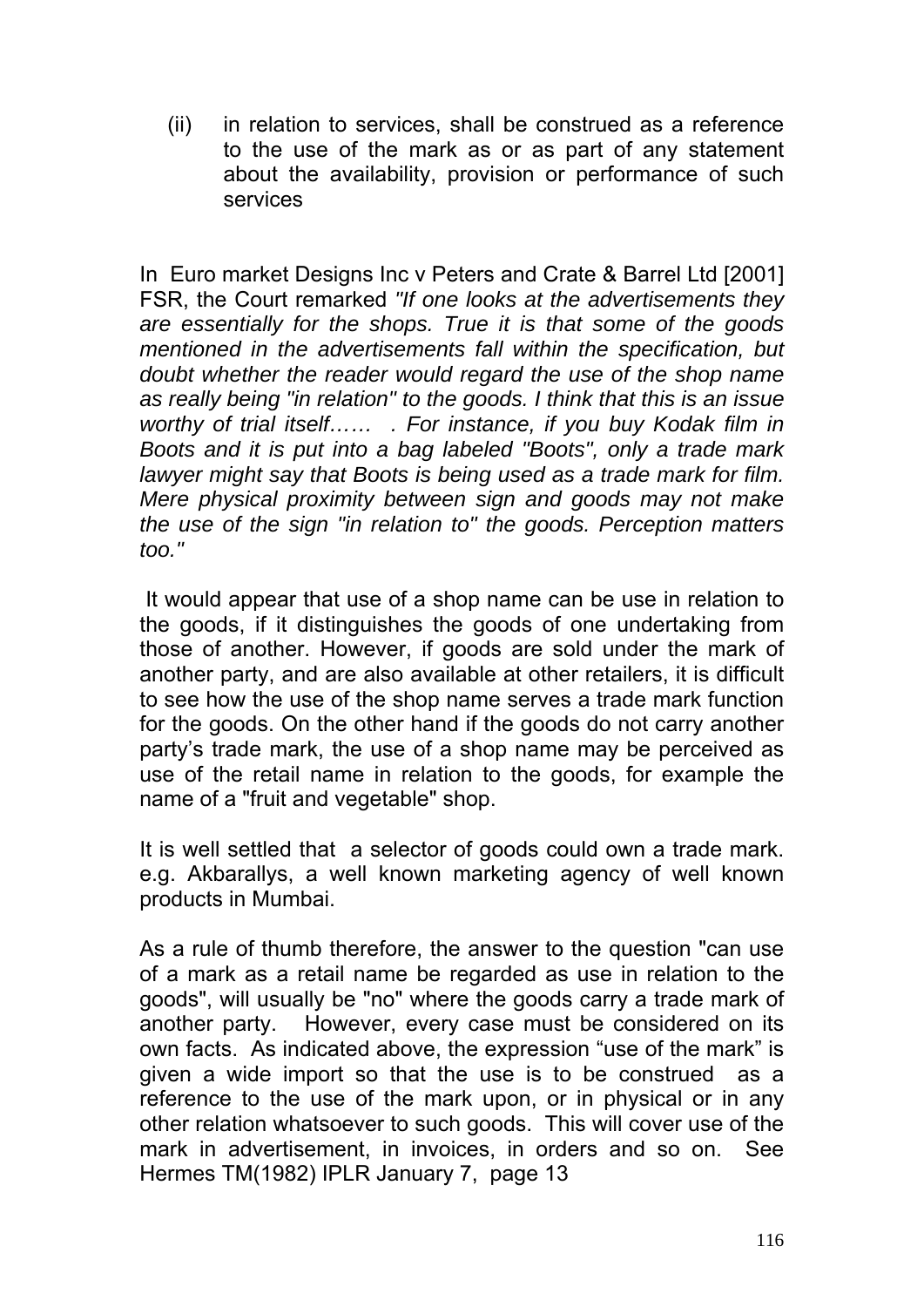(ii) in relation to services, shall be construed as a reference to the use of the mark as or as part of any statement about the availability, provision or performance of such services

In Euro market Designs Inc v Peters and Crate & Barrel Ltd [2001] FSR, the Court remarked *"If one looks at the advertisements they are essentially for the shops. True it is that some of the goods mentioned in the advertisements fall within the specification, but doubt whether the reader would regard the use of the shop name as really being "in relation" to the goods. I think that this is an issue worthy of trial itself…… . For instance, if you buy Kodak film in Boots and it is put into a bag labeled "Boots", only a trade mark lawyer might say that Boots is being used as a trade mark for film. Mere physical proximity between sign and goods may not make the use of the sign "in relation to" the goods. Perception matters too."*

It would appear that use of a shop name can be use in relation to the goods, if it distinguishes the goods of one undertaking from those of another. However, if goods are sold under the mark of another party, and are also available at other retailers, it is difficult to see how the use of the shop name serves a trade mark function for the goods. On the other hand if the goods do not carry another party's trade mark, the use of a shop name may be perceived as use of the retail name in relation to the goods, for example the name of a "fruit and vegetable" shop.

It is well settled that a selector of goods could own a trade mark. e.g. Akbarallys, a well known marketing agency of well known products in Mumbai.

As a rule of thumb therefore, the answer to the question "can use of a mark as a retail name be regarded as use in relation to the goods", will usually be "no" where the goods carry a trade mark of another party. However, every case must be considered on its own facts. As indicated above, the expression "use of the mark" is given a wide import so that the use is to be construed as a reference to the use of the mark upon, or in physical or in any other relation whatsoever to such goods. This will cover use of the mark in advertisement, in invoices, in orders and so on. See Hermes TM(1982) IPLR January 7, page 13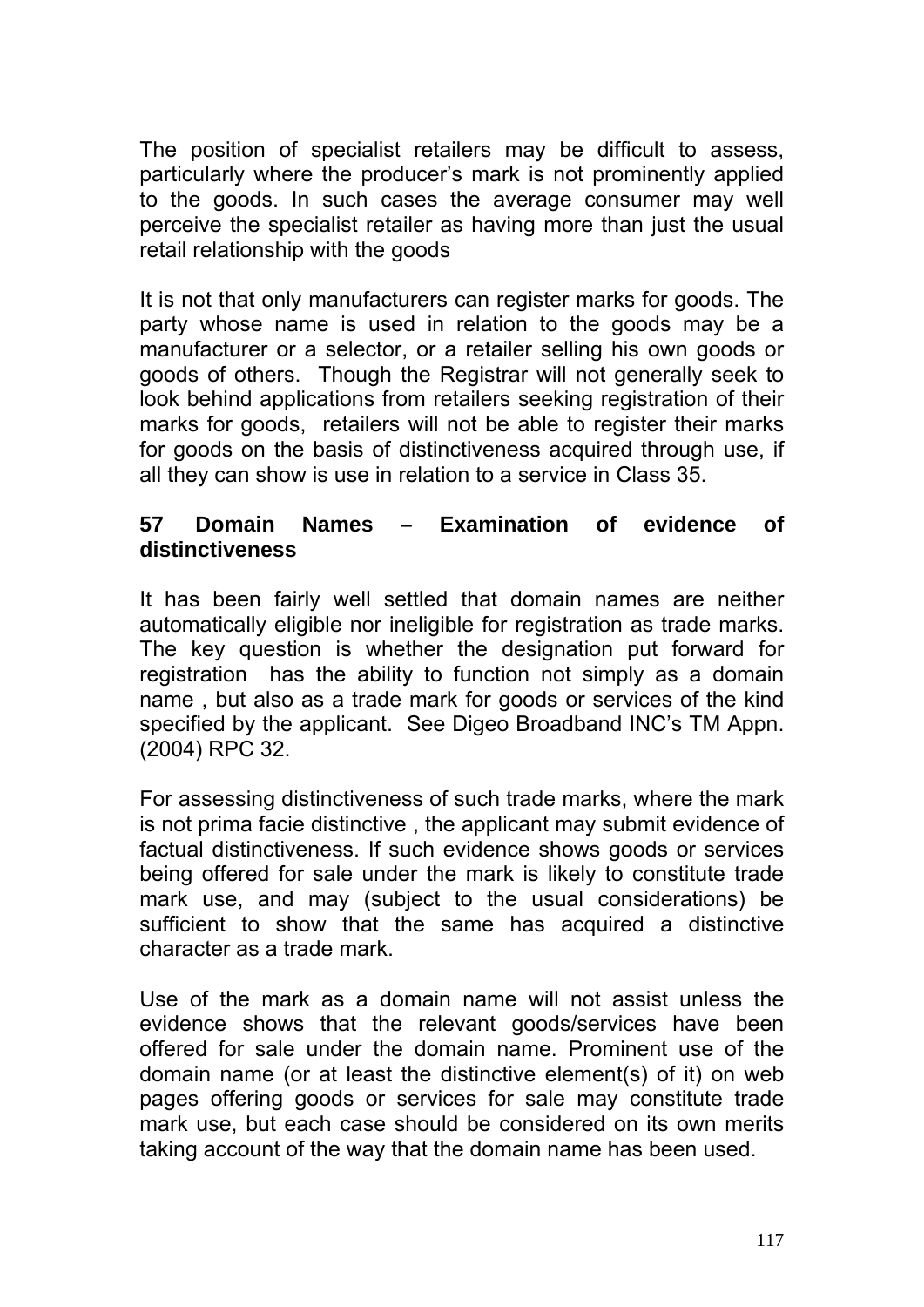The position of specialist retailers may be difficult to assess, particularly where the producer's mark is not prominently applied to the goods. In such cases the average consumer may well perceive the specialist retailer as having more than just the usual retail relationship with the goods

It is not that only manufacturers can register marks for goods. The party whose name is used in relation to the goods may be a manufacturer or a selector, or a retailer selling his own goods or goods of others. Though the Registrar will not generally seek to look behind applications from retailers seeking registration of their marks for goods, retailers will not be able to register their marks for goods on the basis of distinctiveness acquired through use, if all they can show is use in relation to a service in Class 35.

## 57 Domain Names – Examination of evidence of distinctiveness

It has been fairly well settled that domain names are neither automatically eligible nor ineligible for registration as trade marks. The key question is whether the designation put forward for registration has the ability to function not simply as a domain name , but also as a trade mark for goods or services of the kind specified by the applicant. See Digeo Broadband INC's TM Appn. (2004) RPC 32.

For assessing distinctiveness of such trade marks, where the mark is not prima facie distinctive , the applicant may submit evidence of factual distinctiveness. If such evidence shows goods or services being offered for sale under the mark is likely to constitute trade mark use, and may (subject to the usual considerations) be sufficient to show that the same has acquired a distinctive character as a trade mark.

Use of the mark as a domain name will not assist unless the evidence shows that the relevant goods/services have been offered for sale under the domain name. Prominent use of the domain name (or at least the distinctive element(s) of it) on web pages offering goods or services for sale may constitute trade mark use, but each case should be considered on its own merits taking account of the way that the domain name has been used.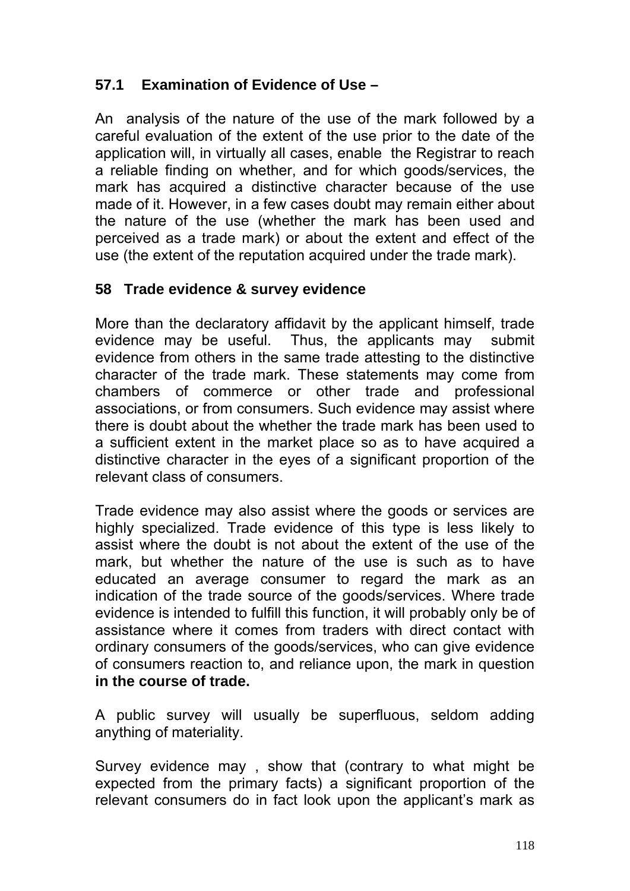### 57.1 Examination of Evidence of Use –

An analysis of the nature of the use of the mark followed by a careful evaluation of the extent of the use prior to the date of the application will, in virtually all cases, enable the Registrar to reach a reliable finding on whether, and for which goods/services, the mark has acquired a distinctive character because of the use made of it. However, in a few cases doubt may remain either about the nature of the use (whether the mark has been used and perceived as a trade mark) or about the extent and effect of the use (the extent of the reputation acquired under the trade mark).

### 58 Trade evidence & survey evidence

More than the declaratory affidavit by the applicant himself, trade evidence may be useful. Thus, the applicants may submit evidence from others in the same trade attesting to the distinctive character of the trade mark. These statements may come from chambers of commerce or other trade and professional associations, or from consumers. Such evidence may assist where there is doubt about the whether the trade mark has been used to a sufficient extent in the market place so as to have acquired a distinctive character in the eyes of a significant proportion of the relevant class of consumers.

Trade evidence may also assist where the goods or services are highly specialized. Trade evidence of this type is less likely to assist where the doubt is not about the extent of the use of the mark, but whether the nature of the use is such as to have educated an average consumer to regard the mark as an indication of the trade source of the goods/services. Where trade evidence is intended to fulfill this function, it will probably only be of assistance where it comes from traders with direct contact with ordinary consumers of the goods/services, who can give evidence of consumers reaction to, and reliance upon, the mark in question **in the course of trade.**

A public survey will usually be superfluous, seldom adding anything of materiality.

Survey evidence may , show that (contrary to what might be expected from the primary facts) a significant proportion of the relevant consumers do in fact look upon the applicant's mark as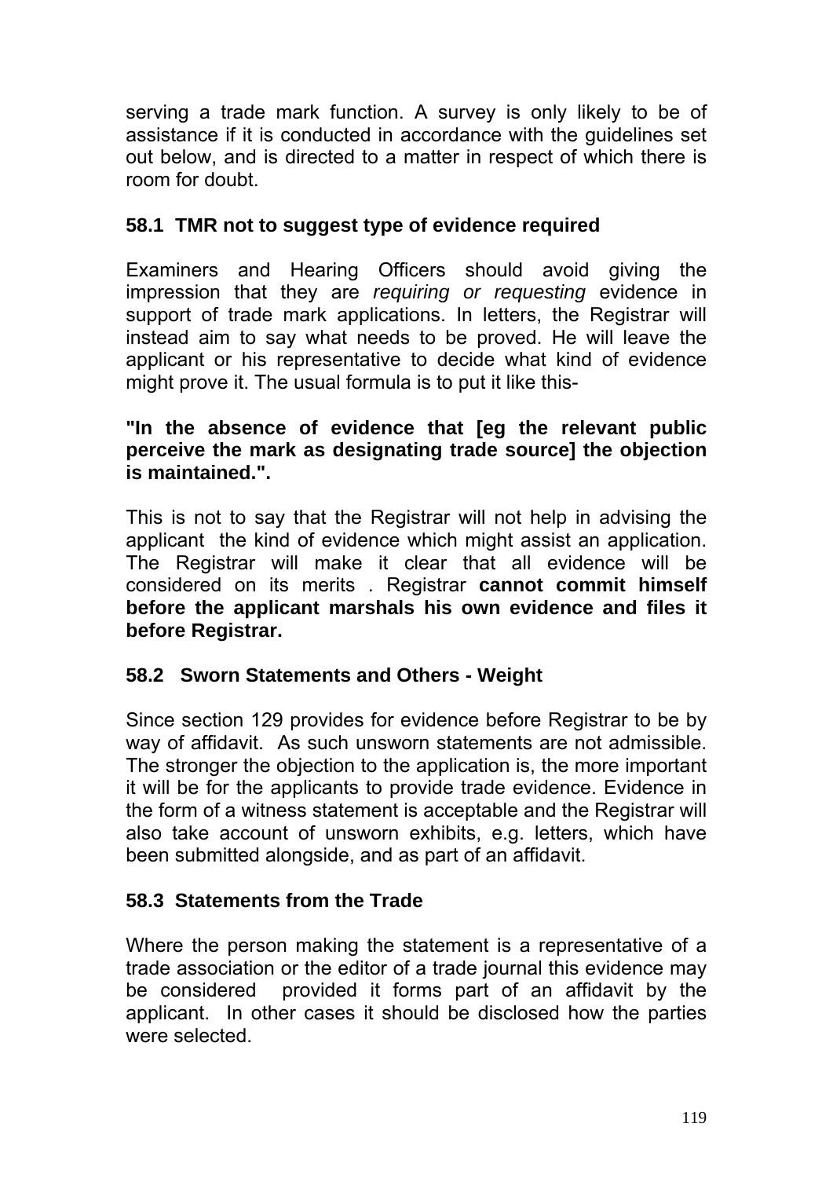serving a trade mark function. A survey is only likely to be of assistance if it is conducted in accordance with the guidelines set out below, and is directed to a matter in respect of which there is room for doubt.

### 58.1 TMR not to suggest type of evidence required

Examiners and Hearing Officers should avoid giving the impression that they are *requiring or requesting* evidence in support of trade mark applications. In letters, the Registrar will instead aim to say what needs to be proved. He will leave the applicant or his representative to decide what kind of evidence might prove it. The usual formula is to put it like this-

**"In the absence of evidence that [eg the relevant public perceive the mark as designating trade source] the objection is maintained.".**

This is not to say that the Registrar will not help in advising the applicant the kind of evidence which might assist an application. The Registrar will make it clear that all evidence will be considered on its merits . Registrar **cannot commit himself before the applicant marshals his own evidence and files it before Registrar.**

### 58.2 Sworn Statements and Others - Weight

Since section 129 provides for evidence before Registrar to be by way of affidavit. As such unsworn statements are not admissible. The stronger the objection to the application is, the more important it will be for the applicants to provide trade evidence. Evidence in the form of a witness statement is acceptable and the Registrar will also take account of unsworn exhibits, e.g. letters, which have been submitted alongside, and as part of an affidavit.

### 58.3 Statements from the Trade

Where the person making the statement is a representative of a trade association or the editor of a trade journal this evidence may be considered provided it forms part of an affidavit by the applicant. In other cases it should be disclosed how the parties were selected.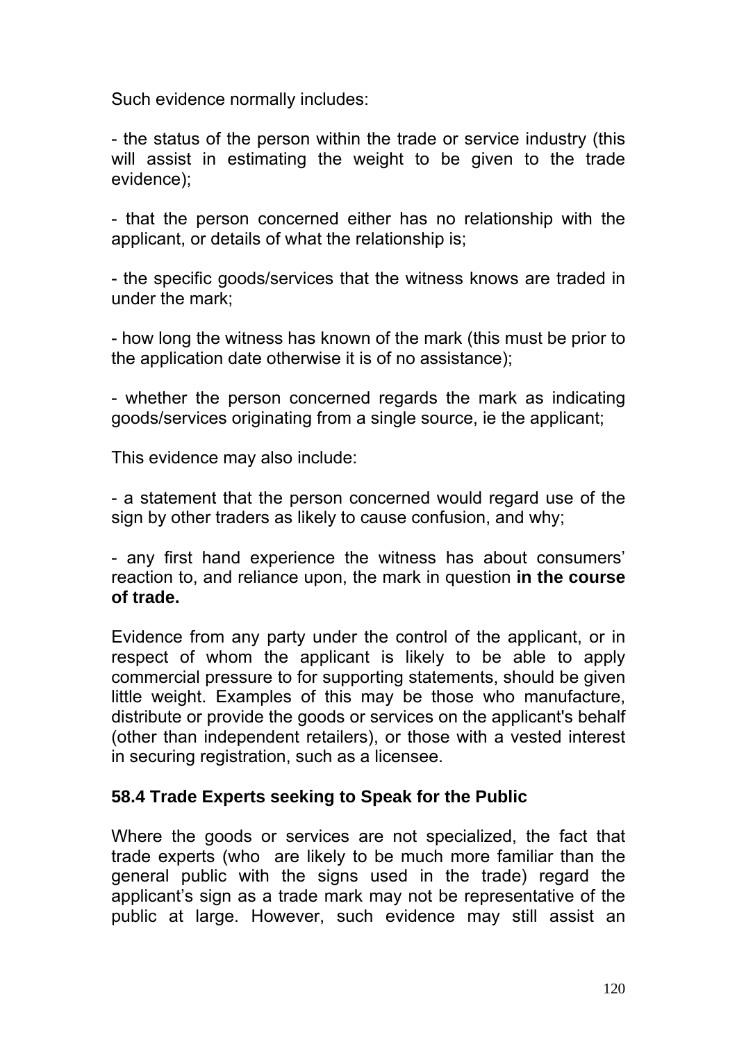Such evidence normally includes:

- the status of the person within the trade or service industry (this will assist in estimating the weight to be given to the trade evidence);

- that the person concerned either has no relationship with the applicant, or details of what the relationship is;

- the specific goods/services that the witness knows are traded in under the mark;

- how long the witness has known of the mark (this must be prior to the application date otherwise it is of no assistance);

- whether the person concerned regards the mark as indicating goods/services originating from a single source, ie the applicant;

This evidence may also include:

- a statement that the person concerned would regard use of the sign by other traders as likely to cause confusion, and why;

- any first hand experience the witness has about consumers' reaction to, and reliance upon, the mark in question **in the course of trade.**

Evidence from any party under the control of the applicant, or in respect of whom the applicant is likely to be able to apply commercial pressure to for supporting statements, should be given little weight. Examples of this may be those who manufacture, distribute or provide the goods or services on the applicant's behalf (other than independent retailers), or those with a vested interest in securing registration, such as a licensee.

### 58.4 Trade Experts seeking to Speak for the Public

Where the goods or services are not specialized, the fact that trade experts (who are likely to be much more familiar than the general public with the signs used in the trade) regard the applicant's sign as a trade mark may not be representative of the public at large. However, such evidence may still assist an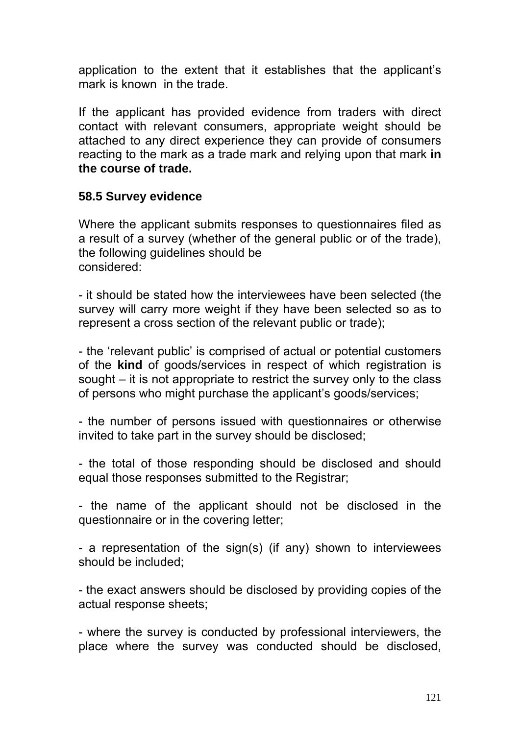application to the extent that it establishes that the applicant's mark is known in the trade.

If the applicant has provided evidence from traders with direct contact with relevant consumers, appropriate weight should be attached to any direct experience they can provide of consumers reacting to the mark as a trade mark and relying upon that mark **in the course of trade.**

### 58.5 Survey evidence

Where the applicant submits responses to questionnaires filed as a result of a survey (whether of the general public or of the trade), the following guidelines should be considered:

- it should be stated how the interviewees have been selected (the survey will carry more weight if they have been selected so as to represent a cross section of the relevant public or trade);

- the 'relevant public' is comprised of actual or potential customers of the **kind** of goods/services in respect of which registration is sought – it is not appropriate to restrict the survey only to the class of persons who might purchase the applicant's goods/services;

- the number of persons issued with questionnaires or otherwise invited to take part in the survey should be disclosed;

- the total of those responding should be disclosed and should equal those responses submitted to the Registrar;

- the name of the applicant should not be disclosed in the questionnaire or in the covering letter;

- a representation of the sign(s) (if any) shown to interviewees should be included;

- the exact answers should be disclosed by providing copies of the actual response sheets;

- where the survey is conducted by professional interviewers, the place where the survey was conducted should be disclosed,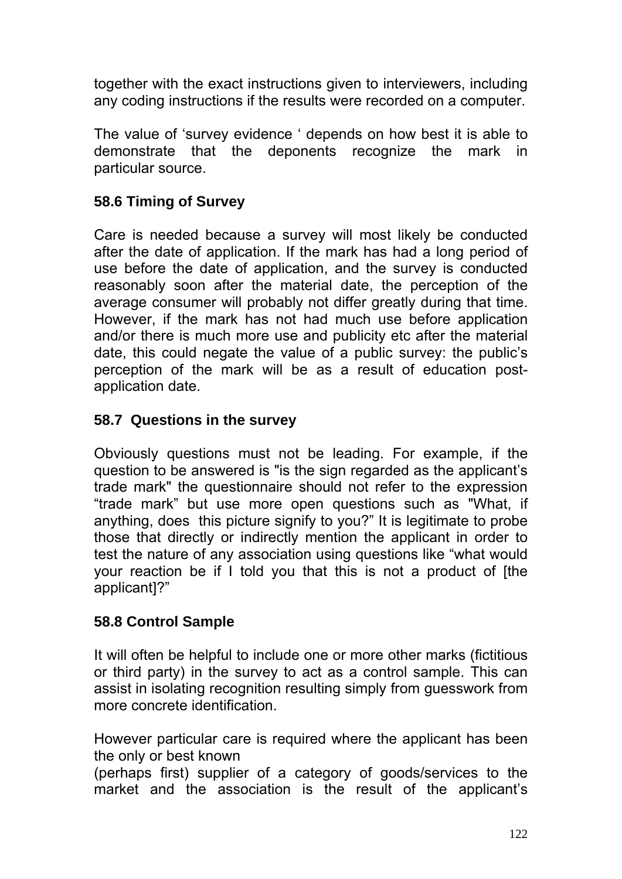together with the exact instructions given to interviewers, including any coding instructions if the results were recorded on a computer.

The value of 'survey evidence ' depends on how best it is able to demonstrate that the deponents recognize the mark in particular source.

### 58.6 Timing of Survey

Care is needed because a survey will most likely be conducted after the date of application. If the mark has had a long period of use before the date of application, and the survey is conducted reasonably soon after the material date, the perception of the average consumer will probably not differ greatly during that time. However, if the mark has not had much use before application and/or there is much more use and publicity etc after the material date, this could negate the value of a public survey: the public's perception of the mark will be as a result of education post-application date.

### 58.7 Questions in the survey

Obviously questions must not be leading. For example, if the question to be answered is "is the sign regarded as the applicant's trade mark" the questionnaire should not refer to the expression "trade mark" but use more open questions such as "What, if anything, does this picture signify to you?" It is legitimate to probe those that directly or indirectly mention the applicant in order to test the nature of any association using questions like "what would your reaction be if I told you that this is not a product of [the applicant]?"

### 58.8 Control Sample

It will often be helpful to include one or more other marks (fictitious or third party) in the survey to act as a control sample. This can assist in isolating recognition resulting simply from guesswork from more concrete identification.

However particular care is required where the applicant has been the only or best known (perhaps first) supplier of a category of goods/services to the market and the association is the result of the applicant's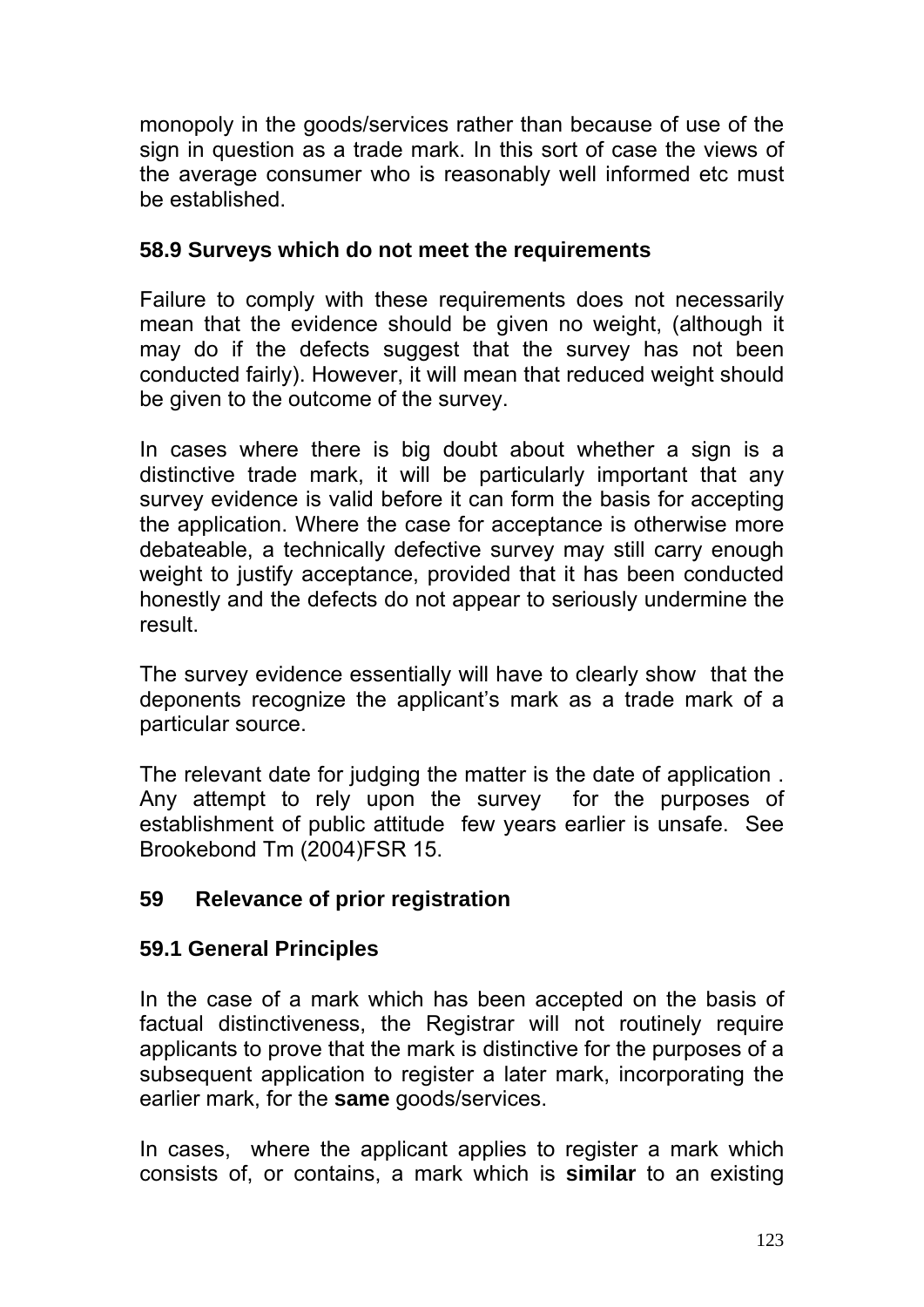monopoly in the goods/services rather than because of use of the sign in question as a trade mark. In this sort of case the views of the average consumer who is reasonably well informed etc must be established.

### 58.9 Surveys which do not meet the requirements

Failure to comply with these requirements does not necessarily mean that the evidence should be given no weight, (although it may do if the defects suggest that the survey has not been conducted fairly). However, it will mean that reduced weight should be given to the outcome of the survey.

In cases where there is big doubt about whether a sign is a distinctive trade mark, it will be particularly important that any survey evidence is valid before it can form the basis for accepting the application. Where the case for acceptance is otherwise more debateable, a technically defective survey may still carry enough weight to justify acceptance, provided that it has been conducted honestly and the defects do not appear to seriously undermine the result.

The survey evidence essentially will have to clearly show that the deponents recognize the applicant's mark as a trade mark of a particular source.

The relevant date for judging the matter is the date of application . Any attempt to rely upon the survey for the purposes of establishment of public attitude few years earlier is unsafe. See Brookebond Tm (2004)FSR 15.

## 59 Relevance of prior registration

### 59.1 General Principles

In the case of a mark which has been accepted on the basis of factual distinctiveness, the Registrar will not routinely require applicants to prove that the mark is distinctive for the purposes of a subsequent application to register a later mark, incorporating the earlier mark, for the **same** goods/services.

In cases, where the applicant applies to register a mark which consists of, or contains, a mark which is **similar** to an existing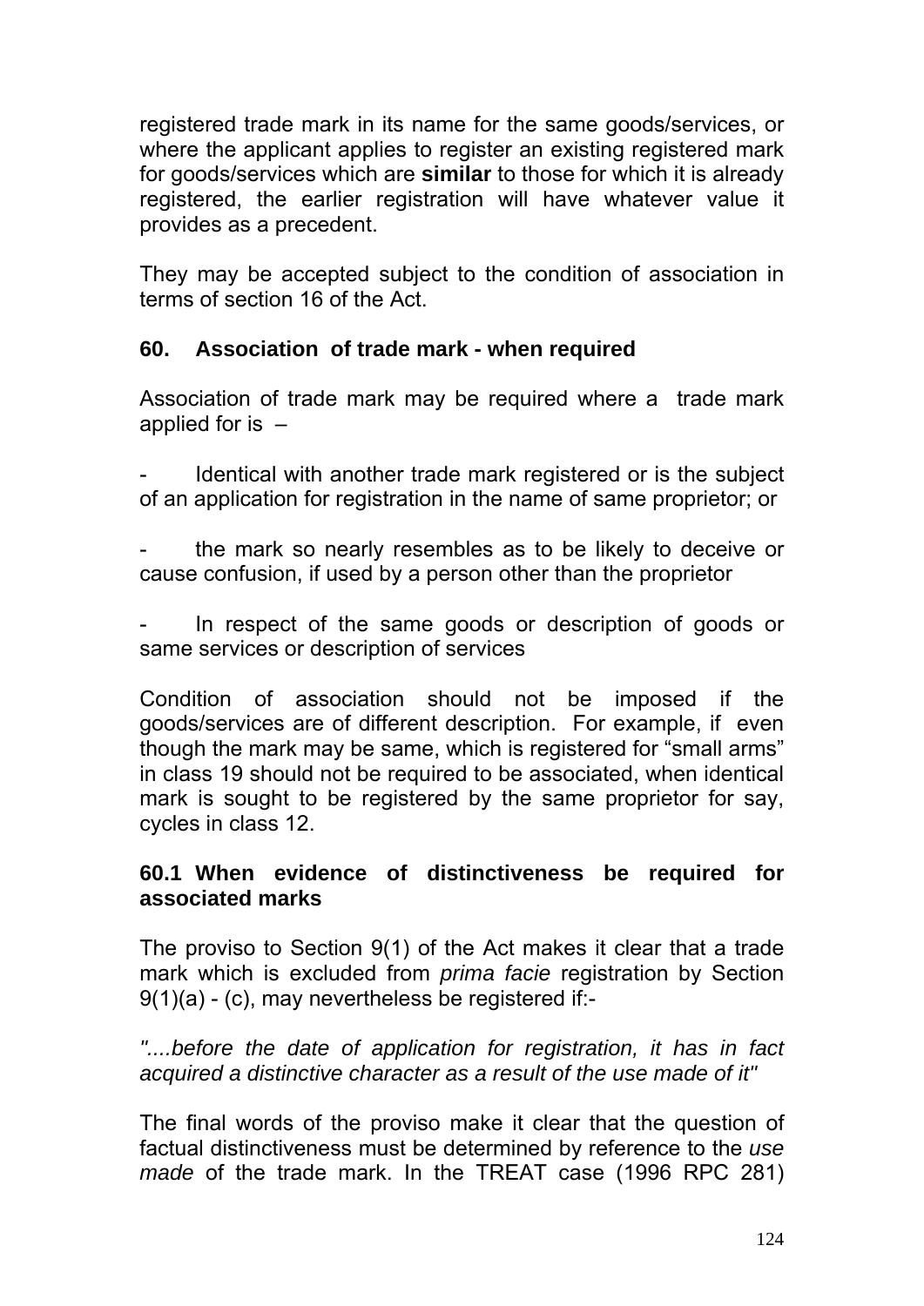registered trade mark in its name for the same goods/services, or where the applicant applies to register an existing registered mark for goods/services which are **similar** to those for which it is already registered, the earlier registration will have whatever value it provides as a precedent.

They may be accepted subject to the condition of association in terms of section 16 of the Act.

### 60. Association of trade mark - when required

Association of trade mark may be required where a trade mark applied for is –

- Identical with another trade mark registered or is the subject of an application for registration in the name of same proprietor; or

- the mark so nearly resembles as to be likely to deceive or cause confusion, if used by a person other than the proprietor

- In respect of the same goods or description of goods or same services or description of services

Condition of association should not be imposed if the goods/services are of different description. For example, if even though the mark may be same, which is registered for "small arms" in class 19 should not be required to be associated, when identical mark is sought to be registered by the same proprietor for say, cycles in class 12.

### 60.1 When evidence of distinctiveness be required for associated marks

The proviso to Section 9(1) of the Act makes it clear that a trade mark which is excluded from *prima facie* registration by Section 9(1)(a) - (c), may nevertheless be registered if:-

*"....before the date of application for registration, it has in fact acquired a distinctive character as a result of the use made of it"*

The final words of the proviso make it clear that the question of factual distinctiveness must be determined by reference to the *use made* of the trade mark. In the TREAT case (1996 RPC 281)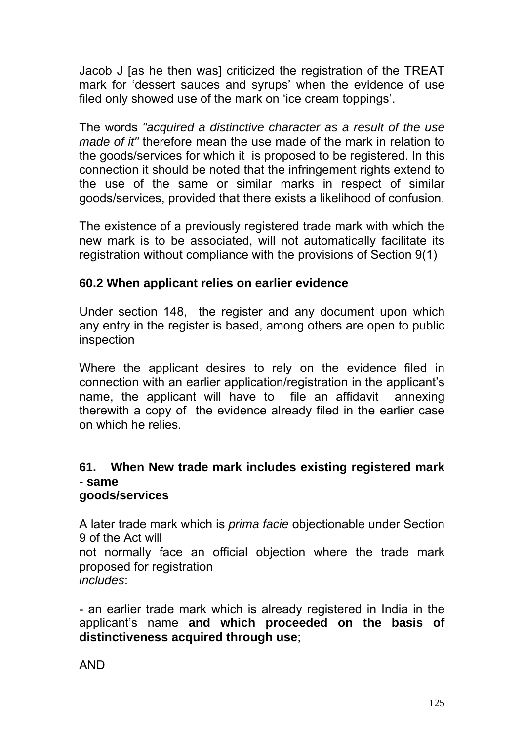Jacob J [as he then was] criticized the registration of the TREAT mark for 'dessert sauces and syrups' when the evidence of use filed only showed use of the mark on 'ice cream toppings'.

The words *"acquired a distinctive character as a result of the use made of it"* therefore mean the use made of the mark in relation to the goods/services for which it is proposed to be registered. In this connection it should be noted that the infringement rights extend to the use of the same or similar marks in respect of similar goods/services, provided that there exists a likelihood of confusion.

The existence of a previously registered trade mark with which the new mark is to be associated, will not automatically facilitate its registration without compliance with the provisions of Section 9(1)

### 60.2 When applicant relies on earlier evidence

Under section 148, the register and any document upon which any entry in the register is based, among others are open to public inspection

Where the applicant desires to rely on the evidence filed in connection with an earlier application/registration in the applicant's name, the applicant will have to file an affidavit annexing therewith a copy of the evidence already filed in the earlier case on which he relies.

## 61. When New trade mark includes existing registered mark - same goods/services

A later trade mark which is *prima facie* objectionable under Section 9 of the Act will not normally face an official objection where the trade mark proposed for registration *includes*:

- an earlier trade mark which is already registered in India in the applicant's name **and which proceeded on the basis of distinctiveness acquired through use**;

AND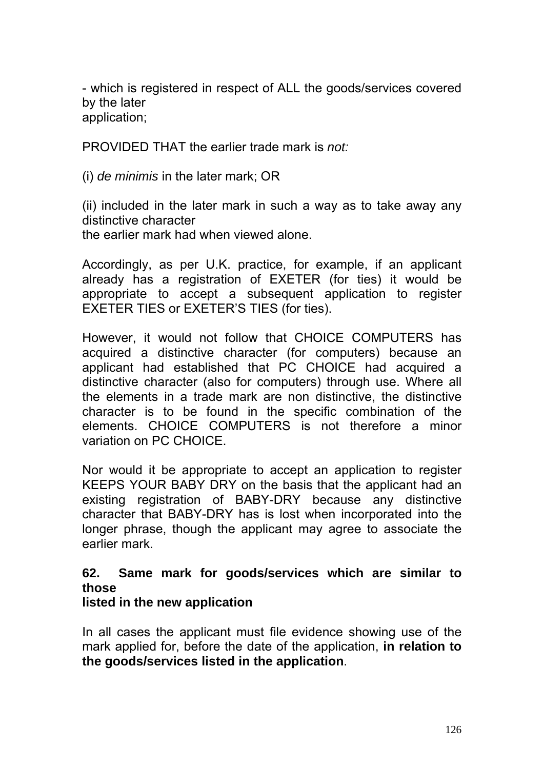- which is registered in respect of ALL the goods/services covered by the later application;

PROVIDED THAT the earlier trade mark is *not:*

(i) *de minimis* in the later mark; OR

(ii) included in the later mark in such a way as to take away any distinctive character the earlier mark had when viewed alone.

Accordingly, as per U.K. practice, for example, if an applicant already has a registration of EXETER (for ties) it would be appropriate to accept a subsequent application to register EXETER TIES or EXETER'S TIES (for ties).

However, it would not follow that CHOICE COMPUTERS has acquired a distinctive character (for computers) because an applicant had established that PC CHOICE had acquired a distinctive character (also for computers) through use. Where all the elements in a trade mark are non distinctive, the distinctive character is to be found in the specific combination of the elements. CHOICE COMPUTERS is not therefore a minor variation on PC CHOICE.

Nor would it be appropriate to accept an application to register KEEPS YOUR BABY DRY on the basis that the applicant had an existing registration of BABY-DRY because any distinctive character that BABY-DRY has is lost when incorporated into the longer phrase, though the applicant may agree to associate the earlier mark.

**62. Same mark for goods/services which are similar to those listed in the new application**

In all cases the applicant must file evidence showing use of the mark applied for, before the date of the application, **in relation to the goods/services listed in the application**.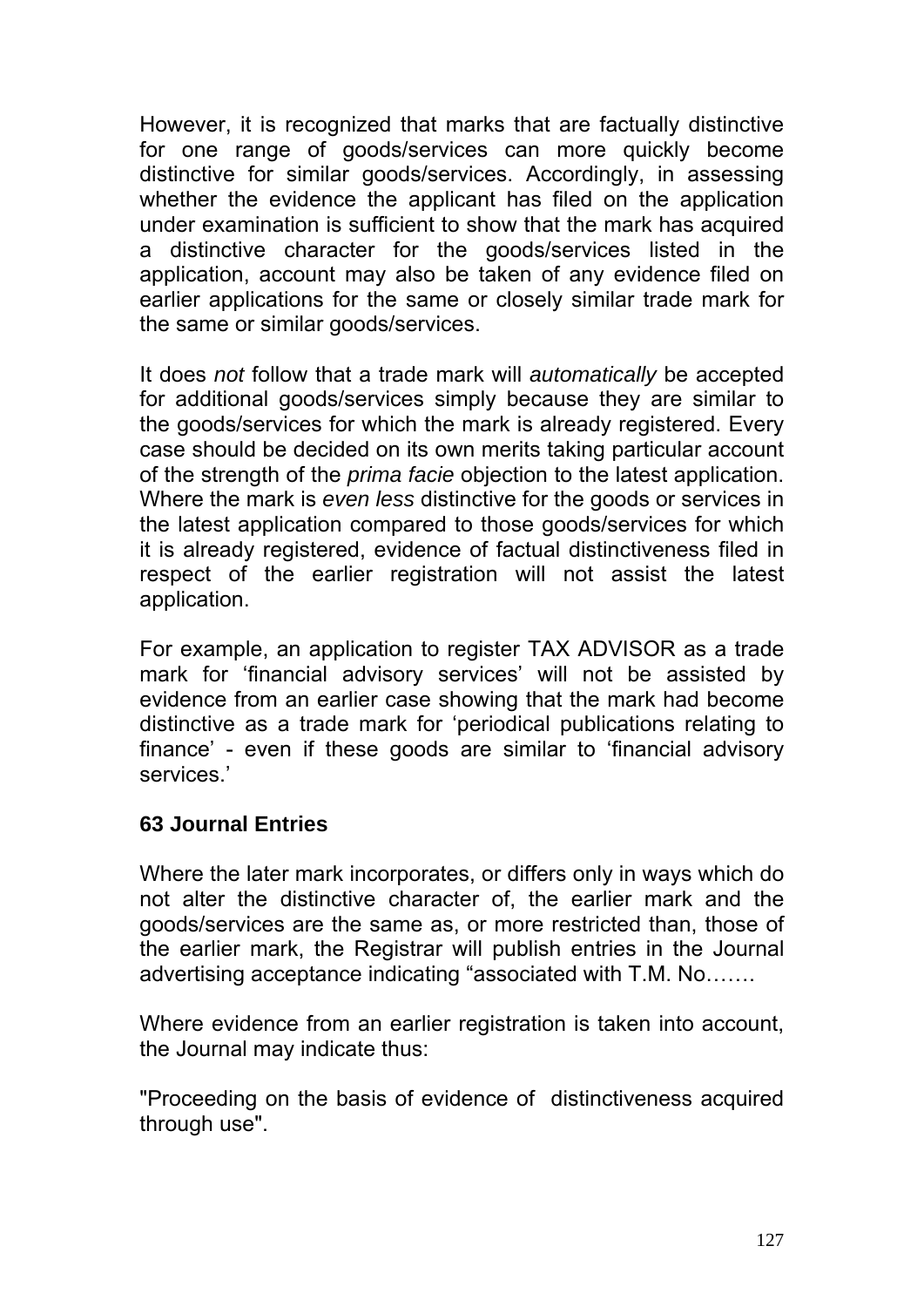However, it is recognized that marks that are factually distinctive for one range of goods/services can more quickly become distinctive for similar goods/services. Accordingly, in assessing whether the evidence the applicant has filed on the application under examination is sufficient to show that the mark has acquired a distinctive character for the goods/services listed in the application, account may also be taken of any evidence filed on earlier applications for the same or closely similar trade mark for the same or similar goods/services.

It does *not* follow that a trade mark will *automatically* be accepted for additional goods/services simply because they are similar to the goods/services for which the mark is already registered. Every case should be decided on its own merits taking particular account of the strength of the *prima facie* objection to the latest application. Where the mark is *even less* distinctive for the goods or services in the latest application compared to those goods/services for which it is already registered, evidence of factual distinctiveness filed in respect of the earlier registration will not assist the latest application.

For example, an application to register TAX ADVISOR as a trade mark for 'financial advisory services' will not be assisted by evidence from an earlier case showing that the mark had become distinctive as a trade mark for 'periodical publications relating to finance' - even if these goods are similar to 'financial advisory services.'

### 63 Journal Entries

Where the later mark incorporates, or differs only in ways which do not alter the distinctive character of, the earlier mark and the goods/services are the same as, or more restricted than, those of the earlier mark, the Registrar will publish entries in the Journal advertising acceptance indicating "associated with T.M. No…….

Where evidence from an earlier registration is taken into account, the Journal may indicate thus:

"Proceeding on the basis of evidence of distinctiveness acquired through use".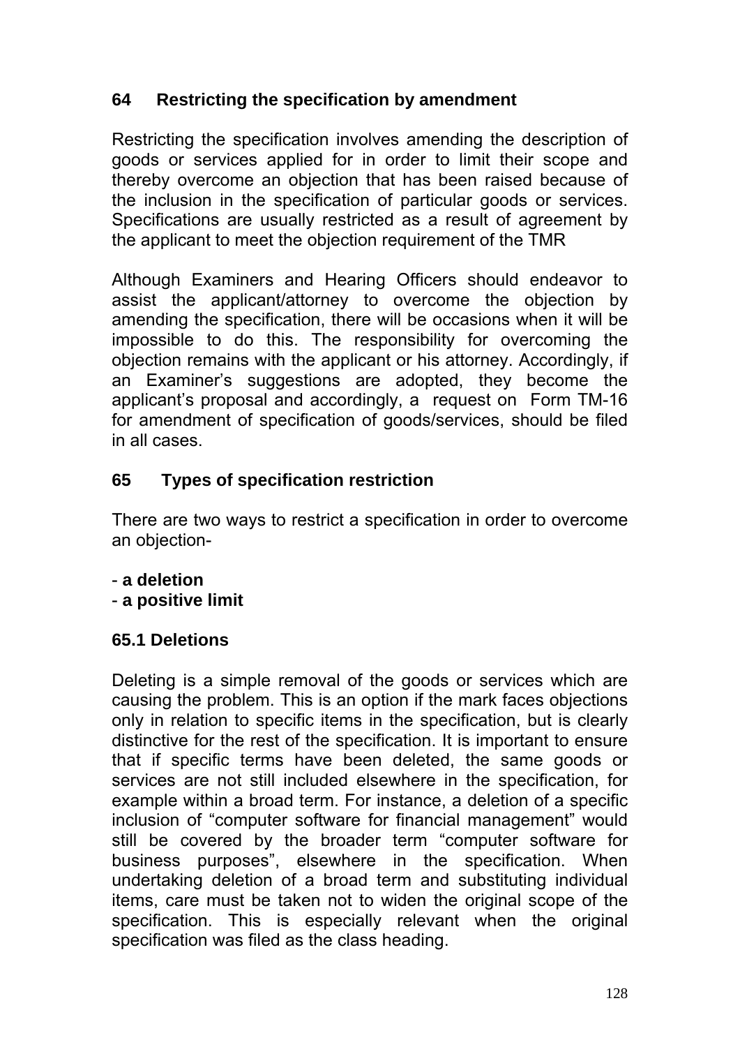## 64 Restricting the specification by amendment

Restricting the specification involves amending the description of goods or services applied for in order to limit their scope and thereby overcome an objection that has been raised because of the inclusion in the specification of particular goods or services. Specifications are usually restricted as a result of agreement by the applicant to meet the objection requirement of the TMR

Although Examiners and Hearing Officers should endeavor to assist the applicant/attorney to overcome the objection by amending the specification, there will be occasions when it will be impossible to do this. The responsibility for overcoming the objection remains with the applicant or his attorney. Accordingly, if an Examiner's suggestions are adopted, they become the applicant's proposal and accordingly, a request on Form TM-16 for amendment of specification of goods/services, should be filed in all cases.

## 65 Types of specification restriction

There are two ways to restrict a specification in order to overcome an objection-

- **a deletion**
- **a positive limit**

### 65.1 Deletions

Deleting is a simple removal of the goods or services which are causing the problem. This is an option if the mark faces objections only in relation to specific items in the specification, but is clearly distinctive for the rest of the specification. It is important to ensure that if specific terms have been deleted, the same goods or services are not still included elsewhere in the specification, for example within a broad term. For instance, a deletion of a specific inclusion of "computer software for financial management" would still be covered by the broader term "computer software for business purposes", elsewhere in the specification. When undertaking deletion of a broad term and substituting individual items, care must be taken not to widen the original scope of the specification. This is especially relevant when the original specification was filed as the class heading.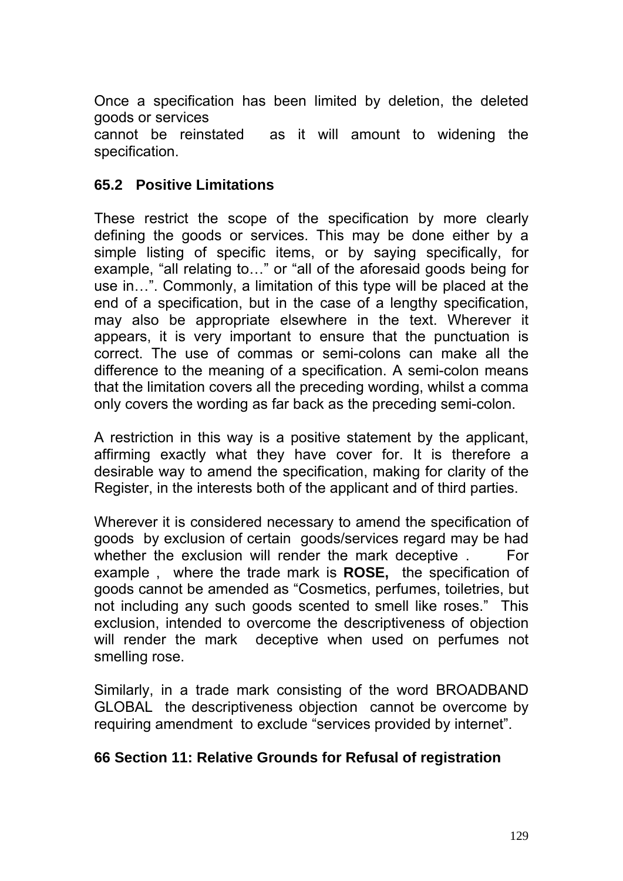Once a specification has been limited by deletion, the deleted goods or services cannot be reinstated as it will amount to widening the specification.

### 65.2 Positive Limitations

These restrict the scope of the specification by more clearly defining the goods or services. This may be done either by a simple listing of specific items, or by saying specifically, for example, "all relating to…" or "all of the aforesaid goods being for use in…". Commonly, a limitation of this type will be placed at the end of a specification, but in the case of a lengthy specification, may also be appropriate elsewhere in the text. Wherever it appears, it is very important to ensure that the punctuation is correct. The use of commas or semi-colons can make all the difference to the meaning of a specification. A semi-colon means that the limitation covers all the preceding wording, whilst a comma only covers the wording as far back as the preceding semi-colon.

A restriction in this way is a positive statement by the applicant, affirming exactly what they have cover for. It is therefore a desirable way to amend the specification, making for clarity of the Register, in the interests both of the applicant and of third parties.

Wherever it is considered necessary to amend the specification of goods by exclusion of certain goods/services regard may be had whether the exclusion will render the mark deceptive . For example , where the trade mark is **ROSE,** the specification of goods cannot be amended as "Cosmetics, perfumes, toiletries, but not including any such goods scented to smell like roses." This exclusion, intended to overcome the descriptiveness of objection will render the mark deceptive when used on perfumes not smelling rose.

Similarly, in a trade mark consisting of the word BROADBAND GLOBAL the descriptiveness objection cannot be overcome by requiring amendment to exclude "services provided by internet".

## 66 Section 11: Relative Grounds for Refusal of registration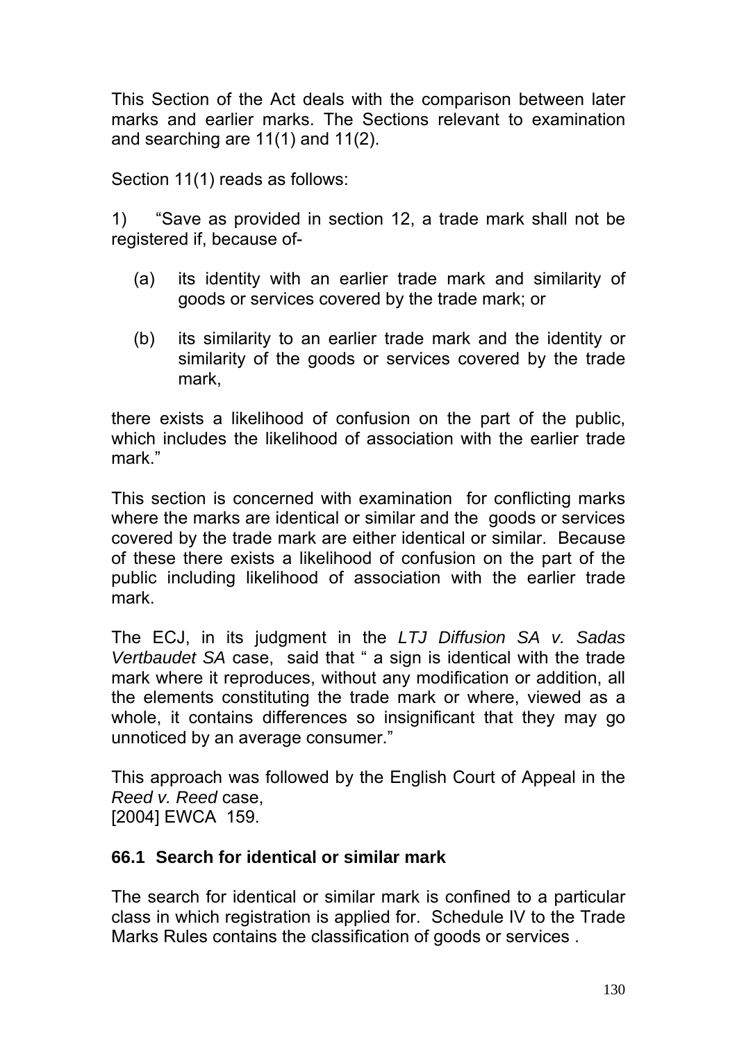This Section of the Act deals with the comparison between later marks and earlier marks. The Sections relevant to examination and searching are 11(1) and 11(2).

Section 11(1) reads as follows:

1) "Save as provided in section 12, a trade mark shall not be registered if, because of-

(a) its identity with an earlier trade mark and similarity of goods or services covered by the trade mark; or

(b) its similarity to an earlier trade mark and the identity or similarity of the goods or services covered by the trade mark,

there exists a likelihood of confusion on the part of the public, which includes the likelihood of association with the earlier trade mark."

This section is concerned with examination for conflicting marks where the marks are identical or similar and the goods or services covered by the trade mark are either identical or similar. Because of these there exists a likelihood of confusion on the part of the public including likelihood of association with the earlier trade mark.

The ECJ, in its judgment in the *LTJ Diffusion SA v. Sadas Vertbaudet SA* case, said that " a sign is identical with the trade mark where it reproduces, without any modification or addition, all the elements constituting the trade mark or where, viewed as a whole, it contains differences so insignificant that they may go unnoticed by an average consumer."

This approach was followed by the English Court of Appeal in the *Reed v. Reed* case,
[2004] EWCA 159.

### 66.1 Search for identical or similar mark

The search for identical or similar mark is confined to a particular class in which registration is applied for. Schedule IV to the Trade Marks Rules contains the classification of goods or services .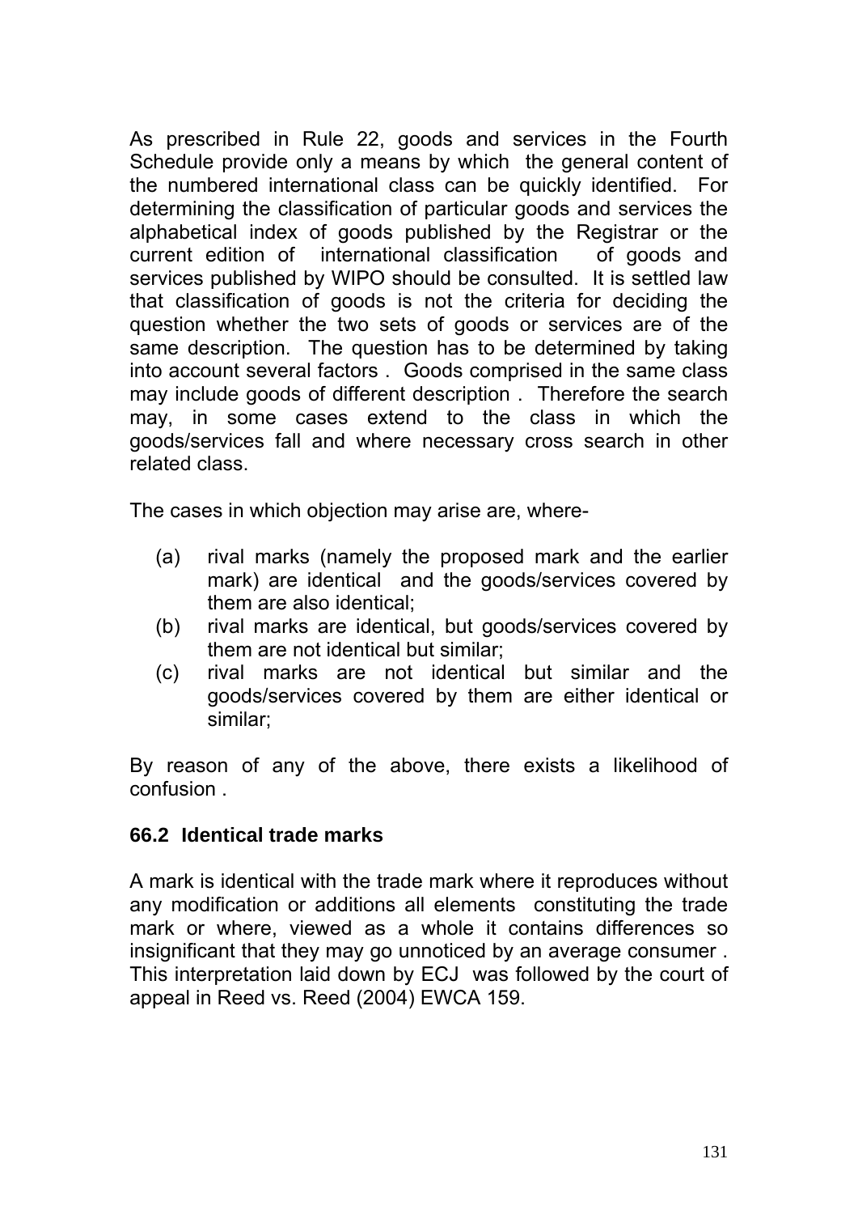As prescribed in Rule 22, goods and services in the Fourth Schedule provide only a means by which the general content of the numbered international class can be quickly identified. For determining the classification of particular goods and services the alphabetical index of goods published by the Registrar or the current edition of international classification of goods and services published by WIPO should be consulted. It is settled law that classification of goods is not the criteria for deciding the question whether the two sets of goods or services are of the same description. The question has to be determined by taking into account several factors . Goods comprised in the same class may include goods of different description . Therefore the search may, in some cases extend to the class in which the goods/services fall and where necessary cross search in other related class.

The cases in which objection may arise are, where-

(a) rival marks (namely the proposed mark and the earlier mark) are identical and the goods/services covered by them are also identical;
(b) rival marks are identical, but goods/services covered by them are not identical but similar;
(c) rival marks are not identical but similar and the goods/services covered by them are either identical or similar;

By reason of any of the above, there exists a likelihood of confusion .

### 66.2 Identical trade marks

A mark is identical with the trade mark where it reproduces without any modification or additions all elements constituting the trade mark or where, viewed as a whole it contains differences so insignificant that they may go unnoticed by an average consumer . This interpretation laid down by ECJ was followed by the court of appeal in Reed vs. Reed (2004) EWCA 159.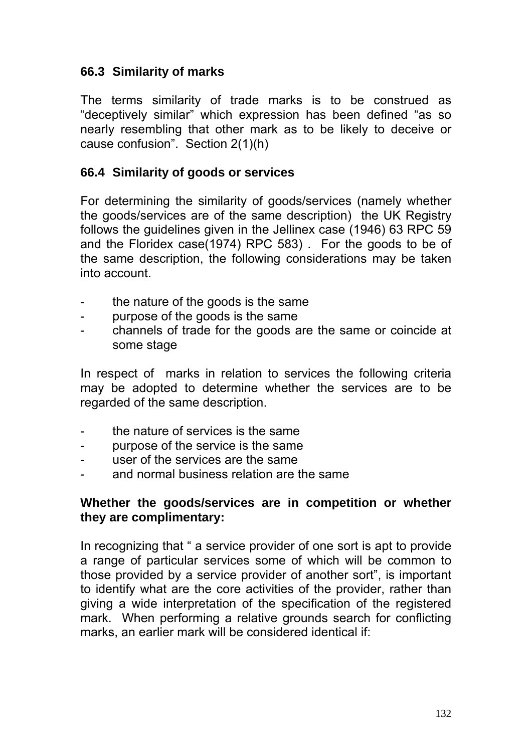### 66.3 Similarity of marks

The terms similarity of trade marks is to be construed as "deceptively similar" which expression has been defined "as so nearly resembling that other mark as to be likely to deceive or cause confusion". Section 2(1)(h)

### 66.4 Similarity of goods or services

For determining the similarity of goods/services (namely whether the goods/services are of the same description) the UK Registry follows the guidelines given in the Jellinex case (1946) 63 RPC 59 and the Floridex case(1974) RPC 583) . For the goods to be of the same description, the following considerations may be taken into account.

- the nature of the goods is the same
- purpose of the goods is the same
- channels of trade for the goods are the same or coincide at some stage

In respect of marks in relation to services the following criteria may be adopted to determine whether the services are to be regarded of the same description.

- the nature of services is the same
- purpose of the service is the same
- user of the services are the same
- and normal business relation are the same

**Whether the goods/services are in competition or whether they are complimentary:**

In recognizing that " a service provider of one sort is apt to provide a range of particular services some of which will be common to those provided by a service provider of another sort", is important to identify what are the core activities of the provider, rather than giving a wide interpretation of the specification of the registered mark. When performing a relative grounds search for conflicting marks, an earlier mark will be considered identical if: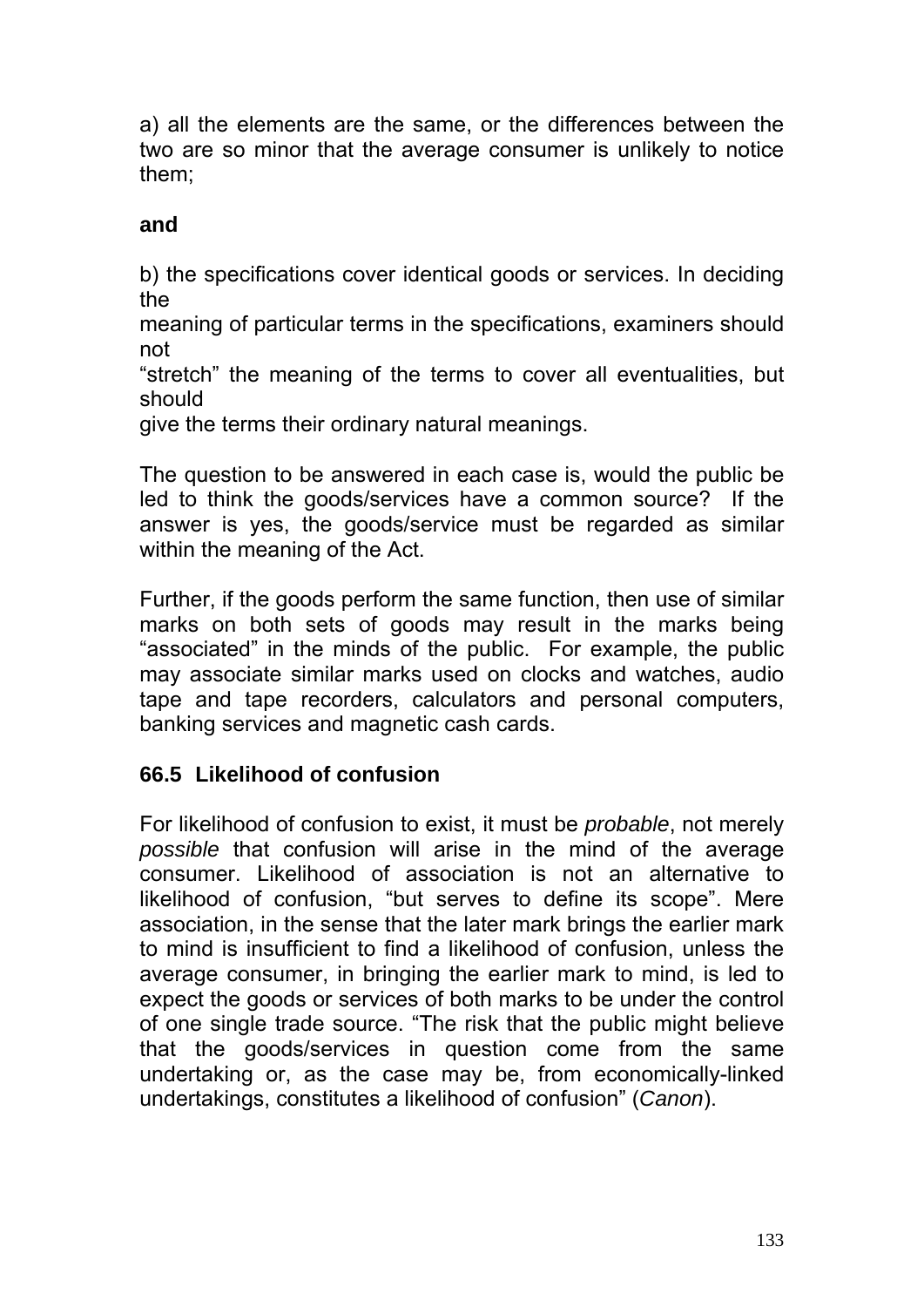a) all the elements are the same, or the differences between the two are so minor that the average consumer is unlikely to notice them;

**and**

b) the specifications cover identical goods or services. In deciding the meaning of particular terms in the specifications, examiners should not "stretch" the meaning of the terms to cover all eventualities, but should give the terms their ordinary natural meanings.

The question to be answered in each case is, would the public be led to think the goods/services have a common source? If the answer is yes, the goods/service must be regarded as similar within the meaning of the Act.

Further, if the goods perform the same function, then use of similar marks on both sets of goods may result in the marks being "associated" in the minds of the public. For example, the public may associate similar marks used on clocks and watches, audio tape and tape recorders, calculators and personal computers, banking services and magnetic cash cards.

### 66.5 Likelihood of confusion

For likelihood of confusion to exist, it must be *probable*, not merely *possible* that confusion will arise in the mind of the average consumer. Likelihood of association is not an alternative to likelihood of confusion, "but serves to define its scope". Mere association, in the sense that the later mark brings the earlier mark to mind is insufficient to find a likelihood of confusion, unless the average consumer, in bringing the earlier mark to mind, is led to expect the goods or services of both marks to be under the control of one single trade source. "The risk that the public might believe that the goods/services in question come from the same undertaking or, as the case may be, from economically-linked undertakings, constitutes a likelihood of confusion" (*Canon*).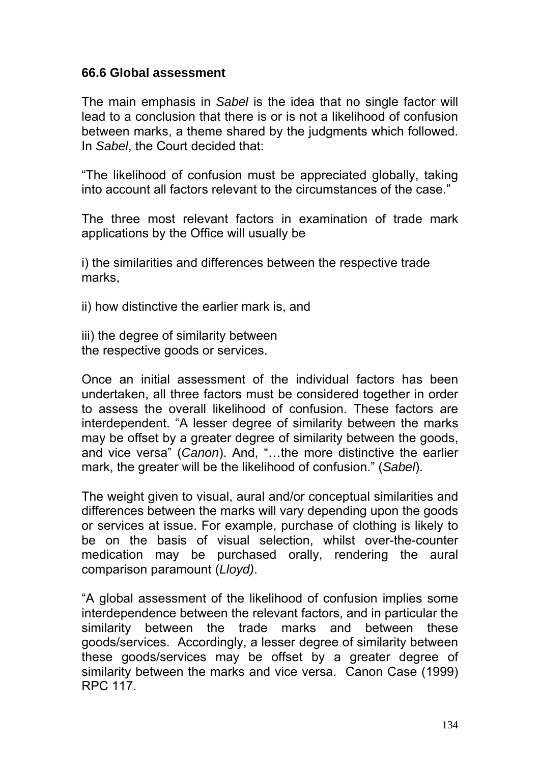### 66.6 Global assessment

The main emphasis in *Sabel* is the idea that no single factor will lead to a conclusion that there is or is not a likelihood of confusion between marks, a theme shared by the judgments which followed. In *Sabel*, the Court decided that:

"The likelihood of confusion must be appreciated globally, taking into account all factors relevant to the circumstances of the case."

The three most relevant factors in examination of trade mark applications by the Office will usually be

i) the similarities and differences between the respective trade marks,

ii) how distinctive the earlier mark is, and

iii) the degree of similarity between the respective goods or services.

Once an initial assessment of the individual factors has been undertaken, all three factors must be considered together in order to assess the overall likelihood of confusion. These factors are interdependent. "A lesser degree of similarity between the marks may be offset by a greater degree of similarity between the goods, and vice versa" (*Canon*). And, "…the more distinctive the earlier mark, the greater will be the likelihood of confusion." (*Sabel*).

The weight given to visual, aural and/or conceptual similarities and differences between the marks will vary depending upon the goods or services at issue. For example, purchase of clothing is likely to be on the basis of visual selection, whilst over-the-counter medication may be purchased orally, rendering the aural comparison paramount (*Lloyd)*.

"A global assessment of the likelihood of confusion implies some interdependence between the relevant factors, and in particular the similarity between the trade marks and between these goods/services. Accordingly, a lesser degree of similarity between these goods/services may be offset by a greater degree of similarity between the marks and vice versa. Canon Case (1999) RPC 117.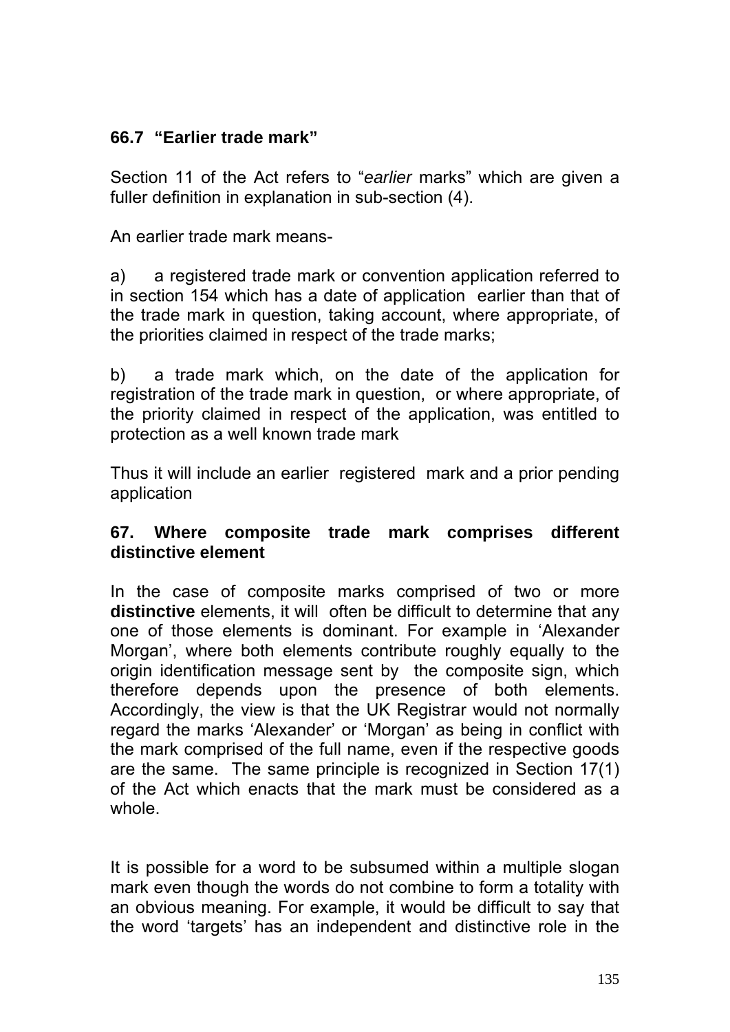### 66.7 "Earlier trade mark"

Section 11 of the Act refers to "*earlier* marks" which are given a fuller definition in explanation in sub-section (4).

An earlier trade mark means-

a) a registered trade mark or convention application referred to in section 154 which has a date of application earlier than that of the trade mark in question, taking account, where appropriate, of the priorities claimed in respect of the trade marks;

b) a trade mark which, on the date of the application for registration of the trade mark in question, or where appropriate, of the priority claimed in respect of the application, was entitled to protection as a well known trade mark

Thus it will include an earlier registered mark and a prior pending application

### 67. Where composite trade mark comprises different distinctive element

In the case of composite marks comprised of two or more **distinctive** elements, it will often be difficult to determine that any one of those elements is dominant. For example in 'Alexander Morgan', where both elements contribute roughly equally to the origin identification message sent by the composite sign, which therefore depends upon the presence of both elements. Accordingly, the view is that the UK Registrar would not normally regard the marks 'Alexander' or 'Morgan' as being in conflict with the mark comprised of the full name, even if the respective goods are the same. The same principle is recognized in Section 17(1) of the Act which enacts that the mark must be considered as a whole.

It is possible for a word to be subsumed within a multiple slogan mark even though the words do not combine to form a totality with an obvious meaning. For example, it would be difficult to say that the word 'targets' has an independent and distinctive role in the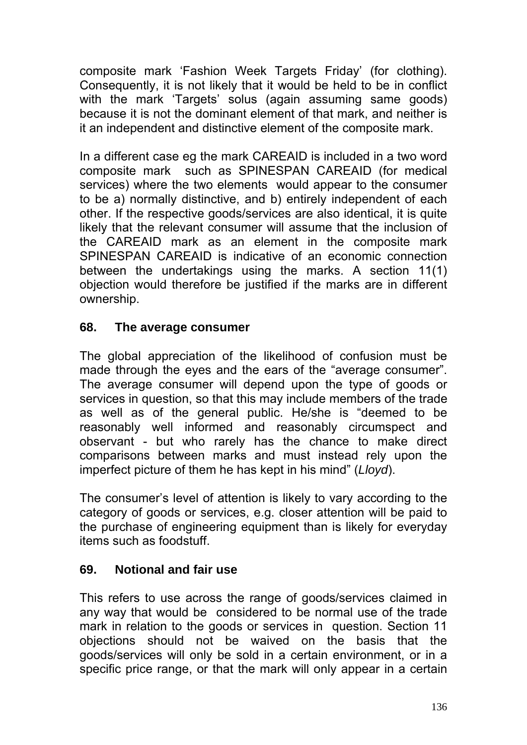composite mark ‘Fashion Week Targets Friday’ (for clothing). Consequently, it is not likely that it would be held to be in conflict with the mark ‘Targets’ solus (again assuming same goods) because it is not the dominant element of that mark, and neither is it an independent and distinctive element of the composite mark.

In a different case eg the mark CAREAID is included in a two word composite mark such as SPINESPAN CAREAID (for medical services) where the two elements would appear to the consumer to be a) normally distinctive, and b) entirely independent of each other. If the respective goods/services are also identical, it is quite likely that the relevant consumer will assume that the inclusion of the CAREAID mark as an element in the composite mark SPINESPAN CAREAID is indicative of an economic connection between the undertakings using the marks. A section 11(1) objection would therefore be justified if the marks are in different ownership.

## 68. The average consumer

The global appreciation of the likelihood of confusion must be made through the eyes and the ears of the “average consumer”. The average consumer will depend upon the type of goods or services in question, so that this may include members of the trade as well as of the general public. He/she is “deemed to be reasonably well informed and reasonably circumspect and observant - but who rarely has the chance to make direct comparisons between marks and must instead rely upon the imperfect picture of them he has kept in his mind” (*Lloyd*).

The consumer’s level of attention is likely to vary according to the category of goods or services, e.g. closer attention will be paid to the purchase of engineering equipment than is likely for everyday items such as foodstuff.

## 69. Notional and fair use

This refers to use across the range of goods/services claimed in any way that would be considered to be normal use of the trade mark in relation to the goods or services in question. Section 11 objections should not be waived on the basis that the goods/services will only be sold in a certain environment, or in a specific price range, or that the mark will only appear in a certain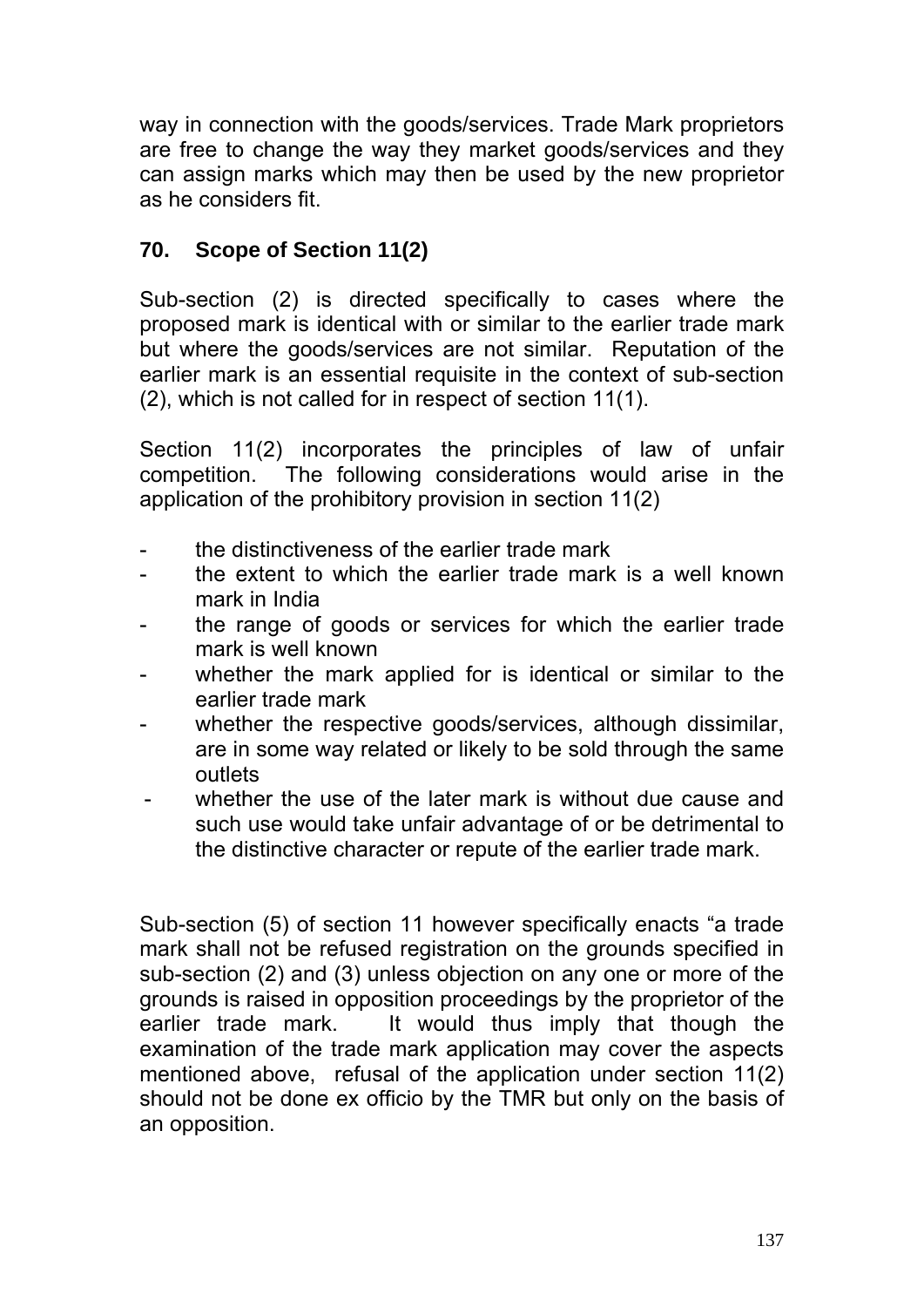way in connection with the goods/services. Trade Mark proprietors are free to change the way they market goods/services and they can assign marks which may then be used by the new proprietor as he considers fit.

## 70. Scope of Section 11(2)

Sub-section (2) is directed specifically to cases where the proposed mark is identical with or similar to the earlier trade mark but where the goods/services are not similar. Reputation of the earlier mark is an essential requisite in the context of sub-section (2), which is not called for in respect of section 11(1).

Section 11(2) incorporates the principles of law of unfair competition. The following considerations would arise in the application of the prohibitory provision in section 11(2)

- the distinctiveness of the earlier trade mark
- the extent to which the earlier trade mark is a well known mark in India
- the range of goods or services for which the earlier trade mark is well known
- whether the mark applied for is identical or similar to the earlier trade mark
- whether the respective goods/services, although dissimilar, are in some way related or likely to be sold through the same outlets
- whether the use of the later mark is without due cause and such use would take unfair advantage of or be detrimental to the distinctive character or repute of the earlier trade mark.

Sub-section (5) of section 11 however specifically enacts "a trade mark shall not be refused registration on the grounds specified in sub-section (2) and (3) unless objection on any one or more of the grounds is raised in opposition proceedings by the proprietor of the earlier trade mark. It would thus imply that though the examination of the trade mark application may cover the aspects mentioned above, refusal of the application under section 11(2) should not be done ex officio by the TMR but only on the basis of an opposition.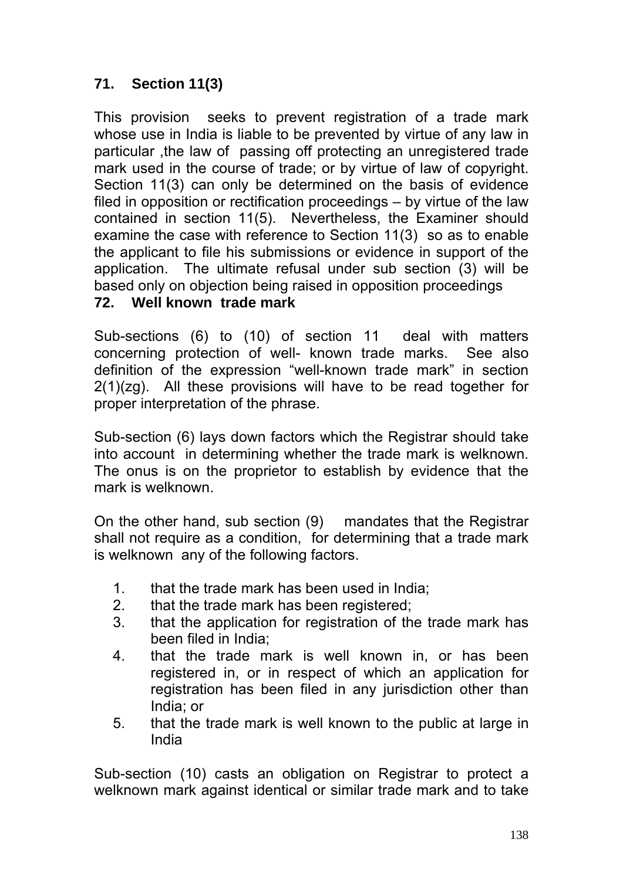## 71. Section 11(3)

This provision seeks to prevent registration of a trade mark whose use in India is liable to be prevented by virtue of any law in particular ,the law of passing off protecting an unregistered trade mark used in the course of trade; or by virtue of law of copyright. Section 11(3) can only be determined on the basis of evidence filed in opposition or rectification proceedings – by virtue of the law contained in section 11(5). Nevertheless, the Examiner should examine the case with reference to Section 11(3) so as to enable the applicant to file his submissions or evidence in support of the application. The ultimate refusal under sub section (3) will be based only on objection being raised in opposition proceedings

## 72. Well known trade mark

Sub-sections (6) to (10) of section 11 deal with matters concerning protection of well- known trade marks. See also definition of the expression "well-known trade mark" in section 2(1)(zg). All these provisions will have to be read together for proper interpretation of the phrase.

Sub-section (6) lays down factors which the Registrar should take into account in determining whether the trade mark is welknown. The onus is on the proprietor to establish by evidence that the mark is welknown.

On the other hand, sub section (9) mandates that the Registrar shall not require as a condition, for determining that a trade mark is welknown any of the following factors.

1. that the trade mark has been used in India;
2. that the trade mark has been registered;
3. that the application for registration of the trade mark has been filed in India;
4. that the trade mark is well known in, or has been registered in, or in respect of which an application for registration has been filed in any jurisdiction other than India; or
5. that the trade mark is well known to the public at large in India

Sub-section (10) casts an obligation on Registrar to protect a welknown mark against identical or similar trade mark and to take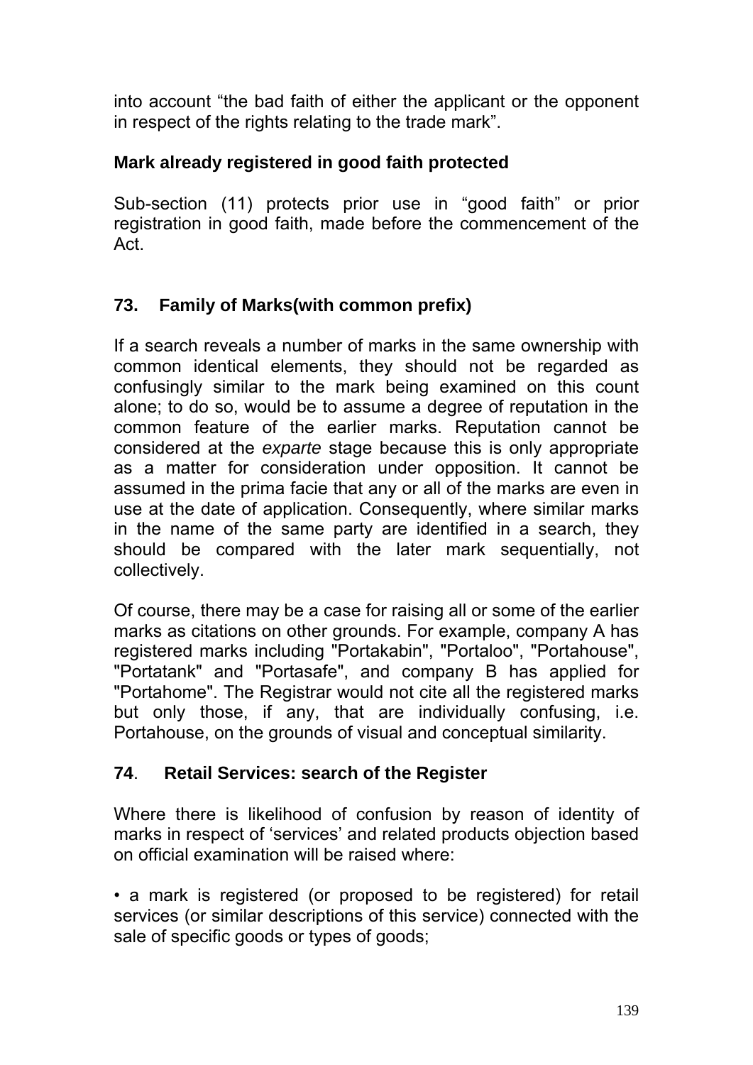into account "the bad faith of either the applicant or the opponent in respect of the rights relating to the trade mark".

### Mark already registered in good faith protected

Sub-section (11) protects prior use in "good faith" or prior registration in good faith, made before the commencement of the Act.

## 73. Family of Marks(with common prefix)

If a search reveals a number of marks in the same ownership with common identical elements, they should not be regarded as confusingly similar to the mark being examined on this count alone; to do so, would be to assume a degree of reputation in the common feature of the earlier marks. Reputation cannot be considered at the *exparte* stage because this is only appropriate as a matter for consideration under opposition. It cannot be assumed in the prima facie that any or all of the marks are even in use at the date of application. Consequently, where similar marks in the name of the same party are identified in a search, they should be compared with the later mark sequentially, not collectively.

Of course, there may be a case for raising all or some of the earlier marks as citations on other grounds. For example, company A has registered marks including "Portakabin", "Portaloo", "Portahouse", "Portatank" and "Portasafe", and company B has applied for "Portahome". The Registrar would not cite all the registered marks but only those, if any, that are individually confusing, i.e. Portahouse, on the grounds of visual and conceptual similarity.

## 74. Retail Services: search of the Register

Where there is likelihood of confusion by reason of identity of marks in respect of 'services' and related products objection based on official examination will be raised where:

- a mark is registered (or proposed to be registered) for retail services (or similar descriptions of this service) connected with the sale of specific goods or types of goods;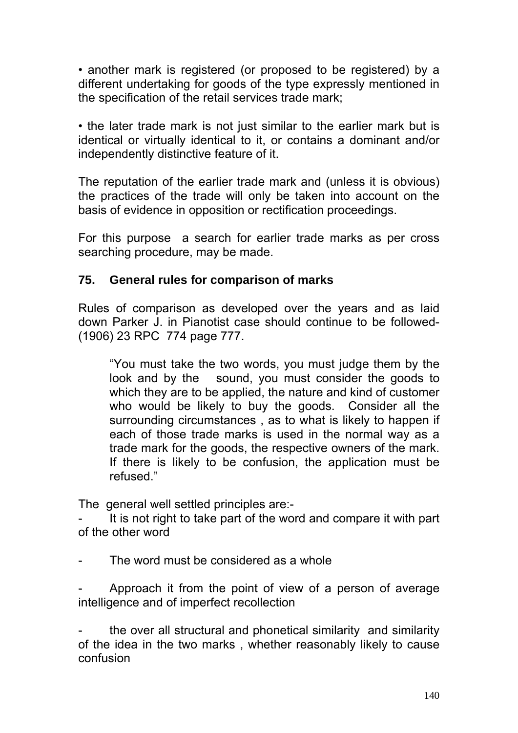• another mark is registered (or proposed to be registered) by a different undertaking for goods of the type expressly mentioned in the specification of the retail services trade mark;

• the later trade mark is not just similar to the earlier mark but is identical or virtually identical to it, or contains a dominant and/or independently distinctive feature of it.

The reputation of the earlier trade mark and (unless it is obvious) the practices of the trade will only be taken into account on the basis of evidence in opposition or rectification proceedings.

For this purpose a search for earlier trade marks as per cross searching procedure, may be made.

### 75. General rules for comparison of marks

Rules of comparison as developed over the years and as laid down Parker J. in Pianotist case should continue to be followed- (1906) 23 RPC 774 page 777.

> "You must take the two words, you must judge them by the look and by the sound, you must consider the goods to which they are to be applied, the nature and kind of customer who would be likely to buy the goods. Consider all the surrounding circumstances , as to what is likely to happen if each of those trade marks is used in the normal way as a trade mark for the goods, the respective owners of the mark. If there is likely to be confusion, the application must be refused."

The general well settled principles are:-

- It is not right to take part of the word and compare it with part of the other word

- The word must be considered as a whole

- Approach it from the point of view of a person of average intelligence and of imperfect recollection

- the over all structural and phonetical similarity and similarity of the idea in the two marks , whether reasonably likely to cause confusion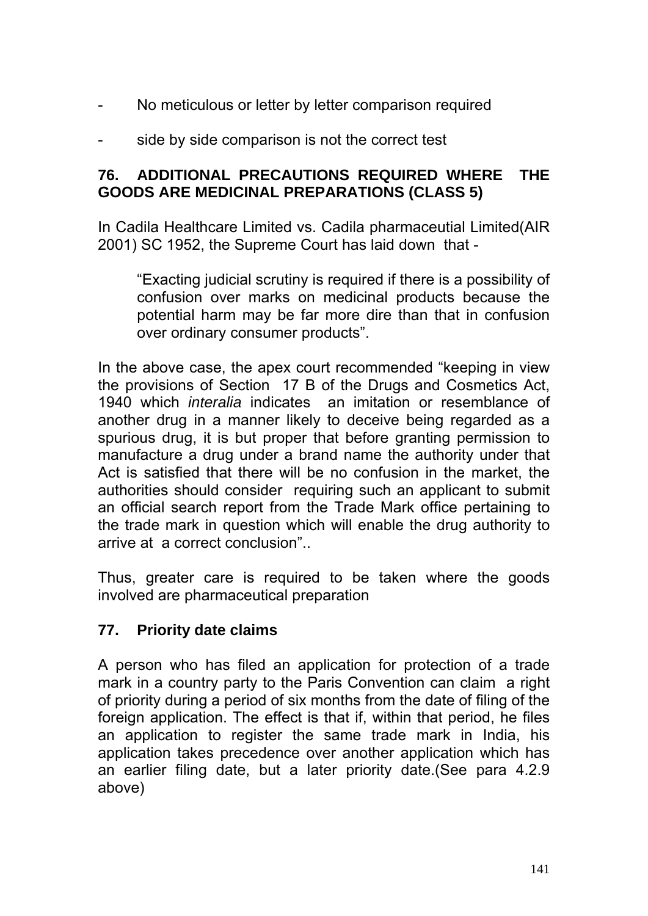- No meticulous or letter by letter comparison required

- side by side comparison is not the correct test

## 76. ADDITIONAL PRECAUTIONS REQUIRED WHERE THE GOODS ARE MEDICINAL PREPARATIONS (CLASS 5)

In Cadila Healthcare Limited vs. Cadila pharmaceutial Limited(AIR 2001) SC 1952, the Supreme Court has laid down that -

> "Exacting judicial scrutiny is required if there is a possibility of confusion over marks on medicinal products because the potential harm may be far more dire than that in confusion over ordinary consumer products".

In the above case, the apex court recommended "keeping in view the provisions of Section 17 B of the Drugs and Cosmetics Act, 1940 which *interalia* indicates an imitation or resemblance of another drug in a manner likely to deceive being regarded as a spurious drug, it is but proper that before granting permission to manufacture a drug under a brand name the authority under that Act is satisfied that there will be no confusion in the market, the authorities should consider requiring such an applicant to submit an official search report from the Trade Mark office pertaining to the trade mark in question which will enable the drug authority to arrive at a correct conclusion"..

Thus, greater care is required to be taken where the goods involved are pharmaceutical preparation

## 77. Priority date claims

A person who has filed an application for protection of a trade mark in a country party to the Paris Convention can claim a right of priority during a period of six months from the date of filing of the foreign application. The effect is that if, within that period, he files an application to register the same trade mark in India, his application takes precedence over another application which has an earlier filing date, but a later priority date.(See para 4.2.9 above)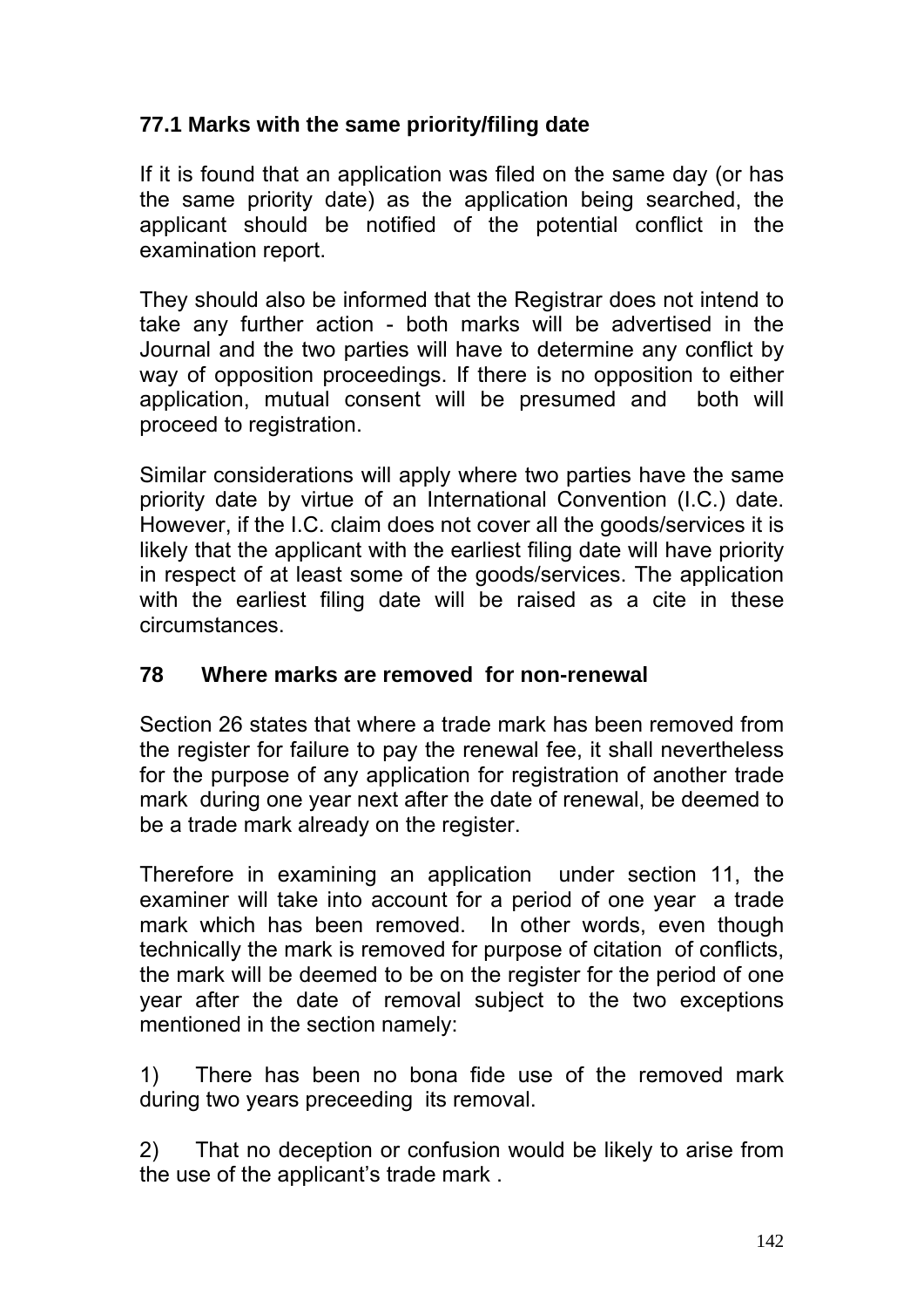### 77.1 Marks with the same priority/filing date

If it is found that an application was filed on the same day (or has the same priority date) as the application being searched, the applicant should be notified of the potential conflict in the examination report.

They should also be informed that the Registrar does not intend to take any further action - both marks will be advertised in the Journal and the two parties will have to determine any conflict by way of opposition proceedings. If there is no opposition to either application, mutual consent will be presumed and both will proceed to registration.

Similar considerations will apply where two parties have the same priority date by virtue of an International Convention (I.C.) date. However, if the I.C. claim does not cover all the goods/services it is likely that the applicant with the earliest filing date will have priority in respect of at least some of the goods/services. The application with the earliest filing date will be raised as a cite in these circumstances.

## 78 Where marks are removed for non-renewal

Section 26 states that where a trade mark has been removed from the register for failure to pay the renewal fee, it shall nevertheless for the purpose of any application for registration of another trade mark during one year next after the date of renewal, be deemed to be a trade mark already on the register.

Therefore in examining an application under section 11, the examiner will take into account for a period of one year a trade mark which has been removed. In other words, even though technically the mark is removed for purpose of citation of conflicts, the mark will be deemed to be on the register for the period of one year after the date of removal subject to the two exceptions mentioned in the section namely:

1) There has been no bona fide use of the removed mark during two years preceeding its removal.

2) That no deception or confusion would be likely to arise from the use of the applicant's trade mark .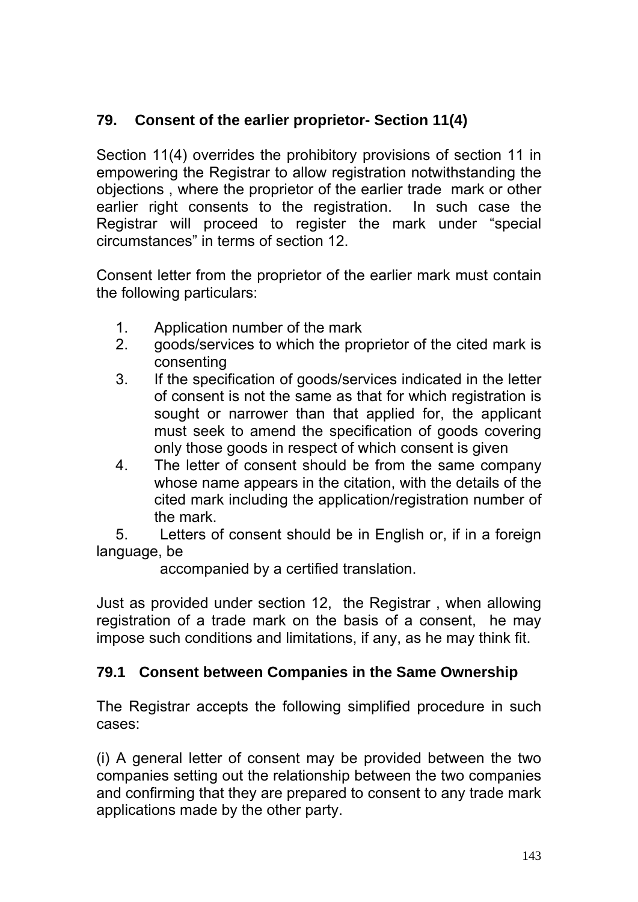## 79. Consent of the earlier proprietor- Section 11(4)

Section 11(4) overrides the prohibitory provisions of section 11 in empowering the Registrar to allow registration notwithstanding the objections , where the proprietor of the earlier trade mark or other earlier right consents to the registration. In such case the Registrar will proceed to register the mark under "special circumstances" in terms of section 12.

Consent letter from the proprietor of the earlier mark must contain the following particulars:

1. Application number of the mark
2. goods/services to which the proprietor of the cited mark is consenting
3. If the specification of goods/services indicated in the letter of consent is not the same as that for which registration is sought or narrower than that applied for, the applicant must seek to amend the specification of goods covering only those goods in respect of which consent is given
4. The letter of consent should be from the same company whose name appears in the citation, with the details of the cited mark including the application/registration number of the mark.
5. Letters of consent should be in English or, if in a foreign language, be accompanied by a certified translation.

Just as provided under section 12, the Registrar , when allowing registration of a trade mark on the basis of a consent, he may impose such conditions and limitations, if any, as he may think fit.

### 79.1 Consent between Companies in the Same Ownership

The Registrar accepts the following simplified procedure in such cases:

(i) A general letter of consent may be provided between the two companies setting out the relationship between the two companies and confirming that they are prepared to consent to any trade mark applications made by the other party.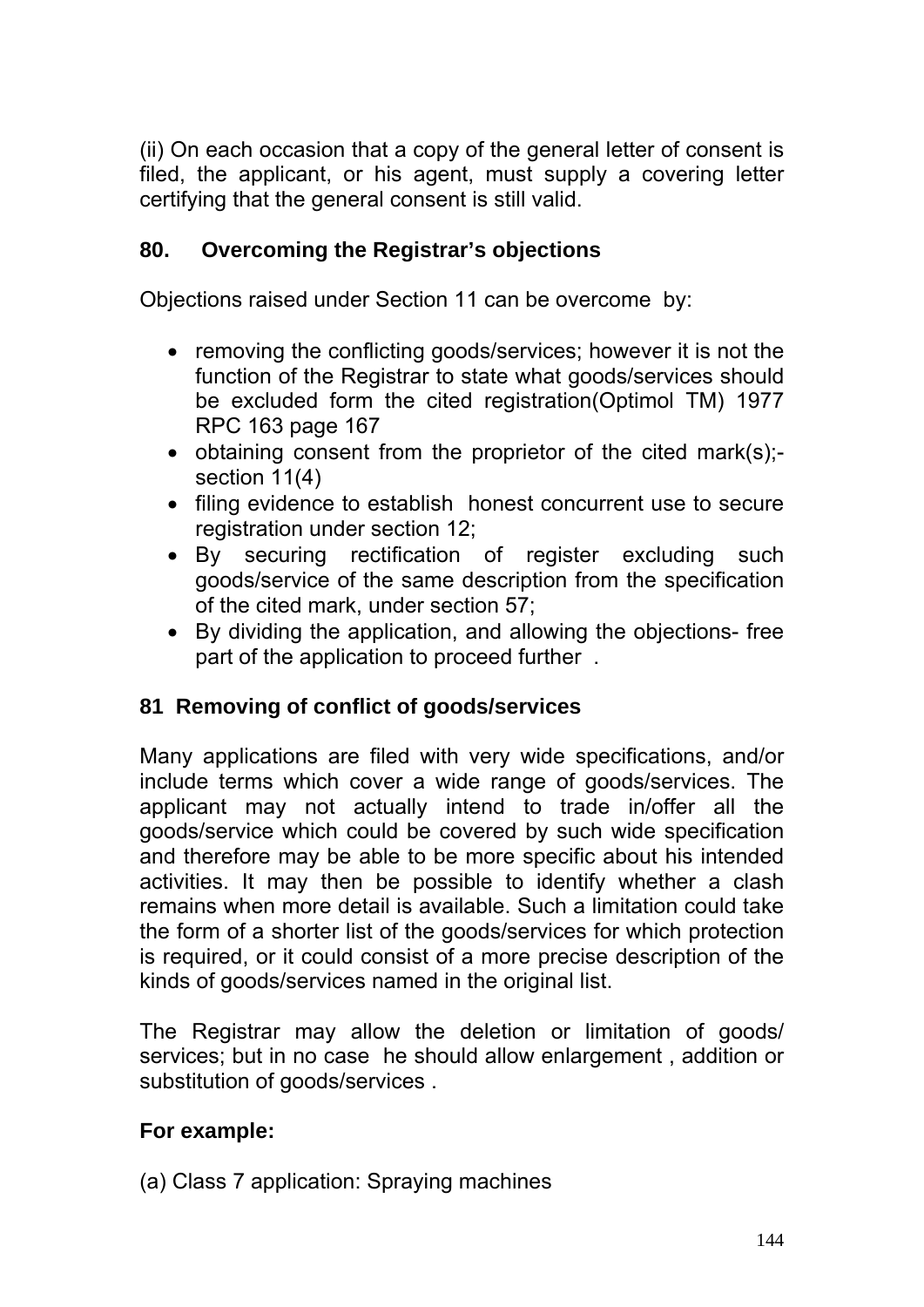(ii) On each occasion that a copy of the general letter of consent is filed, the applicant, or his agent, must supply a covering letter certifying that the general consent is still valid.

## 80. Overcoming the Registrar's objections

Objections raised under Section 11 can be overcome by:

- removing the conflicting goods/services; however it is not the function of the Registrar to state what goods/services should be excluded form the cited registration(Optimol TM) 1977 RPC 163 page 167
- obtaining consent from the proprietor of the cited mark(s);- section 11(4)
- filing evidence to establish honest concurrent use to secure registration under section 12;
- By securing rectification of register excluding such goods/service of the same description from the specification of the cited mark, under section 57;
- By dividing the application, and allowing the objections- free part of the application to proceed further .

## 81 Removing of conflict of goods/services

Many applications are filed with very wide specifications, and/or include terms which cover a wide range of goods/services. The applicant may not actually intend to trade in/offer all the goods/service which could be covered by such wide specification and therefore may be able to be more specific about his intended activities. It may then be possible to identify whether a clash remains when more detail is available. Such a limitation could take the form of a shorter list of the goods/services for which protection is required, or it could consist of a more precise description of the kinds of goods/services named in the original list.

The Registrar may allow the deletion or limitation of goods/ services; but in no case he should allow enlargement , addition or substitution of goods/services .

**For example:**

(a) Class 7 application: Spraying machines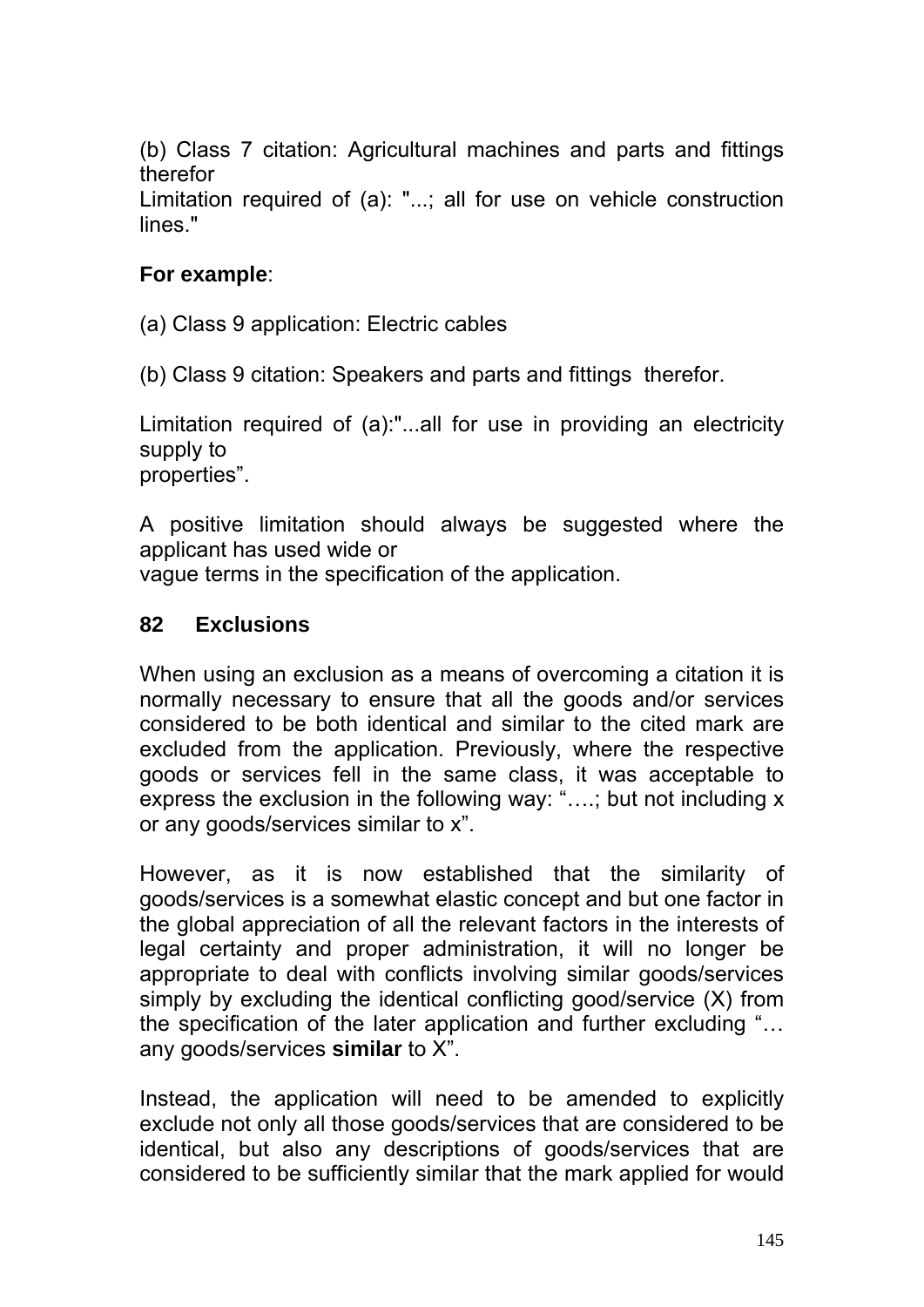(b) Class 7 citation: Agricultural machines and parts and fittings therefor
Limitation required of (a): "...; all for use on vehicle construction lines."

**For example**:

(a) Class 9 application: Electric cables

(b) Class 9 citation: Speakers and parts and fittings therefor.

Limitation required of (a):"...all for use in providing an electricity supply to properties".

A positive limitation should always be suggested where the applicant has used wide or vague terms in the specification of the application.

## 82 Exclusions

When using an exclusion as a means of overcoming a citation it is normally necessary to ensure that all the goods and/or services considered to be both identical and similar to the cited mark are excluded from the application. Previously, where the respective goods or services fell in the same class, it was acceptable to express the exclusion in the following way: "….; but not including x or any goods/services similar to x".

However, as it is now established that the similarity of goods/services is a somewhat elastic concept and but one factor in the global appreciation of all the relevant factors in the interests of legal certainty and proper administration, it will no longer be appropriate to deal with conflicts involving similar goods/services simply by excluding the identical conflicting good/service (X) from the specification of the later application and further excluding "… any goods/services **similar** to X".

Instead, the application will need to be amended to explicitly exclude not only all those goods/services that are considered to be identical, but also any descriptions of goods/services that are considered to be sufficiently similar that the mark applied for would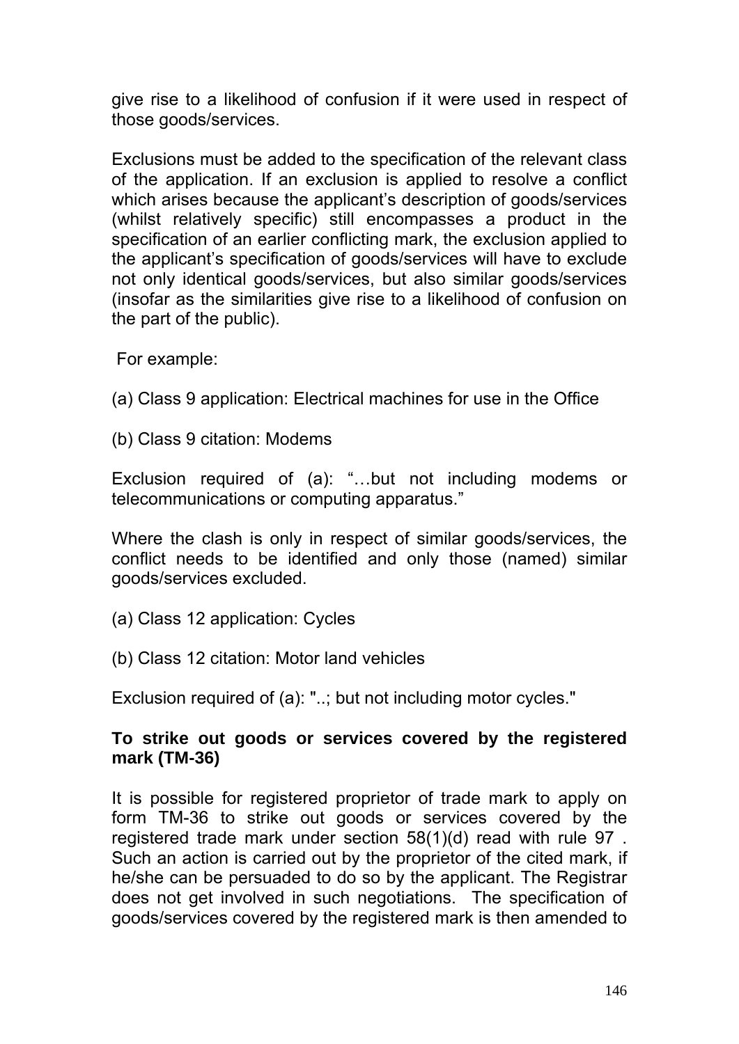give rise to a likelihood of confusion if it were used in respect of those goods/services.

Exclusions must be added to the specification of the relevant class of the application. If an exclusion is applied to resolve a conflict which arises because the applicant's description of goods/services (whilst relatively specific) still encompasses a product in the specification of an earlier conflicting mark, the exclusion applied to the applicant's specification of goods/services will have to exclude not only identical goods/services, but also similar goods/services (insofar as the similarities give rise to a likelihood of confusion on the part of the public).

For example:

(a) Class 9 application: Electrical machines for use in the Office

(b) Class 9 citation: Modems

Exclusion required of (a): "…but not including modems or telecommunications or computing apparatus."

Where the clash is only in respect of similar goods/services, the conflict needs to be identified and only those (named) similar goods/services excluded.

(a) Class 12 application: Cycles

(b) Class 12 citation: Motor land vehicles

Exclusion required of (a): "..; but not including motor cycles."

**To strike out goods or services covered by the registered mark (TM-36)**

It is possible for registered proprietor of trade mark to apply on form TM-36 to strike out goods or services covered by the registered trade mark under section 58(1)(d) read with rule 97 . Such an action is carried out by the proprietor of the cited mark, if he/she can be persuaded to do so by the applicant. The Registrar does not get involved in such negotiations. The specification of goods/services covered by the registered mark is then amended to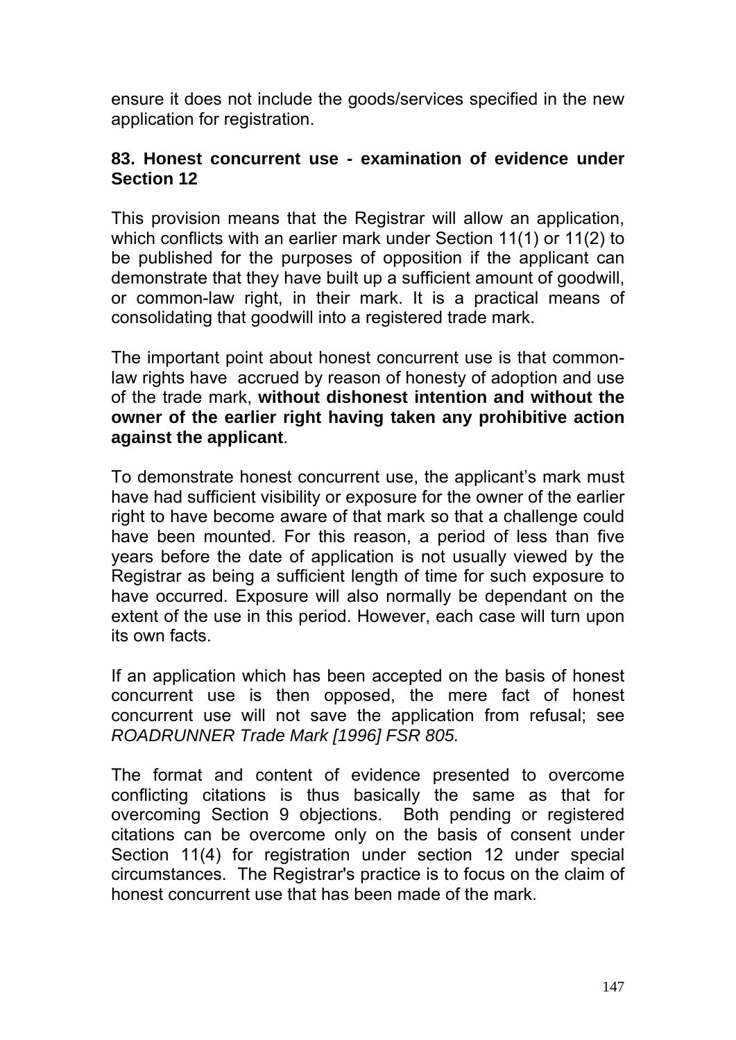ensure it does not include the goods/services specified in the new application for registration.

### 83. Honest concurrent use - examination of evidence under Section 12

This provision means that the Registrar will allow an application, which conflicts with an earlier mark under Section 11(1) or 11(2) to be published for the purposes of opposition if the applicant can demonstrate that they have built up a sufficient amount of goodwill, or common-law right, in their mark. It is a practical means of consolidating that goodwill into a registered trade mark.

The important point about honest concurrent use is that common-law rights have accrued by reason of honesty of adoption and use of the trade mark, **without dishonest intention and without the owner of the earlier right having taken any prohibitive action against the applicant**.

To demonstrate honest concurrent use, the applicant's mark must have had sufficient visibility or exposure for the owner of the earlier right to have become aware of that mark so that a challenge could have been mounted. For this reason, a period of less than five years before the date of application is not usually viewed by the Registrar as being a sufficient length of time for such exposure to have occurred. Exposure will also normally be dependant on the extent of the use in this period. However, each case will turn upon its own facts.

If an application which has been accepted on the basis of honest concurrent use is then opposed, the mere fact of honest concurrent use will not save the application from refusal; see *ROADRUNNER Trade Mark [1996] FSR 805.*

The format and content of evidence presented to overcome conflicting citations is thus basically the same as that for overcoming Section 9 objections. Both pending or registered citations can be overcome only on the basis of consent under Section 11(4) for registration under section 12 under special circumstances. The Registrar's practice is to focus on the claim of honest concurrent use that has been made of the mark.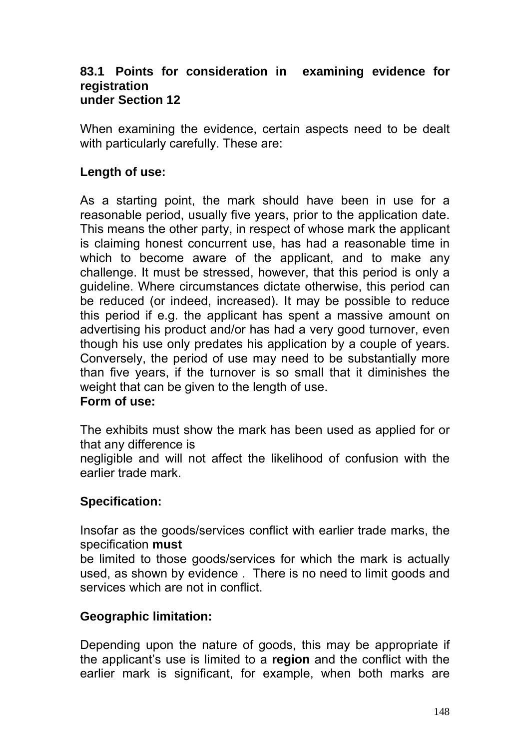### 83.1 Points for consideration in examining evidence for registration under Section 12

When examining the evidence, certain aspects need to be dealt with particularly carefully. These are:

**Length of use:**

As a starting point, the mark should have been in use for a reasonable period, usually five years, prior to the application date. This means the other party, in respect of whose mark the applicant is claiming honest concurrent use, has had a reasonable time in which to become aware of the applicant, and to make any challenge. It must be stressed, however, that this period is only a guideline. Where circumstances dictate otherwise, this period can be reduced (or indeed, increased). It may be possible to reduce this period if e.g. the applicant has spent a massive amount on advertising his product and/or has had a very good turnover, even though his use only predates his application by a couple of years. Conversely, the period of use may need to be substantially more than five years, if the turnover is so small that it diminishes the weight that can be given to the length of use.

**Form of use:**

The exhibits must show the mark has been used as applied for or that any difference is negligible and will not affect the likelihood of confusion with the earlier trade mark.

**Specification:**

Insofar as the goods/services conflict with earlier trade marks, the specification **must** be limited to those goods/services for which the mark is actually used, as shown by evidence . There is no need to limit goods and services which are not in conflict.

**Geographic limitation:**

Depending upon the nature of goods, this may be appropriate if the applicant's use is limited to a **region** and the conflict with the earlier mark is significant, for example, when both marks are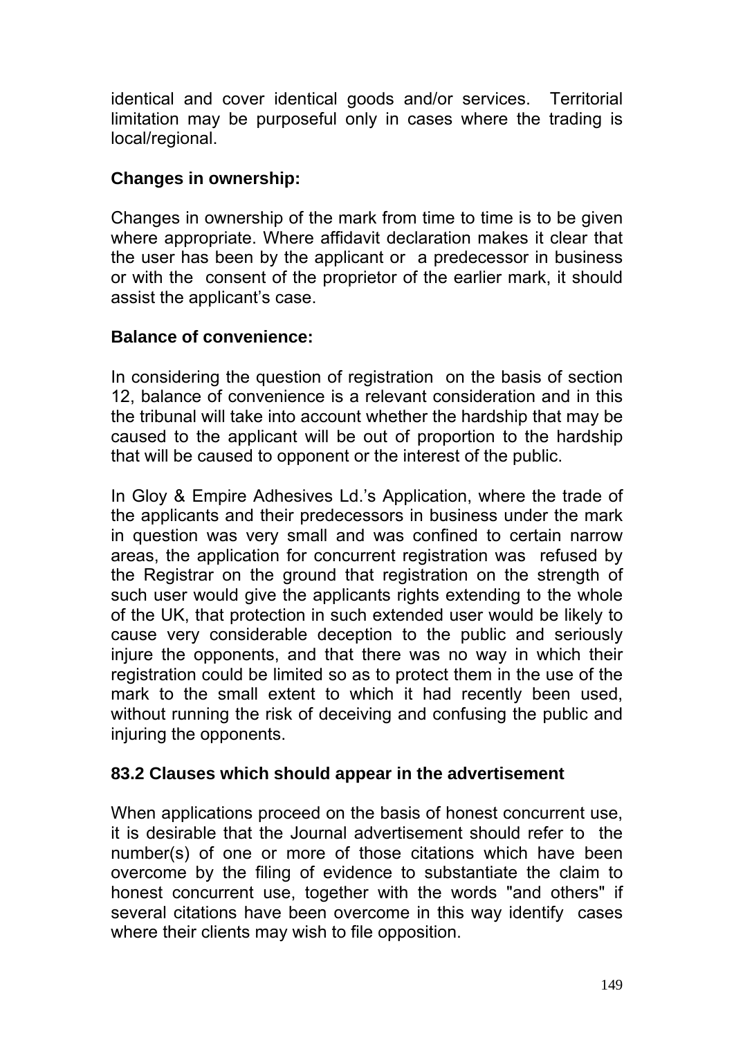identical and cover identical goods and/or services. Territorial limitation may be purposeful only in cases where the trading is local/regional.

**Changes in ownership:**

Changes in ownership of the mark from time to time is to be given where appropriate. Where affidavit declaration makes it clear that the user has been by the applicant or a predecessor in business or with the consent of the proprietor of the earlier mark, it should assist the applicant's case.

**Balance of convenience:**

In considering the question of registration on the basis of section 12, balance of convenience is a relevant consideration and in this the tribunal will take into account whether the hardship that may be caused to the applicant will be out of proportion to the hardship that will be caused to opponent or the interest of the public.

In Gloy & Empire Adhesives Ld.'s Application, where the trade of the applicants and their predecessors in business under the mark in question was very small and was confined to certain narrow areas, the application for concurrent registration was refused by the Registrar on the ground that registration on the strength of such user would give the applicants rights extending to the whole of the UK, that protection in such extended user would be likely to cause very considerable deception to the public and seriously injure the opponents, and that there was no way in which their registration could be limited so as to protect them in the use of the mark to the small extent to which it had recently been used, without running the risk of deceiving and confusing the public and injuring the opponents.

### 83.2 Clauses which should appear in the advertisement

When applications proceed on the basis of honest concurrent use, it is desirable that the Journal advertisement should refer to the number(s) of one or more of those citations which have been overcome by the filing of evidence to substantiate the claim to honest concurrent use, together with the words "and others" if several citations have been overcome in this way identify cases where their clients may wish to file opposition.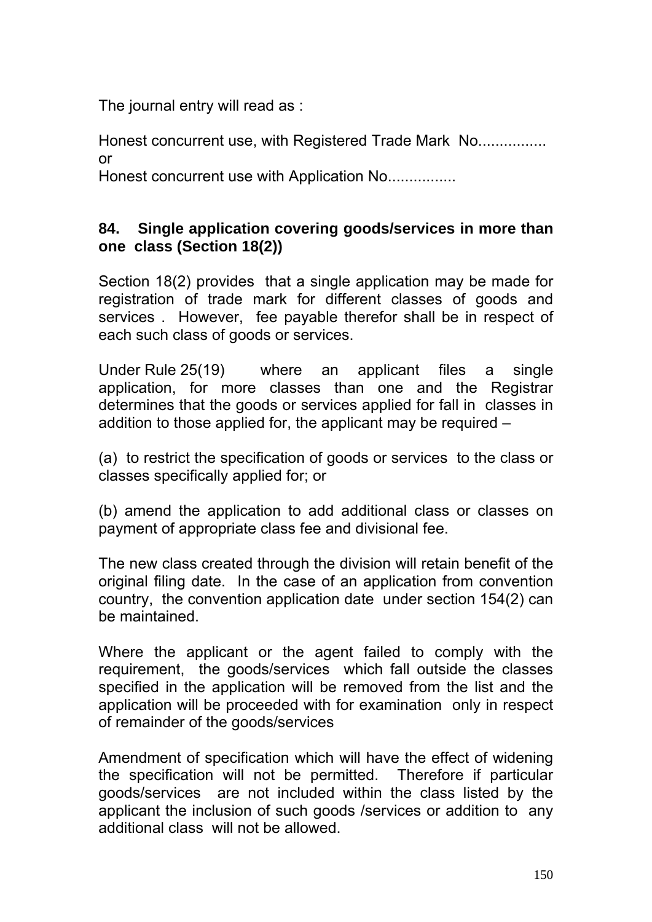The journal entry will read as :

Honest concurrent use, with Registered Trade Mark No................
or
Honest concurrent use with Application No................

## 84. Single application covering goods/services in more than one class (Section 18(2))

Section 18(2) provides that a single application may be made for registration of trade mark for different classes of goods and services . However, fee payable therefor shall be in respect of each such class of goods or services.

Under Rule 25(19) where an applicant files a single application, for more classes than one and the Registrar determines that the goods or services applied for fall in classes in addition to those applied for, the applicant may be required –

(a) to restrict the specification of goods or services to the class or classes specifically applied for; or

(b) amend the application to add additional class or classes on payment of appropriate class fee and divisional fee.

The new class created through the division will retain benefit of the original filing date. In the case of an application from convention country, the convention application date under section 154(2) can be maintained.

Where the applicant or the agent failed to comply with the requirement, the goods/services which fall outside the classes specified in the application will be removed from the list and the application will be proceeded with for examination only in respect of remainder of the goods/services

Amendment of specification which will have the effect of widening the specification will not be permitted. Therefore if particular goods/services are not included within the class listed by the applicant the inclusion of such goods /services or addition to any additional class will not be allowed.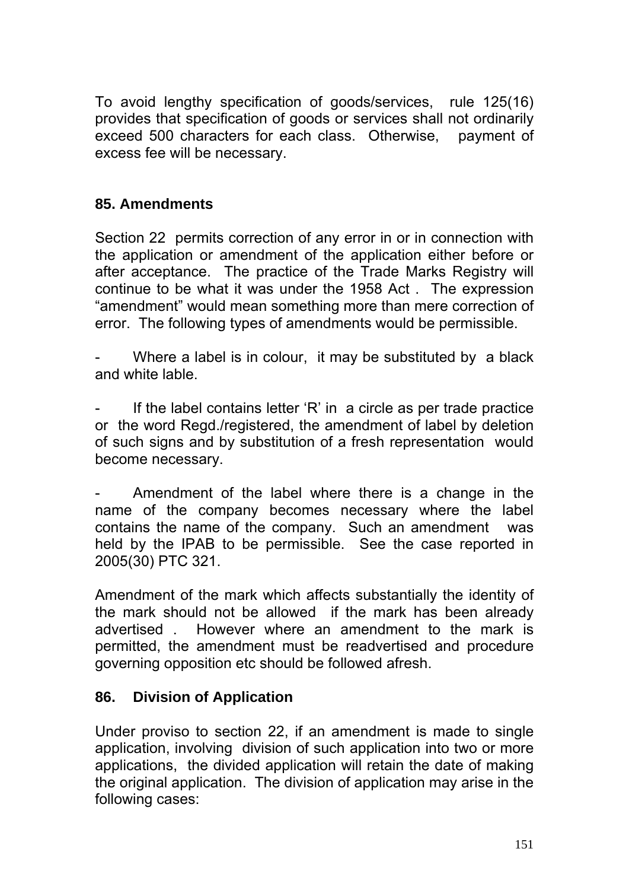To avoid lengthy specification of goods/services, rule 125(16) provides that specification of goods or services shall not ordinarily exceed 500 characters for each class. Otherwise, payment of excess fee will be necessary.

## 85. Amendments

Section 22 permits correction of any error in or in connection with the application or amendment of the application either before or after acceptance. The practice of the Trade Marks Registry will continue to be what it was under the 1958 Act . The expression "amendment" would mean something more than mere correction of error. The following types of amendments would be permissible.

- Where a label is in colour, it may be substituted by a black and white lable.

- If the label contains letter 'R' in a circle as per trade practice or the word Regd./registered, the amendment of label by deletion of such signs and by substitution of a fresh representation would become necessary.

- Amendment of the label where there is a change in the name of the company becomes necessary where the label contains the name of the company. Such an amendment was held by the IPAB to be permissible. See the case reported in 2005(30) PTC 321.

Amendment of the mark which affects substantially the identity of the mark should not be allowed if the mark has been already advertised . However where an amendment to the mark is permitted, the amendment must be readvertised and procedure governing opposition etc should be followed afresh.

## 86. Division of Application

Under proviso to section 22, if an amendment is made to single application, involving division of such application into two or more applications, the divided application will retain the date of making the original application. The division of application may arise in the following cases: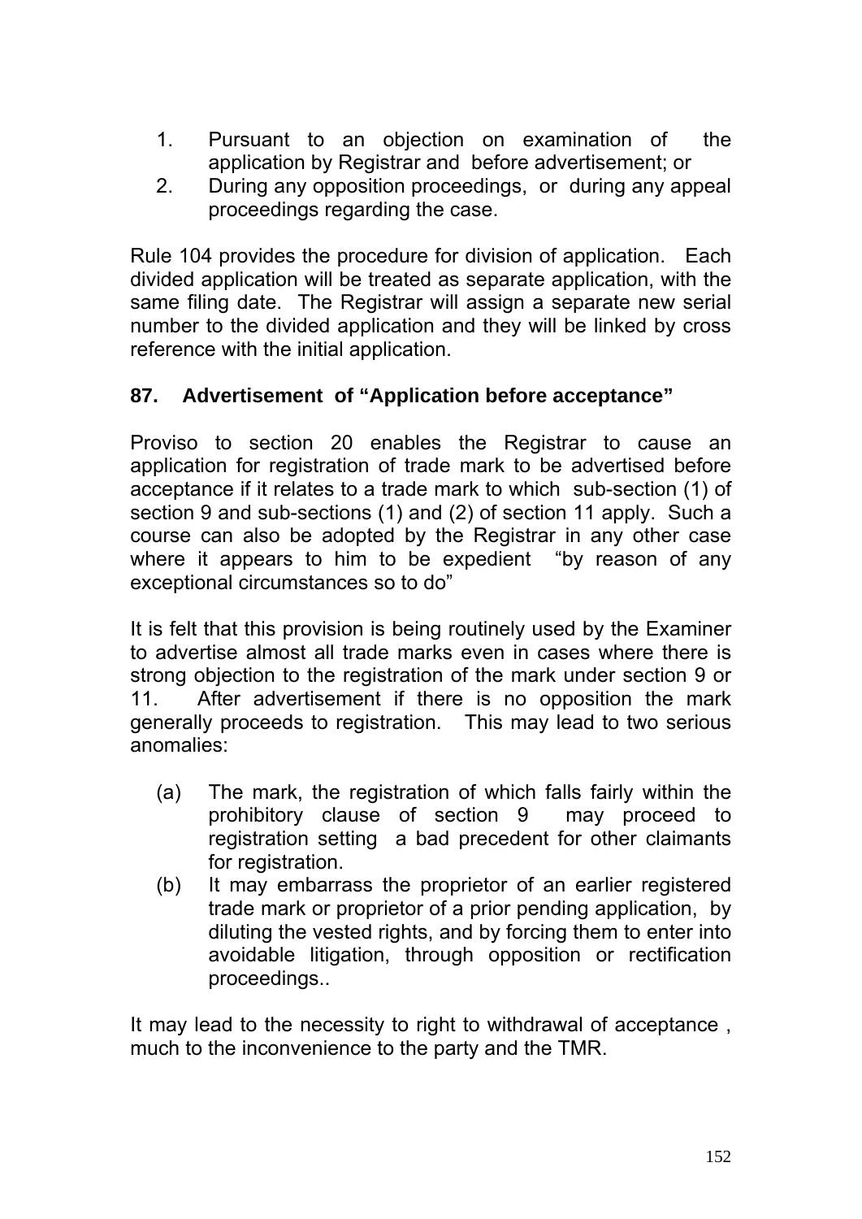1. Pursuant to an objection on examination of the application by Registrar and before advertisement; or
2. During any opposition proceedings, or during any appeal proceedings regarding the case.

Rule 104 provides the procedure for division of application. Each divided application will be treated as separate application, with the same filing date. The Registrar will assign a separate new serial number to the divided application and they will be linked by cross reference with the initial application.

### 87. Advertisement of "Application before acceptance"

Proviso to section 20 enables the Registrar to cause an application for registration of trade mark to be advertised before acceptance if it relates to a trade mark to which sub-section (1) of section 9 and sub-sections (1) and (2) of section 11 apply. Such a course can also be adopted by the Registrar in any other case where it appears to him to be expedient "by reason of any exceptional circumstances so to do"

It is felt that this provision is being routinely used by the Examiner to advertise almost all trade marks even in cases where there is strong objection to the registration of the mark under section 9 or 11. After advertisement if there is no opposition the mark generally proceeds to registration. This may lead to two serious anomalies:

(a) The mark, the registration of which falls fairly within the prohibitory clause of section 9 may proceed to registration setting a bad precedent for other claimants for registration.

(b) It may embarrass the proprietor of an earlier registered trade mark or proprietor of a prior pending application, by diluting the vested rights, and by forcing them to enter into avoidable litigation, through opposition or rectification proceedings..

It may lead to the necessity to right to withdrawal of acceptance , much to the inconvenience to the party and the TMR.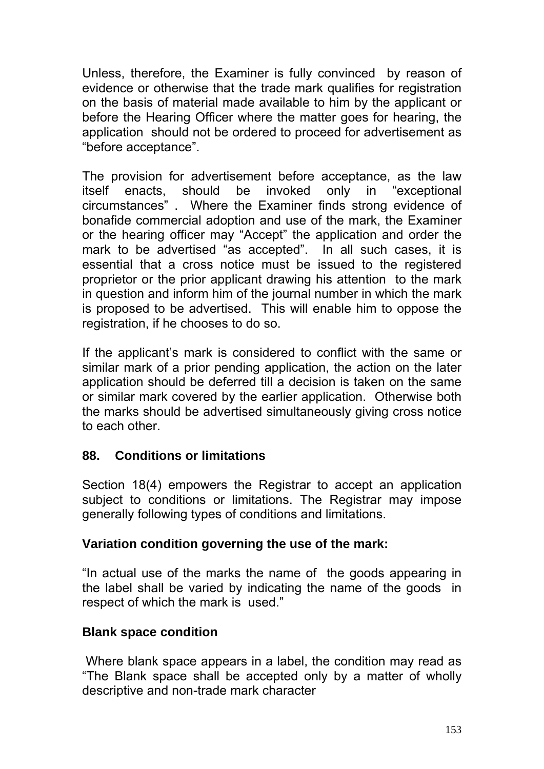Unless, therefore, the Examiner is fully convinced by reason of evidence or otherwise that the trade mark qualifies for registration on the basis of material made available to him by the applicant or before the Hearing Officer where the matter goes for hearing, the application should not be ordered to proceed for advertisement as "before acceptance".

The provision for advertisement before acceptance, as the law itself enacts, should be invoked only in "exceptional circumstances" . Where the Examiner finds strong evidence of bonafide commercial adoption and use of the mark, the Examiner or the hearing officer may "Accept" the application and order the mark to be advertised "as accepted". In all such cases, it is essential that a cross notice must be issued to the registered proprietor or the prior applicant drawing his attention to the mark in question and inform him of the journal number in which the mark is proposed to be advertised. This will enable him to oppose the registration, if he chooses to do so.

If the applicant's mark is considered to conflict with the same or similar mark of a prior pending application, the action on the later application should be deferred till a decision is taken on the same or similar mark covered by the earlier application. Otherwise both the marks should be advertised simultaneously giving cross notice to each other.

## 88. Conditions or limitations

Section 18(4) empowers the Registrar to accept an application subject to conditions or limitations. The Registrar may impose generally following types of conditions and limitations.

**Variation condition governing the use of the mark:**

"In actual use of the marks the name of the goods appearing in the label shall be varied by indicating the name of the goods in respect of which the mark is used."

**Blank space condition**

Where blank space appears in a label, the condition may read as "The Blank space shall be accepted only by a matter of wholly descriptive and non-trade mark character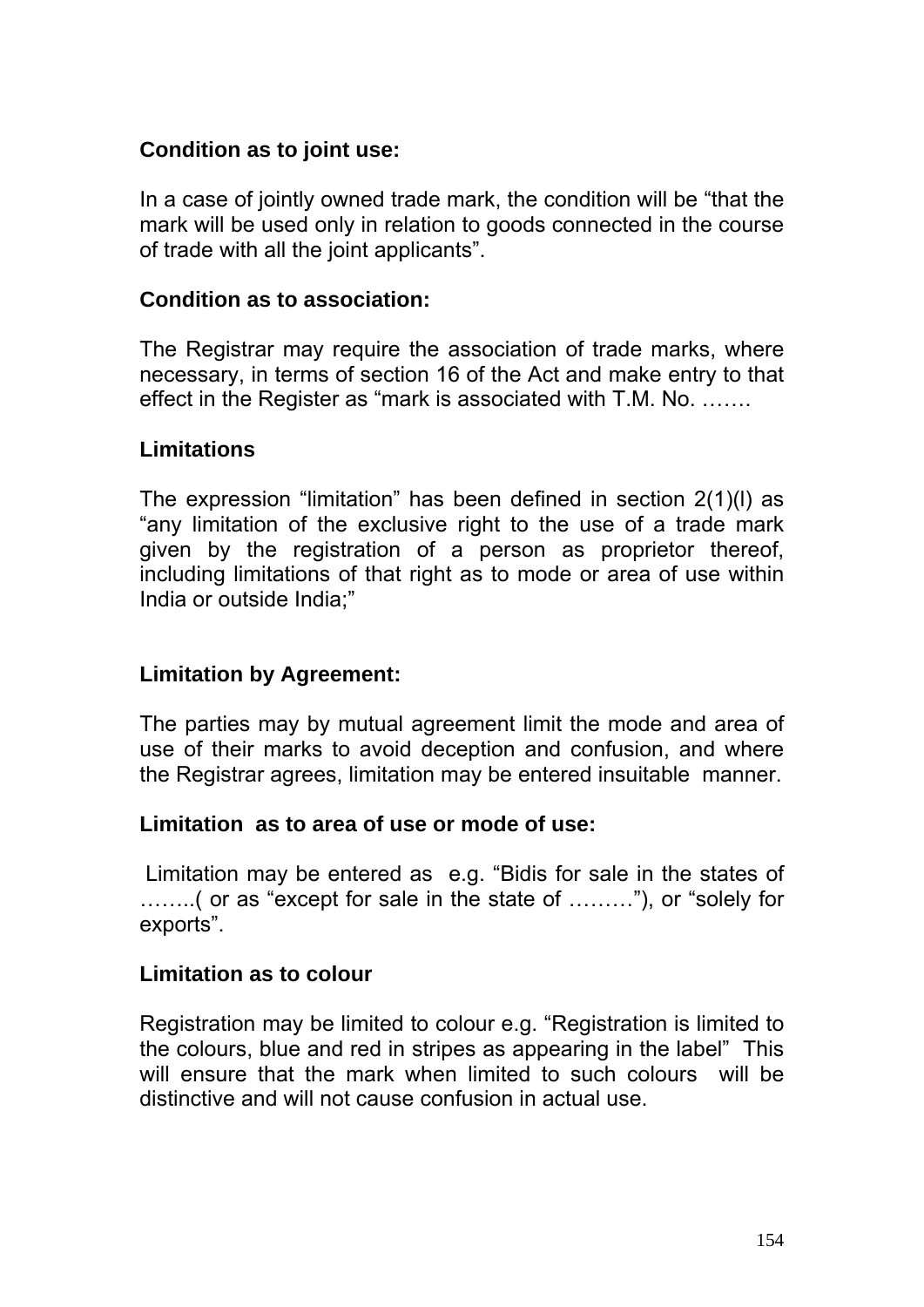**Condition as to joint use:**

In a case of jointly owned trade mark, the condition will be “that the mark will be used only in relation to goods connected in the course of trade with all the joint applicants”.

**Condition as to association:**

The Registrar may require the association of trade marks, where necessary, in terms of section 16 of the Act and make entry to that effect in the Register as “mark is associated with T.M. No. …….

**Limitations**

The expression “limitation” has been defined in section 2(1)(l) as “any limitation of the exclusive right to the use of a trade mark given by the registration of a person as proprietor thereof, including limitations of that right as to mode or area of use within India or outside India;”

**Limitation by Agreement:**

The parties may by mutual agreement limit the mode and area of use of their marks to avoid deception and confusion, and where the Registrar agrees, limitation may be entered insuitable manner.

**Limitation as to area of use or mode of use:**

Limitation may be entered as e.g. “Bidis for sale in the states of ……..( or as “except for sale in the state of ………”), or “solely for exports”.

**Limitation as to colour**

Registration may be limited to colour e.g. “Registration is limited to the colours, blue and red in stripes as appearing in the label” This will ensure that the mark when limited to such colours will be distinctive and will not cause confusion in actual use.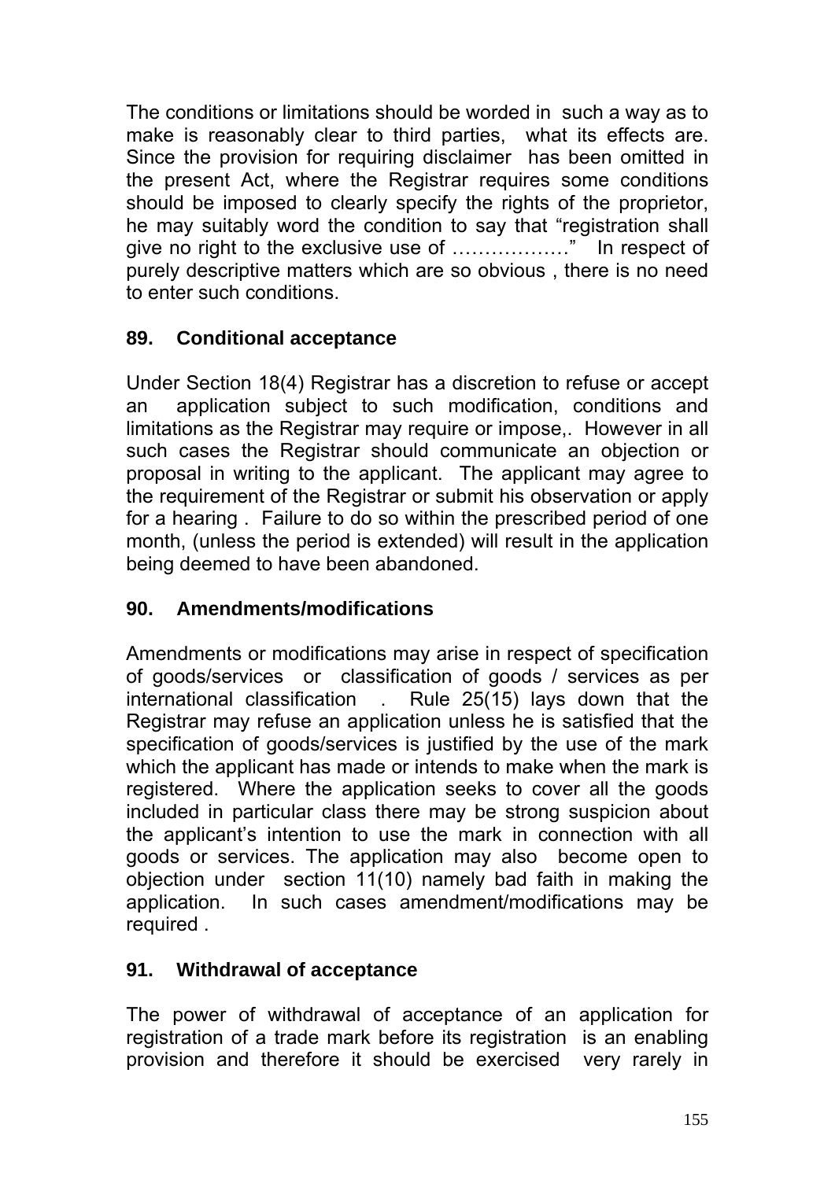The conditions or limitations should be worded in such a way as to make is reasonably clear to third parties, what its effects are. Since the provision for requiring disclaimer has been omitted in the present Act, where the Registrar requires some conditions should be imposed to clearly specify the rights of the proprietor, he may suitably word the condition to say that "registration shall give no right to the exclusive use of ………………" In respect of purely descriptive matters which are so obvious , there is no need to enter such conditions.

### 89. Conditional acceptance

Under Section 18(4) Registrar has a discretion to refuse or accept an application subject to such modification, conditions and limitations as the Registrar may require or impose,. However in all such cases the Registrar should communicate an objection or proposal in writing to the applicant. The applicant may agree to the requirement of the Registrar or submit his observation or apply for a hearing . Failure to do so within the prescribed period of one month, (unless the period is extended) will result in the application being deemed to have been abandoned.

### 90. Amendments/modifications

Amendments or modifications may arise in respect of specification of goods/services or classification of goods / services as per international classification . Rule 25(15) lays down that the Registrar may refuse an application unless he is satisfied that the specification of goods/services is justified by the use of the mark which the applicant has made or intends to make when the mark is registered. Where the application seeks to cover all the goods included in particular class there may be strong suspicion about the applicant's intention to use the mark in connection with all goods or services. The application may also become open to objection under section 11(10) namely bad faith in making the application. In such cases amendment/modifications may be required .

### 91. Withdrawal of acceptance

The power of withdrawal of acceptance of an application for registration of a trade mark before its registration is an enabling provision and therefore it should be exercised very rarely in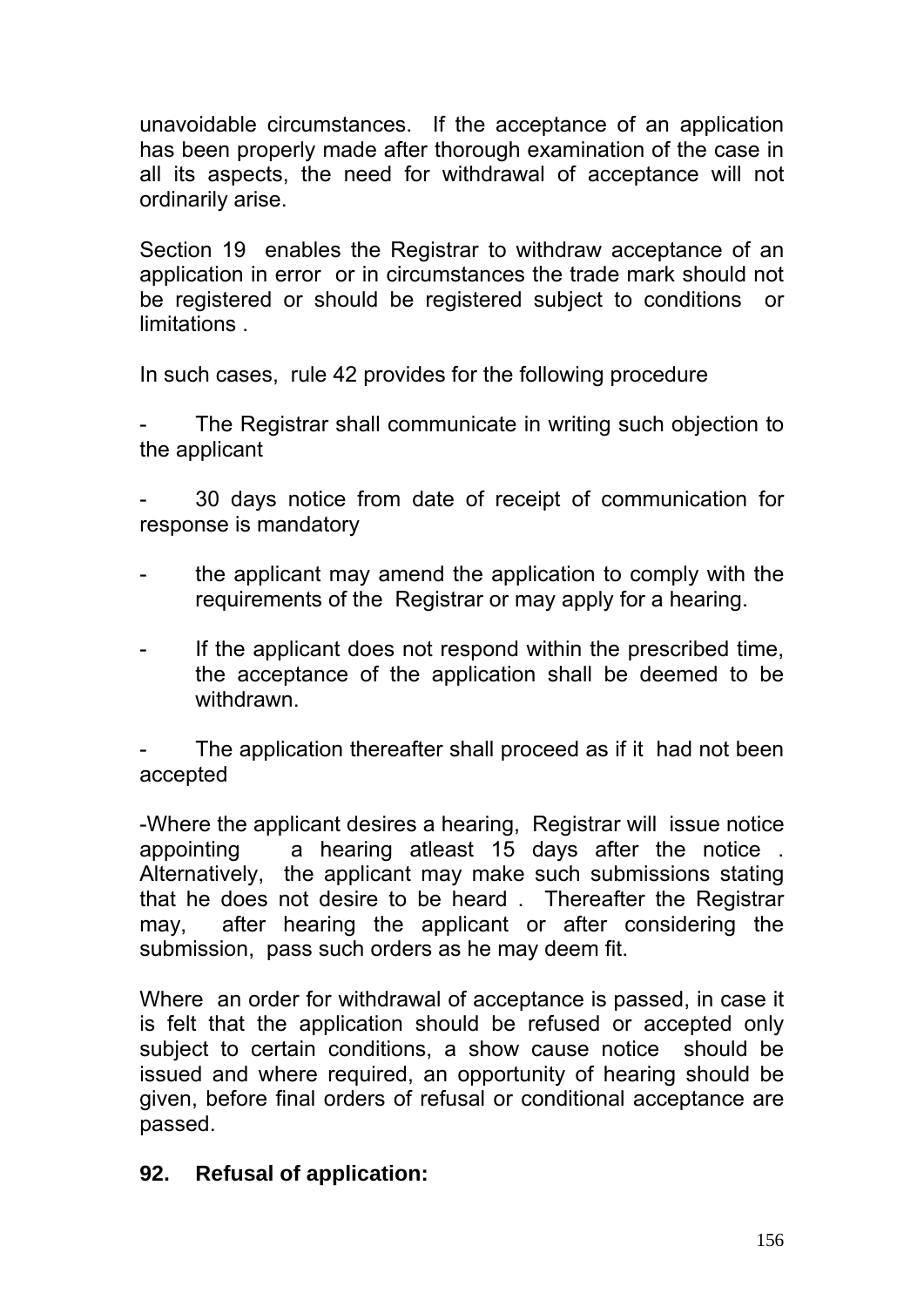unavoidable circumstances. If the acceptance of an application has been properly made after thorough examination of the case in all its aspects, the need for withdrawal of acceptance will not ordinarily arise.

Section 19 enables the Registrar to withdraw acceptance of an application in error or in circumstances the trade mark should not be registered or should be registered subject to conditions or limitations .

In such cases, rule 42 provides for the following procedure

- The Registrar shall communicate in writing such objection to the applicant
- 30 days notice from date of receipt of communication for response is mandatory
- the applicant may amend the application to comply with the requirements of the Registrar or may apply for a hearing.
- If the applicant does not respond within the prescribed time, the acceptance of the application shall be deemed to be withdrawn.
- The application thereafter shall proceed as if it had not been accepted

-Where the applicant desires a hearing, Registrar will issue notice appointing a hearing atleast 15 days after the notice . Alternatively, the applicant may make such submissions stating that he does not desire to be heard . Thereafter the Registrar may, after hearing the applicant or after considering the submission, pass such orders as he may deem fit.

Where an order for withdrawal of acceptance is passed, in case it is felt that the application should be refused or accepted only subject to certain conditions, a show cause notice should be issued and where required, an opportunity of hearing should be given, before final orders of refusal or conditional acceptance are passed.

## 92. Refusal of application: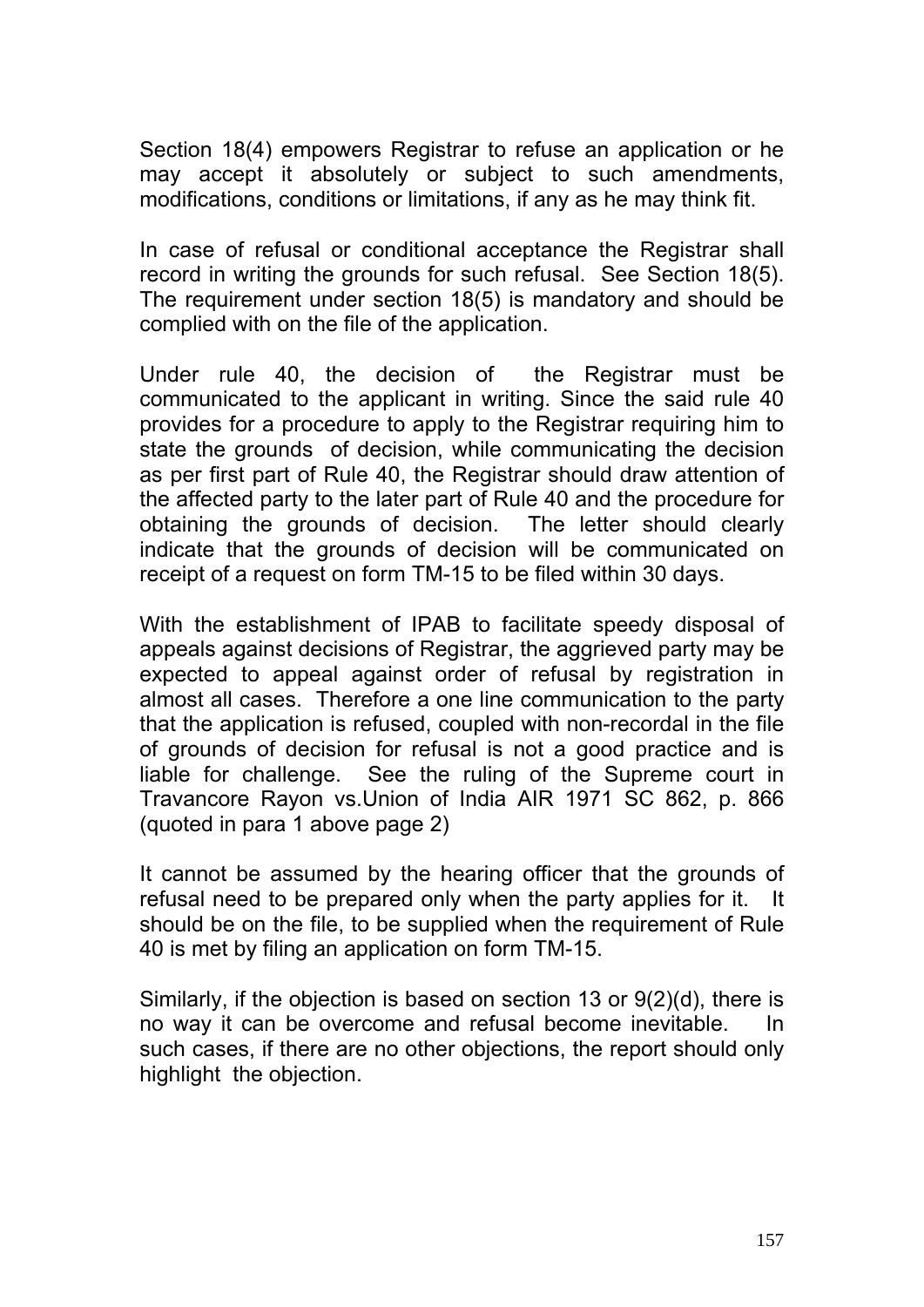Section 18(4) empowers Registrar to refuse an application or he may accept it absolutely or subject to such amendments, modifications, conditions or limitations, if any as he may think fit.

In case of refusal or conditional acceptance the Registrar shall record in writing the grounds for such refusal. See Section 18(5). The requirement under section 18(5) is mandatory and should be complied with on the file of the application.

Under rule 40, the decision of the Registrar must be communicated to the applicant in writing. Since the said rule 40 provides for a procedure to apply to the Registrar requiring him to state the grounds of decision, while communicating the decision as per first part of Rule 40, the Registrar should draw attention of the affected party to the later part of Rule 40 and the procedure for obtaining the grounds of decision. The letter should clearly indicate that the grounds of decision will be communicated on receipt of a request on form TM-15 to be filed within 30 days.

With the establishment of IPAB to facilitate speedy disposal of appeals against decisions of Registrar, the aggrieved party may be expected to appeal against order of refusal by registration in almost all cases. Therefore a one line communication to the party that the application is refused, coupled with non-recordal in the file of grounds of decision for refusal is not a good practice and is liable for challenge. See the ruling of the Supreme court in Travancore Rayon vs.Union of India AIR 1971 SC 862, p. 866 (quoted in para 1 above page 2)

It cannot be assumed by the hearing officer that the grounds of refusal need to be prepared only when the party applies for it. It should be on the file, to be supplied when the requirement of Rule 40 is met by filing an application on form TM-15.

Similarly, if the objection is based on section 13 or 9(2)(d), there is no way it can be overcome and refusal become inevitable. In such cases, if there are no other objections, the report should only highlight the objection.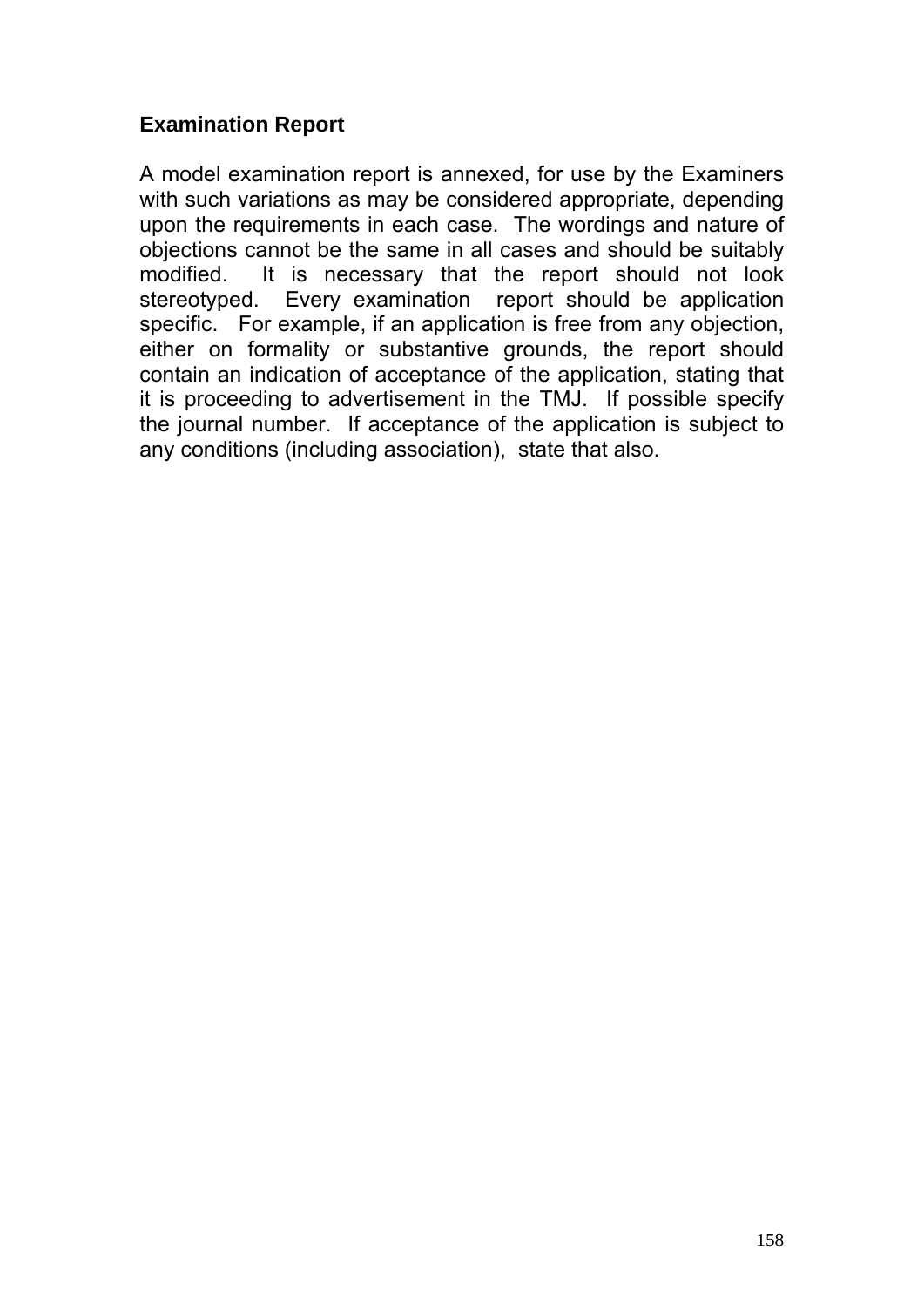## Examination Report

A model examination report is annexed, for use by the Examiners with such variations as may be considered appropriate, depending upon the requirements in each case. The wordings and nature of objections cannot be the same in all cases and should be suitably modified. It is necessary that the report should not look stereotyped. Every examination report should be application specific. For example, if an application is free from any objection, either on formality or substantive grounds, the report should contain an indication of acceptance of the application, stating that it is proceeding to advertisement in the TMJ. If possible specify the journal number. If acceptance of the application is subject to any conditions (including association), state that also.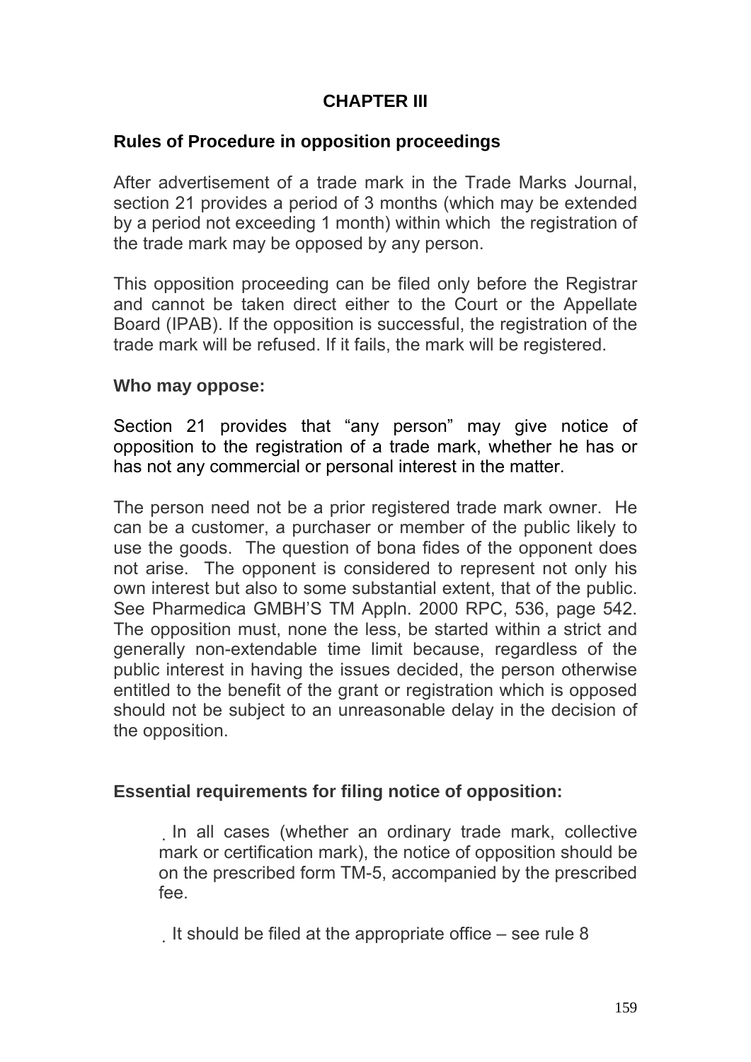# CHAPTER III

## Rules of Procedure in opposition proceedings

After advertisement of a trade mark in the Trade Marks Journal, section 21 provides a period of 3 months (which may be extended by a period not exceeding 1 month) within which the registration of the trade mark may be opposed by any person.

This opposition proceeding can be filed only before the Registrar and cannot be taken direct either to the Court or the Appellate Board (IPAB). If the opposition is successful, the registration of the trade mark will be refused. If it fails, the mark will be registered.

### Who may oppose:

Section 21 provides that "any person" may give notice of opposition to the registration of a trade mark, whether he has or has not any commercial or personal interest in the matter.

The person need not be a prior registered trade mark owner. He can be a customer, a purchaser or member of the public likely to use the goods. The question of bona fides of the opponent does not arise. The opponent is considered to represent not only his own interest but also to some substantial extent, that of the public. See Pharmedica GMBH'S TM Appln. 2000 RPC, 536, page 542. The opposition must, none the less, be started within a strict and generally non-extendable time limit because, regardless of the public interest in having the issues decided, the person otherwise entitled to the benefit of the grant or registration which is opposed should not be subject to an unreasonable delay in the decision of the opposition.

### Essential requirements for filing notice of opposition:

- In all cases (whether an ordinary trade mark, collective mark or certification mark), the notice of opposition should be on the prescribed form TM-5, accompanied by the prescribed fee.
- It should be filed at the appropriate office – see rule 8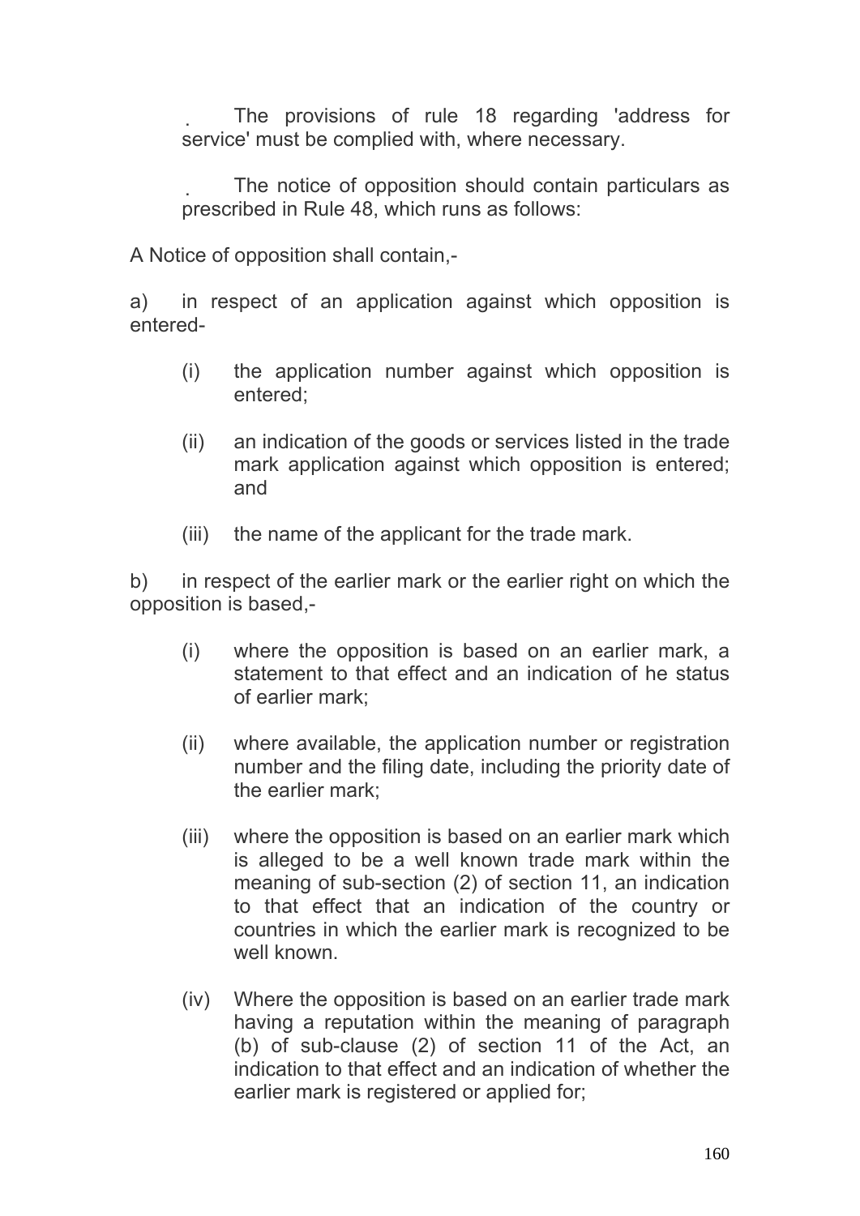. The provisions of rule 18 regarding 'address for service' must be complied with, where necessary.

. The notice of opposition should contain particulars as prescribed in Rule 48, which runs as follows:

A Notice of opposition shall contain,-

a) in respect of an application against which opposition is entered-

- (i) the application number against which opposition is entered;
- (ii) an indication of the goods or services listed in the trade mark application against which opposition is entered; and
- (iii) the name of the applicant for the trade mark.

b) in respect of the earlier mark or the earlier right on which the opposition is based,-

- (i) where the opposition is based on an earlier mark, a statement to that effect and an indication of he status of earlier mark;
- (ii) where available, the application number or registration number and the filing date, including the priority date of the earlier mark;
- (iii) where the opposition is based on an earlier mark which is alleged to be a well known trade mark within the meaning of sub-section (2) of section 11, an indication to that effect that an indication of the country or countries in which the earlier mark is recognized to be well known.
- (iv) Where the opposition is based on an earlier trade mark having a reputation within the meaning of paragraph (b) of sub-clause (2) of section 11 of the Act, an indication to that effect and an indication of whether the earlier mark is registered or applied for;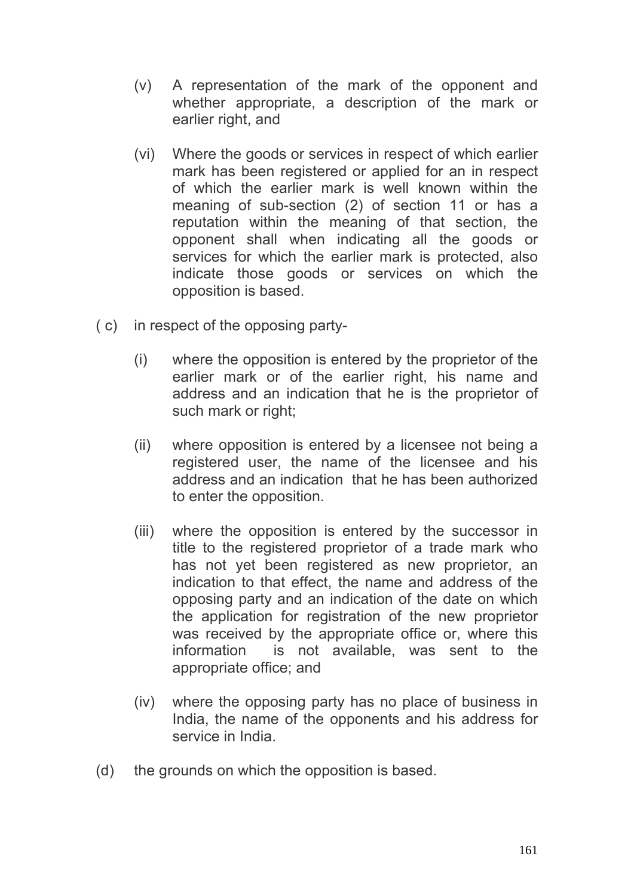(v) A representation of the mark of the opponent and whether appropriate, a description of the mark or earlier right, and

(vi) Where the goods or services in respect of which earlier mark has been registered or applied for an in respect of which the earlier mark is well known within the meaning of sub-section (2) of section 11 or has a reputation within the meaning of that section, the opponent shall when indicating all the goods or services for which the earlier mark is protected, also indicate those goods or services on which the opposition is based.

( c) in respect of the opposing party-

(i) where the opposition is entered by the proprietor of the earlier mark or of the earlier right, his name and address and an indication that he is the proprietor of such mark or right;

(ii) where opposition is entered by a licensee not being a registered user, the name of the licensee and his address and an indication that he has been authorized to enter the opposition.

(iii) where the opposition is entered by the successor in title to the registered proprietor of a trade mark who has not yet been registered as new proprietor, an indication to that effect, the name and address of the opposing party and an indication of the date on which the application for registration of the new proprietor was received by the appropriate office or, where this information is not available, was sent to the appropriate office; and

(iv) where the opposing party has no place of business in India, the name of the opponents and his address for service in India.

(d) the grounds on which the opposition is based.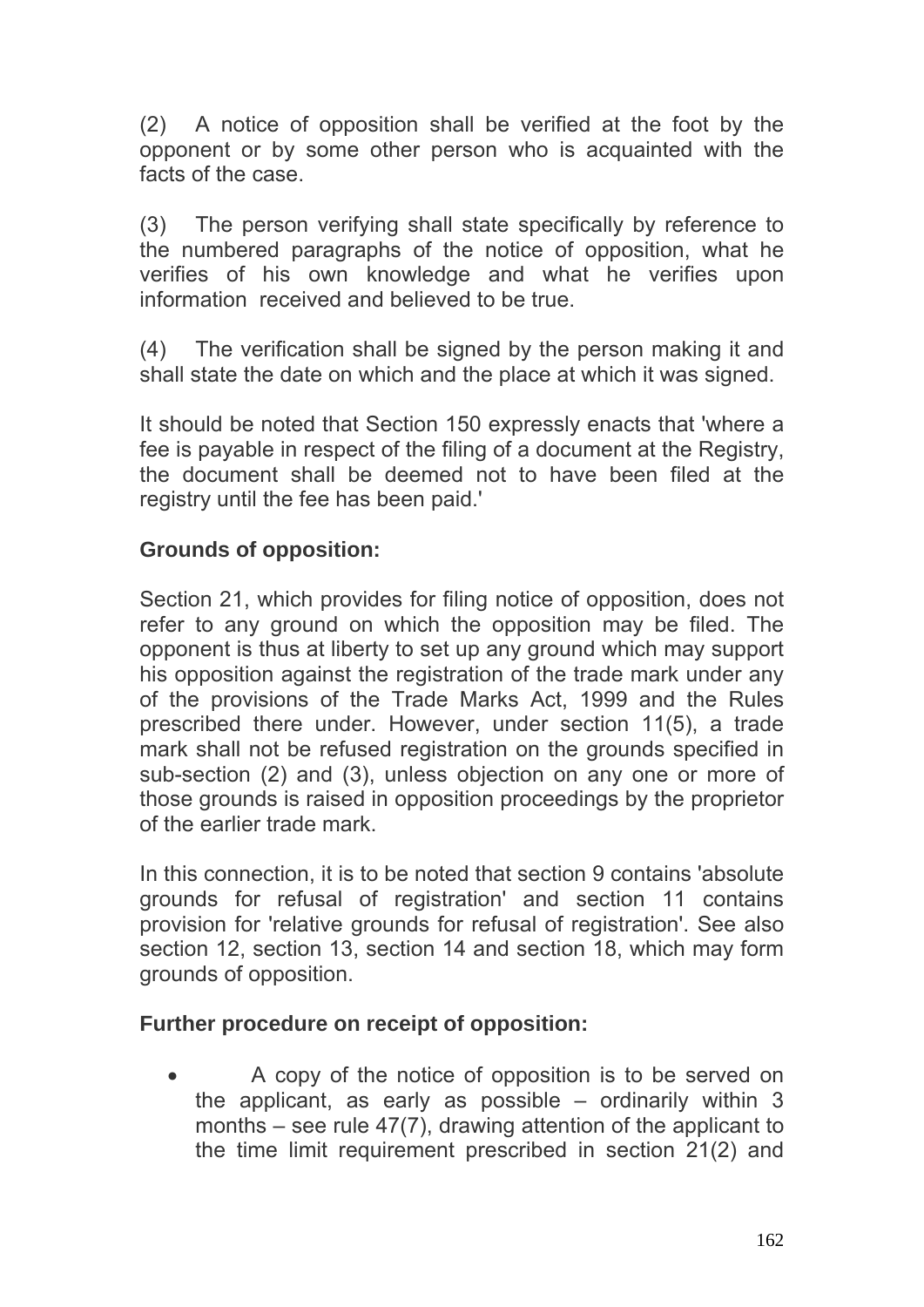(2) A notice of opposition shall be verified at the foot by the opponent or by some other person who is acquainted with the facts of the case.

(3) The person verifying shall state specifically by reference to the numbered paragraphs of the notice of opposition, what he verifies of his own knowledge and what he verifies upon information received and believed to be true.

(4) The verification shall be signed by the person making it and shall state the date on which and the place at which it was signed.

It should be noted that Section 150 expressly enacts that 'where a fee is payable in respect of the filing of a document at the Registry, the document shall be deemed not to have been filed at the registry until the fee has been paid.'

### Grounds of opposition:

Section 21, which provides for filing notice of opposition, does not refer to any ground on which the opposition may be filed. The opponent is thus at liberty to set up any ground which may support his opposition against the registration of the trade mark under any of the provisions of the Trade Marks Act, 1999 and the Rules prescribed there under. However, under section 11(5), a trade mark shall not be refused registration on the grounds specified in sub-section (2) and (3), unless objection on any one or more of those grounds is raised in opposition proceedings by the proprietor of the earlier trade mark.

In this connection, it is to be noted that section 9 contains 'absolute grounds for refusal of registration' and section 11 contains provision for 'relative grounds for refusal of registration'. See also section 12, section 13, section 14 and section 18, which may form grounds of opposition.

### Further procedure on receipt of opposition:

- A copy of the notice of opposition is to be served on the applicant, as early as possible – ordinarily within 3 months – see rule 47(7), drawing attention of the applicant to the time limit requirement prescribed in section 21(2) and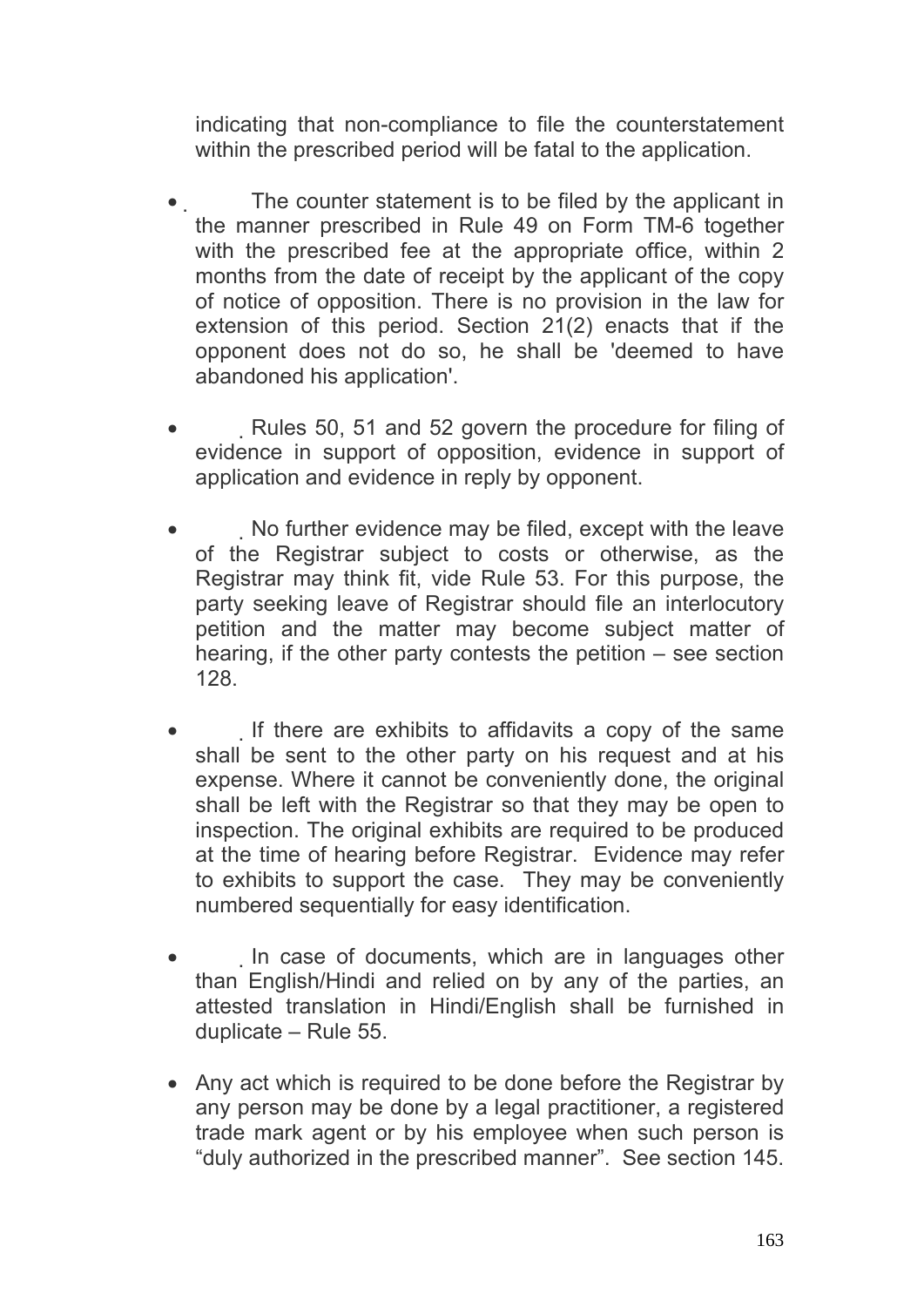indicating that non-compliance to file the counterstatement within the prescribed period will be fatal to the application.

- The counter statement is to be filed by the applicant in the manner prescribed in Rule 49 on Form TM-6 together with the prescribed fee at the appropriate office, within 2 months from the date of receipt by the applicant of the copy of notice of opposition. There is no provision in the law for extension of this period. Section 21(2) enacts that if the opponent does not do so, he shall be 'deemed to have abandoned his application'.

- Rules 50, 51 and 52 govern the procedure for filing of evidence in support of opposition, evidence in support of application and evidence in reply by opponent.

- No further evidence may be filed, except with the leave of the Registrar subject to costs or otherwise, as the Registrar may think fit, vide Rule 53. For this purpose, the party seeking leave of Registrar should file an interlocutory petition and the matter may become subject matter of hearing, if the other party contests the petition – see section 128.

- If there are exhibits to affidavits a copy of the same shall be sent to the other party on his request and at his expense. Where it cannot be conveniently done, the original shall be left with the Registrar so that they may be open to inspection. The original exhibits are required to be produced at the time of hearing before Registrar. Evidence may refer to exhibits to support the case. They may be conveniently numbered sequentially for easy identification.

- In case of documents, which are in languages other than English/Hindi and relied on by any of the parties, an attested translation in Hindi/English shall be furnished in duplicate – Rule 55.

- Any act which is required to be done before the Registrar by any person may be done by a legal practitioner, a registered trade mark agent or by his employee when such person is "duly authorized in the prescribed manner". See section 145.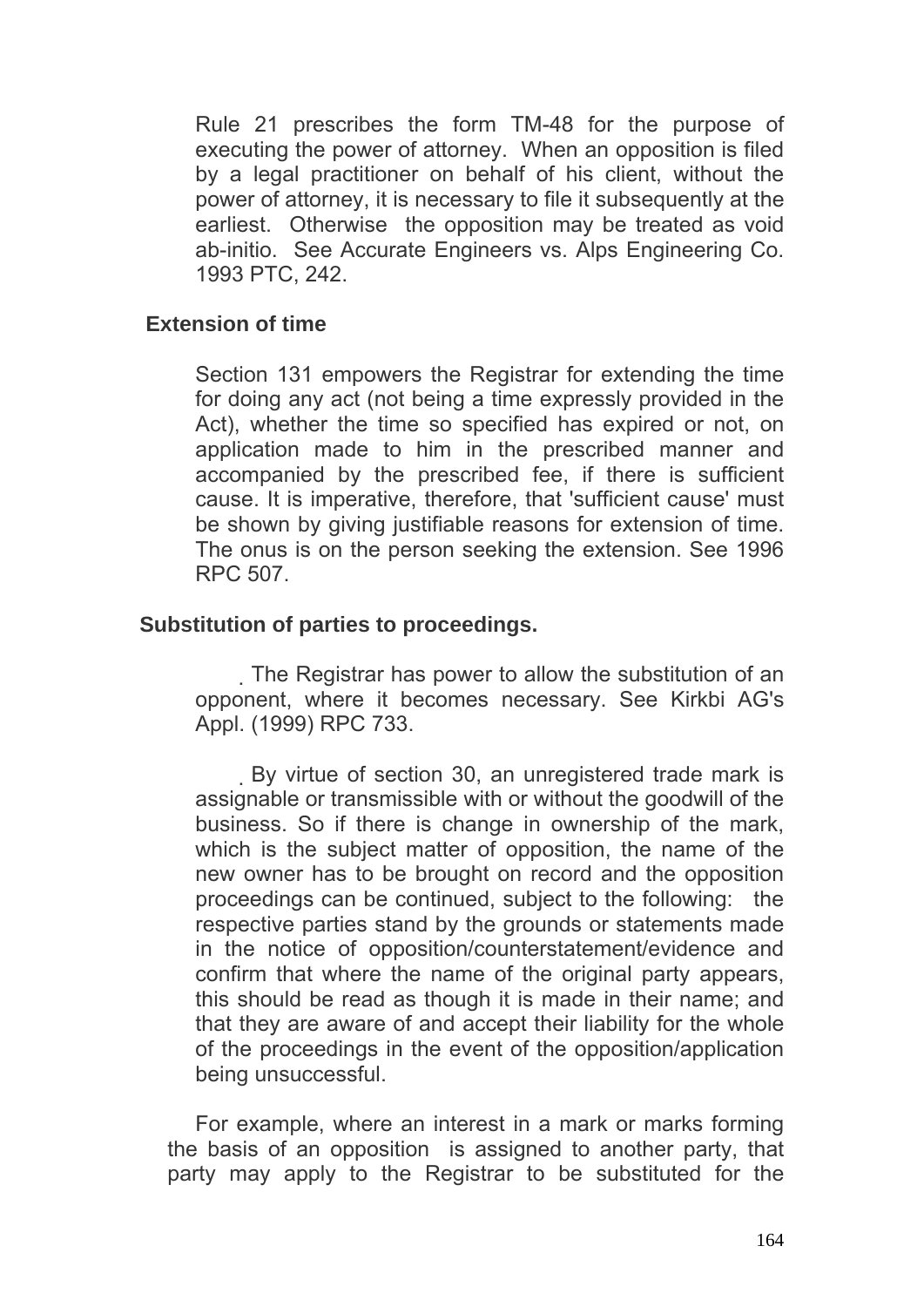Rule 21 prescribes the form TM-48 for the purpose of executing the power of attorney. When an opposition is filed by a legal practitioner on behalf of his client, without the power of attorney, it is necessary to file it subsequently at the earliest. Otherwise the opposition may be treated as void ab-initio. See Accurate Engineers vs. Alps Engineering Co. 1993 PTC, 242.

### Extension of time

Section 131 empowers the Registrar for extending the time for doing any act (not being a time expressly provided in the Act), whether the time so specified has expired or not, on application made to him in the prescribed manner and accompanied by the prescribed fee, if there is sufficient cause. It is imperative, therefore, that 'sufficient cause' must be shown by giving justifiable reasons for extension of time. The onus is on the person seeking the extension. See 1996 RPC 507.

### Substitution of parties to proceedings.

The Registrar has power to allow the substitution of an opponent, where it becomes necessary. See Kirkbi AG's Appl. (1999) RPC 733.

By virtue of section 30, an unregistered trade mark is assignable or transmissible with or without the goodwill of the business. So if there is change in ownership of the mark, which is the subject matter of opposition, the name of the new owner has to be brought on record and the opposition proceedings can be continued, subject to the following: the respective parties stand by the grounds or statements made in the notice of opposition/counterstatement/evidence and confirm that where the name of the original party appears, this should be read as though it is made in their name; and that they are aware of and accept their liability for the whole of the proceedings in the event of the opposition/application being unsuccessful.

For example, where an interest in a mark or marks forming the basis of an opposition is assigned to another party, that party may apply to the Registrar to be substituted for the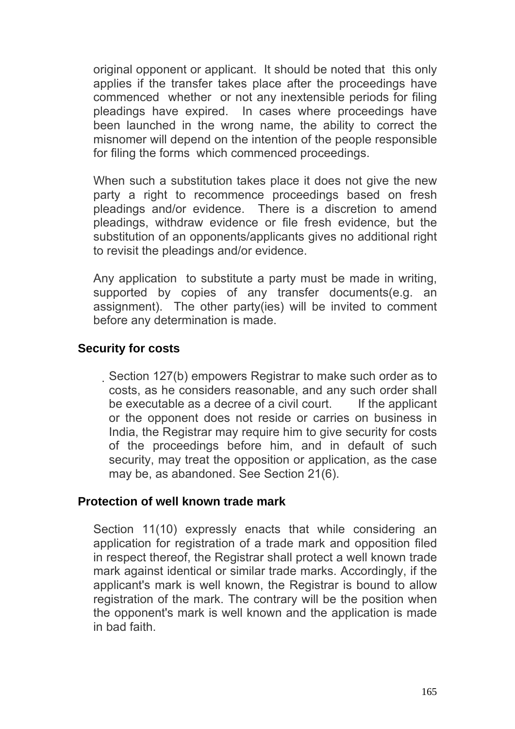original opponent or applicant. It should be noted that this only applies if the transfer takes place after the proceedings have commenced whether or not any inextensible periods for filing pleadings have expired. In cases where proceedings have been launched in the wrong name, the ability to correct the misnomer will depend on the intention of the people responsible for filing the forms which commenced proceedings.

When such a substitution takes place it does not give the new party a right to recommence proceedings based on fresh pleadings and/or evidence. There is a discretion to amend pleadings, withdraw evidence or file fresh evidence, but the substitution of an opponents/applicants gives no additional right to revisit the pleadings and/or evidence.

Any application to substitute a party must be made in writing, supported by copies of any transfer documents(e.g. an assignment). The other party(ies) will be invited to comment before any determination is made.

### Security for costs

Section 127(b) empowers Registrar to make such order as to costs, as he considers reasonable, and any such order shall be executable as a decree of a civil court. If the applicant or the opponent does not reside or carries on business in India, the Registrar may require him to give security for costs of the proceedings before him, and in default of such security, may treat the opposition or application, as the case may be, as abandoned. See Section 21(6).

### Protection of well known trade mark

Section 11(10) expressly enacts that while considering an application for registration of a trade mark and opposition filed in respect thereof, the Registrar shall protect a well known trade mark against identical or similar trade marks. Accordingly, if the applicant's mark is well known, the Registrar is bound to allow registration of the mark. The contrary will be the position when the opponent's mark is well known and the application is made in bad faith.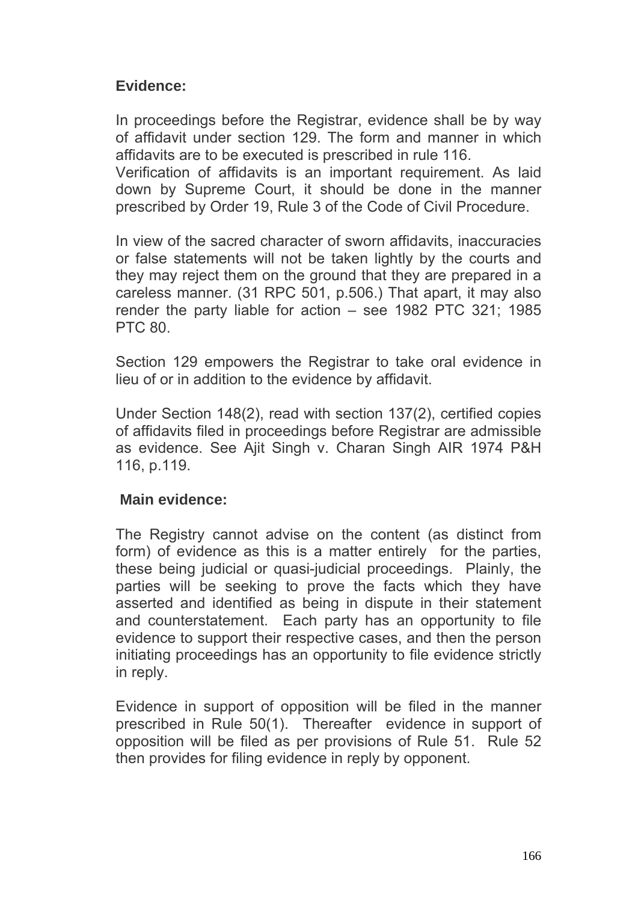**Evidence:**

In proceedings before the Registrar, evidence shall be by way of affidavit under section 129. The form and manner in which affidavits are to be executed is prescribed in rule 116.
Verification of affidavits is an important requirement. As laid down by Supreme Court, it should be done in the manner prescribed by Order 19, Rule 3 of the Code of Civil Procedure.

In view of the sacred character of sworn affidavits, inaccuracies or false statements will not be taken lightly by the courts and they may reject them on the ground that they are prepared in a careless manner. (31 RPC 501, p.506.) That apart, it may also render the party liable for action – see 1982 PTC 321; 1985 PTC 80.

Section 129 empowers the Registrar to take oral evidence in lieu of or in addition to the evidence by affidavit.

Under Section 148(2), read with section 137(2), certified copies of affidavits filed in proceedings before Registrar are admissible as evidence. See Ajit Singh v. Charan Singh AIR 1974 P&H 116, p.119.

**Main evidence:**

The Registry cannot advise on the content (as distinct from form) of evidence as this is a matter entirely for the parties, these being judicial or quasi-judicial proceedings. Plainly, the parties will be seeking to prove the facts which they have asserted and identified as being in dispute in their statement and counterstatement. Each party has an opportunity to file evidence to support their respective cases, and then the person initiating proceedings has an opportunity to file evidence strictly in reply.

Evidence in support of opposition will be filed in the manner prescribed in Rule 50(1). Thereafter evidence in support of opposition will be filed as per provisions of Rule 51. Rule 52 then provides for filing evidence in reply by opponent.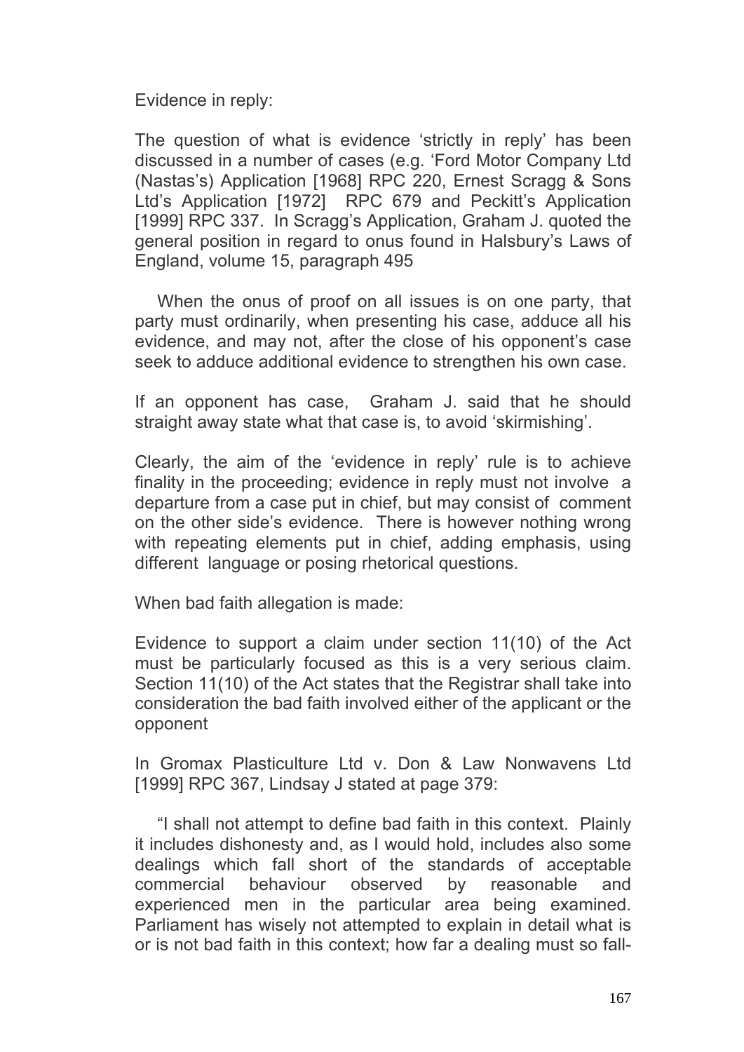Evidence in reply:

The question of what is evidence 'strictly in reply' has been discussed in a number of cases (e.g. 'Ford Motor Company Ltd (Nastas's) Application [1968] RPC 220, Ernest Scragg & Sons Ltd's Application [1972] RPC 679 and Peckitt's Application [1999] RPC 337. In Scragg's Application, Graham J. quoted the general position in regard to onus found in Halsbury's Laws of England, volume 15, paragraph 495

> When the onus of proof on all issues is on one party, that party must ordinarily, when presenting his case, adduce all his evidence, and may not, after the close of his opponent's case seek to adduce additional evidence to strengthen his own case.

If an opponent has case, Graham J. said that he should straight away state what that case is, to avoid 'skirmishing'.

Clearly, the aim of the 'evidence in reply' rule is to achieve finality in the proceeding; evidence in reply must not involve a departure from a case put in chief, but may consist of comment on the other side's evidence. There is however nothing wrong with repeating elements put in chief, adding emphasis, using different language or posing rhetorical questions.

When bad faith allegation is made:

Evidence to support a claim under section 11(10) of the Act must be particularly focused as this is a very serious claim. Section 11(10) of the Act states that the Registrar shall take into consideration the bad faith involved either of the applicant or the opponent

In Gromax Plasticulture Ltd v. Don & Law Nonwavens Ltd [1999] RPC 367, Lindsay J stated at page 379:

> "I shall not attempt to define bad faith in this context. Plainly it includes dishonesty and, as I would hold, includes also some dealings which fall short of the standards of acceptable commercial behaviour observed by reasonable and experienced men in the particular area being examined. Parliament has wisely not attempted to explain in detail what is or is not bad faith in this context; how far a dealing must so fall-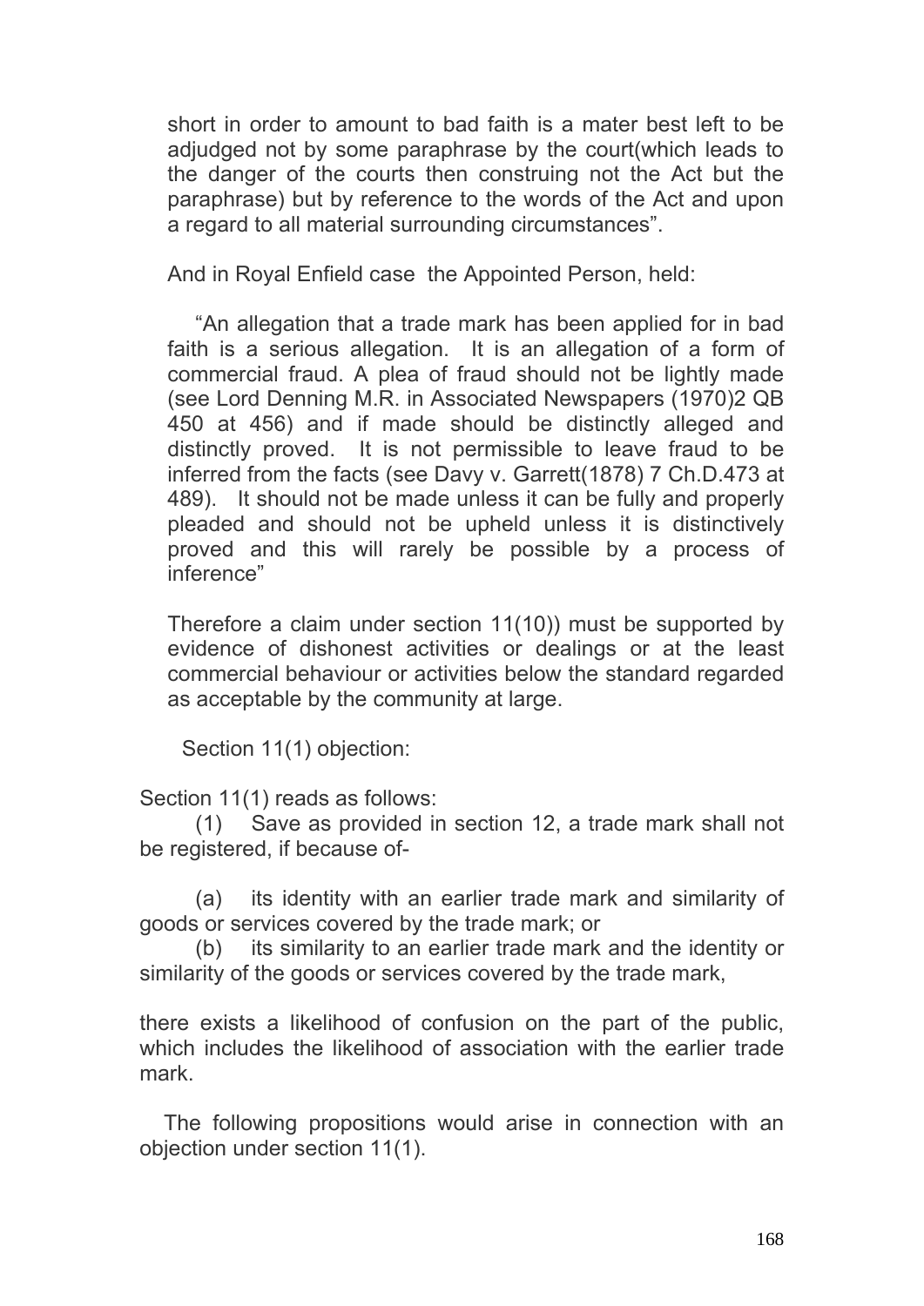short in order to amount to bad faith is a mater best left to be adjudged not by some paraphrase by the court(which leads to the danger of the courts then construing not the Act but the paraphrase) but by reference to the words of the Act and upon a regard to all material surrounding circumstances".

And in Royal Enfield case the Appointed Person, held:

"An allegation that a trade mark has been applied for in bad faith is a serious allegation. It is an allegation of a form of commercial fraud. A plea of fraud should not be lightly made (see Lord Denning M.R. in Associated Newspapers (1970)2 QB 450 at 456) and if made should be distinctly alleged and distinctly proved. It is not permissible to leave fraud to be inferred from the facts (see Davy v. Garrett(1878) 7 Ch.D.473 at 489). It should not be made unless it can be fully and properly pleaded and should not be upheld unless it is distinctively proved and this will rarely be possible by a process of inference"

Therefore a claim under section 11(10)) must be supported by evidence of dishonest activities or dealings or at the least commercial behaviour or activities below the standard regarded as acceptable by the community at large.

Section 11(1) objection:

Section 11(1) reads as follows:

(1) Save as provided in section 12, a trade mark shall not be registered, if because of-

(a) its identity with an earlier trade mark and similarity of goods or services covered by the trade mark; or

(b) its similarity to an earlier trade mark and the identity or similarity of the goods or services covered by the trade mark,

there exists a likelihood of confusion on the part of the public, which includes the likelihood of association with the earlier trade mark.

The following propositions would arise in connection with an objection under section 11(1).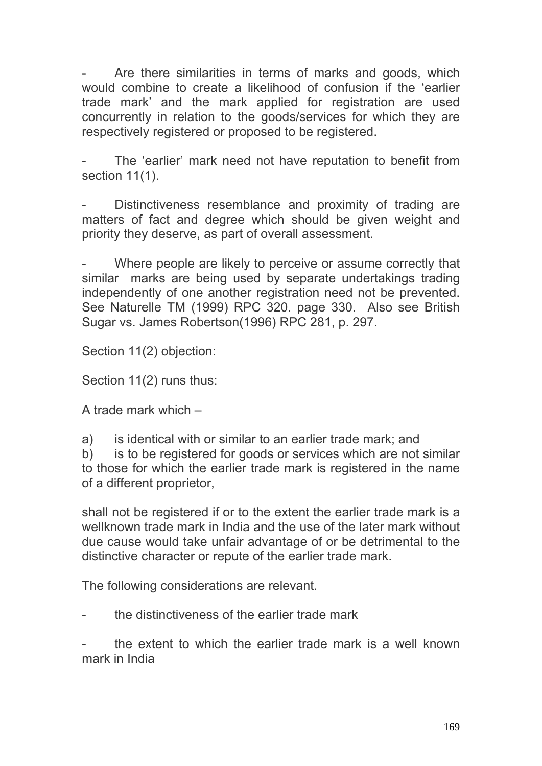- Are there similarities in terms of marks and goods, which would combine to create a likelihood of confusion if the 'earlier trade mark' and the mark applied for registration are used concurrently in relation to the goods/services for which they are respectively registered or proposed to be registered.

- The 'earlier' mark need not have reputation to benefit from section 11(1).

- Distinctiveness resemblance and proximity of trading are matters of fact and degree which should be given weight and priority they deserve, as part of overall assessment.

- Where people are likely to perceive or assume correctly that similar marks are being used by separate undertakings trading independently of one another registration need not be prevented. See Naturelle TM (1999) RPC 320. page 330. Also see British Sugar vs. James Robertson(1996) RPC 281, p. 297.

Section 11(2) objection:

Section 11(2) runs thus:

A trade mark which –

a) is identical with or similar to an earlier trade mark; and
b) is to be registered for goods or services which are not similar to those for which the earlier trade mark is registered in the name of a different proprietor,

shall not be registered if or to the extent the earlier trade mark is a wellknown trade mark in India and the use of the later mark without due cause would take unfair advantage of or be detrimental to the distinctive character or repute of the earlier trade mark.

The following considerations are relevant.

- the distinctiveness of the earlier trade mark

- the extent to which the earlier trade mark is a well known mark in India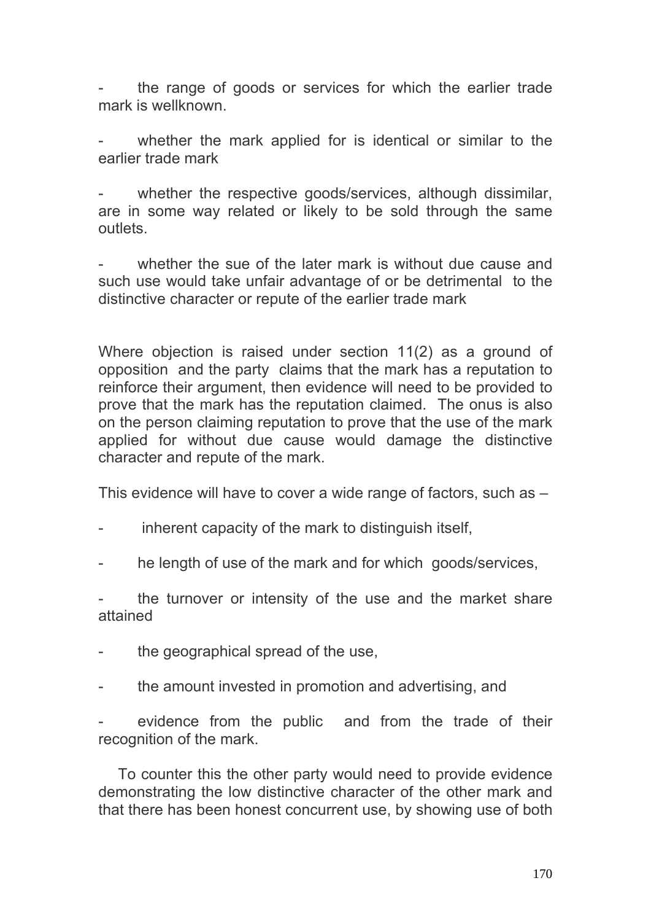- the range of goods or services for which the earlier trade mark is wellknown.

- whether the mark applied for is identical or similar to the earlier trade mark

- whether the respective goods/services, although dissimilar, are in some way related or likely to be sold through the same outlets.

- whether the sue of the later mark is without due cause and such use would take unfair advantage of or be detrimental to the distinctive character or repute of the earlier trade mark

Where objection is raised under section 11(2) as a ground of opposition and the party claims that the mark has a reputation to reinforce their argument, then evidence will need to be provided to prove that the mark has the reputation claimed. The onus is also on the person claiming reputation to prove that the use of the mark applied for without due cause would damage the distinctive character and repute of the mark.

This evidence will have to cover a wide range of factors, such as –

- inherent capacity of the mark to distinguish itself,

- he length of use of the mark and for which goods/services,

- the turnover or intensity of the use and the market share attained

- the geographical spread of the use,

- the amount invested in promotion and advertising, and

- evidence from the public and from the trade of their recognition of the mark.

To counter this the other party would need to provide evidence demonstrating the low distinctive character of the other mark and that there has been honest concurrent use, by showing use of both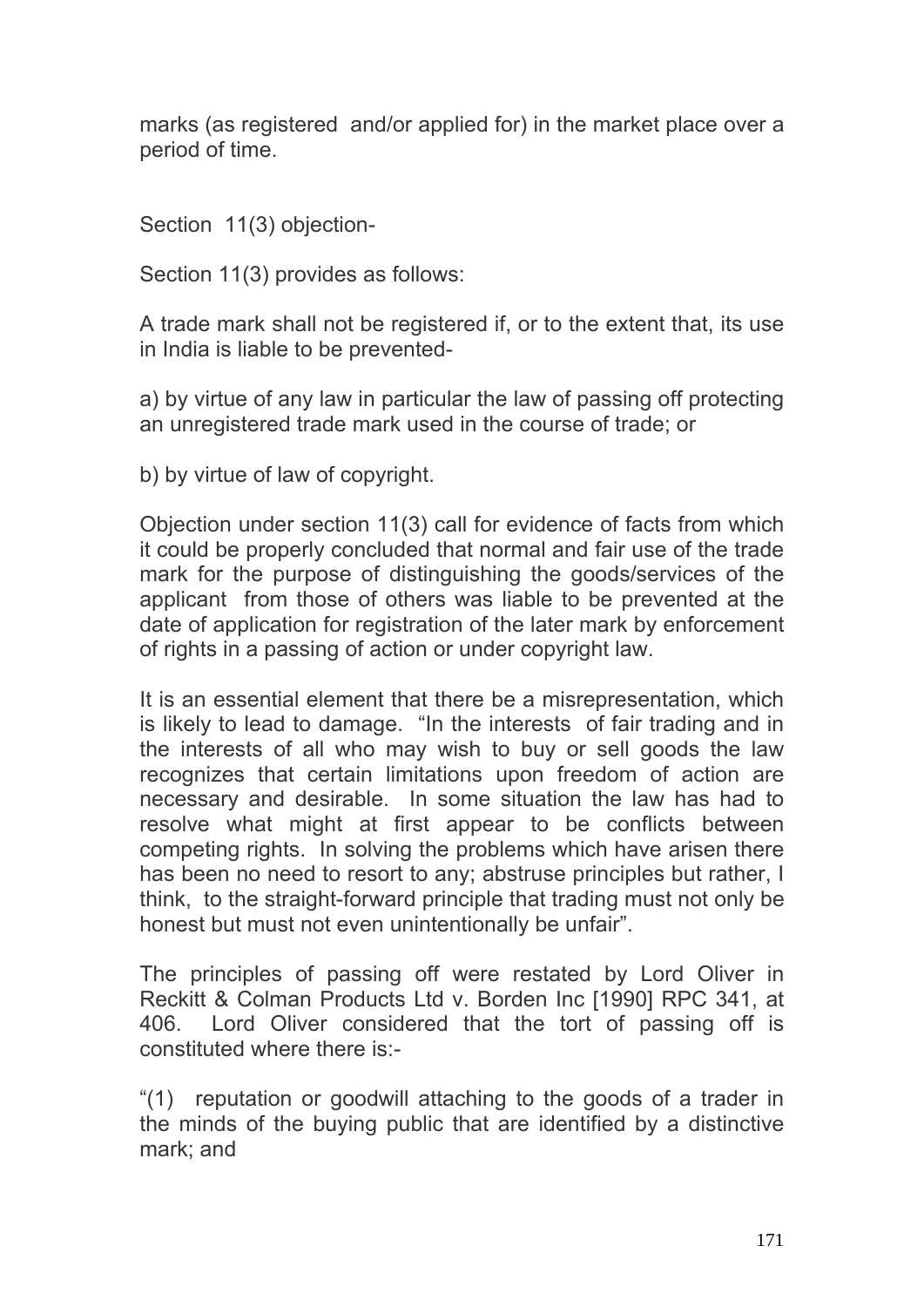marks (as registered and/or applied for) in the market place over a period of time.

Section 11(3) objection-

Section 11(3) provides as follows:

A trade mark shall not be registered if, or to the extent that, its use in India is liable to be prevented-

a) by virtue of any law in particular the law of passing off protecting an unregistered trade mark used in the course of trade; or

b) by virtue of law of copyright.

Objection under section 11(3) call for evidence of facts from which it could be properly concluded that normal and fair use of the trade mark for the purpose of distinguishing the goods/services of the applicant from those of others was liable to be prevented at the date of application for registration of the later mark by enforcement of rights in a passing of action or under copyright law.

It is an essential element that there be a misrepresentation, which is likely to lead to damage. "In the interests of fair trading and in the interests of all who may wish to buy or sell goods the law recognizes that certain limitations upon freedom of action are necessary and desirable. In some situation the law has had to resolve what might at first appear to be conflicts between competing rights. In solving the problems which have arisen there has been no need to resort to any; abstruse principles but rather, I think, to the straight-forward principle that trading must not only be honest but must not even unintentionally be unfair".

The principles of passing off were restated by Lord Oliver in Reckitt & Colman Products Ltd v. Borden Inc [1990] RPC 341, at 406. Lord Oliver considered that the tort of passing off is constituted where there is:-

"(1) reputation or goodwill attaching to the goods of a trader in the minds of the buying public that are identified by a distinctive mark; and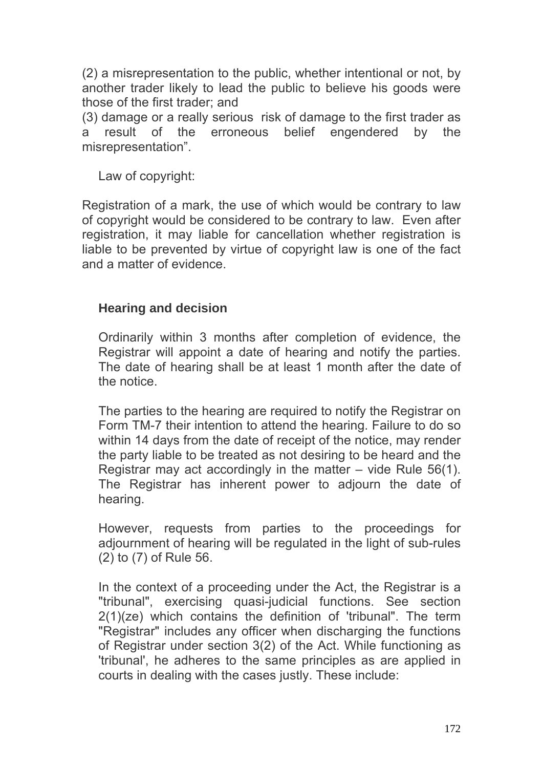(2) a misrepresentation to the public, whether intentional or not, by another trader likely to lead the public to believe his goods were those of the first trader; and

(3) damage or a really serious risk of damage to the first trader as a result of the erroneous belief engendered by the misrepresentation".

Law of copyright:

Registration of a mark, the use of which would be contrary to law of copyright would be considered to be contrary to law. Even after registration, it may liable for cancellation whether registration is liable to be prevented by virtue of copyright law is one of the fact and a matter of evidence.

**Hearing and decision**

Ordinarily within 3 months after completion of evidence, the Registrar will appoint a date of hearing and notify the parties. The date of hearing shall be at least 1 month after the date of the notice.

The parties to the hearing are required to notify the Registrar on Form TM-7 their intention to attend the hearing. Failure to do so within 14 days from the date of receipt of the notice, may render the party liable to be treated as not desiring to be heard and the Registrar may act accordingly in the matter – vide Rule 56(1). The Registrar has inherent power to adjourn the date of hearing.

However, requests from parties to the proceedings for adjournment of hearing will be regulated in the light of sub-rules (2) to (7) of Rule 56.

In the context of a proceeding under the Act, the Registrar is a "tribunal", exercising quasi-judicial functions. See section 2(1)(ze) which contains the definition of 'tribunal". The term "Registrar" includes any officer when discharging the functions of Registrar under section 3(2) of the Act. While functioning as 'tribunal', he adheres to the same principles as are applied in courts in dealing with the cases justly. These include: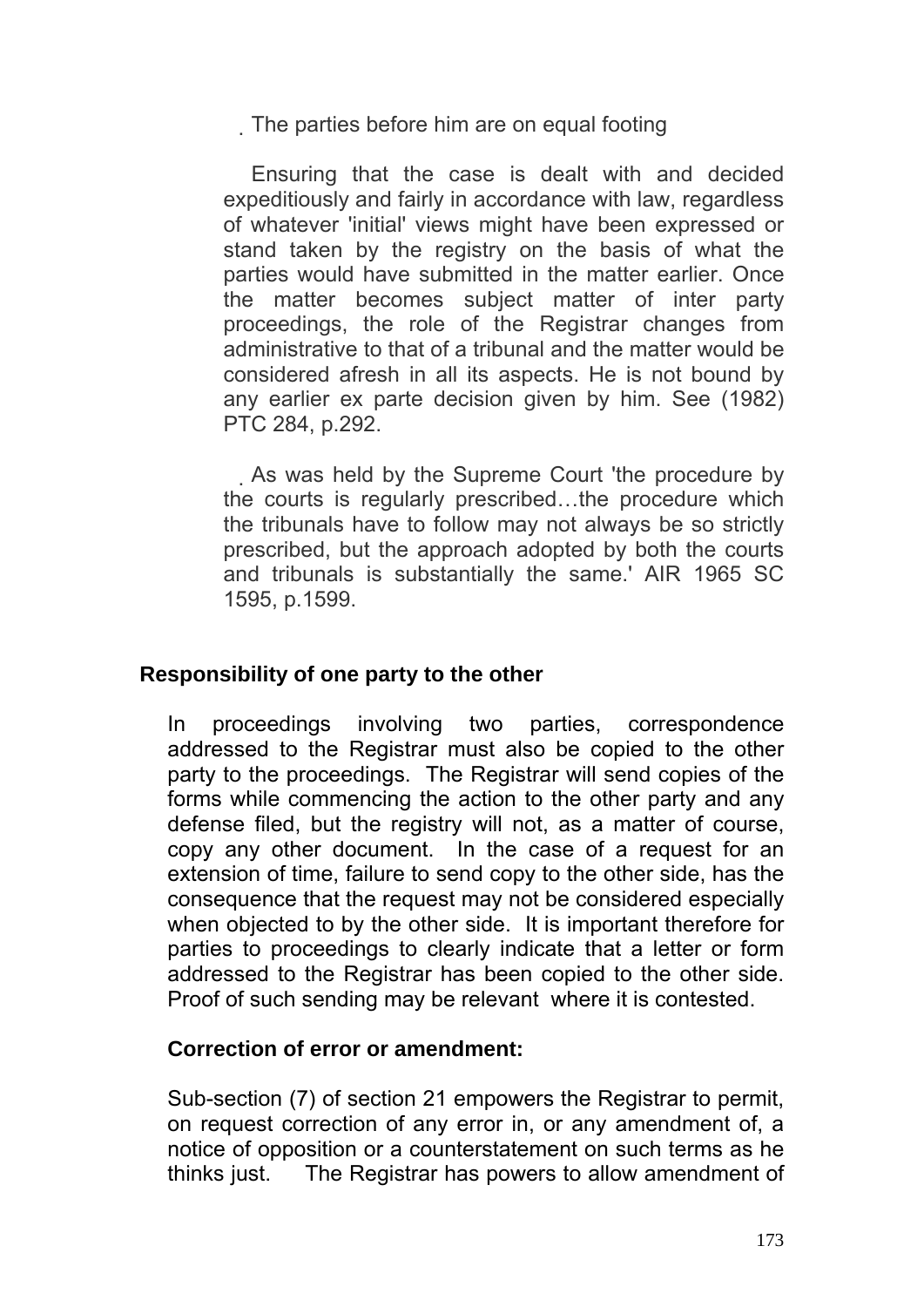- The parties before him are on equal footing

  Ensuring that the case is dealt with and decided expeditiously and fairly in accordance with law, regardless of whatever 'initial' views might have been expressed or stand taken by the registry on the basis of what the parties would have submitted in the matter earlier. Once the matter becomes subject matter of inter party proceedings, the role of the Registrar changes from administrative to that of a tribunal and the matter would be considered afresh in all its aspects. He is not bound by any earlier ex parte decision given by him. See (1982) PTC 284, p.292.

- As was held by the Supreme Court 'the procedure by the courts is regularly prescribed…the procedure which the tribunals have to follow may not always be so strictly prescribed, but the approach adopted by both the courts and tribunals is substantially the same.' AIR 1965 SC 1595, p.1599.

## Responsibility of one party to the other

In proceedings involving two parties, correspondence addressed to the Registrar must also be copied to the other party to the proceedings. The Registrar will send copies of the forms while commencing the action to the other party and any defense filed, but the registry will not, as a matter of course, copy any other document. In the case of a request for an extension of time, failure to send copy to the other side, has the consequence that the request may not be considered especially when objected to by the other side. It is important therefore for parties to proceedings to clearly indicate that a letter or form addressed to the Registrar has been copied to the other side. Proof of such sending may be relevant where it is contested.

### Correction of error or amendment:

Sub-section (7) of section 21 empowers the Registrar to permit, on request correction of any error in, or any amendment of, a notice of opposition or a counterstatement on such terms as he thinks just. The Registrar has powers to allow amendment of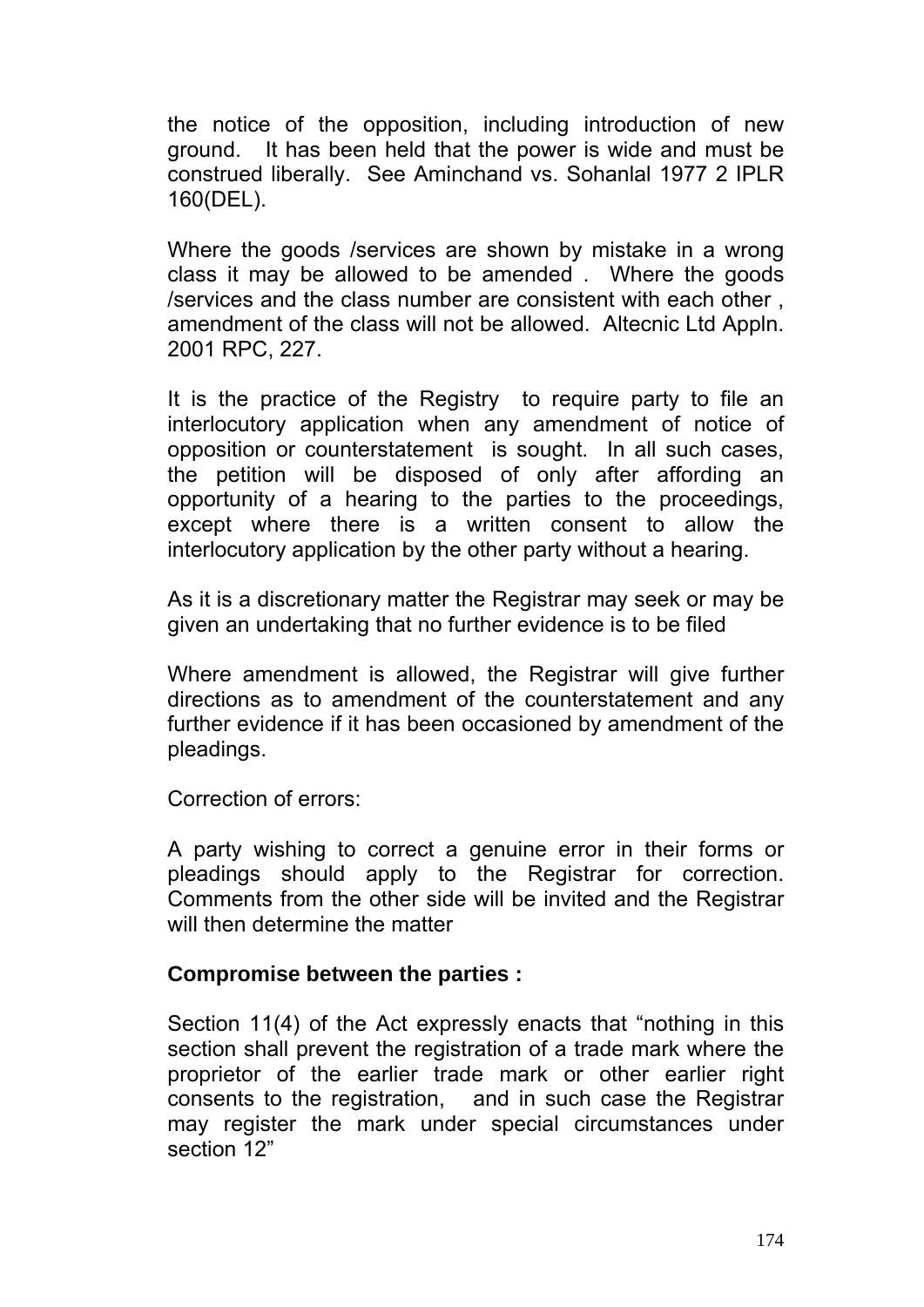the notice of the opposition, including introduction of new ground. It has been held that the power is wide and must be construed liberally. See Aminchand vs. Sohanlal 1977 2 IPLR 160(DEL).

Where the goods /services are shown by mistake in a wrong class it may be allowed to be amended . Where the goods /services and the class number are consistent with each other , amendment of the class will not be allowed. Altecnic Ltd Appln. 2001 RPC, 227.

It is the practice of the Registry to require party to file an interlocutory application when any amendment of notice of opposition or counterstatement is sought. In all such cases, the petition will be disposed of only after affording an opportunity of a hearing to the parties to the proceedings, except where there is a written consent to allow the interlocutory application by the other party without a hearing.

As it is a discretionary matter the Registrar may seek or may be given an undertaking that no further evidence is to be filed

Where amendment is allowed, the Registrar will give further directions as to amendment of the counterstatement and any further evidence if it has been occasioned by amendment of the pleadings.

Correction of errors:

A party wishing to correct a genuine error in their forms or pleadings should apply to the Registrar for correction. Comments from the other side will be invited and the Registrar will then determine the matter

**Compromise between the parties :**

Section 11(4) of the Act expressly enacts that "nothing in this section shall prevent the registration of a trade mark where the proprietor of the earlier trade mark or other earlier right consents to the registration, and in such case the Registrar may register the mark under special circumstances under section 12"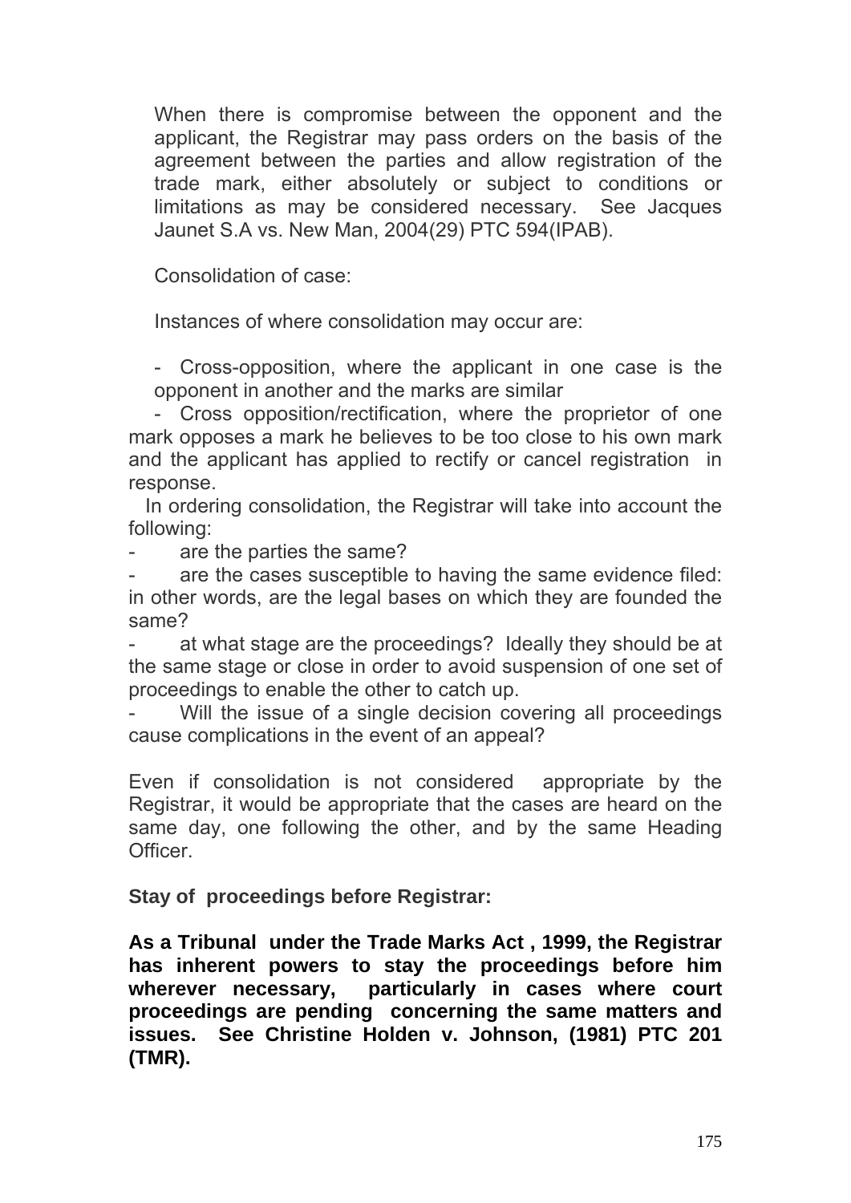When there is compromise between the opponent and the applicant, the Registrar may pass orders on the basis of the agreement between the parties and allow registration of the trade mark, either absolutely or subject to conditions or limitations as may be considered necessary. See Jacques Jaunet S.A vs. New Man, 2004(29) PTC 594(IPAB).

Consolidation of case:

Instances of where consolidation may occur are:

- Cross-opposition, where the applicant in one case is the opponent in another and the marks are similar
- Cross opposition/rectification, where the proprietor of one mark opposes a mark he believes to be too close to his own mark and the applicant has applied to rectify or cancel registration in response.

In ordering consolidation, the Registrar will take into account the following:

- are the parties the same?
- are the cases susceptible to having the same evidence filed: in other words, are the legal bases on which they are founded the same?
- at what stage are the proceedings? Ideally they should be at the same stage or close in order to avoid suspension of one set of proceedings to enable the other to catch up.
- Will the issue of a single decision covering all proceedings cause complications in the event of an appeal?

Even if consolidation is not considered appropriate by the Registrar, it would be appropriate that the cases are heard on the same day, one following the other, and by the same Heading Officer.

**Stay of proceedings before Registrar:**

**As a Tribunal under the Trade Marks Act , 1999, the Registrar has inherent powers to stay the proceedings before him wherever necessary, particularly in cases where court proceedings are pending concerning the same matters and issues. See Christine Holden v. Johnson, (1981) PTC 201 (TMR).**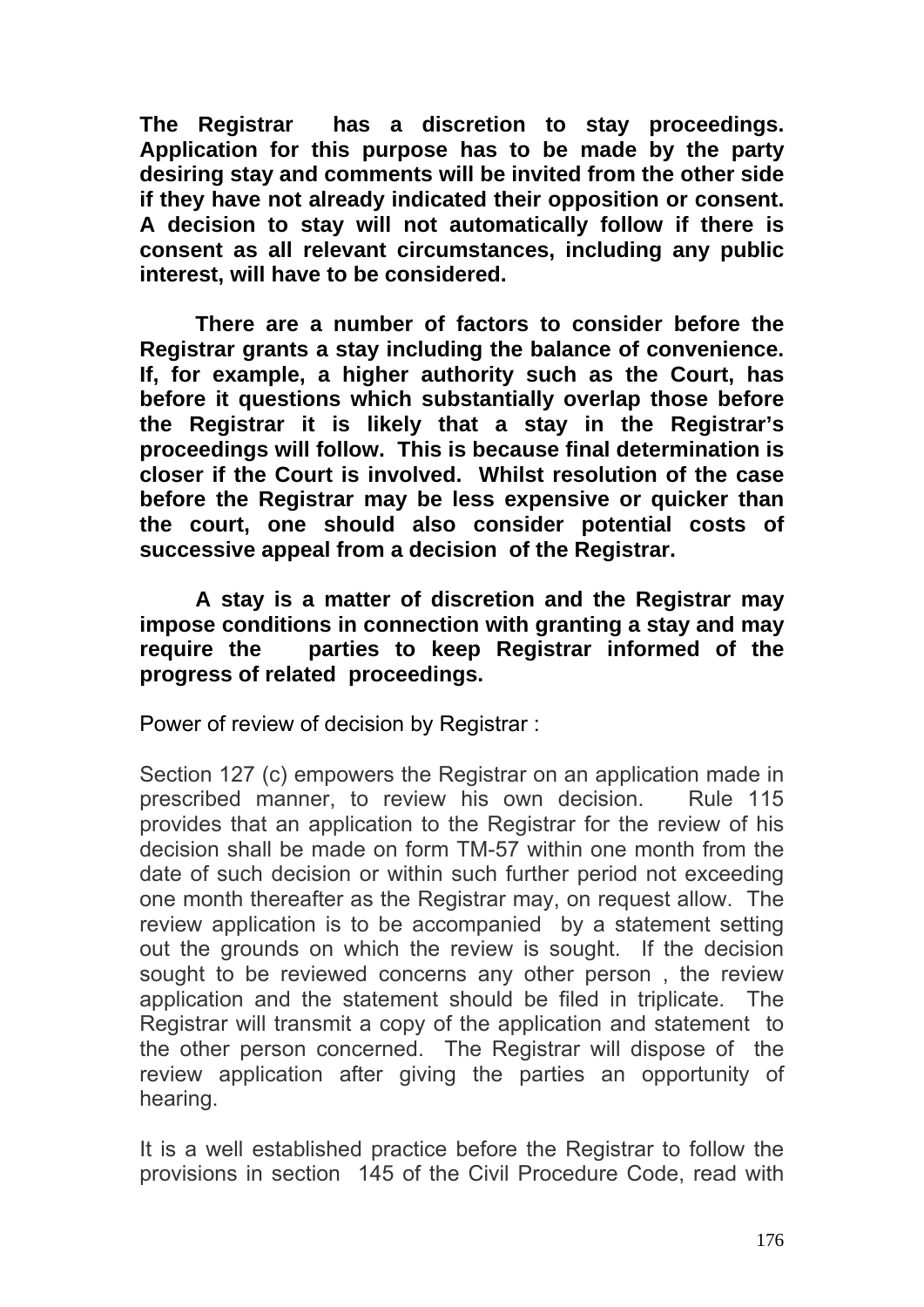**The Registrar has a discretion to stay proceedings. Application for this purpose has to be made by the party desiring stay and comments will be invited from the other side if they have not already indicated their opposition or consent. A decision to stay will not automatically follow if there is consent as all relevant circumstances, including any public interest, will have to be considered.**

**There are a number of factors to consider before the Registrar grants a stay including the balance of convenience. If, for example, a higher authority such as the Court, has before it questions which substantially overlap those before the Registrar it is likely that a stay in the Registrar's proceedings will follow. This is because final determination is closer if the Court is involved. Whilst resolution of the case before the Registrar may be less expensive or quicker than the court, one should also consider potential costs of successive appeal from a decision of the Registrar.**

**A stay is a matter of discretion and the Registrar may impose conditions in connection with granting a stay and may require the parties to keep Registrar informed of the progress of related proceedings.**

Power of review of decision by Registrar :

Section 127 (c) empowers the Registrar on an application made in prescribed manner, to review his own decision. Rule 115 provides that an application to the Registrar for the review of his decision shall be made on form TM-57 within one month from the date of such decision or within such further period not exceeding one month thereafter as the Registrar may, on request allow. The review application is to be accompanied by a statement setting out the grounds on which the review is sought. If the decision sought to be reviewed concerns any other person , the review application and the statement should be filed in triplicate. The Registrar will transmit a copy of the application and statement to the other person concerned. The Registrar will dispose of the review application after giving the parties an opportunity of hearing.

It is a well established practice before the Registrar to follow the provisions in section 145 of the Civil Procedure Code, read with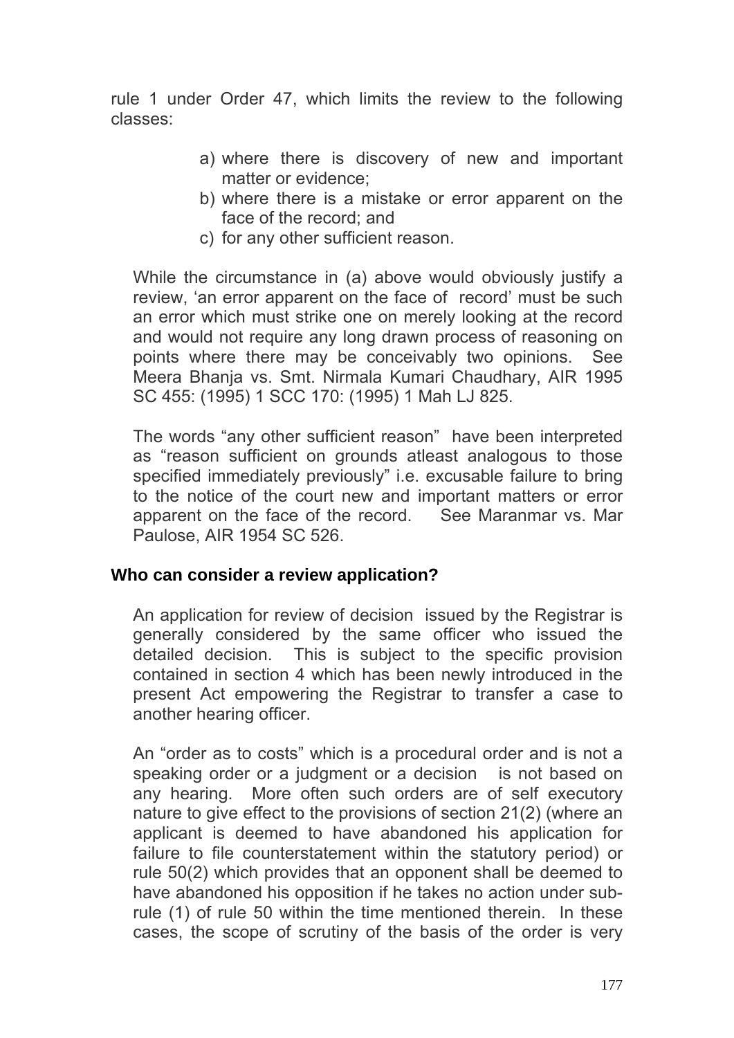rule 1 under Order 47, which limits the review to the following classes:

a) where there is discovery of new and important matter or evidence;
b) where there is a mistake or error apparent on the face of the record; and
c) for any other sufficient reason.

While the circumstance in (a) above would obviously justify a review, 'an error apparent on the face of record' must be such an error which must strike one on merely looking at the record and would not require any long drawn process of reasoning on points where there may be conceivably two opinions. See Meera Bhanja vs. Smt. Nirmala Kumari Chaudhary, AIR 1995 SC 455: (1995) 1 SCC 170: (1995) 1 Mah LJ 825.

The words "any other sufficient reason" have been interpreted as "reason sufficient on grounds atleast analogous to those specified immediately previously" i.e. excusable failure to bring to the notice of the court new and important matters or error apparent on the face of the record. See Maranmar vs. Mar Paulose, AIR 1954 SC 526.

**Who can consider a review application?**

An application for review of decision issued by the Registrar is generally considered by the same officer who issued the detailed decision. This is subject to the specific provision contained in section 4 which has been newly introduced in the present Act empowering the Registrar to transfer a case to another hearing officer.

An "order as to costs" which is a procedural order and is not a speaking order or a judgment or a decision is not based on any hearing. More often such orders are of self executory nature to give effect to the provisions of section 21(2) (where an applicant is deemed to have abandoned his application for failure to file counterstatement within the statutory period) or rule 50(2) which provides that an opponent shall be deemed to have abandoned his opposition if he takes no action under sub-rule (1) of rule 50 within the time mentioned therein. In these cases, the scope of scrutiny of the basis of the order is very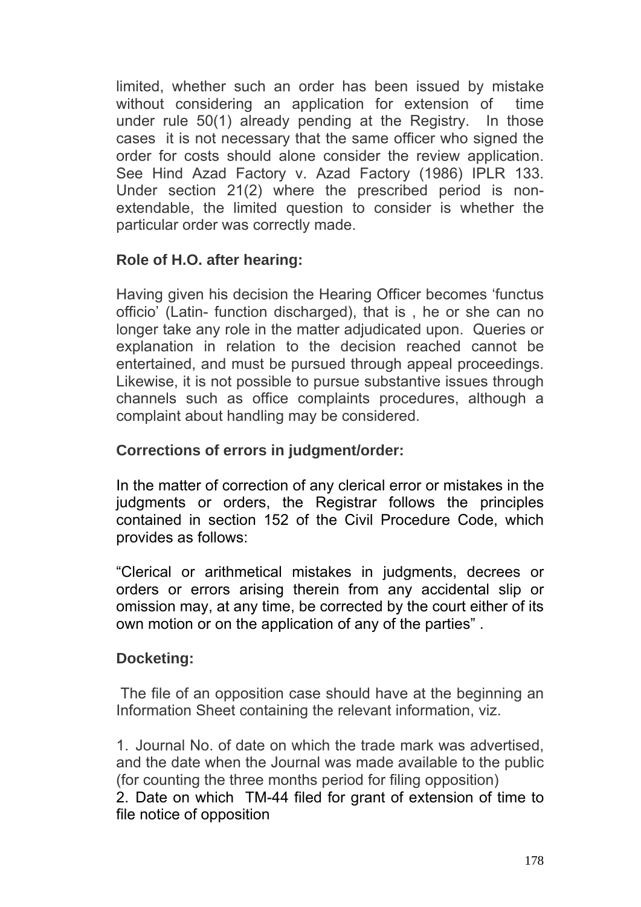limited, whether such an order has been issued by mistake without considering an application for extension of time under rule 50(1) already pending at the Registry. In those cases it is not necessary that the same officer who signed the order for costs should alone consider the review application. See Hind Azad Factory v. Azad Factory (1986) IPLR 133. Under section 21(2) where the prescribed period is non-extendable, the limited question to consider is whether the particular order was correctly made.

**Role of H.O. after hearing:**

Having given his decision the Hearing Officer becomes 'functus officio' (Latin- function discharged), that is , he or she can no longer take any role in the matter adjudicated upon. Queries or explanation in relation to the decision reached cannot be entertained, and must be pursued through appeal proceedings. Likewise, it is not possible to pursue substantive issues through channels such as office complaints procedures, although a complaint about handling may be considered.

**Corrections of errors in judgment/order:**

In the matter of correction of any clerical error or mistakes in the judgments or orders, the Registrar follows the principles contained in section 152 of the Civil Procedure Code, which provides as follows:

"Clerical or arithmetical mistakes in judgments, decrees or orders or errors arising therein from any accidental slip or omission may, at any time, be corrected by the court either of its own motion or on the application of any of the parties" .

**Docketing:**

The file of an opposition case should have at the beginning an Information Sheet containing the relevant information, viz.

1. Journal No. of date on which the trade mark was advertised, and the date when the Journal was made available to the public (for counting the three months period for filing opposition)
2. Date on which TM-44 filed for grant of extension of time to file notice of opposition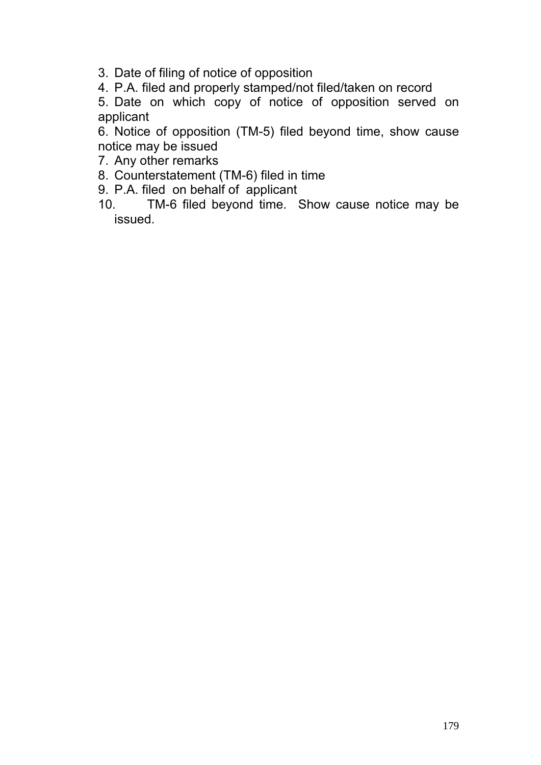3. Date of filing of notice of opposition
4. P.A. filed and properly stamped/not filed/taken on record
5. Date on which copy of notice of opposition served on applicant
6. Notice of opposition (TM-5) filed beyond time, show cause notice may be issued
7. Any other remarks
8. Counterstatement (TM-6) filed in time
9. P.A. filed on behalf of applicant
10. TM-6 filed beyond time. Show cause notice may be issued.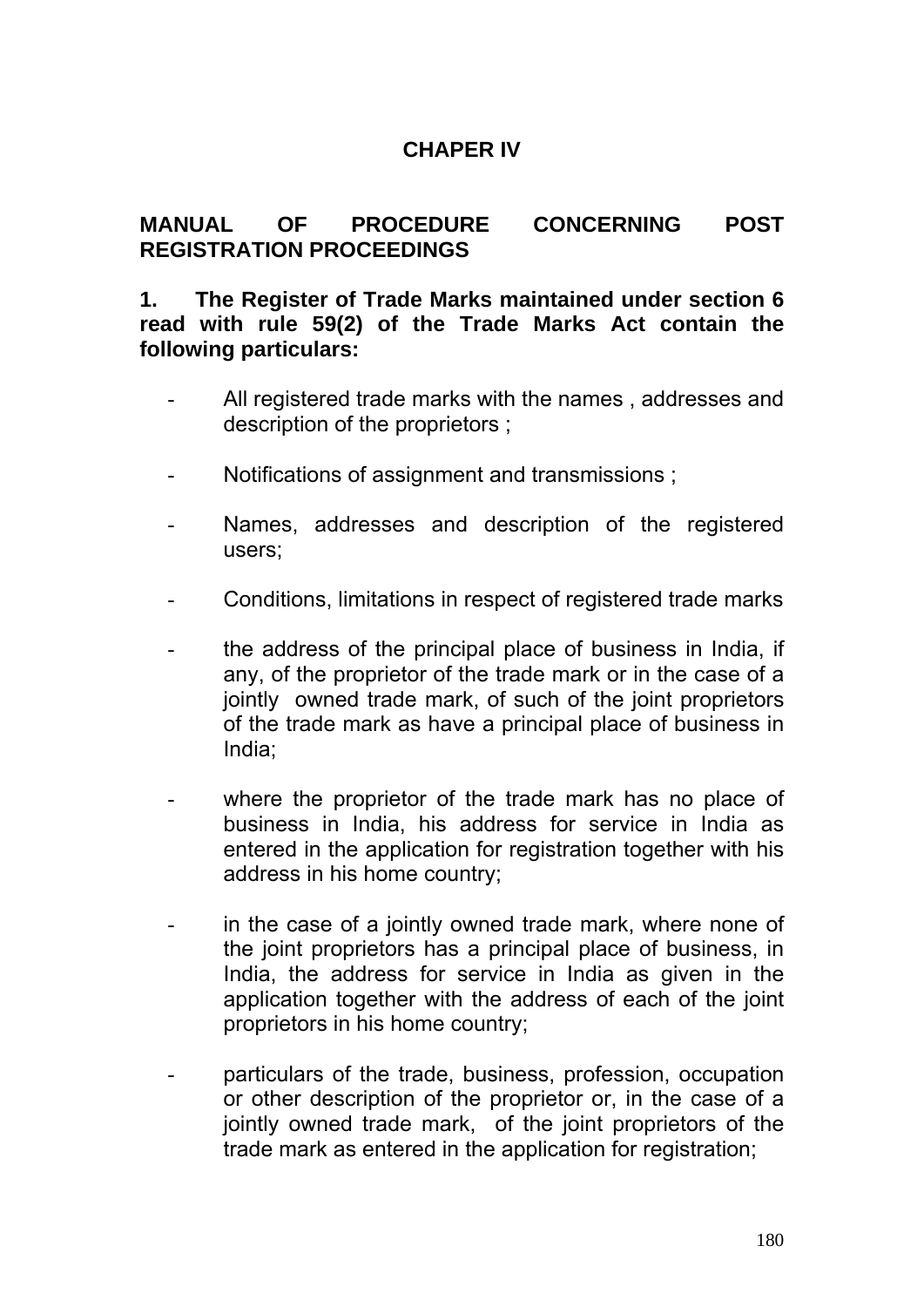# CHAPER IV

## MANUAL OF PROCEDURE CONCERNING POST REGISTRATION PROCEEDINGS

**1. The Register of Trade Marks maintained under section 6 read with rule 59(2) of the Trade Marks Act contain the following particulars:**

- All registered trade marks with the names , addresses and description of the proprietors ;
- Notifications of assignment and transmissions ;
- Names, addresses and description of the registered users;
- Conditions, limitations in respect of registered trade marks
- the address of the principal place of business in India, if any, of the proprietor of the trade mark or in the case of a jointly owned trade mark, of such of the joint proprietors of the trade mark as have a principal place of business in India;
- where the proprietor of the trade mark has no place of business in India, his address for service in India as entered in the application for registration together with his address in his home country;
- in the case of a jointly owned trade mark, where none of the joint proprietors has a principal place of business, in India, the address for service in India as given in the application together with the address of each of the joint proprietors in his home country;
- particulars of the trade, business, profession, occupation or other description of the proprietor or, in the case of a jointly owned trade mark, of the joint proprietors of the trade mark as entered in the application for registration;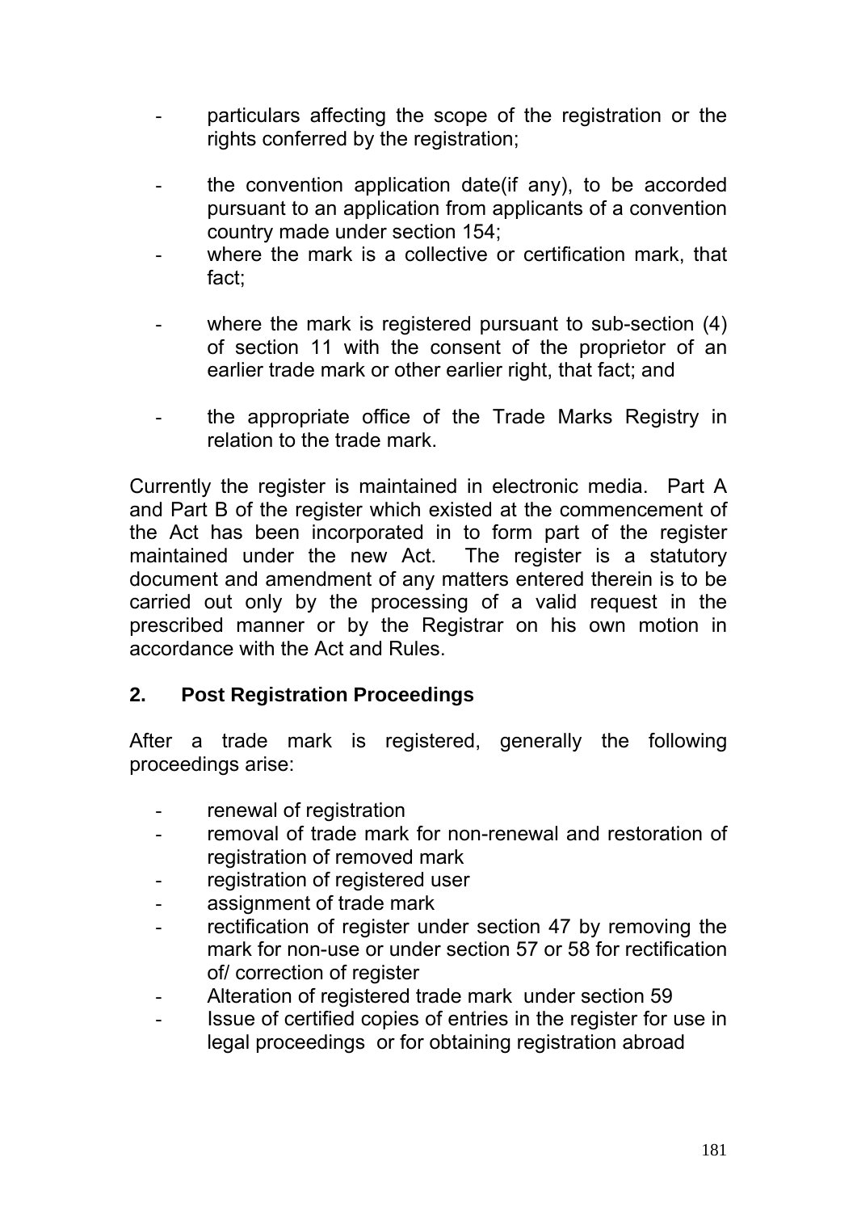- particulars affecting the scope of the registration or the rights conferred by the registration;

- the convention application date(if any), to be accorded pursuant to an application from applicants of a convention country made under section 154;
- where the mark is a collective or certification mark, that fact;

- where the mark is registered pursuant to sub-section (4) of section 11 with the consent of the proprietor of an earlier trade mark or other earlier right, that fact; and

- the appropriate office of the Trade Marks Registry in relation to the trade mark.

Currently the register is maintained in electronic media. Part A and Part B of the register which existed at the commencement of the Act has been incorporated in to form part of the register maintained under the new Act. The register is a statutory document and amendment of any matters entered therein is to be carried out only by the processing of a valid request in the prescribed manner or by the Registrar on his own motion in accordance with the Act and Rules.

## 2. Post Registration Proceedings

After a trade mark is registered, generally the following proceedings arise:

- renewal of registration
- removal of trade mark for non-renewal and restoration of registration of removed mark
- registration of registered user
- assignment of trade mark
- rectification of register under section 47 by removing the mark for non-use or under section 57 or 58 for rectification of/ correction of register
- Alteration of registered trade mark under section 59
- Issue of certified copies of entries in the register for use in legal proceedings or for obtaining registration abroad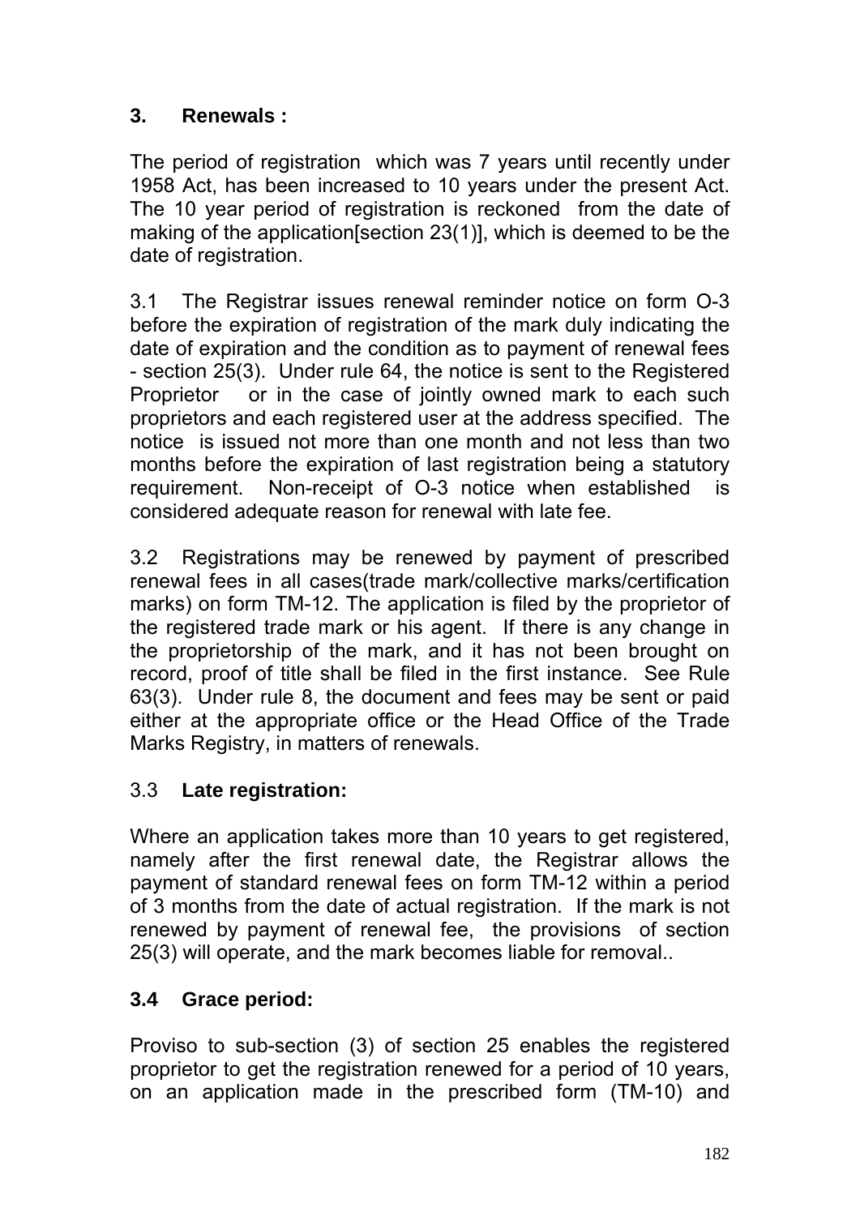## 3. Renewals :

The period of registration which was 7 years until recently under 1958 Act, has been increased to 10 years under the present Act. The 10 year period of registration is reckoned from the date of making of the application[section 23(1)], which is deemed to be the date of registration.

3.1 The Registrar issues renewal reminder notice on form O-3 before the expiration of registration of the mark duly indicating the date of expiration and the condition as to payment of renewal fees - section 25(3). Under rule 64, the notice is sent to the Registered Proprietor or in the case of jointly owned mark to each such proprietors and each registered user at the address specified. The notice is issued not more than one month and not less than two months before the expiration of last registration being a statutory requirement. Non-receipt of O-3 notice when established is considered adequate reason for renewal with late fee.

3.2 Registrations may be renewed by payment of prescribed renewal fees in all cases(trade mark/collective marks/certification marks) on form TM-12. The application is filed by the proprietor of the registered trade mark or his agent. If there is any change in the proprietorship of the mark, and it has not been brought on record, proof of title shall be filed in the first instance. See Rule 63(3). Under rule 8, the document and fees may be sent or paid either at the appropriate office or the Head Office of the Trade Marks Registry, in matters of renewals.

### 3.3 Late registration:

Where an application takes more than 10 years to get registered, namely after the first renewal date, the Registrar allows the payment of standard renewal fees on form TM-12 within a period of 3 months from the date of actual registration. If the mark is not renewed by payment of renewal fee, the provisions of section 25(3) will operate, and the mark becomes liable for removal..

### 3.4 Grace period:

Proviso to sub-section (3) of section 25 enables the registered proprietor to get the registration renewed for a period of 10 years, on an application made in the prescribed form (TM-10) and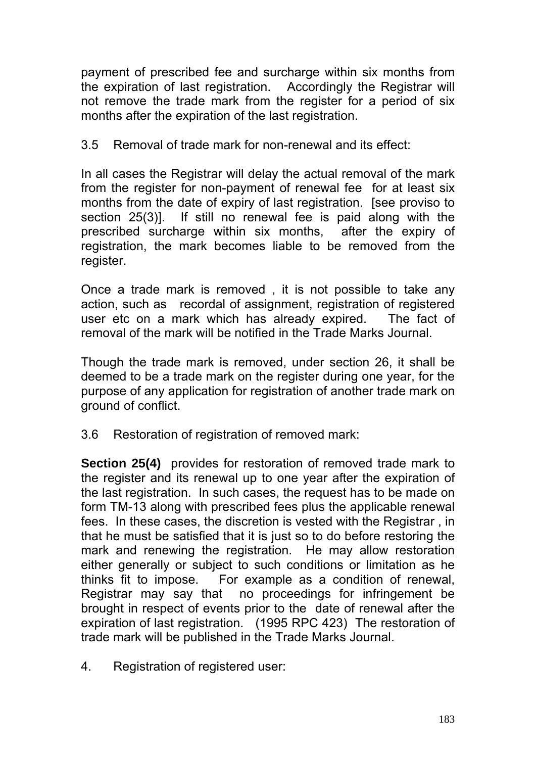payment of prescribed fee and surcharge within six months from the expiration of last registration. Accordingly the Registrar will not remove the trade mark from the register for a period of six months after the expiration of the last registration.

3.5 Removal of trade mark for non-renewal and its effect:

In all cases the Registrar will delay the actual removal of the mark from the register for non-payment of renewal fee for at least six months from the date of expiry of last registration. [see proviso to section 25(3)]. If still no renewal fee is paid along with the prescribed surcharge within six months, after the expiry of registration, the mark becomes liable to be removed from the register.

Once a trade mark is removed , it is not possible to take any action, such as recordal of assignment, registration of registered user etc on a mark which has already expired. The fact of removal of the mark will be notified in the Trade Marks Journal.

Though the trade mark is removed, under section 26, it shall be deemed to be a trade mark on the register during one year, for the purpose of any application for registration of another trade mark on ground of conflict.

3.6 Restoration of registration of removed mark:

**Section 25(4)** provides for restoration of removed trade mark to the register and its renewal up to one year after the expiration of the last registration. In such cases, the request has to be made on form TM-13 along with prescribed fees plus the applicable renewal fees. In these cases, the discretion is vested with the Registrar , in that he must be satisfied that it is just so to do before restoring the mark and renewing the registration. He may allow restoration either generally or subject to such conditions or limitation as he thinks fit to impose. For example as a condition of renewal, Registrar may say that no proceedings for infringement be brought in respect of events prior to the date of renewal after the expiration of last registration. (1995 RPC 423) The restoration of trade mark will be published in the Trade Marks Journal.

4. Registration of registered user: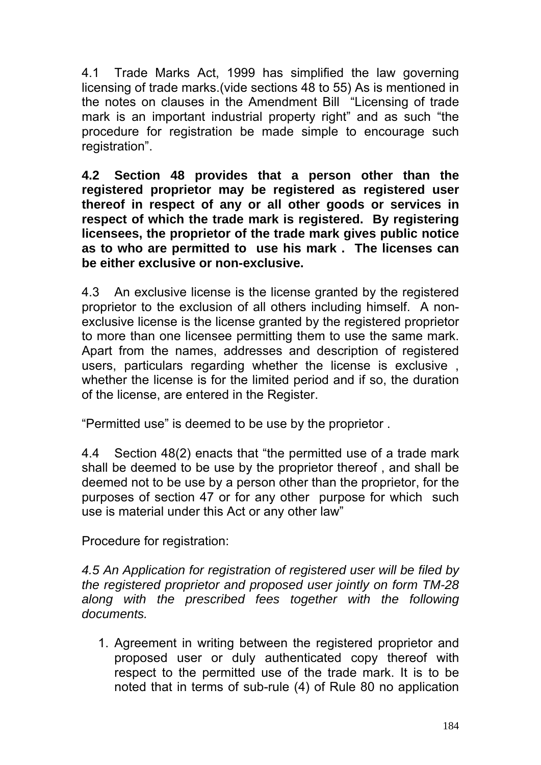4.1 Trade Marks Act, 1999 has simplified the law governing licensing of trade marks.(vide sections 48 to 55) As is mentioned in the notes on clauses in the Amendment Bill "Licensing of trade mark is an important industrial property right" and as such "the procedure for registration be made simple to encourage such registration".

**4.2 Section 48 provides that a person other than the registered proprietor may be registered as registered user thereof in respect of any or all other goods or services in respect of which the trade mark is registered. By registering licensees, the proprietor of the trade mark gives public notice as to who are permitted to use his mark . The licenses can be either exclusive or non-exclusive.**

4.3 An exclusive license is the license granted by the registered proprietor to the exclusion of all others including himself. A non-exclusive license is the license granted by the registered proprietor to more than one licensee permitting them to use the same mark. Apart from the names, addresses and description of registered users, particulars regarding whether the license is exclusive , whether the license is for the limited period and if so, the duration of the license, are entered in the Register.

"Permitted use" is deemed to be use by the proprietor .

4.4 Section 48(2) enacts that "the permitted use of a trade mark shall be deemed to be use by the proprietor thereof , and shall be deemed not to be use by a person other than the proprietor, for the purposes of section 47 or for any other purpose for which such use is material under this Act or any other law"

Procedure for registration:

*4.5 An Application for registration of registered user will be filed by the registered proprietor and proposed user jointly on form TM-28 along with the prescribed fees together with the following documents.*

1. Agreement in writing between the registered proprietor and proposed user or duly authenticated copy thereof with respect to the permitted use of the trade mark. It is to be noted that in terms of sub-rule (4) of Rule 80 no application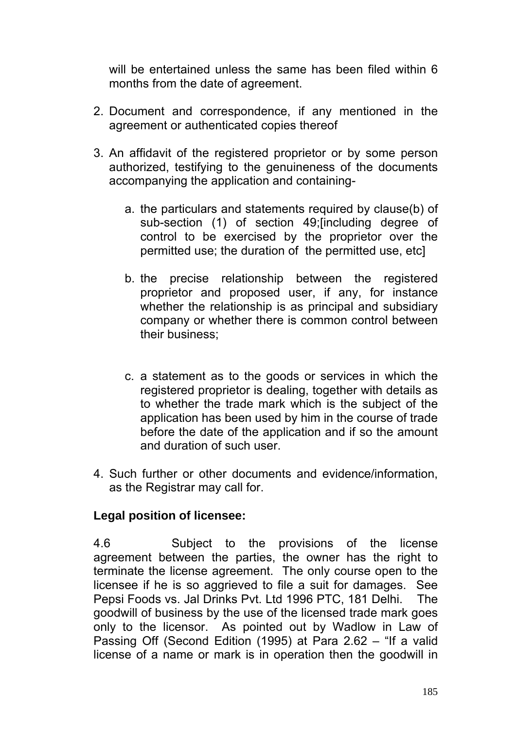will be entertained unless the same has been filed within 6 months from the date of agreement.

2. Document and correspondence, if any mentioned in the agreement or authenticated copies thereof

3. An affidavit of the registered proprietor or by some person authorized, testifying to the genuineness of the documents accompanying the application and containing-

   a. the particulars and statements required by clause(b) of sub-section (1) of section 49;[including degree of control to be exercised by the proprietor over the permitted use; the duration of the permitted use, etc]

   b. the precise relationship between the registered proprietor and proposed user, if any, for instance whether the relationship is as principal and subsidiary company or whether there is common control between their business;

   c. a statement as to the goods or services in which the registered proprietor is dealing, together with details as to whether the trade mark which is the subject of the application has been used by him in the course of trade before the date of the application and if so the amount and duration of such user.

4. Such further or other documents and evidence/information, as the Registrar may call for.

**Legal position of licensee:**

4.6 Subject to the provisions of the license agreement between the parties, the owner has the right to terminate the license agreement. The only course open to the licensee if he is so aggrieved to file a suit for damages. See Pepsi Foods vs. Jal Drinks Pvt. Ltd 1996 PTC, 181 Delhi. The goodwill of business by the use of the licensed trade mark goes only to the licensor. As pointed out by Wadlow in Law of Passing Off (Second Edition (1995) at Para 2.62 – "If a valid license of a name or mark is in operation then the goodwill in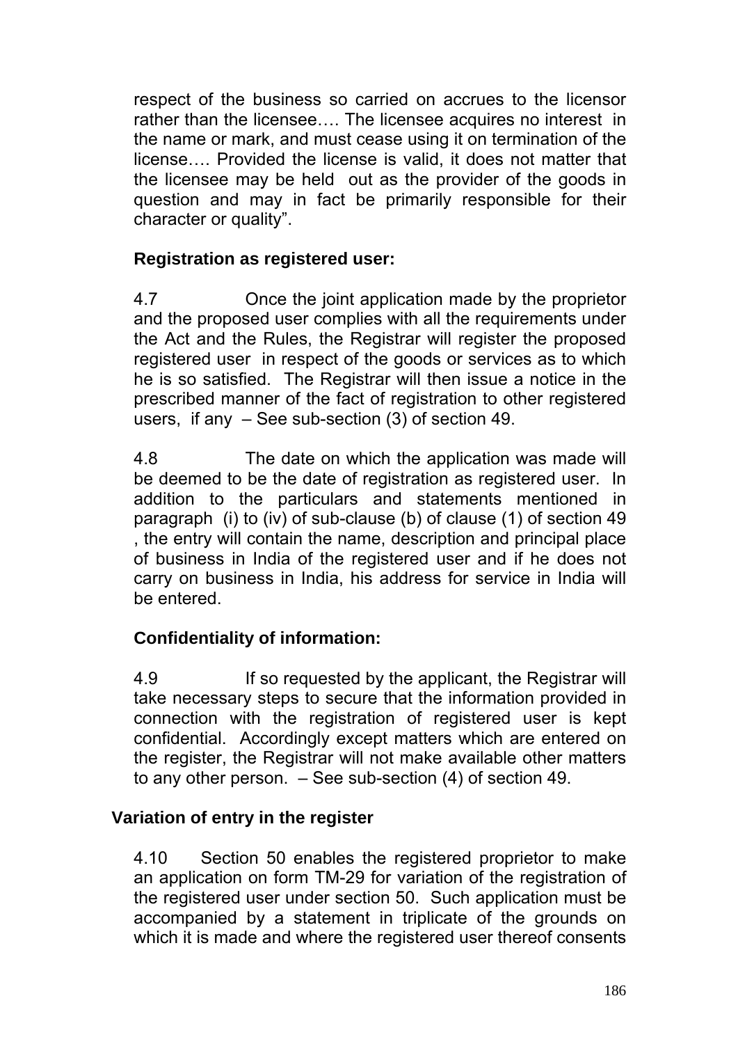respect of the business so carried on accrues to the licensor rather than the licensee…. The licensee acquires no interest in the name or mark, and must cease using it on termination of the license…. Provided the license is valid, it does not matter that the licensee may be held out as the provider of the goods in question and may in fact be primarily responsible for their character or quality".

**Registration as registered user:**

4.7 Once the joint application made by the proprietor and the proposed user complies with all the requirements under the Act and the Rules, the Registrar will register the proposed registered user in respect of the goods or services as to which he is so satisfied. The Registrar will then issue a notice in the prescribed manner of the fact of registration to other registered users, if any – See sub-section (3) of section 49.

4.8 The date on which the application was made will be deemed to be the date of registration as registered user. In addition to the particulars and statements mentioned in paragraph (i) to (iv) of sub-clause (b) of clause (1) of section 49 , the entry will contain the name, description and principal place of business in India of the registered user and if he does not carry on business in India, his address for service in India will be entered.

**Confidentiality of information:**

4.9 If so requested by the applicant, the Registrar will take necessary steps to secure that the information provided in connection with the registration of registered user is kept confidential. Accordingly except matters which are entered on the register, the Registrar will not make available other matters to any other person. – See sub-section (4) of section 49.

**Variation of entry in the register**

4.10 Section 50 enables the registered proprietor to make an application on form TM-29 for variation of the registration of the registered user under section 50. Such application must be accompanied by a statement in triplicate of the grounds on which it is made and where the registered user thereof consents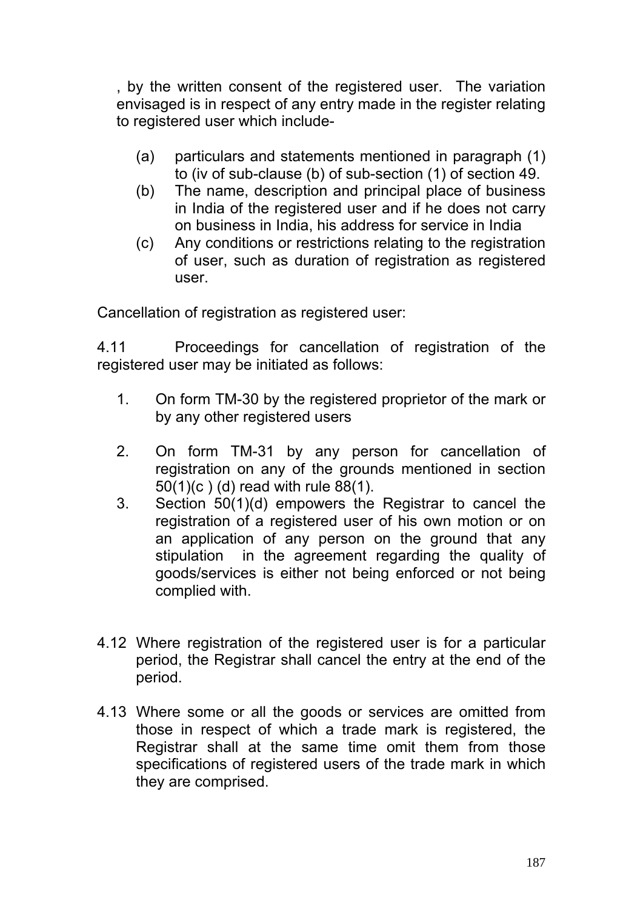, by the written consent of the registered user. The variation envisaged is in respect of any entry made in the register relating to registered user which include-

(a) particulars and statements mentioned in paragraph (1) to (iv of sub-clause (b) of sub-section (1) of section 49.
(b) The name, description and principal place of business in India of the registered user and if he does not carry on business in India, his address for service in India
(c) Any conditions or restrictions relating to the registration of user, such as duration of registration as registered user.

Cancellation of registration as registered user:

4.11 Proceedings for cancellation of registration of the registered user may be initiated as follows:

1. On form TM-30 by the registered proprietor of the mark or by any other registered users

2. On form TM-31 by any person for cancellation of registration on any of the grounds mentioned in section 50(1)(c ) (d) read with rule 88(1).
3. Section 50(1)(d) empowers the Registrar to cancel the registration of a registered user of his own motion or on an application of any person on the ground that any stipulation in the agreement regarding the quality of goods/services is either not being enforced or not being complied with.

4.12 Where registration of the registered user is for a particular period, the Registrar shall cancel the entry at the end of the period.

4.13 Where some or all the goods or services are omitted from those in respect of which a trade mark is registered, the Registrar shall at the same time omit them from those specifications of registered users of the trade mark in which they are comprised.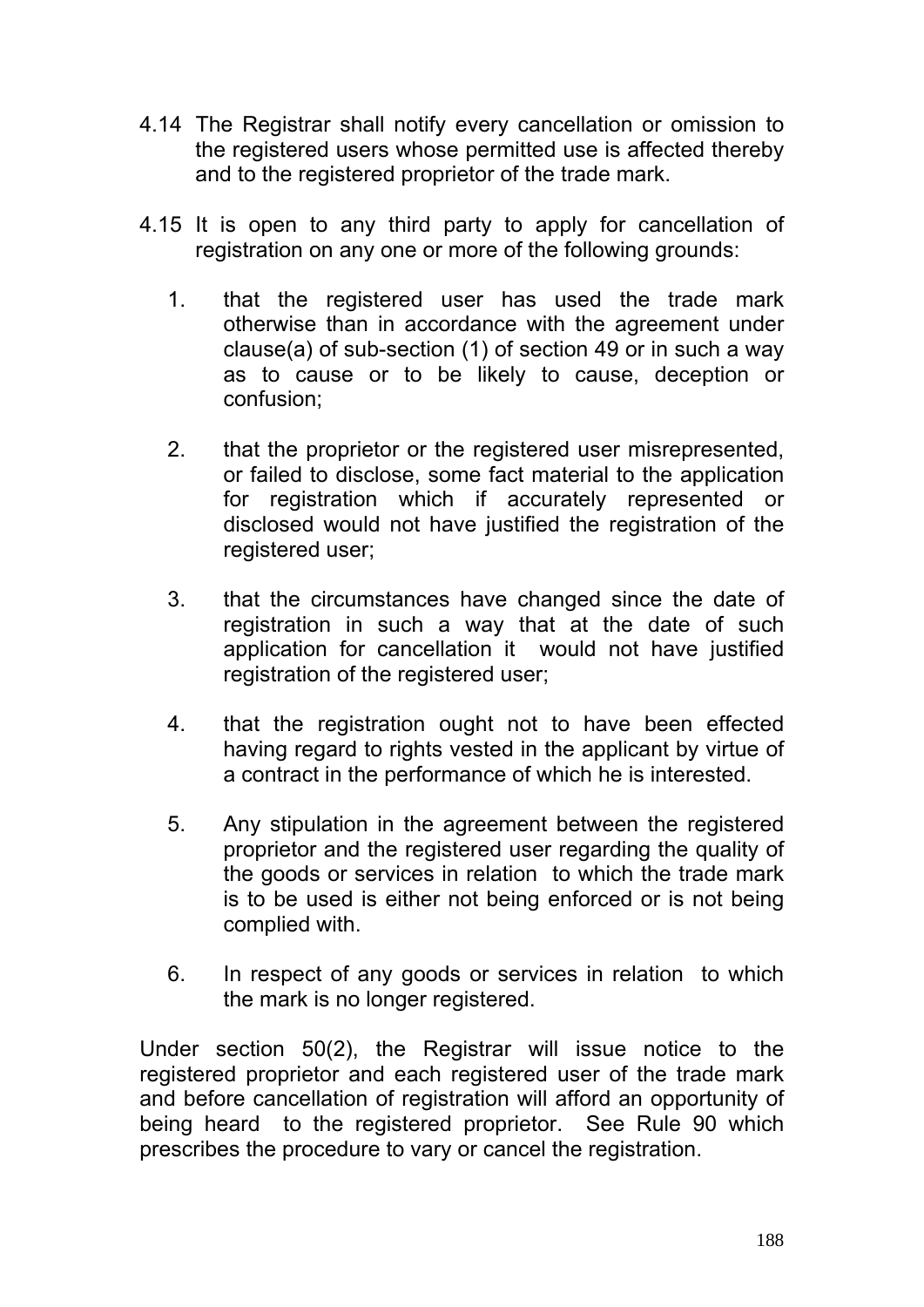4.14 The Registrar shall notify every cancellation or omission to the registered users whose permitted use is affected thereby and to the registered proprietor of the trade mark.

4.15 It is open to any third party to apply for cancellation of registration on any one or more of the following grounds:

1. that the registered user has used the trade mark otherwise than in accordance with the agreement under clause(a) of sub-section (1) of section 49 or in such a way as to cause or to be likely to cause, deception or confusion;

2. that the proprietor or the registered user misrepresented, or failed to disclose, some fact material to the application for registration which if accurately represented or disclosed would not have justified the registration of the registered user;

3. that the circumstances have changed since the date of registration in such a way that at the date of such application for cancellation it would not have justified registration of the registered user;

4. that the registration ought not to have been effected having regard to rights vested in the applicant by virtue of a contract in the performance of which he is interested.

5. Any stipulation in the agreement between the registered proprietor and the registered user regarding the quality of the goods or services in relation to which the trade mark is to be used is either not being enforced or is not being complied with.

6. In respect of any goods or services in relation to which the mark is no longer registered.

Under section 50(2), the Registrar will issue notice to the registered proprietor and each registered user of the trade mark and before cancellation of registration will afford an opportunity of being heard to the registered proprietor. See Rule 90 which prescribes the procedure to vary or cancel the registration.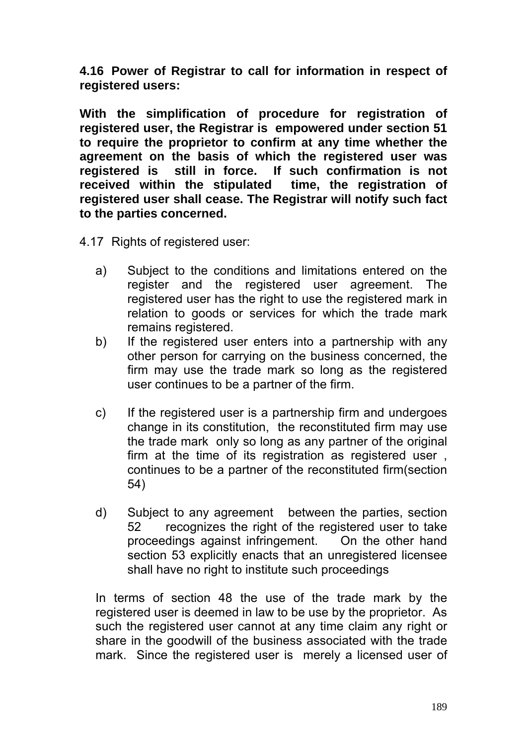**4.16 Power of Registrar to call for information in respect of registered users:**

**With the simplification of procedure for registration of registered user, the Registrar is empowered under section 51 to require the proprietor to confirm at any time whether the agreement on the basis of which the registered user was registered is still in force. If such confirmation is not received within the stipulated time, the registration of registered user shall cease. The Registrar will notify such fact to the parties concerned.**

4.17 Rights of registered user:

a) Subject to the conditions and limitations entered on the register and the registered user agreement. The registered user has the right to use the registered mark in relation to goods or services for which the trade mark remains registered.

b) If the registered user enters into a partnership with any other person for carrying on the business concerned, the firm may use the trade mark so long as the registered user continues to be a partner of the firm.

c) If the registered user is a partnership firm and undergoes change in its constitution, the reconstituted firm may use the trade mark only so long as any partner of the original firm at the time of its registration as registered user , continues to be a partner of the reconstituted firm(section 54)

d) Subject to any agreement between the parties, section 52 recognizes the right of the registered user to take proceedings against infringement. On the other hand section 53 explicitly enacts that an unregistered licensee shall have no right to institute such proceedings

In terms of section 48 the use of the trade mark by the registered user is deemed in law to be use by the proprietor. As such the registered user cannot at any time claim any right or share in the goodwill of the business associated with the trade mark. Since the registered user is merely a licensed user of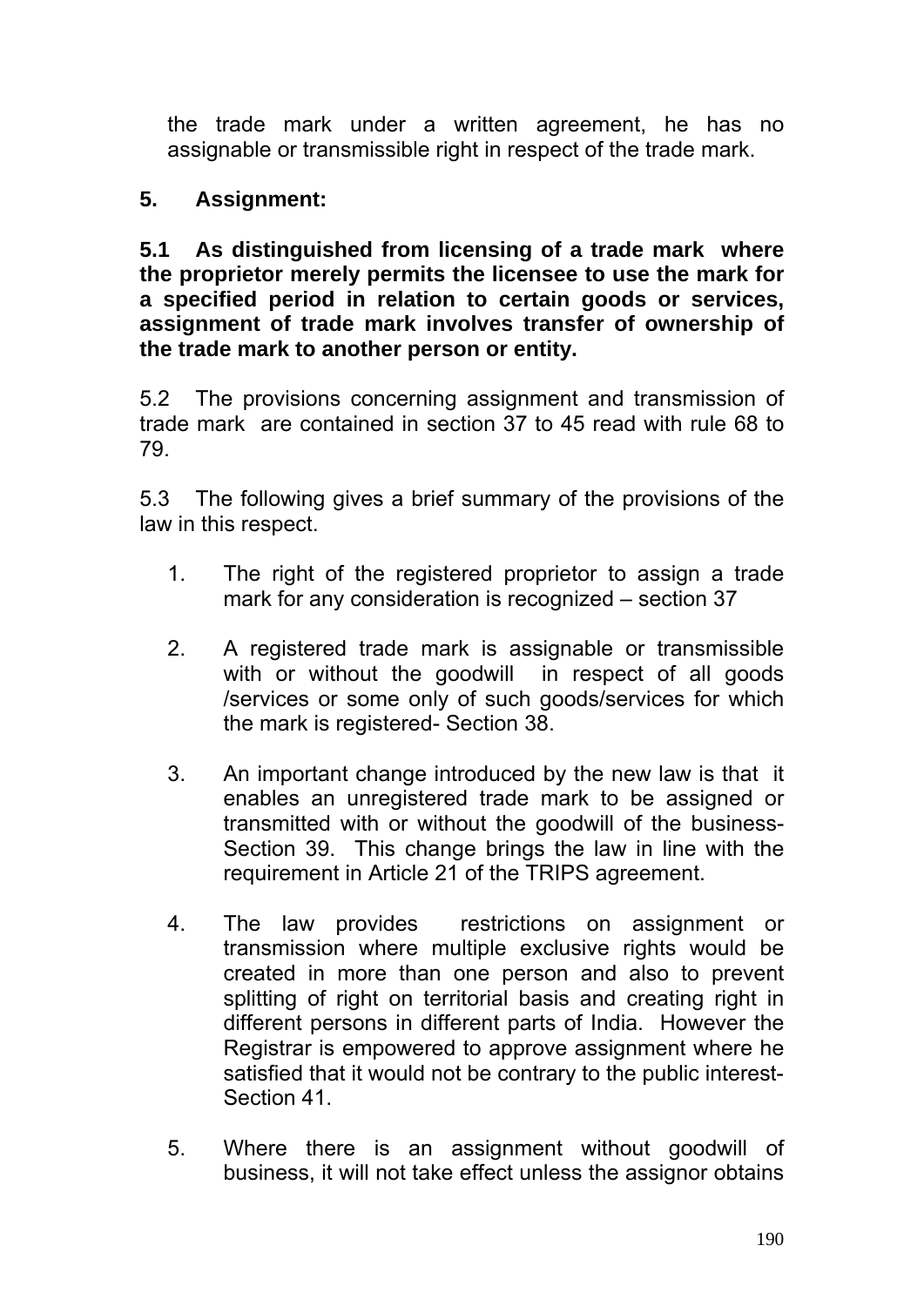the trade mark under a written agreement, he has no assignable or transmissible right in respect of the trade mark.

**5. Assignment:**

**5.1 As distinguished from licensing of a trade mark where the proprietor merely permits the licensee to use the mark for a specified period in relation to certain goods or services, assignment of trade mark involves transfer of ownership of the trade mark to another person or entity.**

5.2 The provisions concerning assignment and transmission of trade mark are contained in section 37 to 45 read with rule 68 to 79.

5.3 The following gives a brief summary of the provisions of the law in this respect.

1. The right of the registered proprietor to assign a trade mark for any consideration is recognized – section 37

2. A registered trade mark is assignable or transmissible with or without the goodwill in respect of all goods /services or some only of such goods/services for which the mark is registered- Section 38.

3. An important change introduced by the new law is that it enables an unregistered trade mark to be assigned or transmitted with or without the goodwill of the business- Section 39. This change brings the law in line with the requirement in Article 21 of the TRIPS agreement.

4. The law provides restrictions on assignment or transmission where multiple exclusive rights would be created in more than one person and also to prevent splitting of right on territorial basis and creating right in different persons in different parts of India. However the Registrar is empowered to approve assignment where he satisfied that it would not be contrary to the public interest- Section 41.

5. Where there is an assignment without goodwill of business, it will not take effect unless the assignor obtains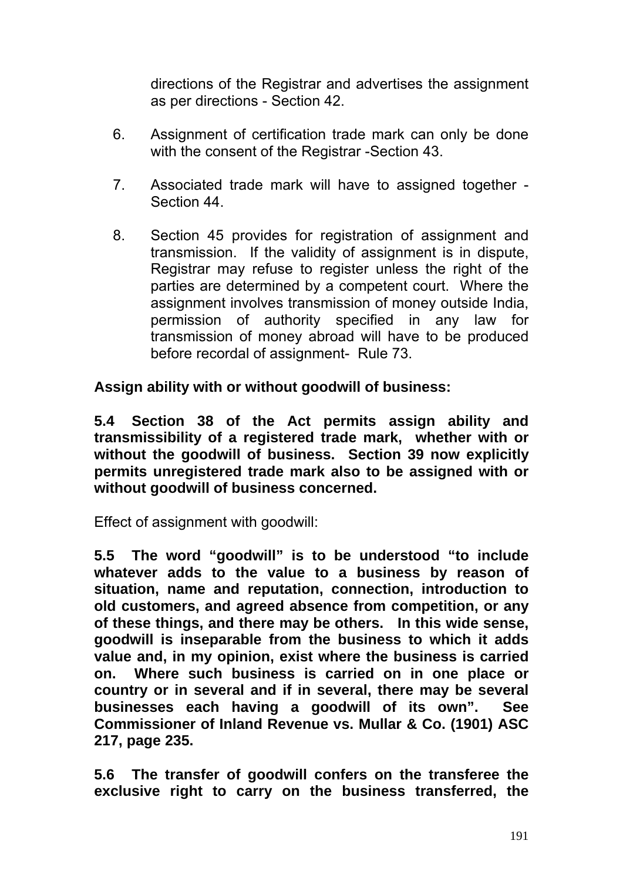directions of the Registrar and advertises the assignment as per directions - Section 42.

6. Assignment of certification trade mark can only be done with the consent of the Registrar -Section 43.

7. Associated trade mark will have to assigned together - Section 44.

8. Section 45 provides for registration of assignment and transmission. If the validity of assignment is in dispute, Registrar may refuse to register unless the right of the parties are determined by a competent court. Where the assignment involves transmission of money outside India, permission of authority specified in any law for transmission of money abroad will have to be produced before recordal of assignment- Rule 73.

**Assign ability with or without goodwill of business:**

**5.4 Section 38 of the Act permits assign ability and transmissibility of a registered trade mark, whether with or without the goodwill of business. Section 39 now explicitly permits unregistered trade mark also to be assigned with or without goodwill of business concerned.**

Effect of assignment with goodwill:

**5.5 The word "goodwill" is to be understood "to include whatever adds to the value to a business by reason of situation, name and reputation, connection, introduction to old customers, and agreed absence from competition, or any of these things, and there may be others. In this wide sense, goodwill is inseparable from the business to which it adds value and, in my opinion, exist where the business is carried on. Where such business is carried on in one place or country or in several and if in several, there may be several businesses each having a goodwill of its own". See Commissioner of Inland Revenue vs. Mullar & Co. (1901) ASC 217, page 235.**

**5.6 The transfer of goodwill confers on the transferee the exclusive right to carry on the business transferred, the**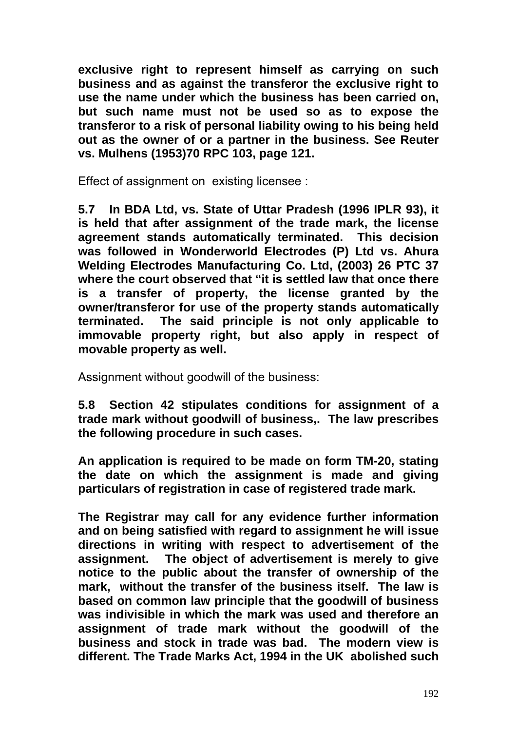**exclusive right to represent himself as carrying on such business and as against the transferor the exclusive right to use the name under which the business has been carried on, but such name must not be used so as to expose the transferor to a risk of personal liability owing to his being held out as the owner of or a partner in the business. See Reuter vs. Mulhens (1953)70 RPC 103, page 121.**

Effect of assignment on existing licensee :

**5.7 In BDA Ltd, vs. State of Uttar Pradesh (1996 IPLR 93), it is held that after assignment of the trade mark, the license agreement stands automatically terminated. This decision was followed in Wonderworld Electrodes (P) Ltd vs. Ahura Welding Electrodes Manufacturing Co. Ltd, (2003) 26 PTC 37 where the court observed that "it is settled law that once there is a transfer of property, the license granted by the owner/transferor for use of the property stands automatically terminated. The said principle is not only applicable to immovable property right, but also apply in respect of movable property as well.**

Assignment without goodwill of the business:

**5.8 Section 42 stipulates conditions for assignment of a trade mark without goodwill of business,. The law prescribes the following procedure in such cases.**

**An application is required to be made on form TM-20, stating the date on which the assignment is made and giving particulars of registration in case of registered trade mark.**

**The Registrar may call for any evidence further information and on being satisfied with regard to assignment he will issue directions in writing with respect to advertisement of the assignment. The object of advertisement is merely to give notice to the public about the transfer of ownership of the mark, without the transfer of the business itself. The law is based on common law principle that the goodwill of business was indivisible in which the mark was used and therefore an assignment of trade mark without the goodwill of the business and stock in trade was bad. The modern view is different. The Trade Marks Act, 1994 in the UK abolished such**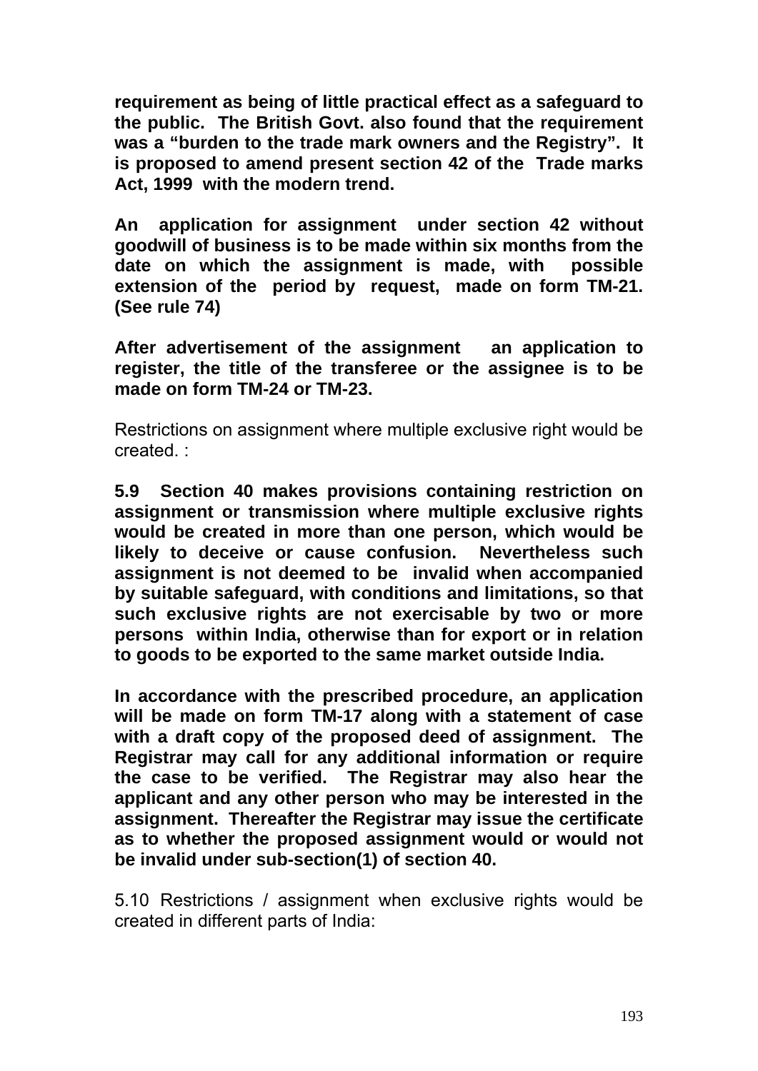**requirement as being of little practical effect as a safeguard to the public. The British Govt. also found that the requirement was a "burden to the trade mark owners and the Registry". It is proposed to amend present section 42 of the Trade marks Act, 1999 with the modern trend.**

**An application for assignment under section 42 without goodwill of business is to be made within six months from the date on which the assignment is made, with possible extension of the period by request, made on form TM-21. (See rule 74)**

**After advertisement of the assignment an application to register, the title of the transferee or the assignee is to be made on form TM-24 or TM-23.**

Restrictions on assignment where multiple exclusive right would be created. :

**5.9 Section 40 makes provisions containing restriction on assignment or transmission where multiple exclusive rights would be created in more than one person, which would be likely to deceive or cause confusion. Nevertheless such assignment is not deemed to be invalid when accompanied by suitable safeguard, with conditions and limitations, so that such exclusive rights are not exercisable by two or more persons within India, otherwise than for export or in relation to goods to be exported to the same market outside India.**

**In accordance with the prescribed procedure, an application will be made on form TM-17 along with a statement of case with a draft copy of the proposed deed of assignment. The Registrar may call for any additional information or require the case to be verified. The Registrar may also hear the applicant and any other person who may be interested in the assignment. Thereafter the Registrar may issue the certificate as to whether the proposed assignment would or would not be invalid under sub-section(1) of section 40.**

5.10 Restrictions / assignment when exclusive rights would be created in different parts of India: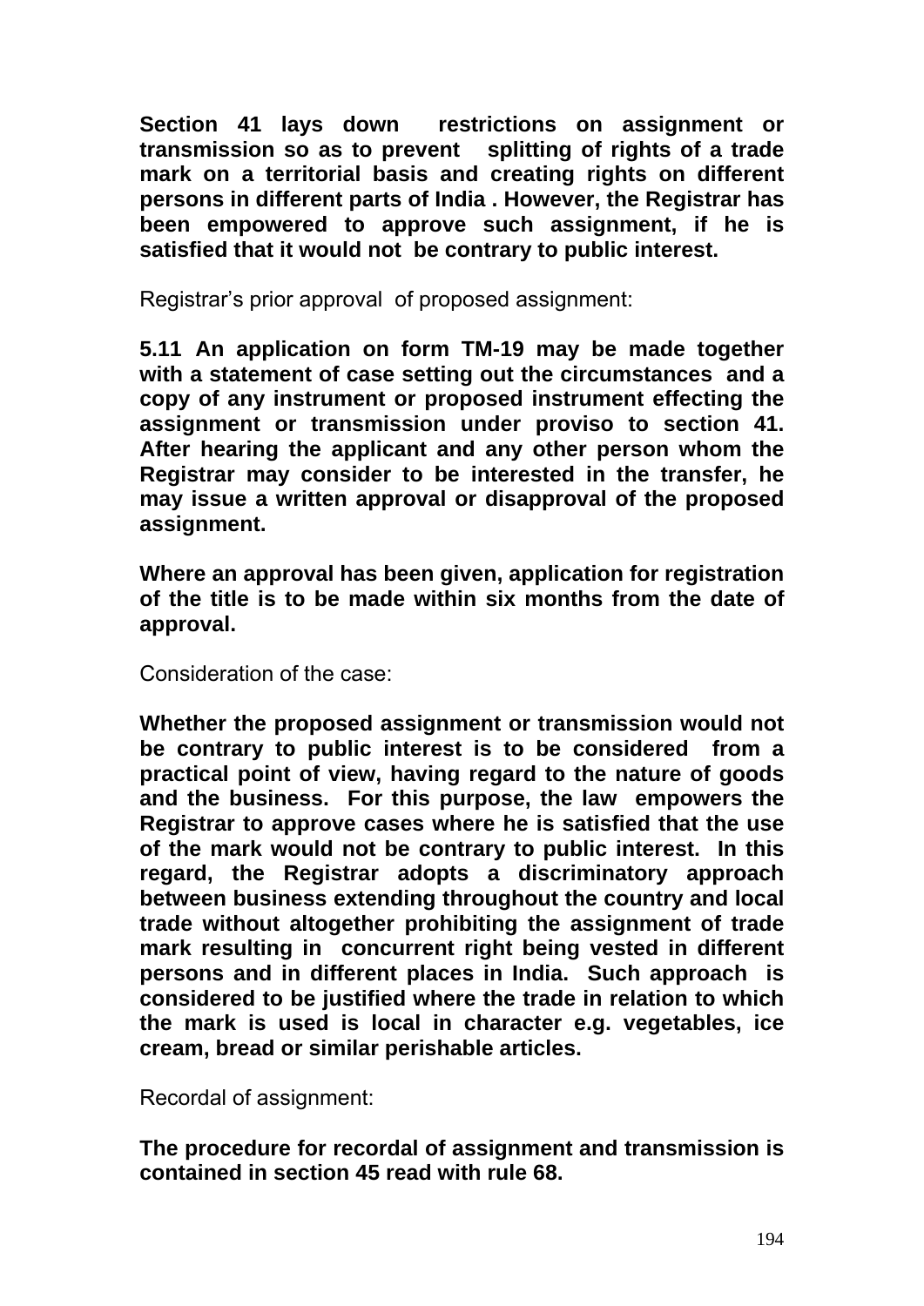**Section 41 lays down restrictions on assignment or transmission so as to prevent splitting of rights of a trade mark on a territorial basis and creating rights on different persons in different parts of India . However, the Registrar has been empowered to approve such assignment, if he is satisfied that it would not be contrary to public interest.**

Registrar's prior approval of proposed assignment:

**5.11 An application on form TM-19 may be made together with a statement of case setting out the circumstances and a copy of any instrument or proposed instrument effecting the assignment or transmission under proviso to section 41. After hearing the applicant and any other person whom the Registrar may consider to be interested in the transfer, he may issue a written approval or disapproval of the proposed assignment.**

**Where an approval has been given, application for registration of the title is to be made within six months from the date of approval.**

Consideration of the case:

**Whether the proposed assignment or transmission would not be contrary to public interest is to be considered from a practical point of view, having regard to the nature of goods and the business. For this purpose, the law empowers the Registrar to approve cases where he is satisfied that the use of the mark would not be contrary to public interest. In this regard, the Registrar adopts a discriminatory approach between business extending throughout the country and local trade without altogether prohibiting the assignment of trade mark resulting in concurrent right being vested in different persons and in different places in India. Such approach is considered to be justified where the trade in relation to which the mark is used is local in character e.g. vegetables, ice cream, bread or similar perishable articles.**

Recordal of assignment:

**The procedure for recordal of assignment and transmission is contained in section 45 read with rule 68.**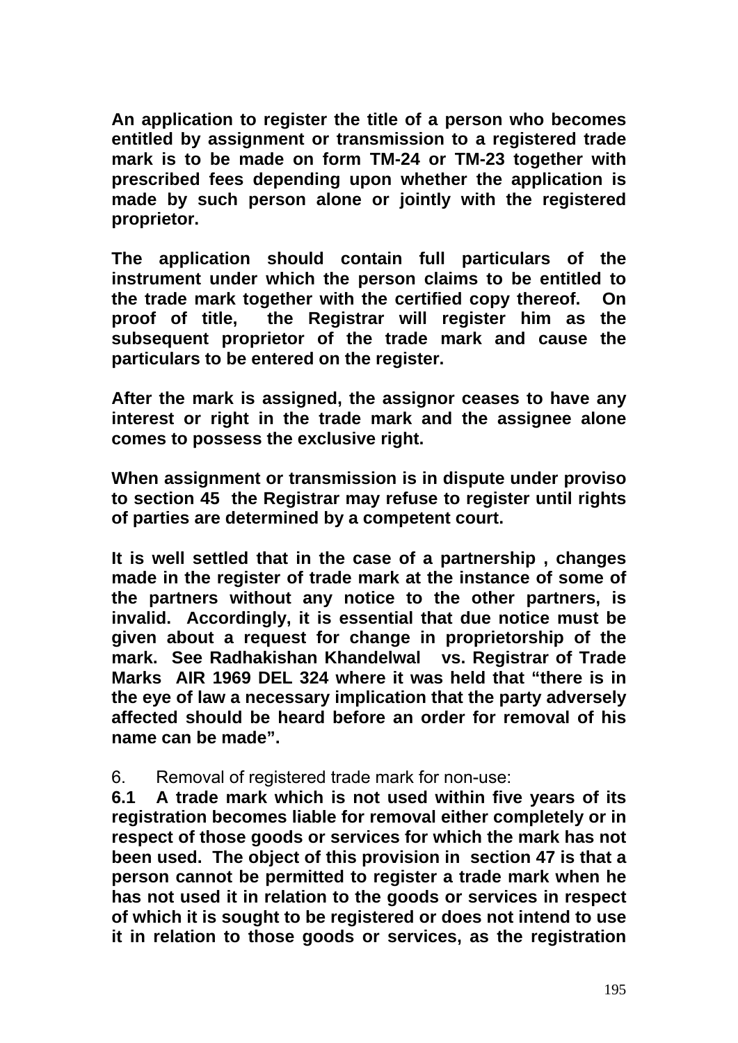**An application to register the title of a person who becomes entitled by assignment or transmission to a registered trade mark is to be made on form TM-24 or TM-23 together with prescribed fees depending upon whether the application is made by such person alone or jointly with the registered proprietor.**

**The application should contain full particulars of the instrument under which the person claims to be entitled to the trade mark together with the certified copy thereof. On proof of title, the Registrar will register him as the subsequent proprietor of the trade mark and cause the particulars to be entered on the register.**

**After the mark is assigned, the assignor ceases to have any interest or right in the trade mark and the assignee alone comes to possess the exclusive right.**

**When assignment or transmission is in dispute under proviso to section 45 the Registrar may refuse to register until rights of parties are determined by a competent court.**

**It is well settled that in the case of a partnership , changes made in the register of trade mark at the instance of some of the partners without any notice to the other partners, is invalid. Accordingly, it is essential that due notice must be given about a request for change in proprietorship of the mark. See Radhakishan Khandelwal vs. Registrar of Trade Marks AIR 1969 DEL 324 where it was held that "there is in the eye of law a necessary implication that the party adversely affected should be heard before an order for removal of his name can be made".**

6. Removal of registered trade mark for non-use:

**6.1 A trade mark which is not used within five years of its registration becomes liable for removal either completely or in respect of those goods or services for which the mark has not been used. The object of this provision in section 47 is that a person cannot be permitted to register a trade mark when he has not used it in relation to the goods or services in respect of which it is sought to be registered or does not intend to use it in relation to those goods or services, as the registration**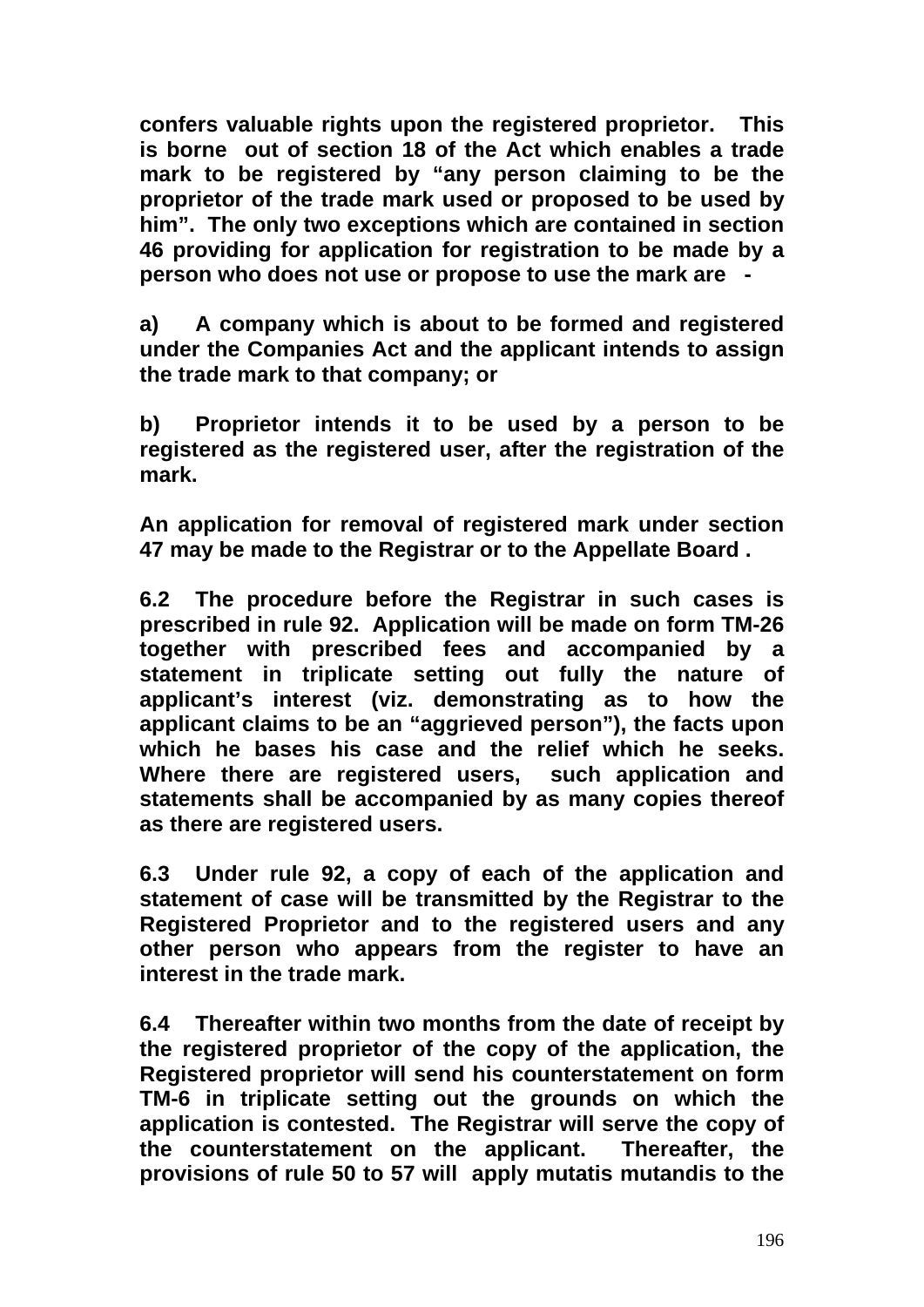**confers valuable rights upon the registered proprietor. This is borne out of section 18 of the Act which enables a trade mark to be registered by "any person claiming to be the proprietor of the trade mark used or proposed to be used by him". The only two exceptions which are contained in section 46 providing for application for registration to be made by a person who does not use or propose to use the mark are -**

**a) A company which is about to be formed and registered under the Companies Act and the applicant intends to assign the trade mark to that company; or**

**b) Proprietor intends it to be used by a person to be registered as the registered user, after the registration of the mark.**

**An application for removal of registered mark under section 47 may be made to the Registrar or to the Appellate Board .**

**6.2 The procedure before the Registrar in such cases is prescribed in rule 92. Application will be made on form TM-26 together with prescribed fees and accompanied by a statement in triplicate setting out fully the nature of applicant's interest (viz. demonstrating as to how the applicant claims to be an "aggrieved person"), the facts upon which he bases his case and the relief which he seeks. Where there are registered users, such application and statements shall be accompanied by as many copies thereof as there are registered users.**

**6.3 Under rule 92, a copy of each of the application and statement of case will be transmitted by the Registrar to the Registered Proprietor and to the registered users and any other person who appears from the register to have an interest in the trade mark.**

**6.4 Thereafter within two months from the date of receipt by the registered proprietor of the copy of the application, the Registered proprietor will send his counterstatement on form TM-6 in triplicate setting out the grounds on which the application is contested. The Registrar will serve the copy of the counterstatement on the applicant. Thereafter, the provisions of rule 50 to 57 will apply mutatis mutandis to the**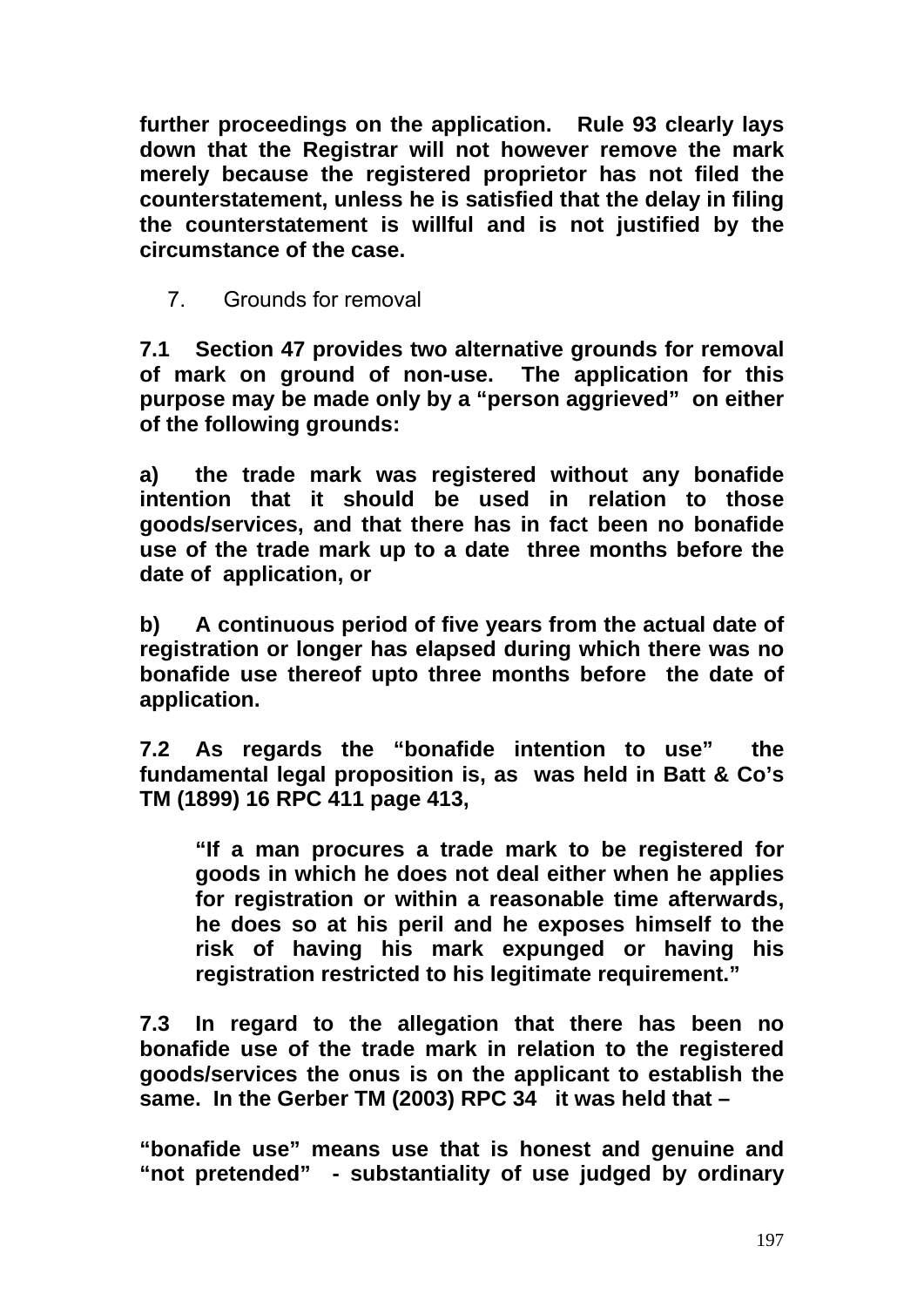**further proceedings on the application. Rule 93 clearly lays down that the Registrar will not however remove the mark merely because the registered proprietor has not filed the counterstatement, unless he is satisfied that the delay in filing the counterstatement is willful and is not justified by the circumstance of the case.**

## 7. Grounds for removal

**7.1 Section 47 provides two alternative grounds for removal of mark on ground of non-use. The application for this purpose may be made only by a "person aggrieved" on either of the following grounds:**

**a) the trade mark was registered without any bonafide intention that it should be used in relation to those goods/services, and that there has in fact been no bonafide use of the trade mark up to a date three months before the date of application, or**

**b) A continuous period of five years from the actual date of registration or longer has elapsed during which there was no bonafide use thereof upto three months before the date of application.**

**7.2 As regards the "bonafide intention to use" the fundamental legal proposition is, as was held in Batt & Co's TM (1899) 16 RPC 411 page 413,**

> **"If a man procures a trade mark to be registered for goods in which he does not deal either when he applies for registration or within a reasonable time afterwards, he does so at his peril and he exposes himself to the risk of having his mark expunged or having his registration restricted to his legitimate requirement."**

**7.3 In regard to the allegation that there has been no bonafide use of the trade mark in relation to the registered goods/services the onus is on the applicant to establish the same. In the Gerber TM (2003) RPC 34 it was held that –**

**"bonafide use" means use that is honest and genuine and "not pretended" - substantiality of use judged by ordinary**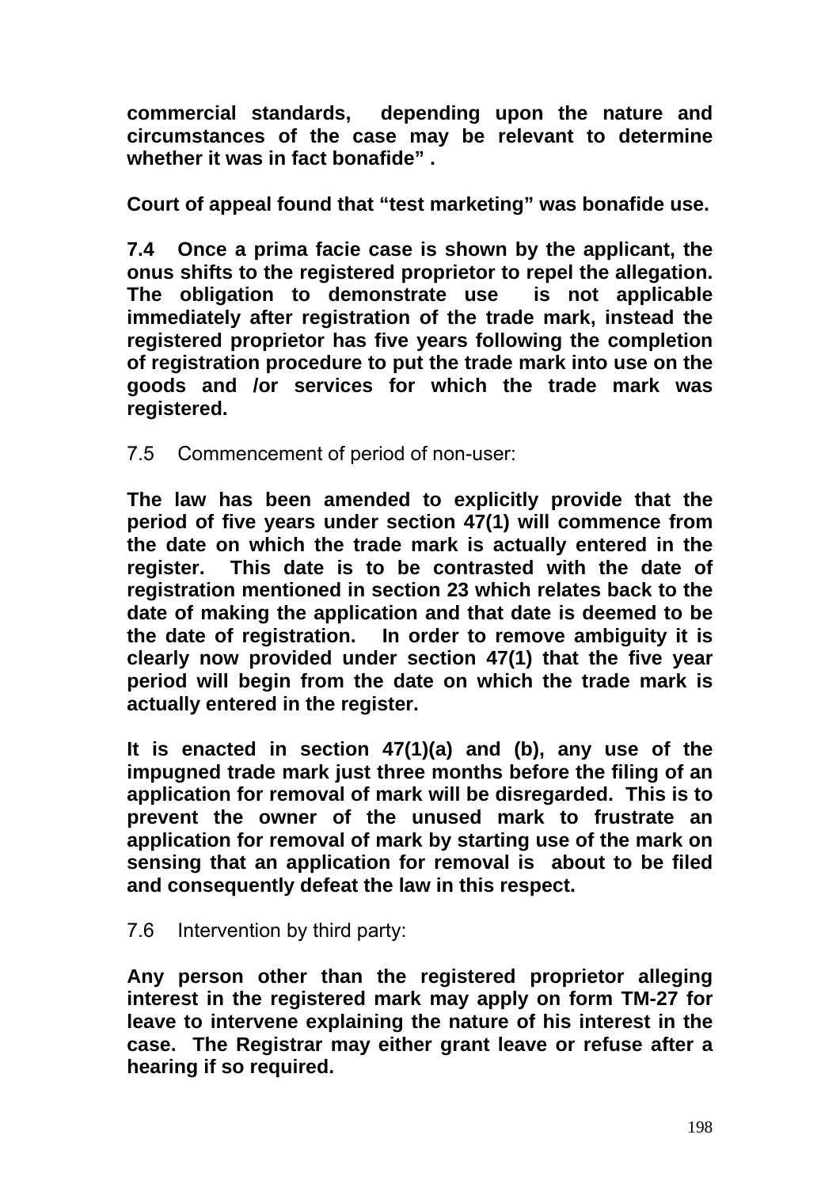**commercial standards, depending upon the nature and circumstances of the case may be relevant to determine whether it was in fact bonafide" .**

**Court of appeal found that "test marketing" was bonafide use.**

**7.4 Once a prima facie case is shown by the applicant, the onus shifts to the registered proprietor to repel the allegation. The obligation to demonstrate use is not applicable immediately after registration of the trade mark, instead the registered proprietor has five years following the completion of registration procedure to put the trade mark into use on the goods and /or services for which the trade mark was registered.**

7.5 Commencement of period of non-user:

**The law has been amended to explicitly provide that the period of five years under section 47(1) will commence from the date on which the trade mark is actually entered in the register. This date is to be contrasted with the date of registration mentioned in section 23 which relates back to the date of making the application and that date is deemed to be the date of registration. In order to remove ambiguity it is clearly now provided under section 47(1) that the five year period will begin from the date on which the trade mark is actually entered in the register.**

**It is enacted in section 47(1)(a) and (b), any use of the impugned trade mark just three months before the filing of an application for removal of mark will be disregarded. This is to prevent the owner of the unused mark to frustrate an application for removal of mark by starting use of the mark on sensing that an application for removal is about to be filed and consequently defeat the law in this respect.**

7.6 Intervention by third party:

**Any person other than the registered proprietor alleging interest in the registered mark may apply on form TM-27 for leave to intervene explaining the nature of his interest in the case. The Registrar may either grant leave or refuse after a hearing if so required.**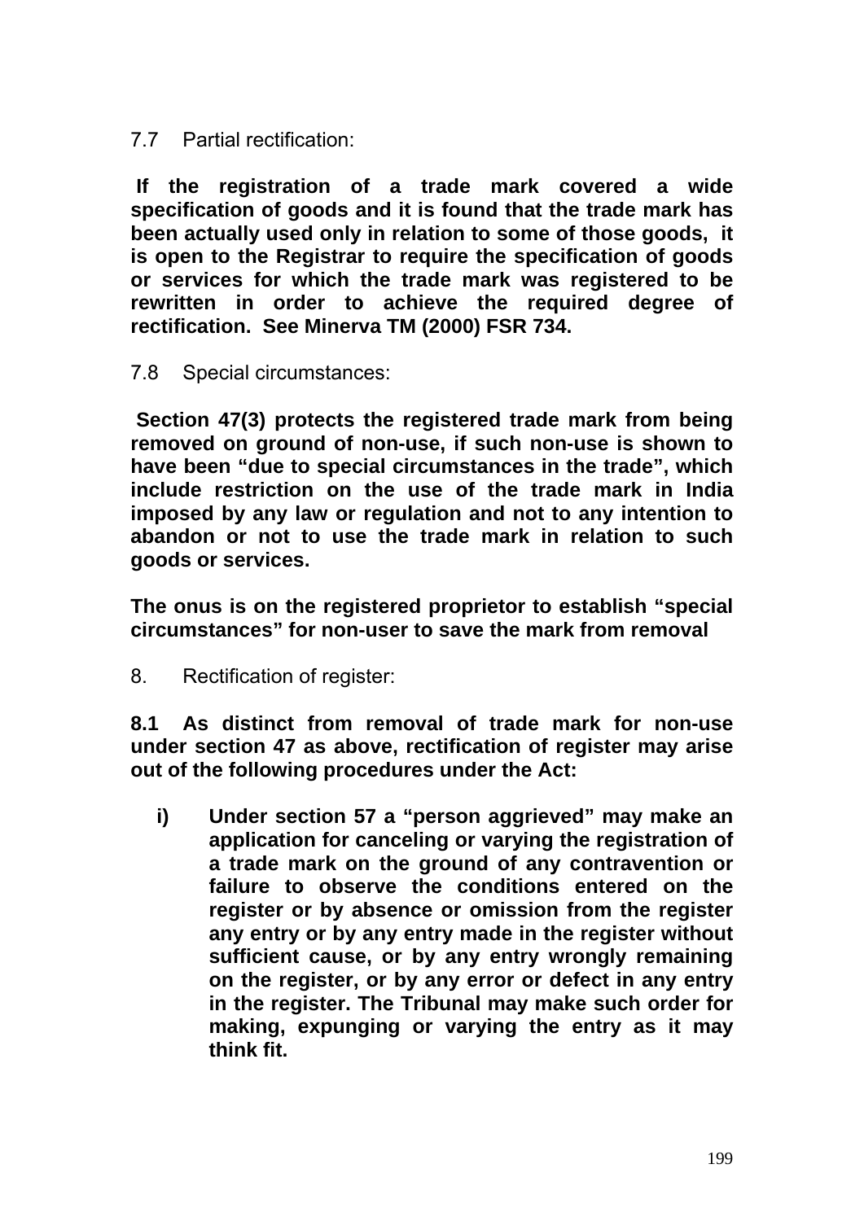7.7 Partial rectification:

**If the registration of a trade mark covered a wide specification of goods and it is found that the trade mark has been actually used only in relation to some of those goods, it is open to the Registrar to require the specification of goods or services for which the trade mark was registered to be rewritten in order to achieve the required degree of rectification. See Minerva TM (2000) FSR 734.**

7.8 Special circumstances:

**Section 47(3) protects the registered trade mark from being removed on ground of non-use, if such non-use is shown to have been "due to special circumstances in the trade", which include restriction on the use of the trade mark in India imposed by any law or regulation and not to any intention to abandon or not to use the trade mark in relation to such goods or services.**

**The onus is on the registered proprietor to establish "special circumstances" for non-user to save the mark from removal**

8. Rectification of register:

**8.1 As distinct from removal of trade mark for non-use under section 47 as above, rectification of register may arise out of the following procedures under the Act:**

**i) Under section 57 a "person aggrieved" may make an application for canceling or varying the registration of a trade mark on the ground of any contravention or failure to observe the conditions entered on the register or by absence or omission from the register any entry or by any entry made in the register without sufficient cause, or by any entry wrongly remaining on the register, or by any error or defect in any entry in the register. The Tribunal may make such order for making, expunging or varying the entry as it may think fit.**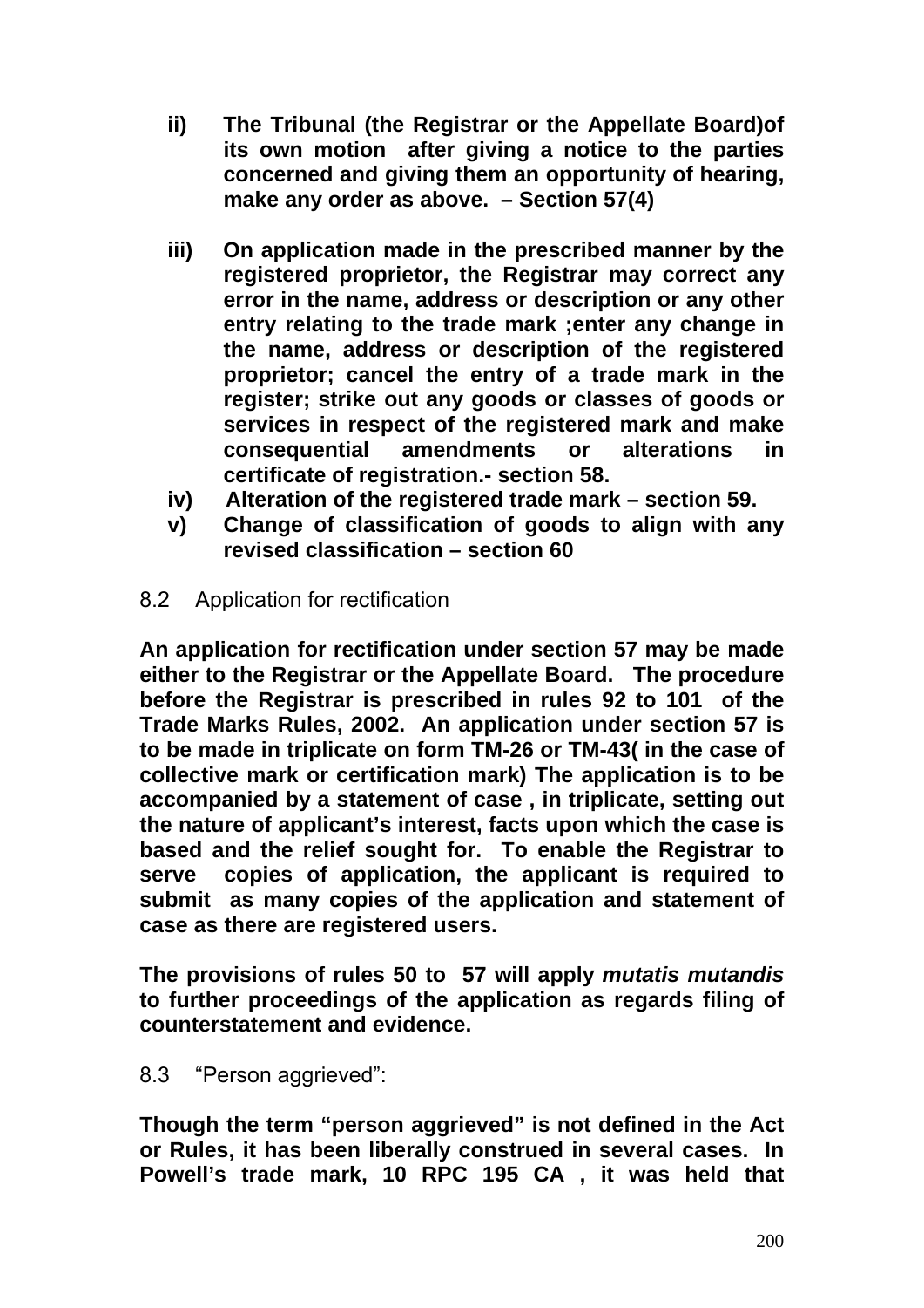**ii) The Tribunal (the Registrar or the Appellate Board)of its own motion after giving a notice to the parties concerned and giving them an opportunity of hearing, make any order as above. – Section 57(4)**

**iii) On application made in the prescribed manner by the registered proprietor, the Registrar may correct any error in the name, address or description or any other entry relating to the trade mark ;enter any change in the name, address or description of the registered proprietor; cancel the entry of a trade mark in the register; strike out any goods or classes of goods or services in respect of the registered mark and make consequential amendments or alterations in certificate of registration.- section 58.**

**iv) Alteration of the registered trade mark – section 59.**

**v) Change of classification of goods to align with any revised classification – section 60**

8.2 Application for rectification

**An application for rectification under section 57 may be made either to the Registrar or the Appellate Board. The procedure before the Registrar is prescribed in rules 92 to 101 of the Trade Marks Rules, 2002. An application under section 57 is to be made in triplicate on form TM-26 or TM-43( in the case of collective mark or certification mark) The application is to be accompanied by a statement of case , in triplicate, setting out the nature of applicant's interest, facts upon which the case is based and the relief sought for. To enable the Registrar to serve copies of application, the applicant is required to submit as many copies of the application and statement of case as there are registered users.**

**The provisions of rules 50 to 57 will apply *mutatis mutandis* to further proceedings of the application as regards filing of counterstatement and evidence.**

8.3 "Person aggrieved":

**Though the term "person aggrieved" is not defined in the Act or Rules, it has been liberally construed in several cases. In Powell's trade mark, 10 RPC 195 CA , it was held that**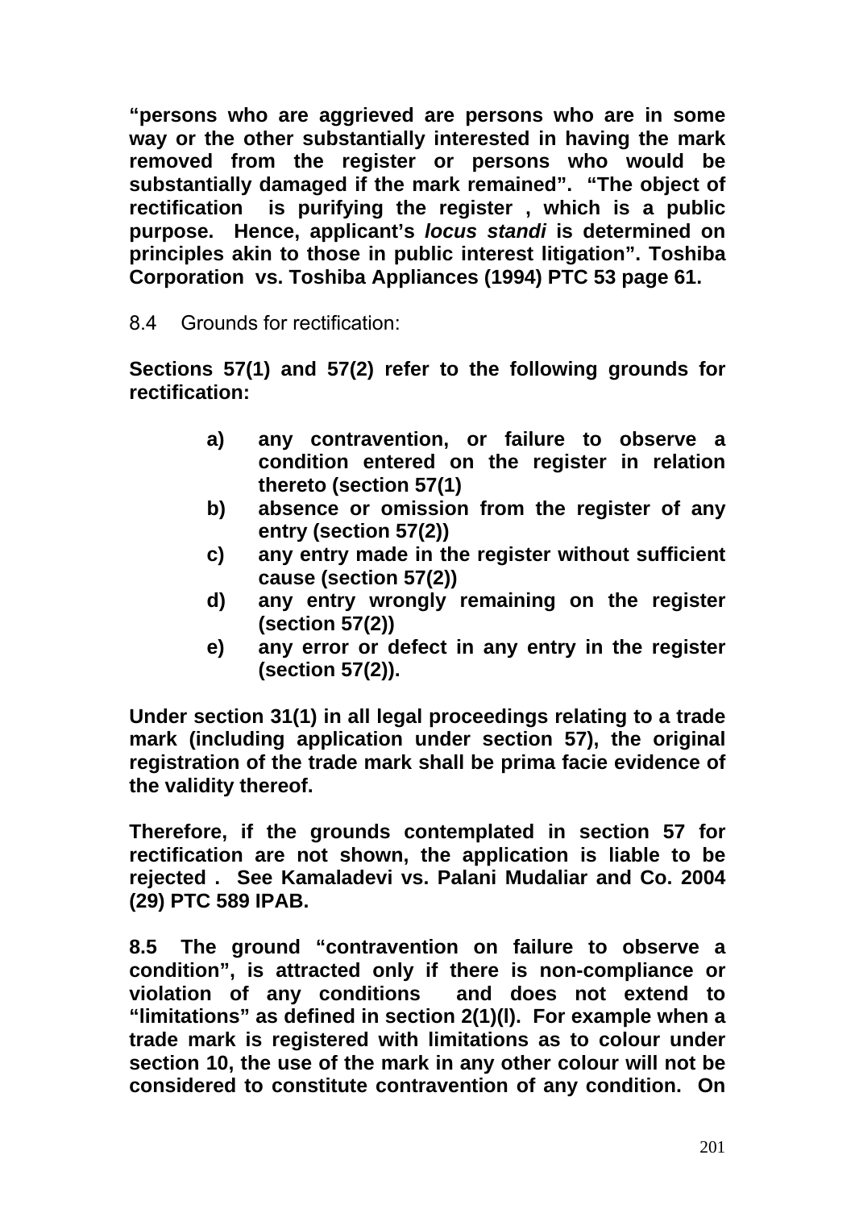**"persons who are aggrieved are persons who are in some way or the other substantially interested in having the mark removed from the register or persons who would be substantially damaged if the mark remained". "The object of rectification is purifying the register , which is a public purpose. Hence, applicant's *locus standi* is determined on principles akin to those in public interest litigation". Toshiba Corporation vs. Toshiba Appliances (1994) PTC 53 page 61.**

8.4 Grounds for rectification:

**Sections 57(1) and 57(2) refer to the following grounds for rectification:**

> **a) any contravention, or failure to observe a condition entered on the register in relation thereto (section 57(1)**
>
> **b) absence or omission from the register of any entry (section 57(2))**
>
> **c) any entry made in the register without sufficient cause (section 57(2))**
>
> **d) any entry wrongly remaining on the register (section 57(2))**
>
> **e) any error or defect in any entry in the register (section 57(2)).**

**Under section 31(1) in all legal proceedings relating to a trade mark (including application under section 57), the original registration of the trade mark shall be prima facie evidence of the validity thereof.**

**Therefore, if the grounds contemplated in section 57 for rectification are not shown, the application is liable to be rejected . See Kamaladevi vs. Palani Mudaliar and Co. 2004 (29) PTC 589 IPAB.**

**8.5 The ground "contravention on failure to observe a condition", is attracted only if there is non-compliance or violation of any conditions and does not extend to "limitations" as defined in section 2(1)(l). For example when a trade mark is registered with limitations as to colour under section 10, the use of the mark in any other colour will not be considered to constitute contravention of any condition. On**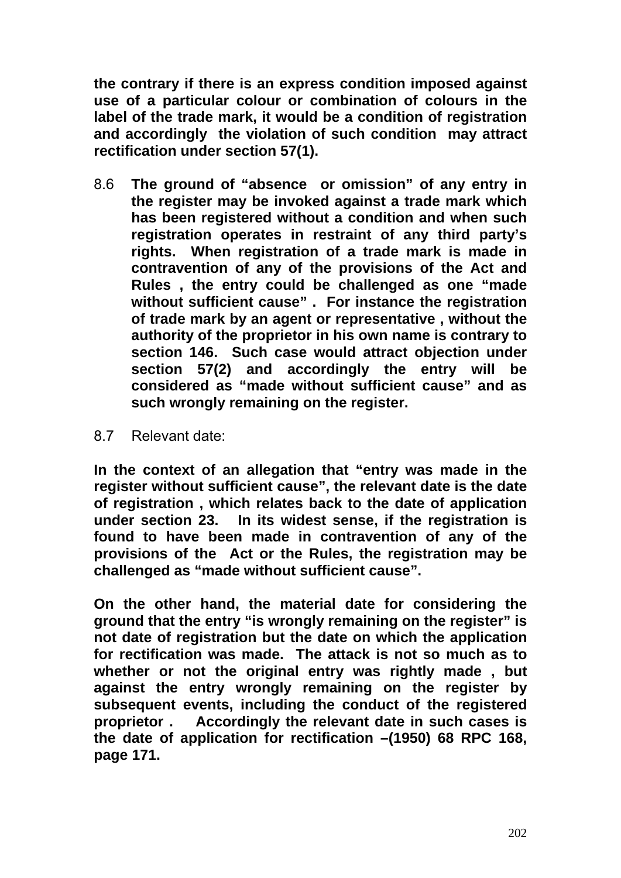**the contrary if there is an express condition imposed against use of a particular colour or combination of colours in the label of the trade mark, it would be a condition of registration and accordingly the violation of such condition may attract rectification under section 57(1).**

8.6 **The ground of "absence or omission" of any entry in the register may be invoked against a trade mark which has been registered without a condition and when such registration operates in restraint of any third party's rights. When registration of a trade mark is made in contravention of any of the provisions of the Act and Rules , the entry could be challenged as one "made without sufficient cause" . For instance the registration of trade mark by an agent or representative , without the authority of the proprietor in his own name is contrary to section 146. Such case would attract objection under section 57(2) and accordingly the entry will be considered as "made without sufficient cause" and as such wrongly remaining on the register.**

8.7 Relevant date:

**In the context of an allegation that "entry was made in the register without sufficient cause", the relevant date is the date of registration , which relates back to the date of application under section 23. In its widest sense, if the registration is found to have been made in contravention of any of the provisions of the Act or the Rules, the registration may be challenged as "made without sufficient cause".**

**On the other hand, the material date for considering the ground that the entry "is wrongly remaining on the register" is not date of registration but the date on which the application for rectification was made. The attack is not so much as to whether or not the original entry was rightly made , but against the entry wrongly remaining on the register by subsequent events, including the conduct of the registered proprietor . Accordingly the relevant date in such cases is the date of application for rectification –(1950) 68 RPC 168, page 171.**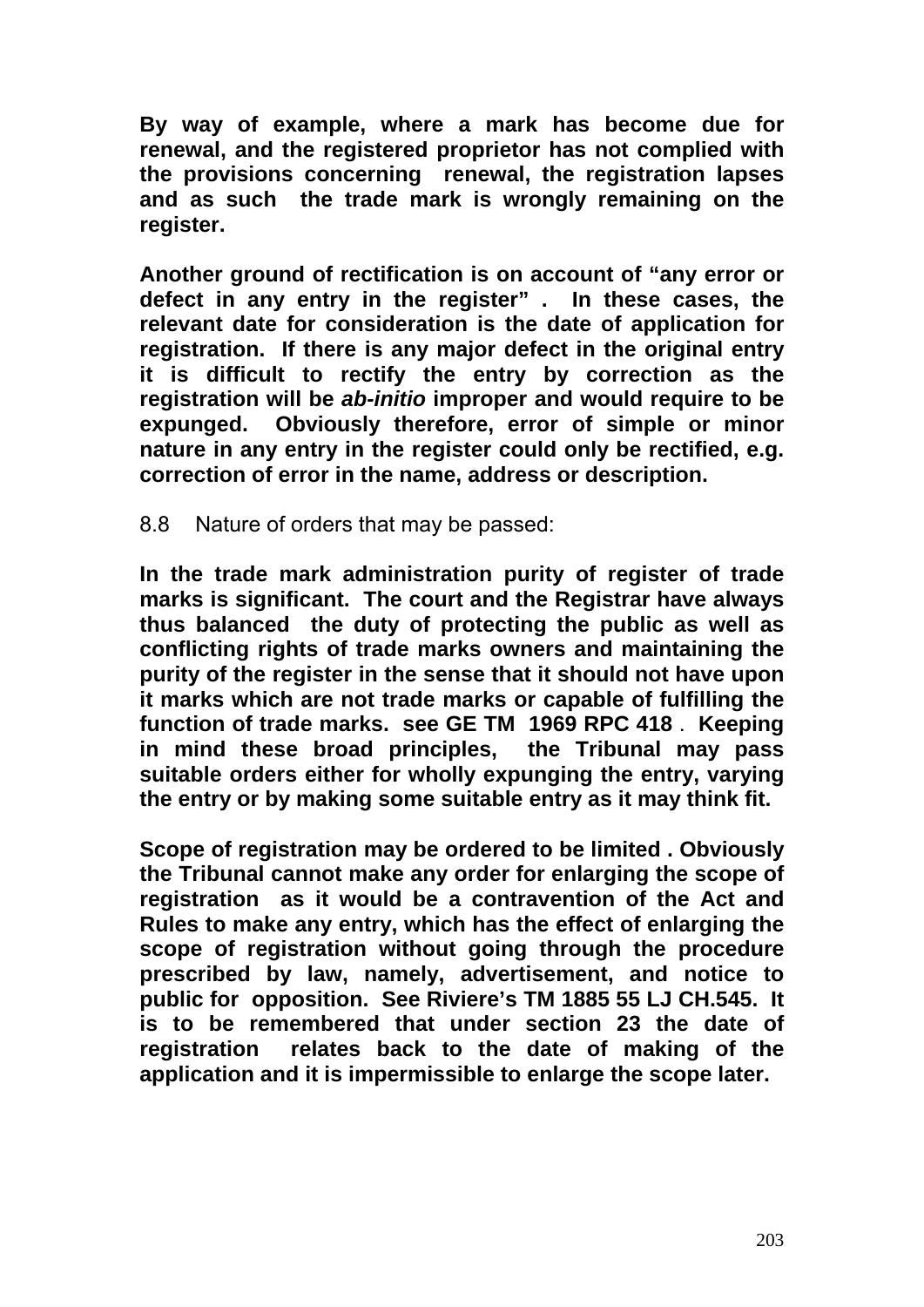**By way of example, where a mark has become due for renewal, and the registered proprietor has not complied with the provisions concerning renewal, the registration lapses and as such the trade mark is wrongly remaining on the register.**

**Another ground of rectification is on account of "any error or defect in any entry in the register". In these cases, the relevant date for consideration is the date of application for registration. If there is any major defect in the original entry it is difficult to rectify the entry by correction as the registration will be *ab-initio* improper and would require to be expunged. Obviously therefore, error of simple or minor nature in any entry in the register could only be rectified, e.g. correction of error in the name, address or description.**

8.8 Nature of orders that may be passed:

**In the trade mark administration purity of register of trade marks is significant. The court and the Registrar have always thus balanced the duty of protecting the public as well as conflicting rights of trade marks owners and maintaining the purity of the register in the sense that it should not have upon it marks which are not trade marks or capable of fulfilling the function of trade marks. see GE TM 1969 RPC 418. Keeping in mind these broad principles, the Tribunal may pass suitable orders either for wholly expunging the entry, varying the entry or by making some suitable entry as it may think fit.**

**Scope of registration may be ordered to be limited. Obviously the Tribunal cannot make any order for enlarging the scope of registration as it would be a contravention of the Act and Rules to make any entry, which has the effect of enlarging the scope of registration without going through the procedure prescribed by law, namely, advertisement, and notice to public for opposition. See Riviere's TM 1885 55 LJ CH.545. It is to be remembered that under section 23 the date of registration relates back to the date of making of the application and it is impermissible to enlarge the scope later.**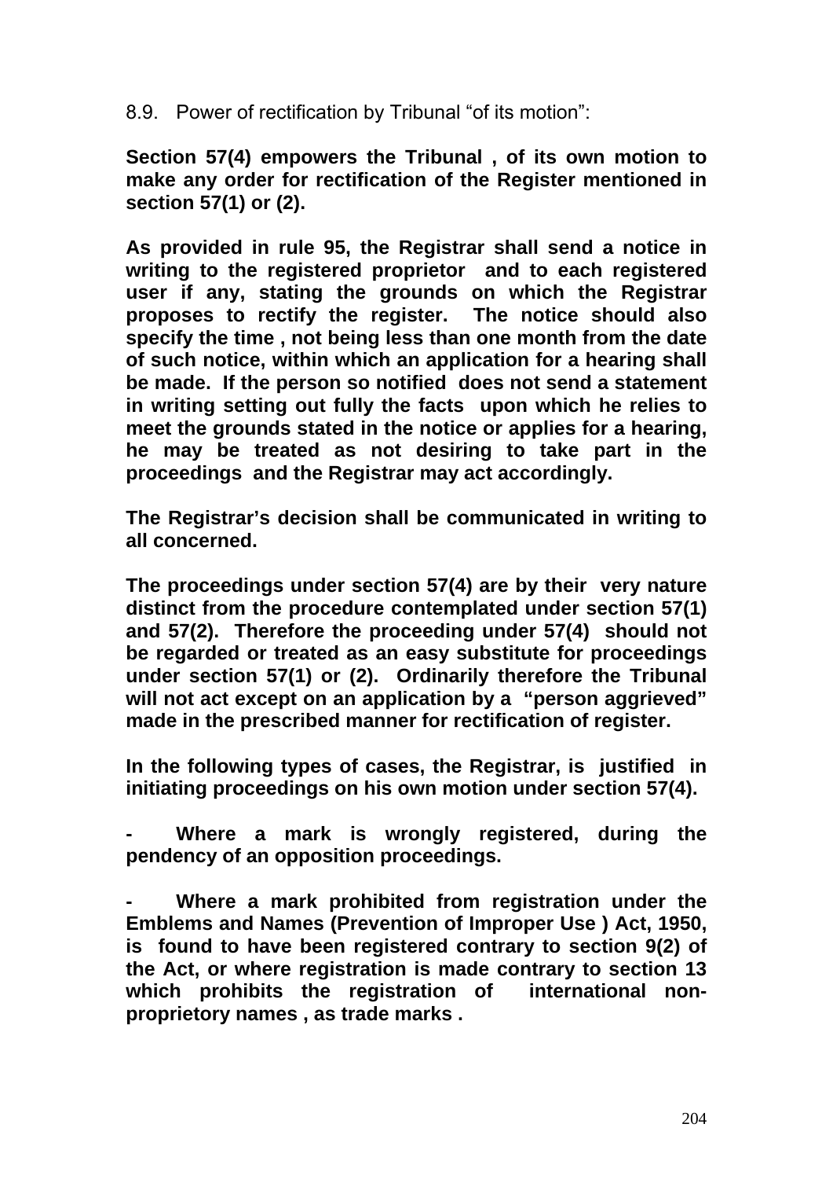8.9. Power of rectification by Tribunal “of its motion”:

**Section 57(4) empowers the Tribunal , of its own motion to make any order for rectification of the Register mentioned in section 57(1) or (2).**

**As provided in rule 95, the Registrar shall send a notice in writing to the registered proprietor and to each registered user if any, stating the grounds on which the Registrar proposes to rectify the register. The notice should also specify the time , not being less than one month from the date of such notice, within which an application for a hearing shall be made. If the person so notified does not send a statement in writing setting out fully the facts upon which he relies to meet the grounds stated in the notice or applies for a hearing, he may be treated as not desiring to take part in the proceedings and the Registrar may act accordingly.**

**The Registrar’s decision shall be communicated in writing to all concerned.**

**The proceedings under section 57(4) are by their very nature distinct from the procedure contemplated under section 57(1) and 57(2). Therefore the proceeding under 57(4) should not be regarded or treated as an easy substitute for proceedings under section 57(1) or (2). Ordinarily therefore the Tribunal will not act except on an application by a “person aggrieved” made in the prescribed manner for rectification of register.**

**In the following types of cases, the Registrar, is justified in initiating proceedings on his own motion under section 57(4).**

- **Where a mark is wrongly registered, during the pendency of an opposition proceedings.**

- **Where a mark prohibited from registration under the Emblems and Names (Prevention of Improper Use ) Act, 1950, is found to have been registered contrary to section 9(2) of the Act, or where registration is made contrary to section 13 which prohibits the registration of international non-proprietory names , as trade marks .**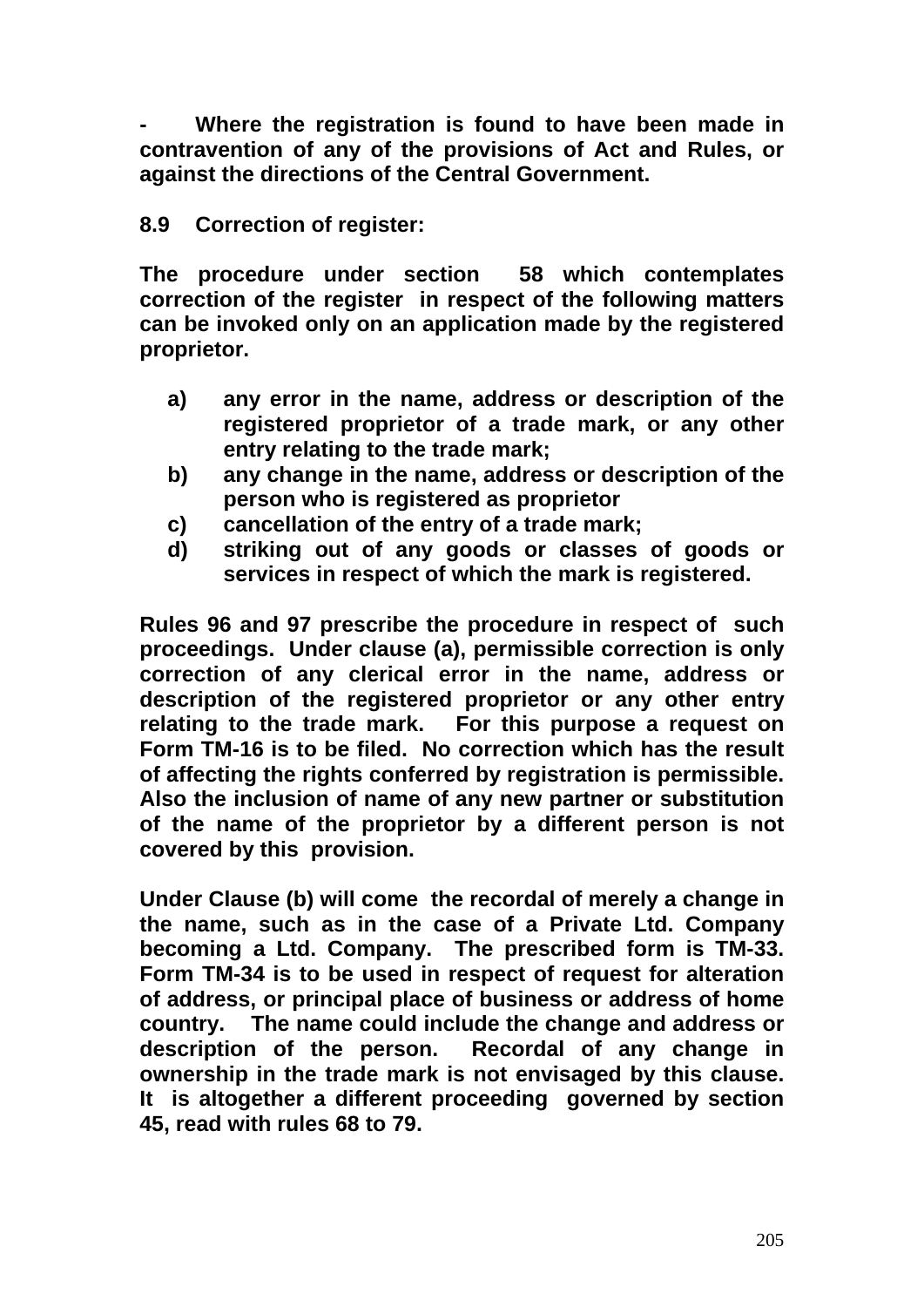**- Where the registration is found to have been made in contravention of any of the provisions of Act and Rules, or against the directions of the Central Government.**

## 8.9 Correction of register:

**The procedure under section 58 which contemplates correction of the register in respect of the following matters can be invoked only on an application made by the registered proprietor.**

**a) any error in the name, address or description of the registered proprietor of a trade mark, or any other entry relating to the trade mark;**
**b) any change in the name, address or description of the person who is registered as proprietor**
**c) cancellation of the entry of a trade mark;**
**d) striking out of any goods or classes of goods or services in respect of which the mark is registered.**

**Rules 96 and 97 prescribe the procedure in respect of such proceedings. Under clause (a), permissible correction is only correction of any clerical error in the name, address or description of the registered proprietor or any other entry relating to the trade mark. For this purpose a request on Form TM-16 is to be filed. No correction which has the result of affecting the rights conferred by registration is permissible. Also the inclusion of name of any new partner or substitution of the name of the proprietor by a different person is not covered by this provision.**

**Under Clause (b) will come the recordal of merely a change in the name, such as in the case of a Private Ltd. Company becoming a Ltd. Company. The prescribed form is TM-33. Form TM-34 is to be used in respect of request for alteration of address, or principal place of business or address of home country. The name could include the change and address or description of the person. Recordal of any change in ownership in the trade mark is not envisaged by this clause. It is altogether a different proceeding governed by section 45, read with rules 68 to 79.**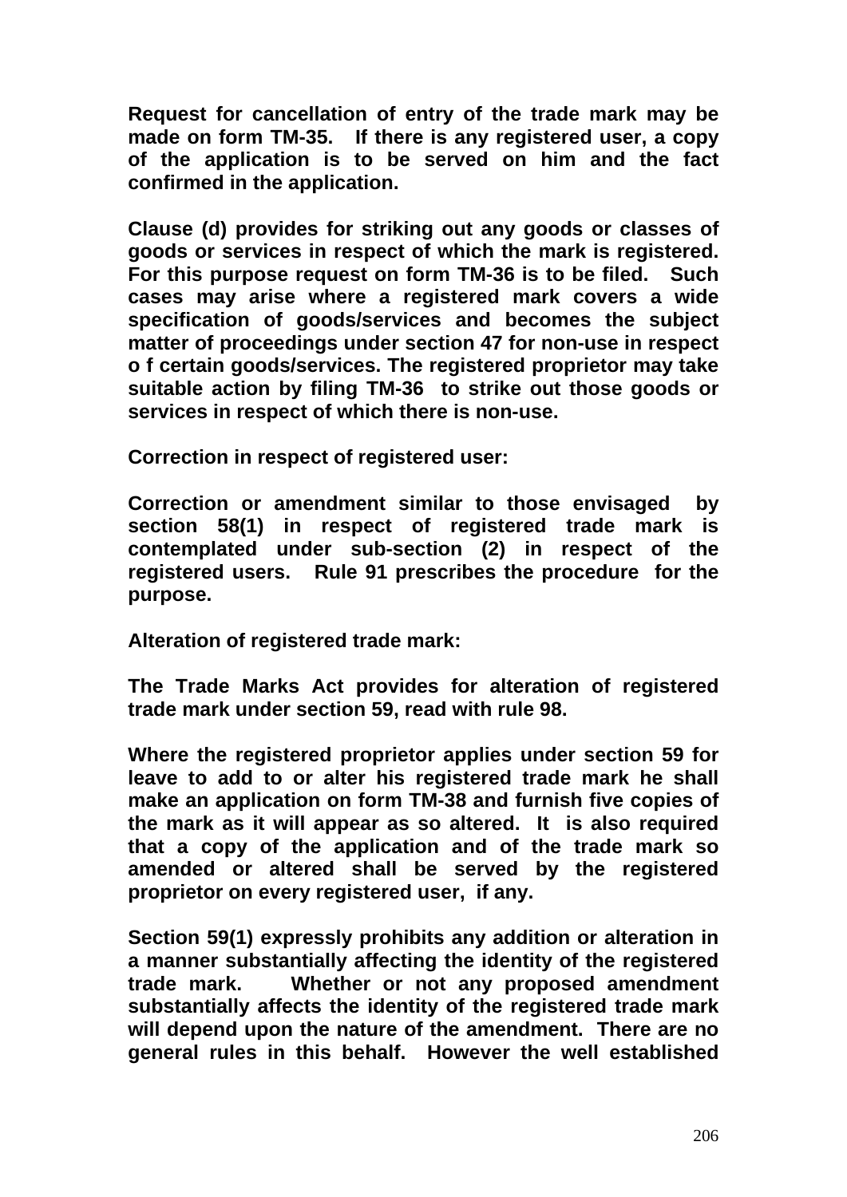**Request for cancellation of entry of the trade mark may be made on form TM-35. If there is any registered user, a copy of the application is to be served on him and the fact confirmed in the application.**

**Clause (d) provides for striking out any goods or classes of goods or services in respect of which the mark is registered. For this purpose request on form TM-36 is to be filed. Such cases may arise where a registered mark covers a wide specification of goods/services and becomes the subject matter of proceedings under section 47 for non-use in respect o f certain goods/services. The registered proprietor may take suitable action by filing TM-36 to strike out those goods or services in respect of which there is non-use.**

**Correction in respect of registered user:**

**Correction or amendment similar to those envisaged by section 58(1) in respect of registered trade mark is contemplated under sub-section (2) in respect of the registered users. Rule 91 prescribes the procedure for the purpose.**

**Alteration of registered trade mark:**

**The Trade Marks Act provides for alteration of registered trade mark under section 59, read with rule 98.**

**Where the registered proprietor applies under section 59 for leave to add to or alter his registered trade mark he shall make an application on form TM-38 and furnish five copies of the mark as it will appear as so altered. It is also required that a copy of the application and of the trade mark so amended or altered shall be served by the registered proprietor on every registered user, if any.**

**Section 59(1) expressly prohibits any addition or alteration in a manner substantially affecting the identity of the registered trade mark. Whether or not any proposed amendment substantially affects the identity of the registered trade mark will depend upon the nature of the amendment. There are no general rules in this behalf. However the well established**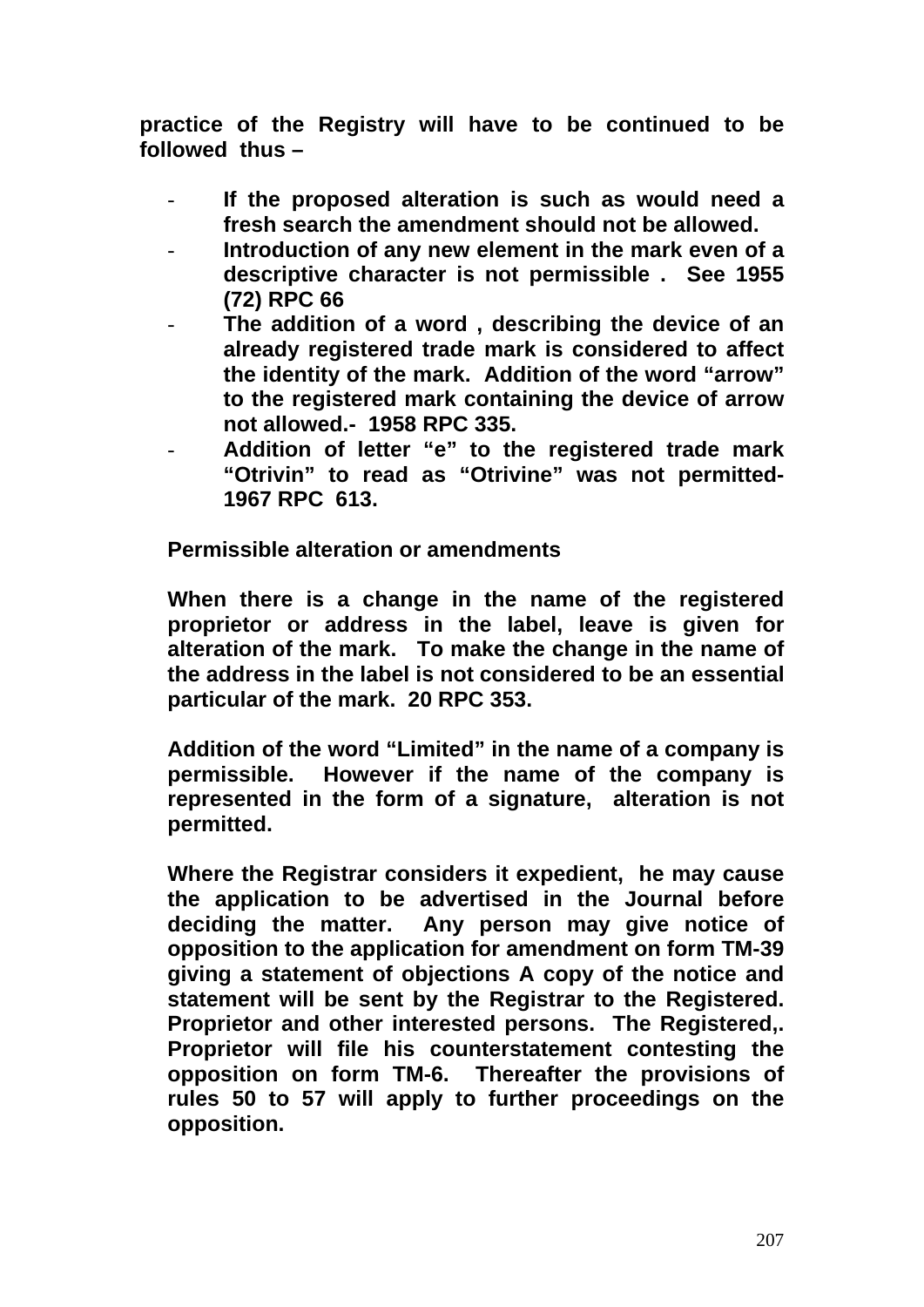**practice of the Registry will have to be continued to be followed thus –**

- **If the proposed alteration is such as would need a fresh search the amendment should not be allowed.**
- **Introduction of any new element in the mark even of a descriptive character is not permissible . See 1955 (72) RPC 66**
- **The addition of a word , describing the device of an already registered trade mark is considered to affect the identity of the mark. Addition of the word "arrow" to the registered mark containing the device of arrow not allowed.- 1958 RPC 335.**
- **Addition of letter "e" to the registered trade mark "Otrivin" to read as "Otrivine" was not permitted- 1967 RPC 613.**

**Permissible alteration or amendments**

**When there is a change in the name of the registered proprietor or address in the label, leave is given for alteration of the mark. To make the change in the name of the address in the label is not considered to be an essential particular of the mark. 20 RPC 353.**

**Addition of the word "Limited" in the name of a company is permissible. However if the name of the company is represented in the form of a signature, alteration is not permitted.**

**Where the Registrar considers it expedient, he may cause the application to be advertised in the Journal before deciding the matter. Any person may give notice of opposition to the application for amendment on form TM-39 giving a statement of objections A copy of the notice and statement will be sent by the Registrar to the Registered. Proprietor and other interested persons. The Registered,. Proprietor will file his counterstatement contesting the opposition on form TM-6. Thereafter the provisions of rules 50 to 57 will apply to further proceedings on the opposition.**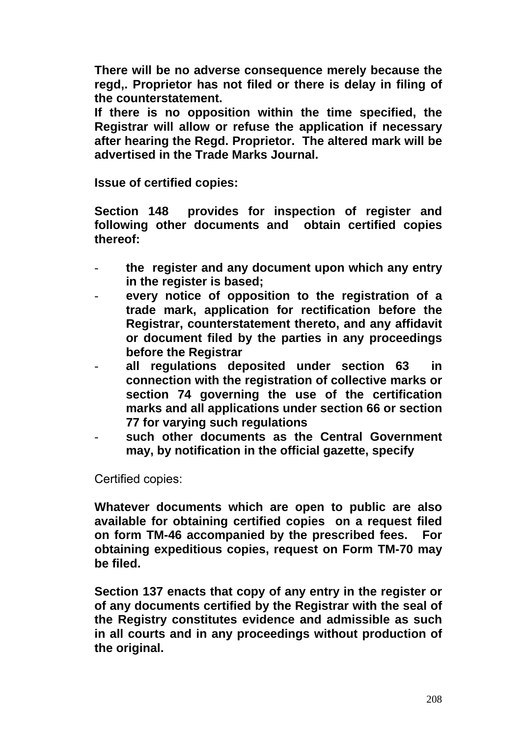**There will be no adverse consequence merely because the regd,. Proprietor has not filed or there is delay in filing of the counterstatement.**
**If there is no opposition within the time specified, the Registrar will allow or refuse the application if necessary after hearing the Regd. Proprietor. The altered mark will be advertised in the Trade Marks Journal.**

**Issue of certified copies:**

**Section 148 provides for inspection of register and following other documents and obtain certified copies thereof:**

- **the register and any document upon which any entry in the register is based;**
- **every notice of opposition to the registration of a trade mark, application for rectification before the Registrar, counterstatement thereto, and any affidavit or document filed by the parties in any proceedings before the Registrar**
- **all regulations deposited under section 63 in connection with the registration of collective marks or section 74 governing the use of the certification marks and all applications under section 66 or section 77 for varying such regulations**
- **such other documents as the Central Government may, by notification in the official gazette, specify**

Certified copies:

**Whatever documents which are open to public are also available for obtaining certified copies on a request filed on form TM-46 accompanied by the prescribed fees. For obtaining expeditious copies, request on Form TM-70 may be filed.**

**Section 137 enacts that copy of any entry in the register or of any documents certified by the Registrar with the seal of the Registry constitutes evidence and admissible as such in all courts and in any proceedings without production of the original.**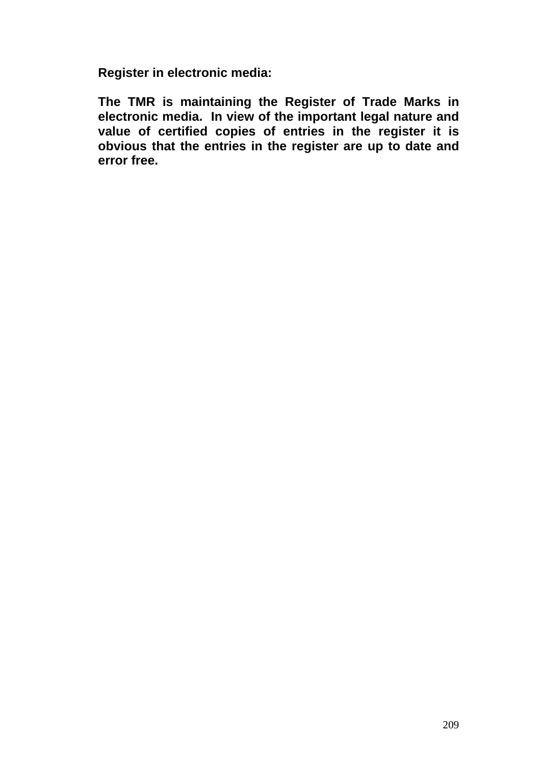**Register in electronic media:**

**The TMR is maintaining the Register of Trade Marks in electronic media. In view of the important legal nature and value of certified copies of entries in the register it is obvious that the entries in the register are up to date and error free.**